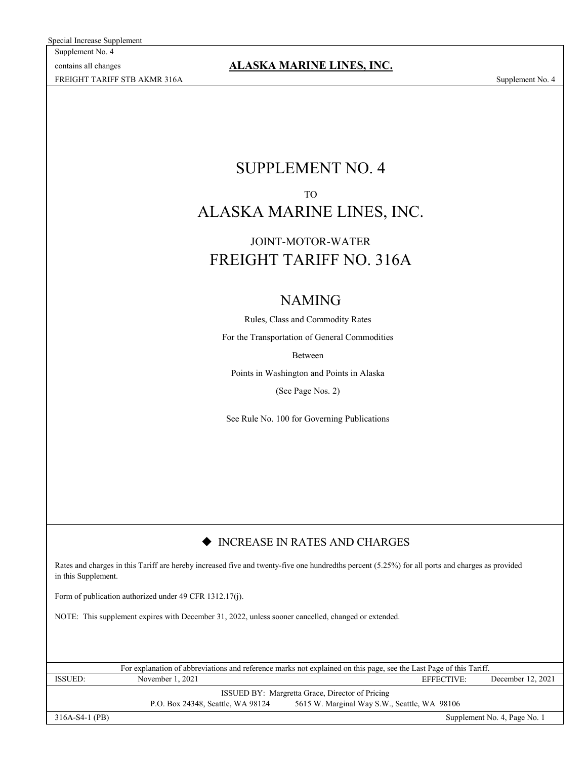Special Increase Supplement

Supplement No. 4

contains all changes

**ALASKA MARINE LINES, INC.**

FREIGHT TARIFF STB AKMR 316A

# SUPPLEMENT NO. 4

TO

# ALASKA MARINE LINES, INC.

JOINT-MOTOR-WATER

# FREIGHT TARIFF NO. 316A

## NAMING

Rules, Class and Commodity Rates

For the Transportation of General Commodities

Between

Points in Washington and Points in Alaska

(See Page Nos. 2)

See Rule No. 100 for Governing Publications

## ◆ INCREASE IN RATES AND CHARGES

Rates and charges in this Tariff are hereby increased five and twenty-five one hundredths percent (5.25%) for all ports and charges as provided in this Supplement.

Form of publication authorized under 49 CFR 1312.17(j).

NOTE: This supplement expires with December 31, 2022, unless sooner cancelled, changed or extended.

For explanation of abbreviations and reference marks not explained on this page, see the Last Page of this Tariff.

ISSUED: November 1, 2021 EFFECTIVE: December 12, 2021

ISSUED BY: Margretta Grace, Director of Pricing

P.O. Box 24348, Seattle, WA 98124 5615 W. Marginal Way S.W., Seattle, WA 98106

316A-S4-1 (PB)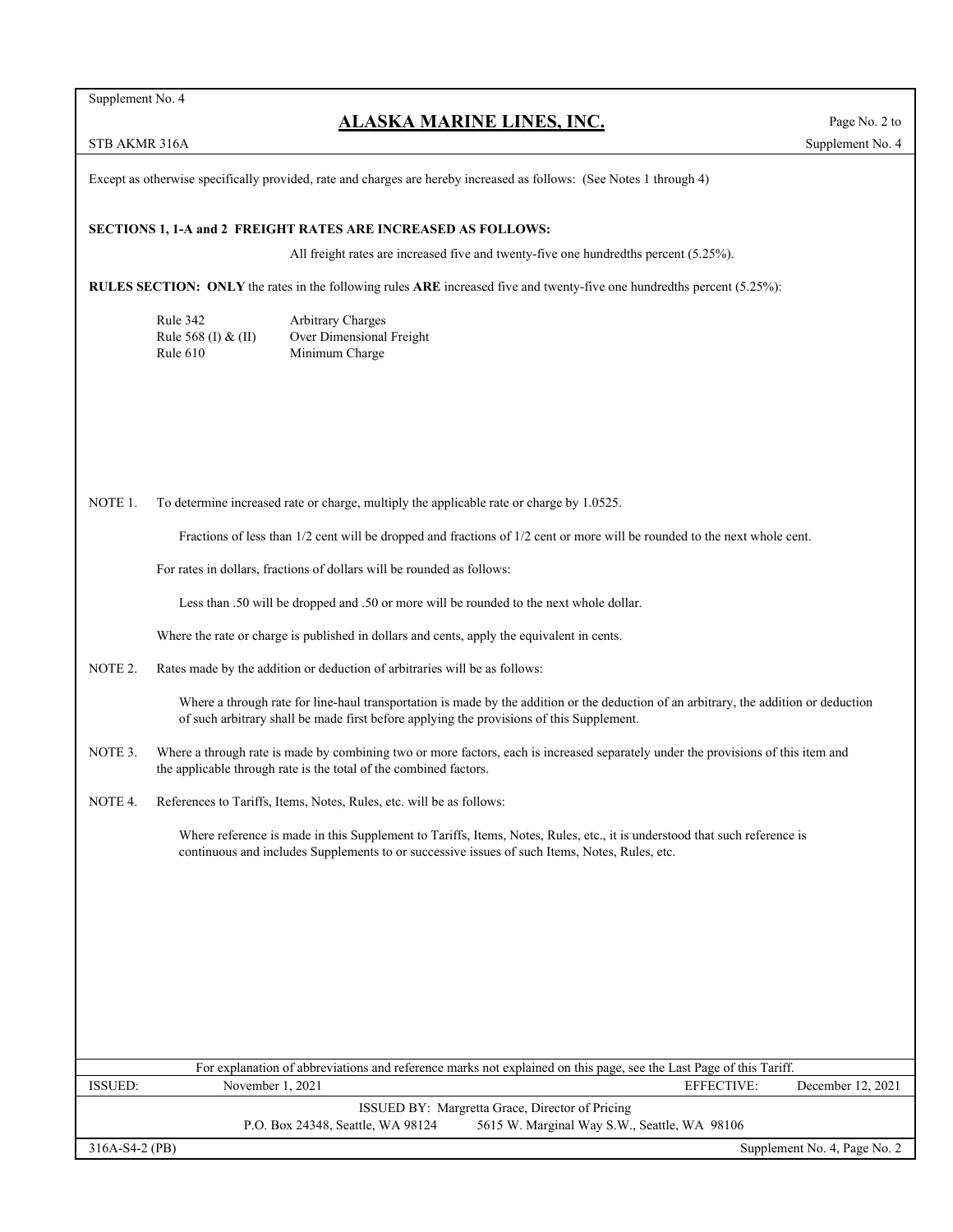Except as otherwise specifically provided, rate and charges are hereby increased as follows: (See Notes 1 through 4)

**SECTIONS 1, 1-A and 2 FREIGHT RATES ARE INCREASED AS FOLLOWS:**

All freight rates are increased five and twenty-five one hundredths percent (5.25%).

**RULES SECTION: ONLY** the rates in the following rules **ARE** increased five and twenty-five one hundredths percent (5.25%):

| | |
|---|---|
| Rule 342 | Arbitrary Charges |
| Rule 568 (I) & (II) | Over Dimensional Freight |
| Rule 610 | Minimum Charge |

NOTE 1. To determine increased rate or charge, multiply the applicable rate or charge by 1.0525.

Fractions of less than 1/2 cent will be dropped and fractions of 1/2 cent or more will be rounded to the next whole cent.

For rates in dollars, fractions of dollars will be rounded as follows:

Less than .50 will be dropped and .50 or more will be rounded to the next whole dollar.

Where the rate or charge is published in dollars and cents, apply the equivalent in cents.

NOTE 2. Rates made by the addition or deduction of arbitraries will be as follows:

Where a through rate for line-haul transportation is made by the addition or the deduction of an arbitrary, the addition or deduction of such arbitrary shall be made first before applying the provisions of this Supplement.

NOTE 3. Where a through rate is made by combining two or more factors, each is increased separately under the provisions of this item and the applicable through rate is the total of the combined factors.

NOTE 4. References to Tariffs, Items, Notes, Rules, etc. will be as follows:

Where reference is made in this Supplement to Tariffs, Items, Notes, Rules, etc., it is understood that such reference is continuous and includes Supplements to or successive issues of such Items, Notes, Rules, etc.

For explanation of abbreviations and reference marks not explained on this page, see the Last Page of this Tariff.

ISSUED: November 1, 2021 EFFECTIVE: December 12, 2021

ISSUED BY: Margretta Grace, Director of Pricing
P.O. Box 24348, Seattle, WA 98124 5615 W. Marginal Way S.W., Seattle, WA 98106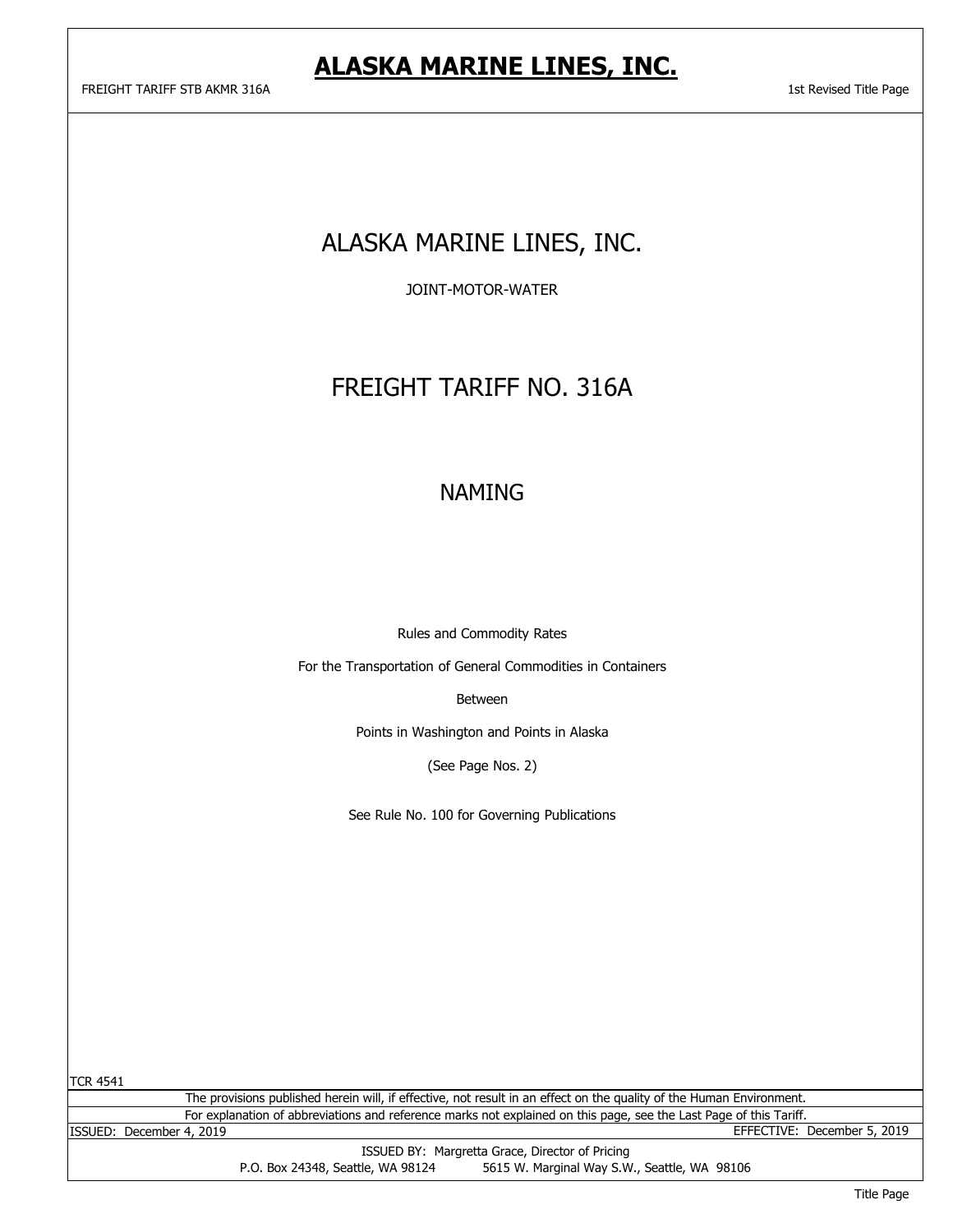# ALASKA MARINE LINES, INC.

FREIGHT TARIFF STB AKMR 316A

1st Revised Title Page

## ALASKA MARINE LINES, INC.

JOINT-MOTOR-WATER

## FREIGHT TARIFF NO. 316A

## NAMING

Rules and Commodity Rates

For the Transportation of General Commodities in Containers

Between

Points in Washington and Points in Alaska

(See Page Nos. 2)

See Rule No. 100 for Governing Publications

TCR 4541

The provisions published herein will, if effective, not result in an effect on the quality of the Human Environment.

For explanation of abbreviations and reference marks not explained on this page, see the Last Page of this Tariff.

ISSUED: December 4, 2019

EFFECTIVE: December 5, 2019

ISSUED BY: Margretta Grace, Director of Pricing

P.O. Box 24348, Seattle, WA 98124 5615 W. Marginal Way S.W., Seattle, WA 98106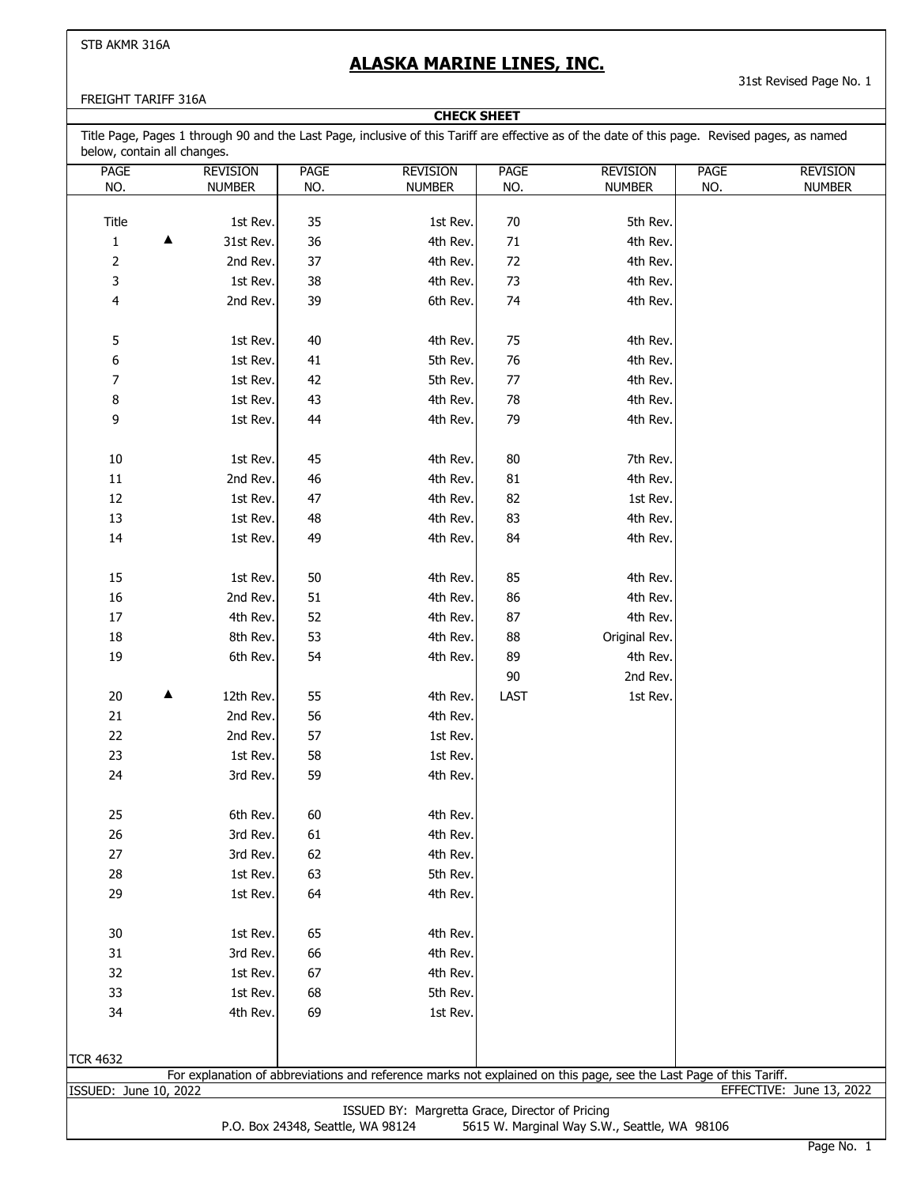STB AKMR 316A

# ALASKA MARINE LINES, INC.

31st Revised Page No. 1

FREIGHT TARIFF 316A

## CHECK SHEET

Title Page, Pages 1 through 90 and the Last Page, inclusive of this Tariff are effective as of the date of this page. Revised pages, as named below, contain all changes.

| PAGE NO. | REVISION NUMBER | PAGE NO. | REVISION NUMBER | PAGE NO. | REVISION NUMBER | PAGE NO. | REVISION NUMBER |
|---|---|---|---|---|---|---|---|
| Title | 1st Rev. | 35 | 1st Rev. | 70 | 5th Rev. | | |
| 1 | ▲ 31st Rev. | 36 | 4th Rev. | 71 | 4th Rev. | | |
| 2 | 2nd Rev. | 37 | 4th Rev. | 72 | 4th Rev. | | |
| 3 | 1st Rev. | 38 | 4th Rev. | 73 | 4th Rev. | | |
| 4 | 2nd Rev. | 39 | 6th Rev. | 74 | 4th Rev. | | |
| 5 | 1st Rev. | 40 | 4th Rev. | 75 | 4th Rev. | | |
| 6 | 1st Rev. | 41 | 5th Rev. | 76 | 4th Rev. | | |
| 7 | 1st Rev. | 42 | 5th Rev. | 77 | 4th Rev. | | |
| 8 | 1st Rev. | 43 | 4th Rev. | 78 | 4th Rev. | | |
| 9 | 1st Rev. | 44 | 4th Rev. | 79 | 4th Rev. | | |
| 10 | 1st Rev. | 45 | 4th Rev. | 80 | 7th Rev. | | |
| 11 | 2nd Rev. | 46 | 4th Rev. | 81 | 4th Rev. | | |
| 12 | 1st Rev. | 47 | 4th Rev. | 82 | 1st Rev. | | |
| 13 | 1st Rev. | 48 | 4th Rev. | 83 | 4th Rev. | | |
| 14 | 1st Rev. | 49 | 4th Rev. | 84 | 4th Rev. | | |
| 15 | 1st Rev. | 50 | 4th Rev. | 85 | 4th Rev. | | |
| 16 | 2nd Rev. | 51 | 4th Rev. | 86 | 4th Rev. | | |
| 17 | 4th Rev. | 52 | 4th Rev. | 87 | 4th Rev. | | |
| 18 | 8th Rev. | 53 | 4th Rev. | 88 | Original Rev. | | |
| 19 | 6th Rev. | 54 | 4th Rev. | 89 | 4th Rev. | | |
| | | | | 90 | 2nd Rev. | | |
| 20 | ▲ 12th Rev. | 55 | 4th Rev. | LAST | 1st Rev. | | |
| 21 | 2nd Rev. | 56 | 4th Rev. | | | | |
| 22 | 2nd Rev. | 57 | 1st Rev. | | | | |
| 23 | 1st Rev. | 58 | 1st Rev. | | | | |
| 24 | 3rd Rev. | 59 | 4th Rev. | | | | |
| 25 | 6th Rev. | 60 | 4th Rev. | | | | |
| 26 | 3rd Rev. | 61 | 4th Rev. | | | | |
| 27 | 3rd Rev. | 62 | 4th Rev. | | | | |
| 28 | 1st Rev. | 63 | 5th Rev. | | | | |
| 29 | 1st Rev. | 64 | 4th Rev. | | | | |
| 30 | 1st Rev. | 65 | 4th Rev. | | | | |
| 31 | 3rd Rev. | 66 | 4th Rev. | | | | |
| 32 | 1st Rev. | 67 | 4th Rev. | | | | |
| 33 | 1st Rev. | 68 | 5th Rev. | | | | |
| 34 | 4th Rev. | 69 | 1st Rev. | | | | |

TCR 4632

For explanation of abbreviations and reference marks not explained on this page, see the Last Page of this Tariff.

ISSUED: June 10, 2022

EFFECTIVE: June 13, 2022

ISSUED BY: Margretta Grace, Director of Pricing

P.O. Box 24348, Seattle, WA 98124 5615 W. Marginal Way S.W., Seattle, WA 98106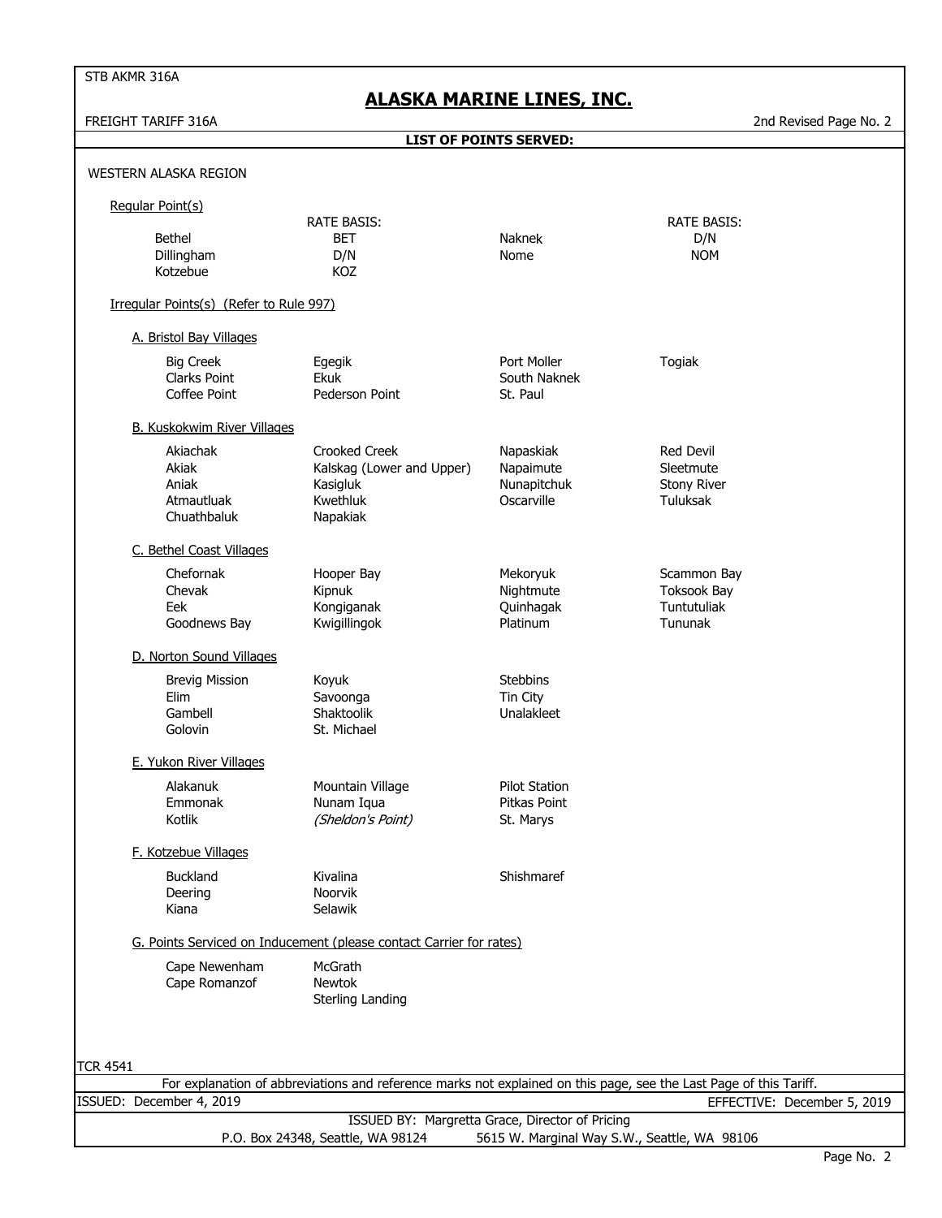STB AKMR 316A

# ALASKA MARINE LINES, INC.

FREIGHT TARIFF 316A — 2nd Revised Page No. 2

## LIST OF POINTS SERVED:

### WESTERN ALASKA REGION

**Regular Point(s)**

| Point | RATE BASIS: | Point | RATE BASIS: |
|---|---|---|---|
| Bethel | BET | Naknek | D/N |
| Dillingham | D/N | Nome | NOM |
| Kotzebue | KOZ | | |

**Irregular Points(s) (Refer to Rule 997)**

**A. Bristol Bay Villages**

| | | | |
|---|---|---|---|
| Big Creek | Egegik | Port Moller | Togiak |
| Clarks Point | Ekuk | South Naknek | |
| Coffee Point | Pederson Point | St. Paul | |

**B. Kuskokwim River Villages**

| | | | |
|---|---|---|---|
| Akiachak | Crooked Creek | Napaskiak | Red Devil |
| Akiak | Kalskag (Lower and Upper) | Napaimute | Sleetmute |
| Aniak | Kasigluk | Nunapitchuk | Stony River |
| Atmautluak | Kwethluk | Oscarville | Tuluksak |
| Chuathbaluk | Napakiak | | |

**C. Bethel Coast Villages**

| | | | |
|---|---|---|---|
| Chefornak | Hooper Bay | Mekoryuk | Scammon Bay |
| Chevak | Kipnuk | Nightmute | Toksook Bay |
| Eek | Kongiganak | Quinhagak | Tuntutuliak |
| Goodnews Bay | Kwigillingok | Platinum | Tununak |

**D. Norton Sound Villages**

| | | |
|---|---|---|
| Brevig Mission | Koyuk | Stebbins |
| Elim | Savoonga | Tin City |
| Gambell | Shaktoolik | Unalakleet |
| Golovin | St. Michael | |

**E. Yukon River Villages**

| | | |
|---|---|---|
| Alakanuk | Mountain Village | Pilot Station |
| Emmonak | Nunam Iqua | Pitkas Point |
| Kotlik | *(Sheldon's Point)* | St. Marys |

**F. Kotzebue Villages**

| | | |
|---|---|---|
| Buckland | Kivalina | Shishmaref |
| Deering | Noorvik | |
| Kiana | Selawik | |

**G. Points Serviced on Inducement (please contact Carrier for rates)**

| | |
|---|---|
| Cape Newenham | McGrath |
| Cape Romanzof | Newtok |
| | Sterling Landing |

TCR 4541

For explanation of abbreviations and reference marks not explained on this page, see the Last Page of this Tariff.

ISSUED: December 4, 2019 — EFFECTIVE: December 5, 2019

ISSUED BY: Margretta Grace, Director of Pricing

P.O. Box 24348, Seattle, WA 98124 — 5615 W. Marginal Way S.W., Seattle, WA 98106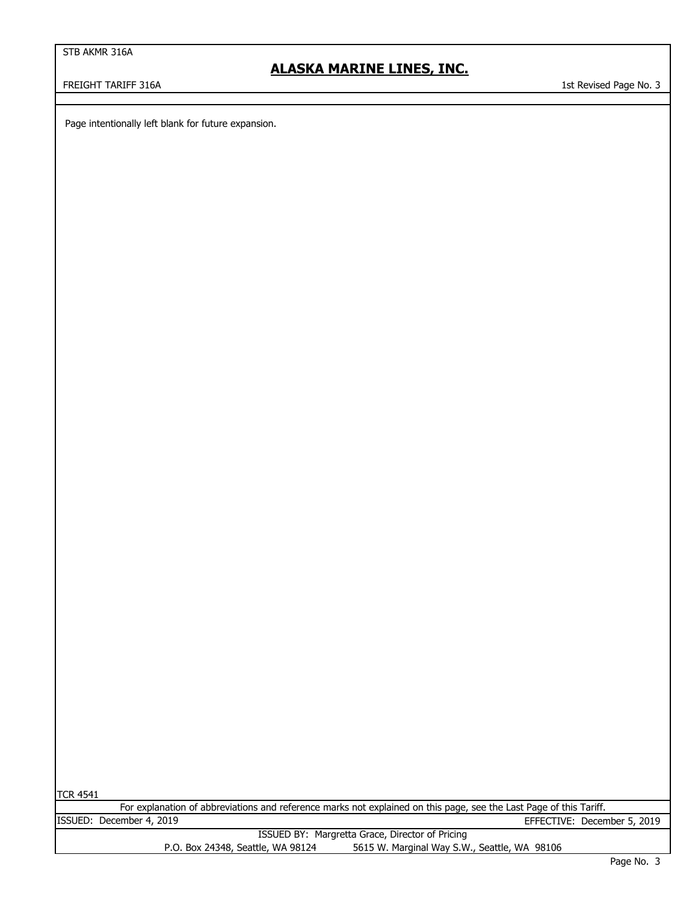Page intentionally left blank for future expansion.

TCR 4541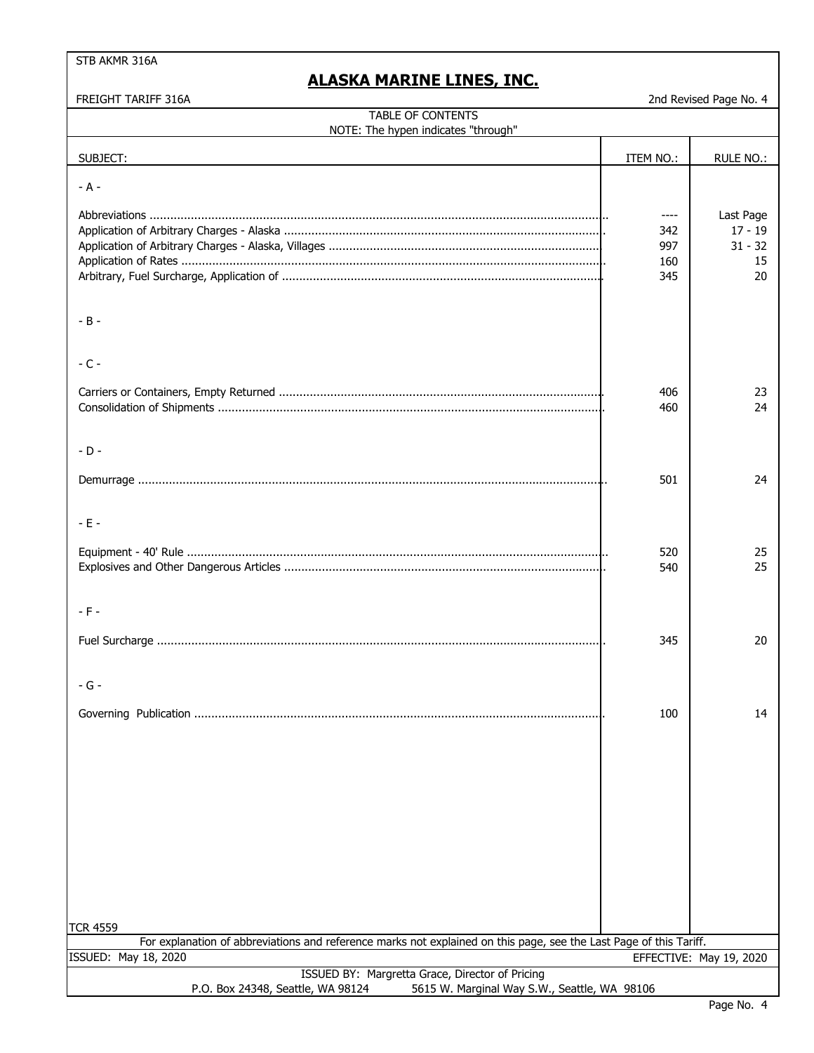STB AKMR 316A

# ALASKA MARINE LINES, INC.

FREIGHT TARIFF 316A

2nd Revised Page No. 4

## TABLE OF CONTENTS

NOTE: The hypen indicates "through"

| SUBJECT: | ITEM NO.: | RULE NO.: |
|---|---|---|
| **- A -** | | |
| Abbreviations | ---- | Last Page |
| Application of Arbitrary Charges - Alaska | 342 | 17 - 19 |
| Application of Arbitrary Charges - Alaska, Villages | 997 | 31 - 32 |
| Application of Rates | 160 | 15 |
| Arbitrary, Fuel Surcharge, Application of | 345 | 20 |
| **- B -** | | |
| **- C -** | | |
| Carriers or Containers, Empty Returned | 406 | 23 |
| Consolidation of Shipments | 460 | 24 |
| **- D -** | | |
| Demurrage | 501 | 24 |
| **- E -** | | |
| Equipment - 40' Rule | 520 | 25 |
| Explosives and Other Dangerous Articles | 540 | 25 |
| **- F -** | | |
| Fuel Surcharge | 345 | 20 |
| **- G -** | | |
| Governing Publication | 100 | 14 |

TCR 4559

For explanation of abbreviations and reference marks not explained on this page, see the Last Page of this Tariff.

ISSUED: May 18, 2020

EFFECTIVE: May 19, 2020

ISSUED BY: Margretta Grace, Director of Pricing

P.O. Box 24348, Seattle, WA 98124 5615 W. Marginal Way S.W., Seattle, WA 98106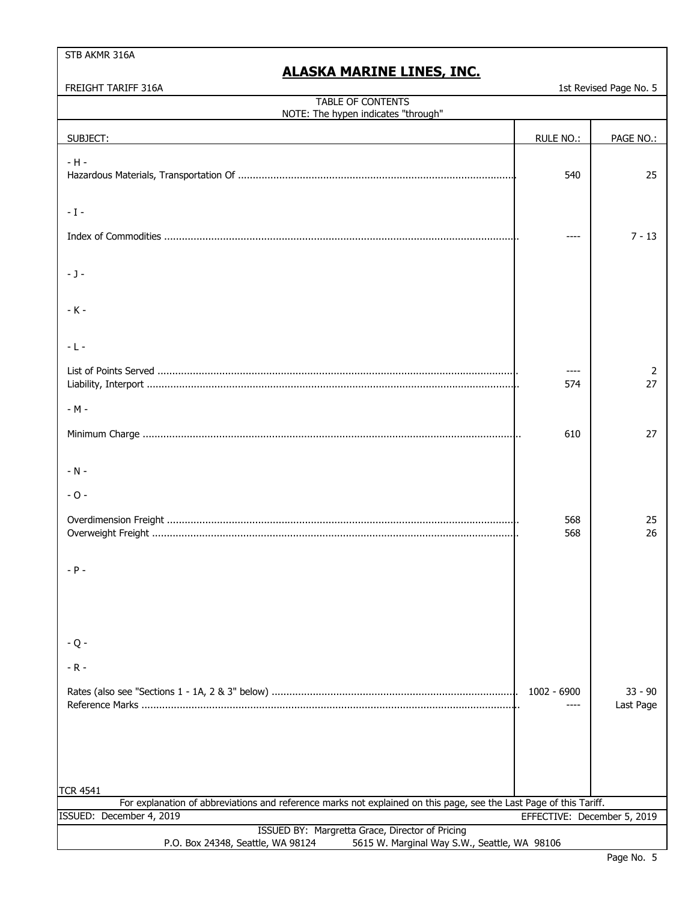STB AKMR 316A

# ALASKA MARINE LINES, INC.

FREIGHT TARIFF 316A

1st Revised Page No. 5

## TABLE OF CONTENTS

NOTE: The hypen indicates "through"

| SUBJECT: | RULE NO.: | PAGE NO.: |
|---|---|---|
| - H - | | |
| Hazardous Materials, Transportation Of | 540 | 25 |
| - I - | | |
| Index of Commodities | ---- | 7 - 13 |
| - J - | | |
| - K - | | |
| - L - | | |
| List of Points Served | ---- | 2 |
| Liability, Interport | 574 | 27 |
| - M - | | |
| Minimum Charge | 610 | 27 |
| - N - | | |
| - O - | | |
| Overdimension Freight | 568 | 25 |
| Overweight Freight | 568 | 26 |
| - P - | | |
| - Q - | | |
| - R - | | |
| Rates (also see "Sections 1 - 1A, 2 & 3" below) | 1002 - 6900 | 33 - 90 |
| Reference Marks | ---- | Last Page |

TCR 4541

For explanation of abbreviations and reference marks not explained on this page, see the Last Page of this Tariff.

ISSUED: December 4, 2019

EFFECTIVE: December 5, 2019

ISSUED BY: Margretta Grace, Director of Pricing

P.O. Box 24348, Seattle, WA 98124 5615 W. Marginal Way S.W., Seattle, WA 98106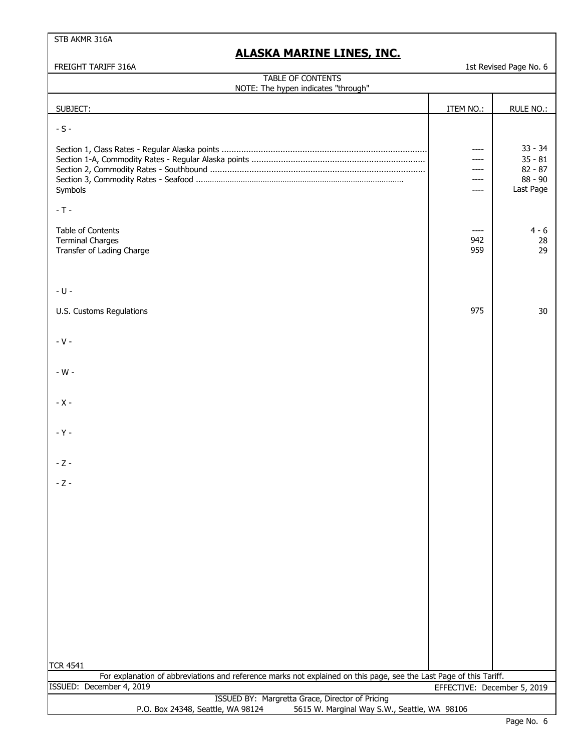STB AKMR 316A

# ALASKA MARINE LINES, INC.

FREIGHT TARIFF 316A

1st Revised Page No. 6

TABLE OF CONTENTS
NOTE: The hypen indicates "through"

| SUBJECT: | ITEM NO.: | RULE NO.: |
|---|---|---|
| - S - | | |
| Section 1, Class Rates - Regular Alaska points | ---- | 33 - 34 |
| Section 1-A, Commodity Rates - Regular Alaska points | ---- | 35 - 81 |
| Section 2, Commodity Rates - Southbound | ---- | 82 - 87 |
| Section 3, Commodity Rates - Seafood | ---- | 88 - 90 |
| Symbols | ---- | Last Page |
| - T - | | |
| Table of Contents | ---- | 4 - 6 |
| Terminal Charges | 942 | 28 |
| Transfer of Lading Charge | 959 | 29 |
| - U - | | |
| U.S. Customs Regulations | 975 | 30 |
| - V - | | |
| - W - | | |
| - X - | | |
| - Y - | | |
| - Z - | | |
| - Z - | | |

TCR 4541

For explanation of abbreviations and reference marks not explained on this page, see the Last Page of this Tariff.

ISSUED: December 4, 2019

EFFECTIVE: December 5, 2019

ISSUED BY: Margretta Grace, Director of Pricing
P.O. Box 24348, Seattle, WA 98124 5615 W. Marginal Way S.W., Seattle, WA 98106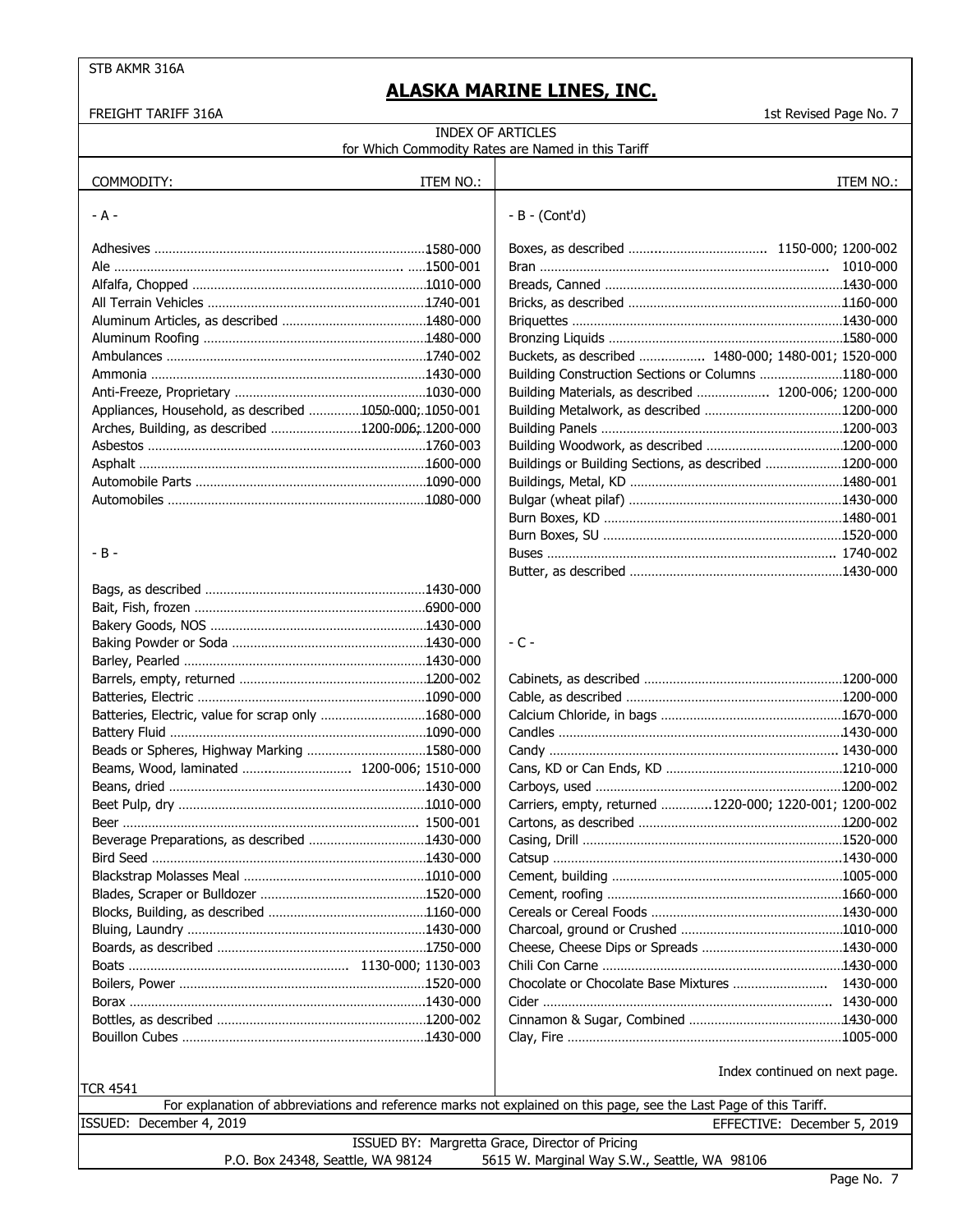STB AKMR 316A

# ALASKA MARINE LINES, INC.

FREIGHT TARIFF 316A — 1st Revised Page No. 7

## INDEX OF ARTICLES
for Which Commodity Rates are Named in this Tariff

| COMMODITY: | ITEM NO.: |
|---|---|
| **- A -** | |
| Adhesives | 1580-000 |
| Ale | 1500-001 |
| Alfalfa, Chopped | 1010-000 |
| All Terrain Vehicles | 1740-001 |
| Aluminum Articles, as described | 1480-000 |
| Aluminum Roofing | 1480-000 |
| Ambulances | 1740-002 |
| Ammonia | 1430-000 |
| Anti-Freeze, Proprietary | 1030-000 |
| Appliances, Household, as described | 1050-000; 1050-001 |
| Arches, Building, as described | 1200-006; 1200-000 |
| Asbestos | 1760-003 |
| Asphalt | 1600-000 |
| Automobile Parts | 1090-000 |
| Automobiles | 1080-000 |
| **- B -** | |
| Bags, as described | 1430-000 |
| Bait, Fish, frozen | 6900-000 |
| Bakery Goods, NOS | 1430-000 |
| Baking Powder or Soda | 1430-000 |
| Barley, Pearled | 1430-000 |
| Barrels, empty, returned | 1200-002 |
| Batteries, Electric | 1090-000 |
| Batteries, Electric, value for scrap only | 1680-000 |
| Battery Fluid | 1090-000 |
| Beads or Spheres, Highway Marking | 1580-000 |
| Beams, Wood, laminated | 1200-006; 1510-000 |
| Beans, dried | 1430-000 |
| Beet Pulp, dry | 1010-000 |
| Beer | 1500-001 |
| Beverage Preparations, as described | 1430-000 |
| Bird Seed | 1430-000 |
| Blackstrap Molasses Meal | 1010-000 |
| Blades, Scraper or Bulldozer | 1520-000 |
| Blocks, Building, as described | 1160-000 |
| Bluing, Laundry | 1430-000 |
| Boards, as described | 1750-000 |
| Boats | 1130-000; 1130-003 |
| Boilers, Power | 1520-000 |
| Borax | 1430-000 |
| Bottles, as described | 1200-002 |
| Bouillon Cubes | 1430-000 |
| **- B - (Cont'd)** | |
| Boxes, as described | 1150-000; 1200-002 |
| Bran | 1010-000 |
| Breads, Canned | 1430-000 |
| Bricks, as described | 1160-000 |
| Briquettes | 1430-000 |
| Bronzing Liquids | 1580-000 |
| Buckets, as described | 1480-000; 1480-001; 1520-000 |
| Building Construction Sections or Columns | 1180-000 |
| Building Materials, as described | 1200-006; 1200-000 |
| Building Metalwork, as described | 1200-000 |
| Building Panels | 1200-003 |
| Building Woodwork, as described | 1200-000 |
| Buildings or Building Sections, as described | 1200-000 |
| Buildings, Metal, KD | 1480-001 |
| Bulgar (wheat pilaf) | 1430-000 |
| Burn Boxes, KD | 1480-001 |
| Burn Boxes, SU | 1520-000 |
| Buses | 1740-002 |
| Butter, as described | 1430-000 |
| **- C -** | |
| Cabinets, as described | 1200-000 |
| Cable, as described | 1200-000 |
| Calcium Chloride, in bags | 1670-000 |
| Candles | 1430-000 |
| Candy | 1430-000 |
| Cans, KD or Can Ends, KD | 1210-000 |
| Carboys, used | 1200-002 |
| Carriers, empty, returned | 1220-000; 1220-001; 1200-002 |
| Cartons, as described | 1200-002 |
| Casing, Drill | 1520-000 |
| Catsup | 1430-000 |
| Cement, building | 1005-000 |
| Cement, roofing | 1660-000 |
| Cereals or Cereal Foods | 1430-000 |
| Charcoal, ground or Crushed | 1010-000 |
| Cheese, Cheese Dips or Spreads | 1430-000 |
| Chili Con Carne | 1430-000 |
| Chocolate or Chocolate Base Mixtures | 1430-000 |
| Cider | 1430-000 |
| Cinnamon & Sugar, Combined | 1430-000 |
| Clay, Fire | 1005-000 |

Index continued on next page.

TCR 4541

For explanation of abbreviations and reference marks not explained on this page, see the Last Page of this Tariff.

ISSUED: December 4, 2019 — EFFECTIVE: December 5, 2019

ISSUED BY: Margretta Grace, Director of Pricing
P.O. Box 24348, Seattle, WA 98124 — 5615 W. Marginal Way S.W., Seattle, WA 98106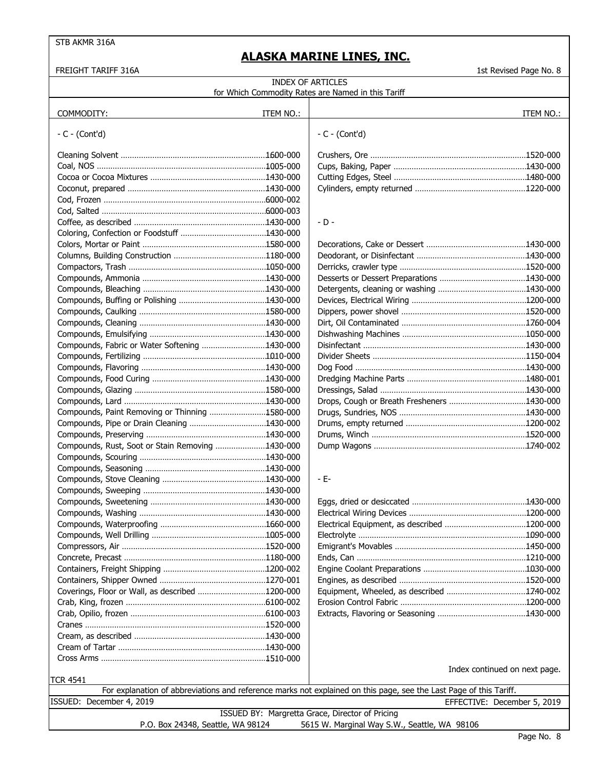STB AKMR 316A

# ALASKA MARINE LINES, INC.

FREIGHT TARIFF 316A

1st Revised Page No. 8

## INDEX OF ARTICLES
for Which Commodity Rates are Named in this Tariff

| COMMODITY: | ITEM NO.: |
|---|---|
| **- C - (Cont'd)** | |
| Cleaning Solvent | 1600-000 |
| Coal, NOS | 1005-000 |
| Cocoa or Cocoa Mixtures | 1430-000 |
| Coconut, prepared | 1430-000 |
| Cod, Frozen | 6000-002 |
| Cod, Salted | 6000-003 |
| Coffee, as described | 1430-000 |
| Coloring, Confection or Foodstuff | 1430-000 |
| Colors, Mortar or Paint | 1580-000 |
| Columns, Building Construction | 1180-000 |
| Compactors, Trash | 1050-000 |
| Compounds, Ammonia | 1430-000 |
| Compounds, Bleaching | 1430-000 |
| Compounds, Buffing or Polishing | 1430-000 |
| Compounds, Caulking | 1580-000 |
| Compounds, Cleaning | 1430-000 |
| Compounds, Emulsifying | 1430-000 |
| Compounds, Fabric or Water Softening | 1430-000 |
| Compounds, Fertilizing | 1010-000 |
| Compounds, Flavoring | 1430-000 |
| Compounds, Food Curing | 1430-000 |
| Compounds, Glazing | 1580-000 |
| Compounds, Lard | 1430-000 |
| Compounds, Paint Removing or Thinning | 1580-000 |
| Compounds, Pipe or Drain Cleaning | 1430-000 |
| Compounds, Preserving | 1430-000 |
| Compounds, Rust, Soot or Stain Removing | 1430-000 |
| Compounds, Scouring | 1430-000 |
| Compounds, Seasoning | 1430-000 |
| Compounds, Stove Cleaning | 1430-000 |
| Compounds, Sweeping | 1430-000 |
| Compounds, Sweetening | 1430-000 |
| Compounds, Washing | 1430-000 |
| Compounds, Waterproofing | 1660-000 |
| Compounds, Well Drilling | 1005-000 |
| Compressors, Air | 1520-000 |
| Concrete, Precast | 1180-000 |
| Containers, Freight Shipping | 1200-002 |
| Containers, Shipper Owned | 1270-001 |
| Coverings, Floor or Wall, as described | 1200-000 |
| Crab, King, frozen | 6100-002 |
| Crab, Opilio, frozen | 6100-003 |
| Cranes | 1520-000 |
| Cream, as described | 1430-000 |
| Cream of Tartar | 1430-000 |
| Cross Arms | 1510-000 |
| Crushers, Ore | 1520-000 |
| Cups, Baking, Paper | 1430-000 |
| Cutting Edges, Steel | 1480-000 |
| Cylinders, empty returned | 1220-000 |
| **- D -** | |
| Decorations, Cake or Dessert | 1430-000 |
| Deodorant, or Disinfectant | 1430-000 |
| Derricks, crawler type | 1520-000 |
| Desserts or Dessert Preparations | 1430-000 |
| Detergents, cleaning or washing | 1430-000 |
| Devices, Electrical Wiring | 1200-000 |
| Dippers, power shovel | 1520-000 |
| Dirt, Oil Contaminated | 1760-004 |
| Dishwashing Machines | 1050-000 |
| Disinfectant | 1430-000 |
| Divider Sheets | 1150-004 |
| Dog Food | 1430-000 |
| Dredging Machine Parts | 1480-001 |
| Dressings, Salad | 1430-000 |
| Drops, Cough or Breath Fresheners | 1430-000 |
| Drugs, Sundries, NOS | 1430-000 |
| Drums, empty returned | 1200-002 |
| Drums, Winch | 1520-000 |
| Dump Wagons | 1740-002 |
| **- E-** | |
| Eggs, dried or desiccated | 1430-000 |
| Electrical Wiring Devices | 1200-000 |
| Electrical Equipment, as described | 1200-000 |
| Electrolyte | 1090-000 |
| Emigrant's Movables | 1450-000 |
| Ends, Can | 1210-000 |
| Engine Coolant Preparations | 1030-000 |
| Engines, as described | 1520-000 |
| Equipment, Wheeled, as described | 1740-002 |
| Erosion Control Fabric | 1200-000 |
| Extracts, Flavoring or Seasoning | 1430-000 |

Index continued on next page.

TCR 4541

For explanation of abbreviations and reference marks not explained on this page, see the Last Page of this Tariff.

ISSUED: December 4, 2019 EFFECTIVE: December 5, 2019

ISSUED BY: Margretta Grace, Director of Pricing

P.O. Box 24348, Seattle, WA 98124 5615 W. Marginal Way S.W., Seattle, WA 98106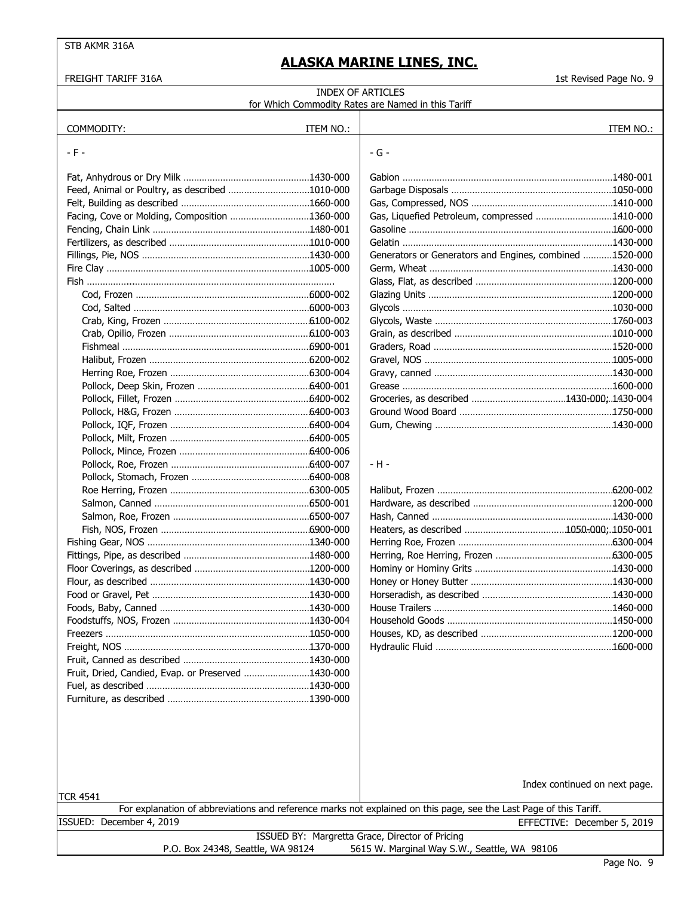# ALASKA MARINE LINES, INC.

FREIGHT TARIFF 316A — 1st Revised Page No. 9

## INDEX OF ARTICLES
for Which Commodity Rates are Named in this Tariff

| COMMODITY: | ITEM NO.: |
|---|---|
| **- F -** | |
| Fat, Anhydrous or Dry Milk | 1430-000 |
| Feed, Animal or Poultry, as described | 1010-000 |
| Felt, Building as described | 1660-000 |
| Facing, Cove or Molding, Composition | 1360-000 |
| Fencing, Chain Link | 1480-001 |
| Fertilizers, as described | 1010-000 |
| Fillings, Pie, NOS | 1430-000 |
| Fire Clay | 1005-000 |
| Fish | |
| Cod, Frozen | 6000-002 |
| Cod, Salted | 6000-003 |
| Crab, King, Frozen | 6100-002 |
| Crab, Opilio, Frozen | 6100-003 |
| Fishmeal | 6900-001 |
| Halibut, Frozen | 6200-002 |
| Herring Roe, Frozen | 6300-004 |
| Pollock, Deep Skin, Frozen | 6400-001 |
| Pollock, Fillet, Frozen | 6400-002 |
| Pollock, H&G, Frozen | 6400-003 |
| Pollock, IQF, Frozen | 6400-004 |
| Pollock, Milt, Frozen | 6400-005 |
| Pollock, Mince, Frozen | 6400-006 |
| Pollock, Roe, Frozen | 6400-007 |
| Pollock, Stomach, Frozen | 6400-008 |
| Roe Herring, Frozen | 6300-005 |
| Salmon, Canned | 6500-001 |
| Salmon, Roe, Frozen | 6500-007 |
| Fish, NOS, Frozen | 6900-000 |
| Fishing Gear, NOS | 1340-000 |
| Fittings, Pipe, as described | 1480-000 |
| Floor Coverings, as described | 1200-000 |
| Flour, as described | 1430-000 |
| Food or Gravel, Pet | 1430-000 |
| Foods, Baby, Canned | 1430-000 |
| Foodstuffs, NOS, Frozen | 1430-004 |
| Freezers | 1050-000 |
| Freight, NOS | 1370-000 |
| Fruit, Canned as described | 1430-000 |
| Fruit, Dried, Candied, Evap. or Preserved | 1430-000 |
| Fuel, as described | 1430-000 |
| Furniture, as described | 1390-000 |

| COMMODITY: | ITEM NO.: |
|---|---|
| **- G -** | |
| Gabion | 1480-001 |
| Garbage Disposals | 1050-000 |
| Gas, Compressed, NOS | 1410-000 |
| Gas, Liquefied Petroleum, compressed | 1410-000 |
| Gasoline | 1600-000 |
| Gelatin | 1430-000 |
| Generators or Generators and Engines, combined | 1520-000 |
| Germ, Wheat | 1430-000 |
| Glass, Flat, as described | 1200-000 |
| Glazing Units | 1200-000 |
| Glycols | 1030-000 |
| Glycols, Waste | 1760-003 |
| Grain, as described | 1010-000 |
| Graders, Road | 1520-000 |
| Gravel, NOS | 1005-000 |
| Gravy, canned | 1430-000 |
| Grease | 1600-000 |
| Groceries, as described | 1430-000; 1430-004 |
| Ground Wood Board | 1750-000 |
| Gum, Chewing | 1430-000 |
| **- H -** | |
| Halibut, Frozen | 6200-002 |
| Hardware, as described | 1200-000 |
| Hash, Canned | 1430-000 |
| Heaters, as described | 1050-000; 1050-001 |
| Herring Roe, Frozen | 6300-004 |
| Herring, Roe Herring, Frozen | 6300-005 |
| Hominy or Hominy Grits | 1430-000 |
| Honey or Honey Butter | 1430-000 |
| Horseradish, as described | 1430-000 |
| House Trailers | 1460-000 |
| Household Goods | 1450-000 |
| Houses, KD, as described | 1200-000 |
| Hydraulic Fluid | 1600-000 |

Index continued on next page.

TCR 4541

For explanation of abbreviations and reference marks not explained on this page, see the Last Page of this Tariff.

ISSUED: December 4, 2019 — EFFECTIVE: December 5, 2019

ISSUED BY: Margretta Grace, Director of Pricing
P.O. Box 24348, Seattle, WA 98124 — 5615 W. Marginal Way S.W., Seattle, WA 98106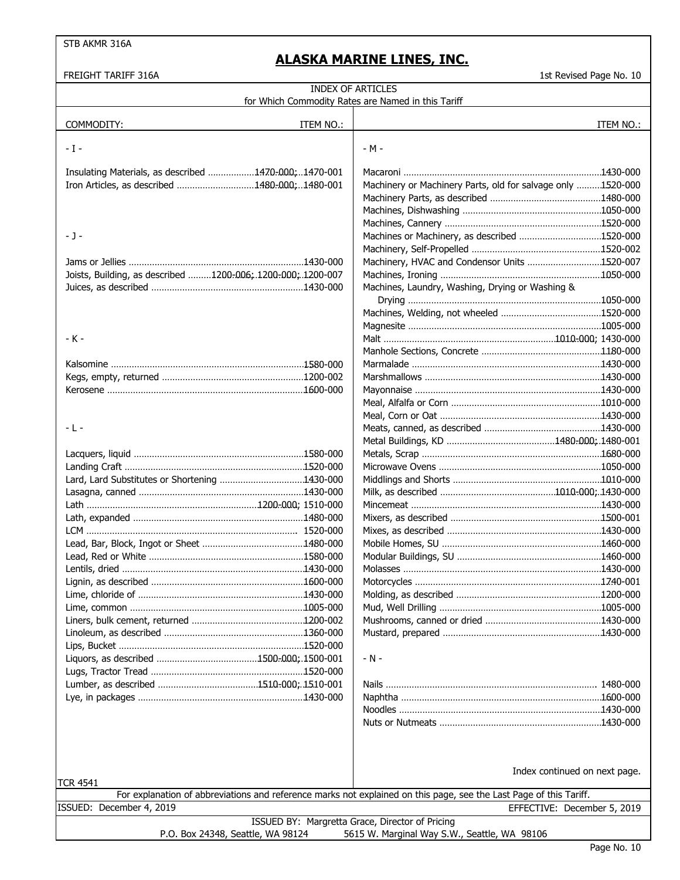## ALASKA MARINE LINES, INC.

FREIGHT TARIFF 316A

1st Revised Page No. 10

### INDEX OF ARTICLES
for Which Commodity Rates are Named in this Tariff

| COMMODITY: | ITEM NO.: |
|---|---|
| **- I -** | |
| Insulating Materials, as described | 1470-000; 1470-001 |
| Iron Articles, as described | 1480-000; 1480-001 |
| **- J -** | |
| Jams or Jellies | 1430-000 |
| Joists, Building, as described | 1200-006; 1200-000; 1200-007 |
| Juices, as described | 1430-000 |
| **- K -** | |
| Kalsomine | 1580-000 |
| Kegs, empty, returned | 1200-002 |
| Kerosene | 1600-000 |
| **- L -** | |
| Lacquers, liquid | 1580-000 |
| Landing Craft | 1520-000 |
| Lard, Lard Substitutes or Shortening | 1430-000 |
| Lasagna, canned | 1430-000 |
| Lath | 1200-000; 1510-000 |
| Lath, expanded | 1480-000 |
| LCM | 1520-000 |
| Lead, Bar, Block, Ingot or Sheet | 1480-000 |
| Lead, Red or White | 1580-000 |
| Lentils, dried | 1430-000 |
| Lignin, as described | 1600-000 |
| Lime, chloride of | 1430-000 |
| Lime, common | 1005-000 |
| Liners, bulk cement, returned | 1200-002 |
| Linoleum, as described | 1360-000 |
| Lips, Bucket | 1520-000 |
| Liquors, as described | 1500-000; 1500-001 |
| Lugs, Tractor Tread | 1520-000 |
| Lumber, as described | 1510-000; 1510-001 |
| Lye, in packages | 1430-000 |
| **- M -** | |
| Macaroni | 1430-000 |
| Machinery or Machinery Parts, old for salvage only | 1520-000 |
| Machinery Parts, as described | 1480-000 |
| Machines, Dishwashing | 1050-000 |
| Machines, Cannery | 1520-000 |
| Machines or Machinery, as described | 1520-000 |
| Machinery, Self-Propelled | 1520-002 |
| Machinery, HVAC and Condensor Units | 1520-007 |
| Machines, Ironing | 1050-000 |
| Machines, Laundry, Washing, Drying or Washing & Drying | 1050-000 |
| Machines, Welding, not wheeled | 1520-000 |
| Magnesite | 1005-000 |
| Malt | 1010-000; 1430-000 |
| Manhole Sections, Concrete | 1180-000 |
| Marmalade | 1430-000 |
| Marshmallows | 1430-000 |
| Mayonnaise | 1430-000 |
| Meal, Alfalfa or Corn | 1010-000 |
| Meal, Corn or Oat | 1430-000 |
| Meats, canned, as described | 1430-000 |
| Metal Buildings, KD | 1480-000; 1480-001 |
| Metals, Scrap | 1680-000 |
| Microwave Ovens | 1050-000 |
| Middlings and Shorts | 1010-000 |
| Milk, as described | 1010-000; 1430-000 |
| Mincemeat | 1430-000 |
| Mixers, as described | 1500-001 |
| Mixes, as described | 1430-000 |
| Mobile Homes, SU | 1460-000 |
| Modular Buildings, SU | 1460-000 |
| Molasses | 1430-000 |
| Motorcycles | 1740-001 |
| Molding, as described | 1200-000 |
| Mud, Well Drilling | 1005-000 |
| Mushrooms, canned or dried | 1430-000 |
| Mustard, prepared | 1430-000 |
| **- N -** | |
| Nails | 1480-000 |
| Naphtha | 1600-000 |
| Noodles | 1430-000 |
| Nuts or Nutmeats | 1430-000 |

Index continued on next page.

TCR 4541

For explanation of abbreviations and reference marks not explained on this page, see the Last Page of this Tariff.

ISSUED: December 4, 2019 — EFFECTIVE: December 5, 2019

ISSUED BY: Margretta Grace, Director of Pricing
P.O. Box 24348, Seattle, WA 98124 — 5615 W. Marginal Way S.W., Seattle, WA 98106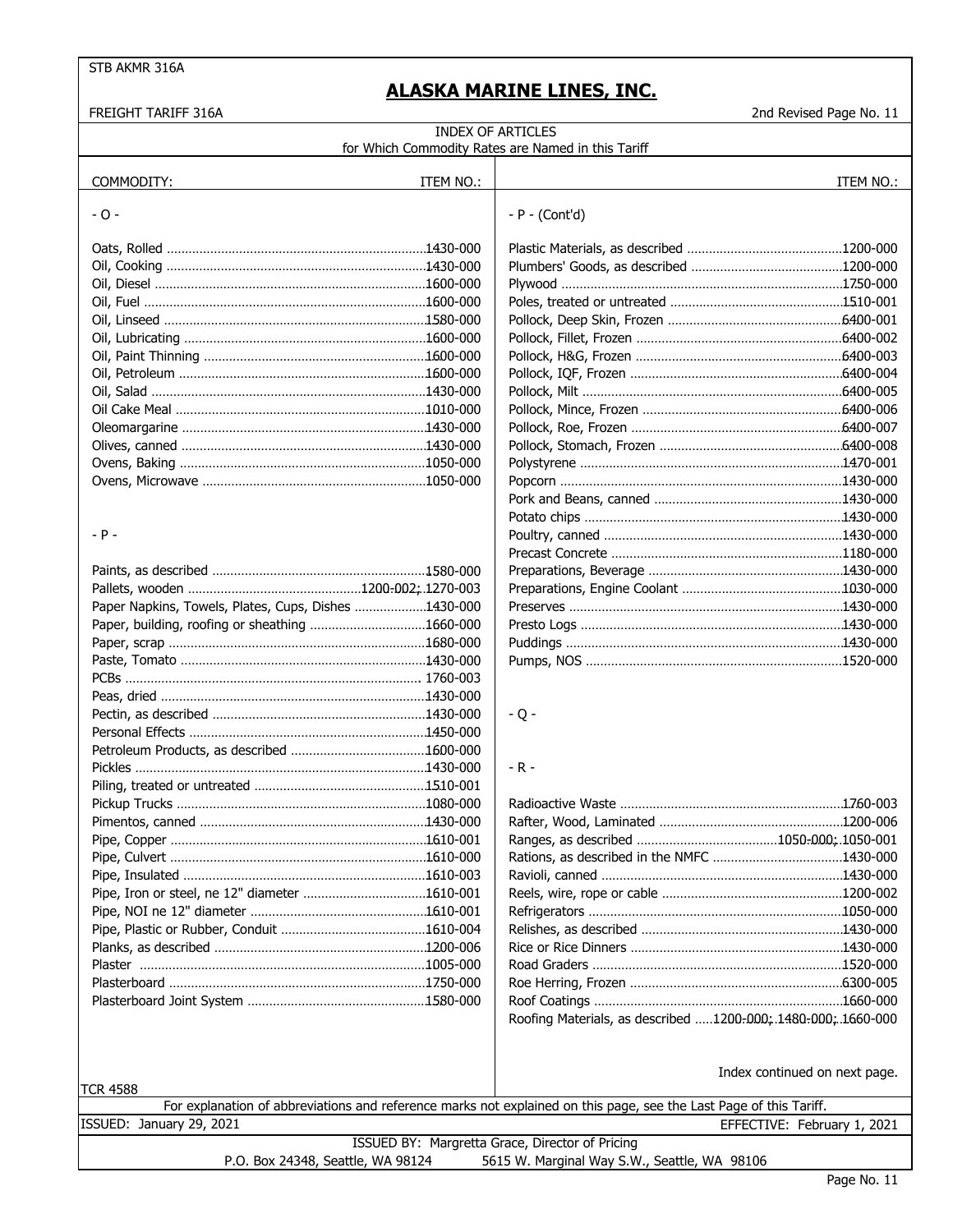# ALASKA MARINE LINES, INC.

FREIGHT TARIFF 316A — 2nd Revised Page No. 11

## INDEX OF ARTICLES
for Which Commodity Rates are Named in this Tariff

| COMMODITY: | ITEM NO.: |
|---|---|
| **- O -** | |
| Oats, Rolled | 1430-000 |
| Oil, Cooking | 1430-000 |
| Oil, Diesel | 1600-000 |
| Oil, Fuel | 1600-000 |
| Oil, Linseed | 1580-000 |
| Oil, Lubricating | 1600-000 |
| Oil, Paint Thinning | 1600-000 |
| Oil, Petroleum | 1600-000 |
| Oil, Salad | 1430-000 |
| Oil Cake Meal | 1010-000 |
| Oleomargarine | 1430-000 |
| Olives, canned | 1430-000 |
| Ovens, Baking | 1050-000 |
| Ovens, Microwave | 1050-000 |
| **- P -** | |
| Paints, as described | 1580-000 |
| Pallets, wooden | 1200-002; 1270-003 |
| Paper Napkins, Towels, Plates, Cups, Dishes | 1430-000 |
| Paper, building, roofing or sheathing | 1660-000 |
| Paper, scrap | 1680-000 |
| Paste, Tomato | 1430-000 |
| PCBs | 1760-003 |
| Peas, dried | 1430-000 |
| Pectin, as described | 1430-000 |
| Personal Effects | 1450-000 |
| Petroleum Products, as described | 1600-000 |
| Pickles | 1430-000 |
| Piling, treated or untreated | 1510-001 |
| Pickup Trucks | 1080-000 |
| Pimentos, canned | 1430-000 |
| Pipe, Copper | 1610-001 |
| Pipe, Culvert | 1610-000 |
| Pipe, Insulated | 1610-003 |
| Pipe, Iron or steel, ne 12" diameter | 1610-001 |
| Pipe, NOI ne 12" diameter | 1610-001 |
| Pipe, Plastic or Rubber, Conduit | 1610-004 |
| Planks, as described | 1200-006 |
| Plaster | 1005-000 |
| Plasterboard | 1750-000 |
| Plasterboard Joint System | 1580-000 |
| **- P - (Cont'd)** | |
| Plastic Materials, as described | 1200-000 |
| Plumbers' Goods, as described | 1200-000 |
| Plywood | 1750-000 |
| Poles, treated or untreated | 1510-001 |
| Pollock, Deep Skin, Frozen | 6400-001 |
| Pollock, Fillet, Frozen | 6400-002 |
| Pollock, H&G, Frozen | 6400-003 |
| Pollock, IQF, Frozen | 6400-004 |
| Pollock, Milt | 6400-005 |
| Pollock, Mince, Frozen | 6400-006 |
| Pollock, Roe, Frozen | 6400-007 |
| Pollock, Stomach, Frozen | 6400-008 |
| Polystyrene | 1470-001 |
| Popcorn | 1430-000 |
| Pork and Beans, canned | 1430-000 |
| Potato chips | 1430-000 |
| Poultry, canned | 1430-000 |
| Precast Concrete | 1180-000 |
| Preparations, Beverage | 1430-000 |
| Preparations, Engine Coolant | 1030-000 |
| Preserves | 1430-000 |
| Presto Logs | 1430-000 |
| Puddings | 1430-000 |
| Pumps, NOS | 1520-000 |
| **- Q -** | |
| **- R -** | |
| Radioactive Waste | 1760-003 |
| Rafter, Wood, Laminated | 1200-006 |
| Ranges, as described | 1050-000; 1050-001 |
| Rations, as described in the NMFC | 1430-000 |
| Ravioli, canned | 1430-000 |
| Reels, wire, rope or cable | 1200-002 |
| Refrigerators | 1050-000 |
| Relishes, as described | 1430-000 |
| Rice or Rice Dinners | 1430-000 |
| Road Graders | 1520-000 |
| Roe Herring, Frozen | 6300-005 |
| Roof Coatings | 1660-000 |
| Roofing Materials, as described | 1200-000; 1480-000; 1660-000 |

Index continued on next page.

TCR 4588

For explanation of abbreviations and reference marks not explained on this page, see the Last Page of this Tariff.

ISSUED: January 29, 2021 — EFFECTIVE: February 1, 2021

ISSUED BY: Margretta Grace, Director of Pricing
P.O. Box 24348, Seattle, WA 98124 — 5615 W. Marginal Way S.W., Seattle, WA 98106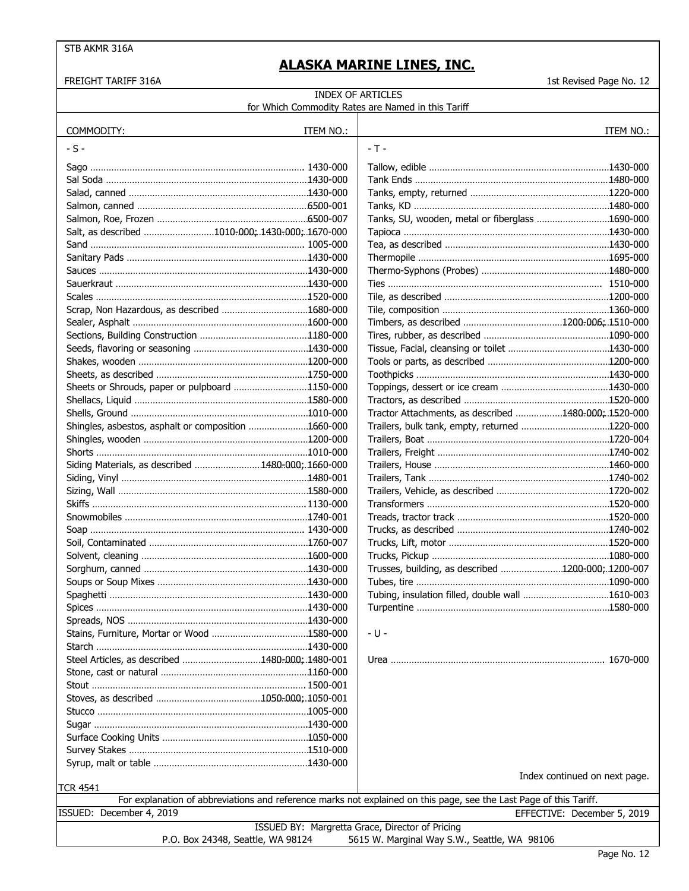STB AKMR 316A

# ALASKA MARINE LINES, INC.

FREIGHT TARIFF 316A

1st Revised Page No. 12

## INDEX OF ARTICLES
for Which Commodity Rates are Named in this Tariff

| COMMODITY: | ITEM NO.: |
|---|---|
| **- S -** | |
| Sago | 1430-000 |
| Sal Soda | 1430-000 |
| Salad, canned | 1430-000 |
| Salmon, canned | 6500-001 |
| Salmon, Roe, Frozen | 6500-007 |
| Salt, as described | 1010-000; 1430-000; 1670-000 |
| Sand | 1005-000 |
| Sanitary Pads | 1430-000 |
| Sauces | 1430-000 |
| Sauerkraut | 1430-000 |
| Scales | 1520-000 |
| Scrap, Non Hazardous, as described | 1680-000 |
| Sealer, Asphalt | 1600-000 |
| Sections, Building Construction | 1180-000 |
| Seeds, flavoring or seasoning | 1430-000 |
| Shakes, wooden | 1200-000 |
| Sheets, as described | 1750-000 |
| Sheets or Shrouds, paper or pulpboard | 1150-000 |
| Shellacs, Liquid | 1580-000 |
| Shells, Ground | 1010-000 |
| Shingles, asbestos, asphalt or composition | 1660-000 |
| Shingles, wooden | 1200-000 |
| Shorts | 1010-000 |
| Siding Materials, as described | 1480-000; 1660-000 |
| Siding, Vinyl | 1480-001 |
| Sizing, Wall | 1580-000 |
| Skiffs | 1130-000 |
| Snowmobiles | 1740-001 |
| Soap | 1430-000 |
| Soil, Contaminated | 1760-007 |
| Solvent, cleaning | 1600-000 |
| Sorghum, canned | 1430-000 |
| Soups or Soup Mixes | 1430-000 |
| Spaghetti | 1430-000 |
| Spices | 1430-000 |
| Spreads, NOS | 1430-000 |
| Stains, Furniture, Mortar or Wood | 1580-000 |
| Starch | 1430-000 |
| Steel Articles, as described | 1480-000; 1480-001 |
| Stone, cast or natural | 1160-000 |
| Stout | 1500-001 |
| Stoves, as described | 1050-000; 1050-001 |
| Stucco | 1005-000 |
| Sugar | 1430-000 |
| Surface Cooking Units | 1050-000 |
| Survey Stakes | 1510-000 |
| Syrup, malt or table | 1430-000 |
| **- T -** | |
| Tallow, edible | 1430-000 |
| Tank Ends | 1480-000 |
| Tanks, empty, returned | 1220-000 |
| Tanks, KD | 1480-000 |
| Tanks, SU, wooden, metal or fiberglass | 1690-000 |
| Tapioca | 1430-000 |
| Tea, as described | 1430-000 |
| Thermopile | 1695-000 |
| Thermo-Syphons (Probes) | 1480-000 |
| Ties | 1510-000 |
| Tile, as described | 1200-000 |
| Tile, composition | 1360-000 |
| Timbers, as described | 1200-006; 1510-000 |
| Tires, rubber, as described | 1090-000 |
| Tissue, Facial, cleansing or toilet | 1430-000 |
| Tools or parts, as described | 1200-000 |
| Toothpicks | 1430-000 |
| Toppings, dessert or ice cream | 1430-000 |
| Tractors, as described | 1520-000 |
| Tractor Attachments, as described | 1480-000; 1520-000 |
| Trailers, bulk tank, empty, returned | 1220-000 |
| Trailers, Boat | 1720-004 |
| Trailers, Freight | 1740-002 |
| Trailers, House | 1460-000 |
| Trailers, Tank | 1740-002 |
| Trailers, Vehicle, as described | 1720-002 |
| Transformers | 1520-000 |
| Treads, tractor track | 1520-000 |
| Trucks, as described | 1740-002 |
| Trucks, Lift, motor | 1520-000 |
| Trucks, Pickup | 1080-000 |
| Trusses, building, as described | 1200-000; 1200-007 |
| Tubes, tire | 1090-000 |
| Tubing, insulation filled, double wall | 1610-003 |
| Turpentine | 1580-000 |
| **- U -** | |
| Urea | 1670-000 |

Index continued on next page.

TCR 4541

For explanation of abbreviations and reference marks not explained on this page, see the Last Page of this Tariff.

ISSUED: December 4, 2019 — EFFECTIVE: December 5, 2019

ISSUED BY: Margretta Grace, Director of Pricing
P.O. Box 24348, Seattle, WA 98124 — 5615 W. Marginal Way S.W., Seattle, WA 98106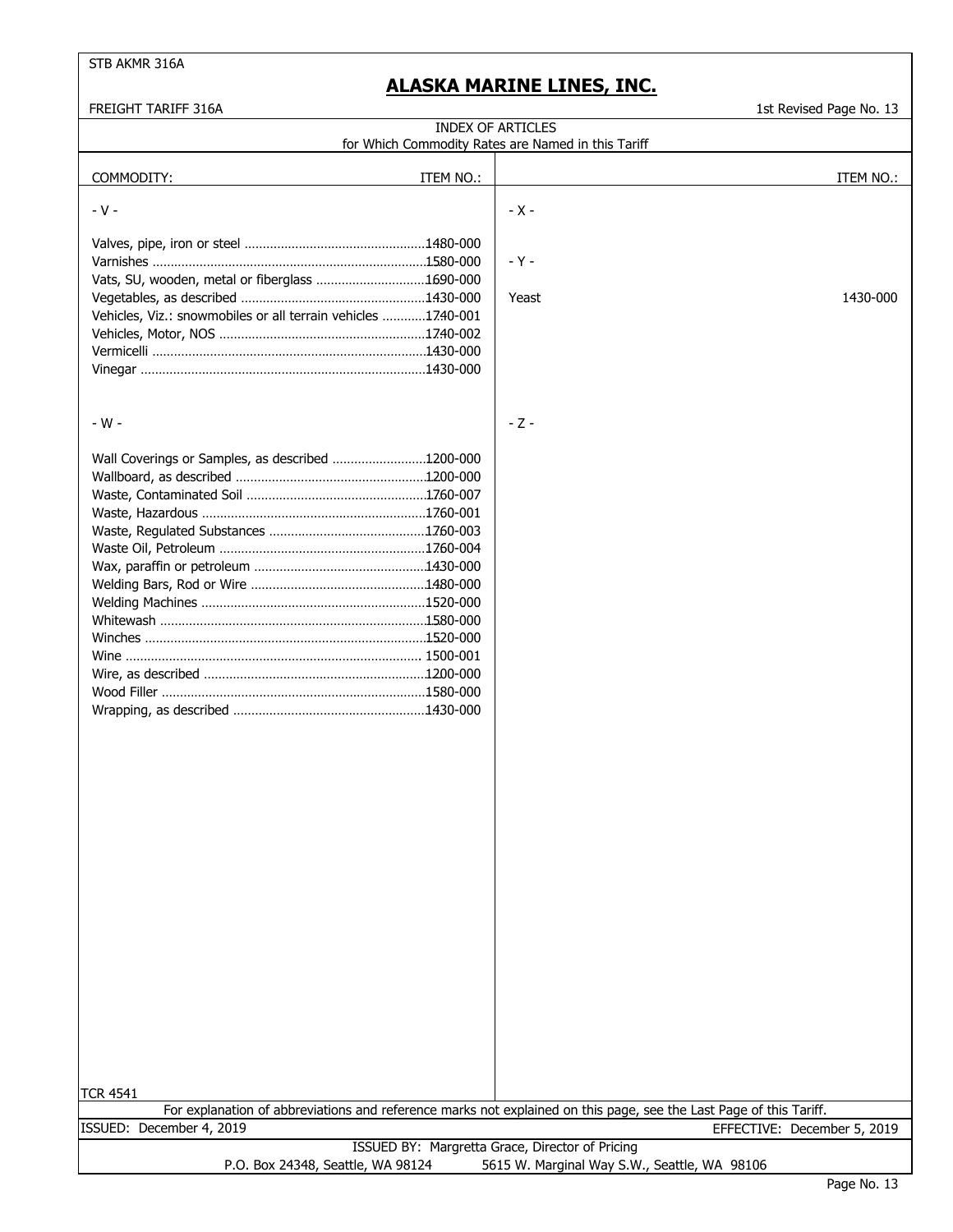# ALASKA MARINE LINES, INC.

FREIGHT TARIFF 316A

1st Revised Page No. 13

## INDEX OF ARTICLES
for Which Commodity Rates are Named in this Tariff

| COMMODITY: | ITEM NO.: |
|---|---|
| **- V -** | |
| Valves, pipe, iron or steel | 1480-000 |
| Varnishes | 1580-000 |
| Vats, SU, wooden, metal or fiberglass | 1690-000 |
| Vegetables, as described | 1430-000 |
| Vehicles, Viz.: snowmobiles or all terrain vehicles | 1740-001 |
| Vehicles, Motor, NOS | 1740-002 |
| Vermicelli | 1430-000 |
| Vinegar | 1430-000 |
| **- W -** | |
| Wall Coverings or Samples, as described | 1200-000 |
| Wallboard, as described | 1200-000 |
| Waste, Contaminated Soil | 1760-007 |
| Waste, Hazardous | 1760-001 |
| Waste, Regulated Substances | 1760-003 |
| Waste Oil, Petroleum | 1760-004 |
| Wax, paraffin or petroleum | 1430-000 |
| Welding Bars, Rod or Wire | 1480-000 |
| Welding Machines | 1520-000 |
| Whitewash | 1580-000 |
| Winches | 1520-000 |
| Wine | 1500-001 |
| Wire, as described | 1200-000 |
| Wood Filler | 1580-000 |
| Wrapping, as described | 1430-000 |
| **- X -** | |
| **- Y -** | |
| Yeast | 1430-000 |
| **- Z -** | |

TCR 4541

For explanation of abbreviations and reference marks not explained on this page, see the Last Page of this Tariff.

ISSUED: December 4, 2019

EFFECTIVE: December 5, 2019

ISSUED BY: Margretta Grace, Director of Pricing

P.O. Box 24348, Seattle, WA 98124 5615 W. Marginal Way S.W., Seattle, WA 98106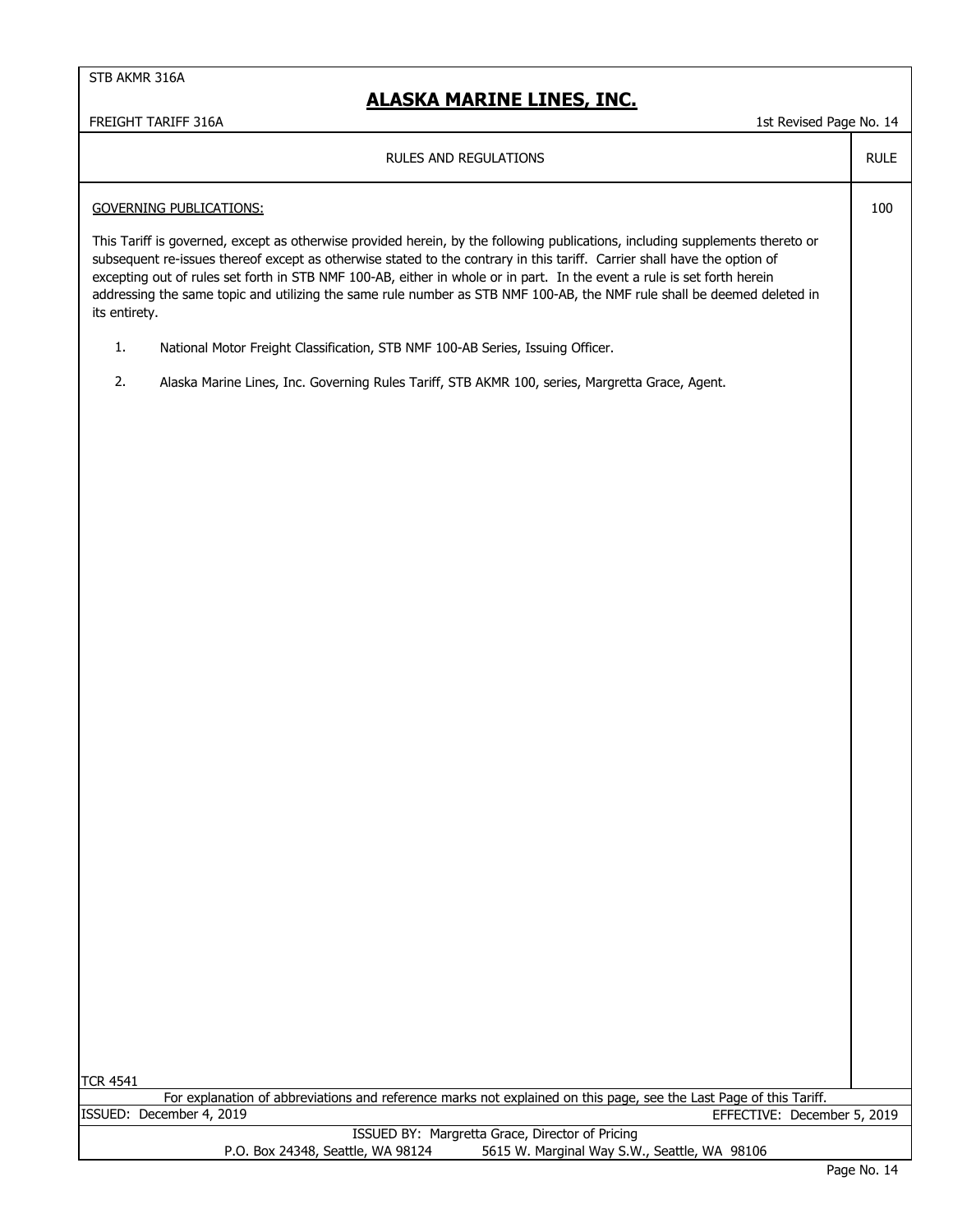RULES AND REGULATIONS — RULE

## GOVERNING PUBLICATIONS: (Rule 100)

This Tariff is governed, except as otherwise provided herein, by the following publications, including supplements thereto or subsequent re-issues thereof except as otherwise stated to the contrary in this tariff. Carrier shall have the option of excepting out of rules set forth in STB NMF 100-AB, either in whole or in part. In the event a rule is set forth herein addressing the same topic and utilizing the same rule number as STB NMF 100-AB, the NMF rule shall be deemed deleted in its entirety.

1. National Motor Freight Classification, STB NMF 100-AB Series, Issuing Officer.
2. Alaska Marine Lines, Inc. Governing Rules Tariff, STB AKMR 100, series, Margretta Grace, Agent.

TCR 4541

For explanation of abbreviations and reference marks not explained on this page, see the Last Page of this Tariff.

ISSUED: December 4, 2019 EFFECTIVE: December 5, 2019

ISSUED BY: Margretta Grace, Director of Pricing
P.O. Box 24348, Seattle, WA 98124 5615 W. Marginal Way S.W., Seattle, WA 98106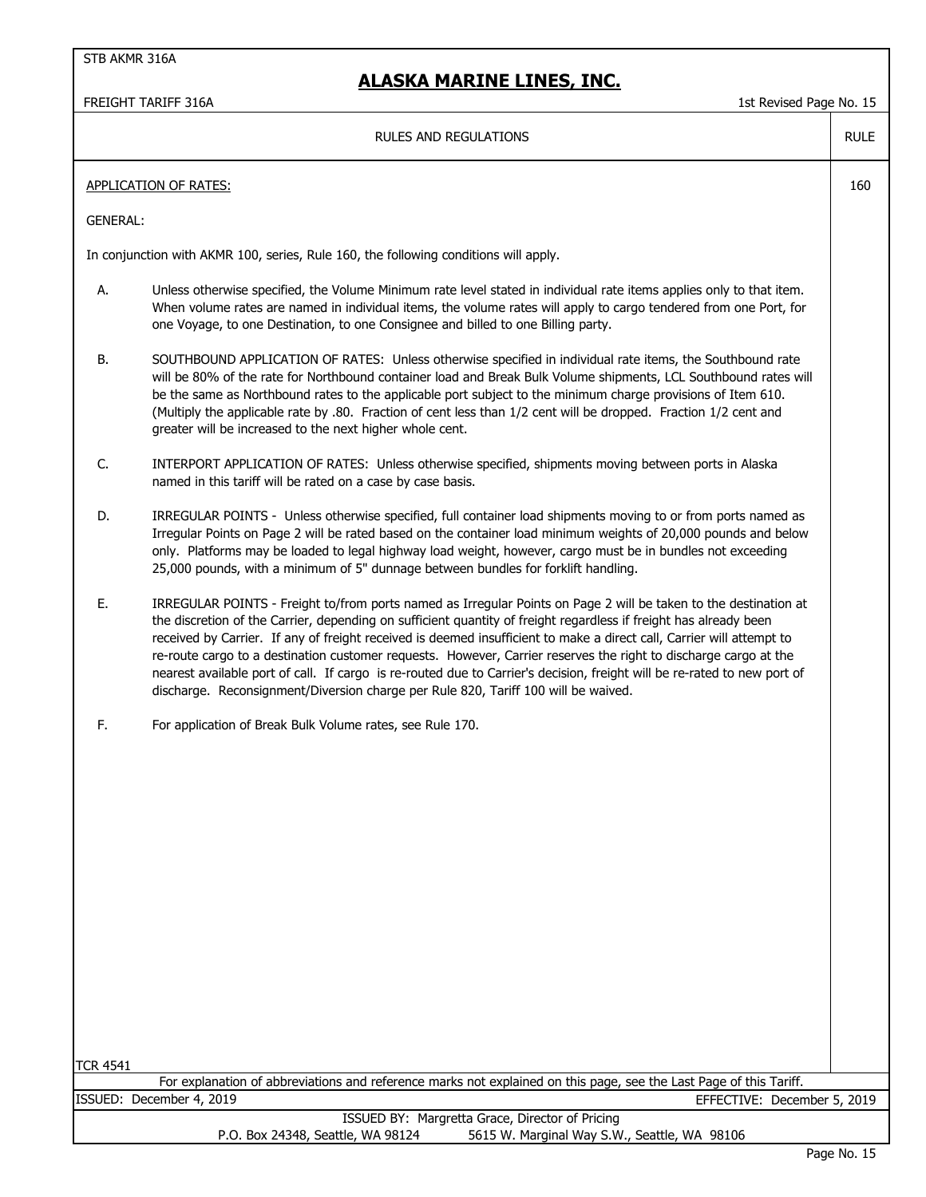# ALASKA MARINE LINES, INC.

FREIGHT TARIFF 316A

1st Revised Page No. 15

RULES AND REGULATIONS — RULE 160

## APPLICATION OF RATES:

GENERAL:

In conjunction with AKMR 100, series, Rule 160, the following conditions will apply.

A. Unless otherwise specified, the Volume Minimum rate level stated in individual rate items applies only to that item. When volume rates are named in individual items, the volume rates will apply to cargo tendered from one Port, for one Voyage, to one Destination, to one Consignee and billed to one Billing party.

B. SOUTHBOUND APPLICATION OF RATES: Unless otherwise specified in individual rate items, the Southbound rate will be 80% of the rate for Northbound container load and Break Bulk Volume shipments, LCL Southbound rates will be the same as Northbound rates to the applicable port subject to the minimum charge provisions of Item 610. (Multiply the applicable rate by .80. Fraction of cent less than 1/2 cent will be dropped. Fraction 1/2 cent and greater will be increased to the next higher whole cent.

C. INTERPORT APPLICATION OF RATES: Unless otherwise specified, shipments moving between ports in Alaska named in this tariff will be rated on a case by case basis.

D. IRREGULAR POINTS - Unless otherwise specified, full container load shipments moving to or from ports named as Irregular Points on Page 2 will be rated based on the container load minimum weights of 20,000 pounds and below only. Platforms may be loaded to legal highway load weight, however, cargo must be in bundles not exceeding 25,000 pounds, with a minimum of 5" dunnage between bundles for forklift handling.

E. IRREGULAR POINTS - Freight to/from ports named as Irregular Points on Page 2 will be taken to the destination at the discretion of the Carrier, depending on sufficient quantity of freight regardless if freight has already been received by Carrier. If any of freight received is deemed insufficient to make a direct call, Carrier will attempt to re-route cargo to a destination customer requests. However, Carrier reserves the right to discharge cargo at the nearest available port of call. If cargo is re-routed due to Carrier's decision, freight will be re-rated to new port of discharge. Reconsignment/Diversion charge per Rule 820, Tariff 100 will be waived.

F. For application of Break Bulk Volume rates, see Rule 170.

TCR 4541

For explanation of abbreviations and reference marks not explained on this page, see the Last Page of this Tariff.

ISSUED: December 4, 2019 EFFECTIVE: December 5, 2019

ISSUED BY: Margretta Grace, Director of Pricing

P.O. Box 24348, Seattle, WA 98124 5615 W. Marginal Way S.W., Seattle, WA 98106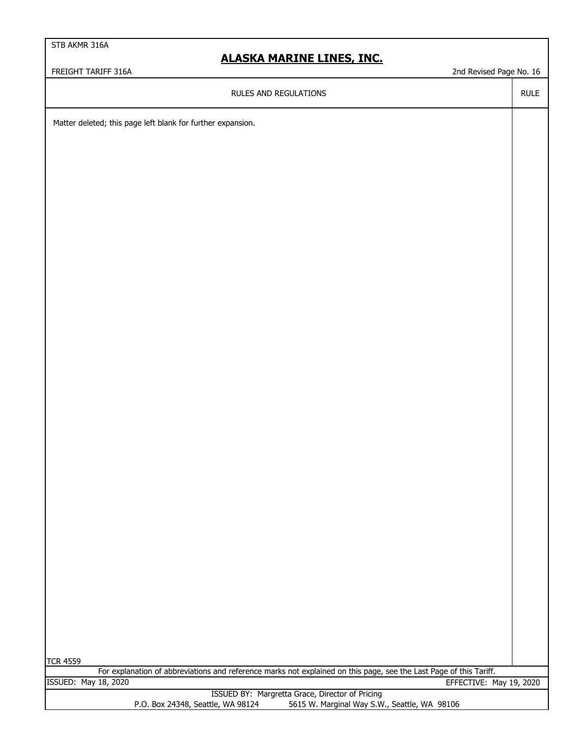RULES AND REGULATIONS

Matter deleted; this page left blank for further expansion.

TCR 4559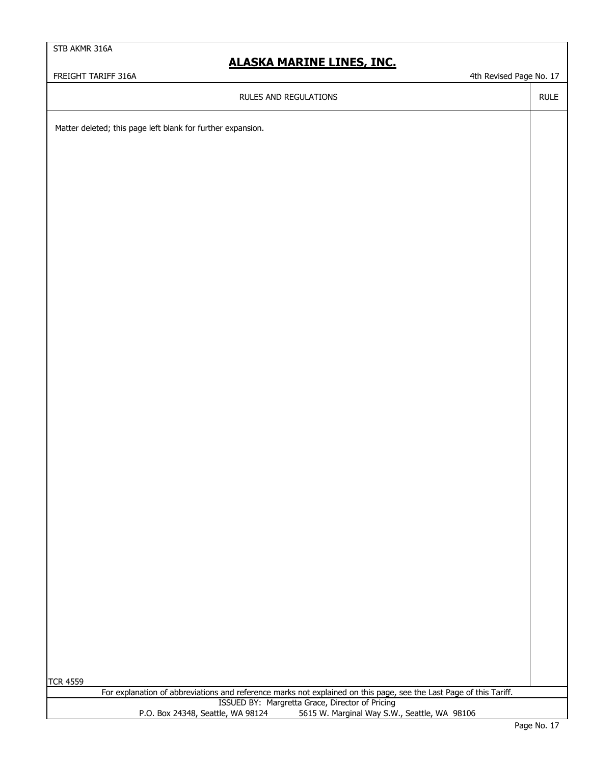RULES AND REGULATIONS | RULE

Matter deleted; this page left blank for further expansion.

TCR 4559

For explanation of abbreviations and reference marks not explained on this page, see the Last Page of this Tariff.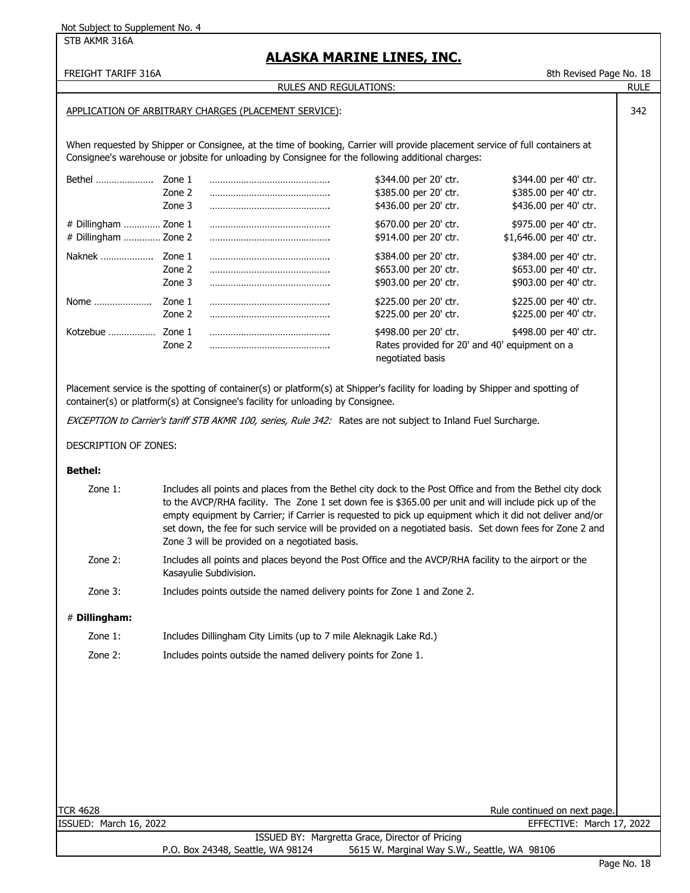Not Subject to Supplement No. 4

STB AKMR 316A

# ALASKA MARINE LINES, INC.

FREIGHT TARIFF 316A — 8th Revised Page No. 18

RULES AND REGULATIONS: — RULE 342

## APPLICATION OF ARBITRARY CHARGES (PLACEMENT SERVICE):

When requested by Shipper or Consignee, at the time of booking, Carrier will provide placement service of full containers at Consignee's warehouse or jobsite for unloading by Consignee for the following additional charges:

| Location | Zone | 20' ctr. | 40' ctr. |
|---|---|---|---|
| Bethel | Zone 1 | $344.00 per 20' ctr. | $344.00 per 40' ctr. |
| | Zone 2 | $385.00 per 20' ctr. | $385.00 per 40' ctr. |
| | Zone 3 | $436.00 per 20' ctr. | $436.00 per 40' ctr. |
| # Dillingham | Zone 1 | $670.00 per 20' ctr. | $975.00 per 40' ctr. |
| # Dillingham | Zone 2 | $914.00 per 20' ctr. | $1,646.00 per 40' ctr. |
| Naknek | Zone 1 | $384.00 per 20' ctr. | $384.00 per 40' ctr. |
| | Zone 2 | $653.00 per 20' ctr. | $653.00 per 40' ctr. |
| | Zone 3 | $903.00 per 20' ctr. | $903.00 per 40' ctr. |
| Nome | Zone 1 | $225.00 per 20' ctr. | $225.00 per 40' ctr. |
| | Zone 2 | $225.00 per 20' ctr. | $225.00 per 40' ctr. |
| Kotzebue | Zone 1 | $498.00 per 20' ctr. | $498.00 per 40' ctr. |
| | Zone 2 | Rates provided for 20' and 40' equipment on a negotiated basis | |

Placement service is the spotting of container(s) or platform(s) at Shipper's facility for loading by Shipper and spotting of container(s) or platform(s) at Consignee's facility for unloading by Consignee.

*EXCEPTION to Carrier's tariff STB AKMR 100, series, Rule 342:* Rates are not subject to Inland Fuel Surcharge.

DESCRIPTION OF ZONES:

**Bethel:**

Zone 1: Includes all points and places from the Bethel city dock to the Post Office and from the Bethel city dock to the AVCP/RHA facility. The Zone 1 set down fee is $365.00 per unit and will include pick up of the empty equipment by Carrier; if Carrier is requested to pick up equipment which it did not deliver and/or set down, the fee for such service will be provided on a negotiated basis. Set down fees for Zone 2 and Zone 3 will be provided on a negotiated basis.

Zone 2: Includes all points and places beyond the Post Office and the AVCP/RHA facility to the airport or the Kasayulie Subdivision.

Zone 3: Includes points outside the named delivery points for Zone 1 and Zone 2.

# **Dillingham:**

Zone 1: Includes Dillingham City Limits (up to 7 mile Aleknagik Lake Rd.)

Zone 2: Includes points outside the named delivery points for Zone 1.

TCR 4628

Rule continued on next page.

ISSUED: March 16, 2022 — EFFECTIVE: March 17, 2022

ISSUED BY: Margretta Grace, Director of Pricing

P.O. Box 24348, Seattle, WA 98124 — 5615 W. Marginal Way S.W., Seattle, WA 98106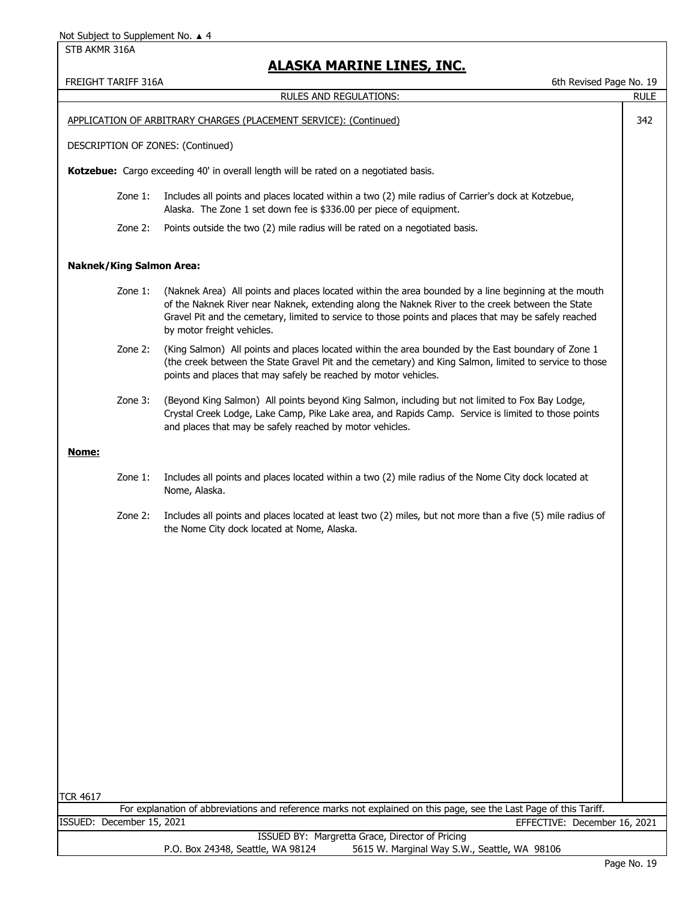## RULES AND REGULATIONS:

**RULE 342**

APPLICATION OF ARBITRARY CHARGES (PLACEMENT SERVICE): (Continued)

DESCRIPTION OF ZONES: (Continued)

**Kotzebue:** Cargo exceeding 40' in overall length will be rated on a negotiated basis.

- Zone 1: Includes all points and places located within a two (2) mile radius of Carrier's dock at Kotzebue, Alaska. The Zone 1 set down fee is $336.00 per piece of equipment.
- Zone 2: Points outside the two (2) mile radius will be rated on a negotiated basis.

**Naknek/King Salmon Area:**

- Zone 1: (Naknek Area) All points and places located within the area bounded by a line beginning at the mouth of the Naknek River near Naknek, extending along the Naknek River to the creek between the State Gravel Pit and the cemetary, limited to service to those points and places that may be safely reached by motor freight vehicles.
- Zone 2: (King Salmon) All points and places located within the area bounded by the East boundary of Zone 1 (the creek between the State Gravel Pit and the cemetary) and King Salmon, limited to service to those points and places that may safely be reached by motor vehicles.
- Zone 3: (Beyond King Salmon) All points beyond King Salmon, including but not limited to Fox Bay Lodge, Crystal Creek Lodge, Lake Camp, Pike Lake area, and Rapids Camp. Service is limited to those points and places that may be safely reached by motor vehicles.

**Nome:**

- Zone 1: Includes all points and places located within a two (2) mile radius of the Nome City dock located at Nome, Alaska.
- Zone 2: Includes all points and places located at least two (2) miles, but not more than a five (5) mile radius of the Nome City dock located at Nome, Alaska.

TCR 4617

For explanation of abbreviations and reference marks not explained on this page, see the Last Page of this Tariff.

ISSUED: December 15, 2021 EFFECTIVE: December 16, 2021

ISSUED BY: Margretta Grace, Director of Pricing
P.O. Box 24348, Seattle, WA 98124 5615 W. Marginal Way S.W., Seattle, WA 98106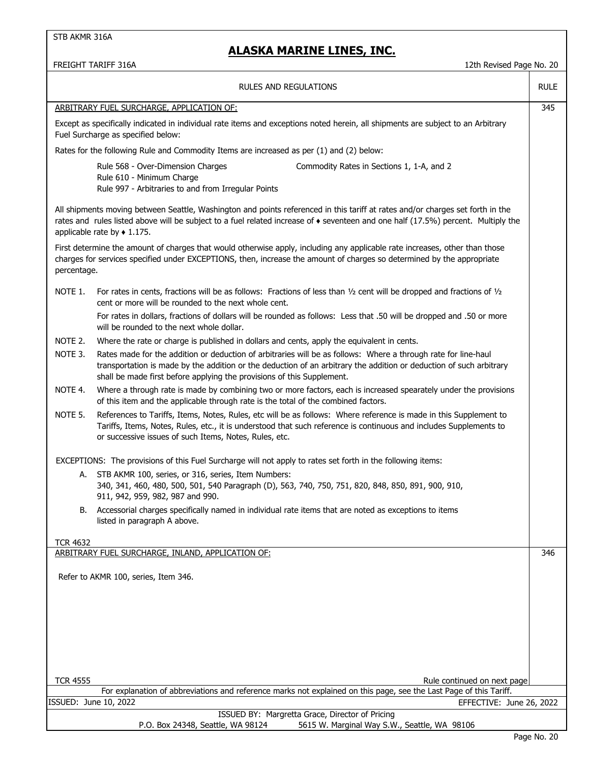STB AKMR 316A

# ALASKA MARINE LINES, INC.

FREIGHT TARIFF 316A — 12th Revised Page No. 20

RULES AND REGULATIONS

## RULE 345 — ARBITRARY FUEL SURCHARGE, APPLICATION OF:

Except as specifically indicated in individual rate items and exceptions noted herein, all shipments are subject to an Arbitrary Fuel Surcharge as specified below:

Rates for the following Rule and Commodity Items are increased as per (1) and (2) below:

- Rule 568 - Over-Dimension Charges
- Rule 610 - Minimum Charge
- Rule 997 - Arbitraries to and from Irregular Points
- Commodity Rates in Sections 1, 1-A, and 2

All shipments moving between Seattle, Washington and points referenced in this tariff at rates and/or charges set forth in the rates and rules listed above will be subject to a fuel related increase of ♦ seventeen and one half (17.5%) percent. Multiply the applicable rate by ♦ 1.175.

First determine the amount of charges that would otherwise apply, including any applicable rate increases, other than those charges for services specified under EXCEPTIONS, then, increase the amount of charges so determined by the appropriate percentage.

NOTE 1. For rates in cents, fractions will be as follows: Fractions of less than ½ cent will be dropped and fractions of ½ cent or more will be rounded to the next whole cent.

For rates in dollars, fractions of dollars will be rounded as follows: Less that .50 will be dropped and .50 or more will be rounded to the next whole dollar.

NOTE 2. Where the rate or charge is published in dollars and cents, apply the equivalent in cents.

NOTE 3. Rates made for the addition or deduction of arbitraries will be as follows: Where a through rate for line-haul transportation is made by the addition or the deduction of an arbitrary the addition or deduction of such arbitrary shall be made first before applying the provisions of this Supplement.

NOTE 4. Where a through rate is made by combining two or more factors, each is increased spearately under the provisions of this item and the applicable through rate is the total of the combined factors.

NOTE 5. References to Tariffs, Items, Notes, Rules, etc will be as follows: Where reference is made in this Supplement to Tariffs, Items, Notes, Rules, etc., it is understood that such reference is continuous and includes Supplements to or successive issues of such Items, Notes, Rules, etc.

EXCEPTIONS: The provisions of this Fuel Surcharge will not apply to rates set forth in the following items:

A. STB AKMR 100, series, or 316, series, Item Numbers:
340, 341, 460, 480, 500, 501, 540 Paragraph (D), 563, 740, 750, 751, 820, 848, 850, 891, 900, 910, 911, 942, 959, 982, 987 and 990.

B. Accessorial charges specifically named in individual rate items that are noted as exceptions to items listed in paragraph A above.

TCR 4632

## RULE 346 — ARBITRARY FUEL SURCHARGE, INLAND, APPLICATION OF:

Refer to AKMR 100, series, Item 346.

TCR 4555

Rule continued on next page

For explanation of abbreviations and reference marks not explained on this page, see the Last Page of this Tariff.

ISSUED: June 10, 2022 — EFFECTIVE: June 26, 2022

ISSUED BY: Margretta Grace, Director of Pricing
P.O. Box 24348, Seattle, WA 98124 — 5615 W. Marginal Way S.W., Seattle, WA 98106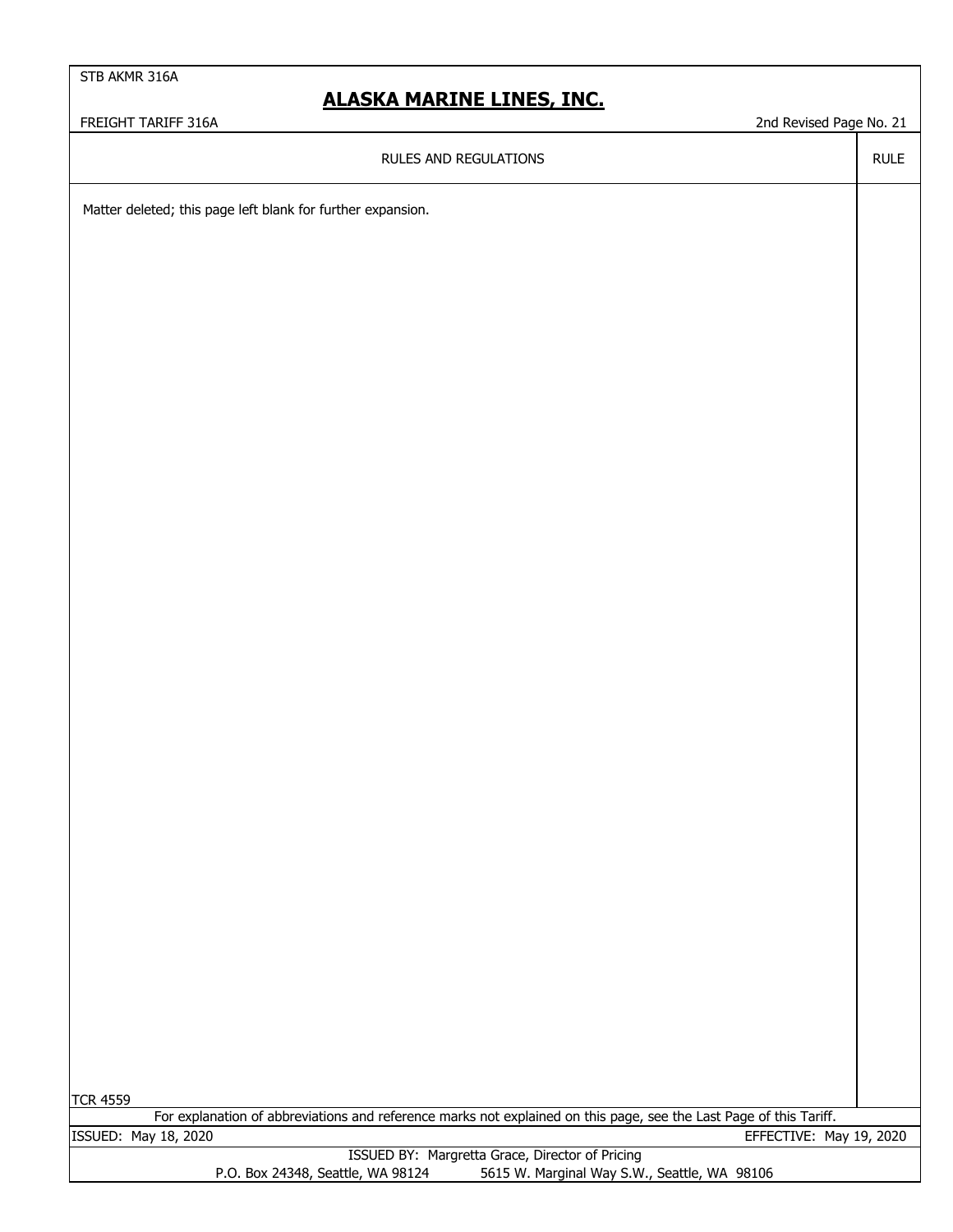RULES AND REGULATIONS | RULE

Matter deleted; this page left blank for further expansion.

TCR 4559

For explanation of abbreviations and reference marks not explained on this page, see the Last Page of this Tariff.

ISSUED: May 18, 2020

EFFECTIVE: May 19, 2020

ISSUED BY: Margretta Grace, Director of Pricing

P.O. Box 24348, Seattle, WA 98124 5615 W. Marginal Way S.W., Seattle, WA 98106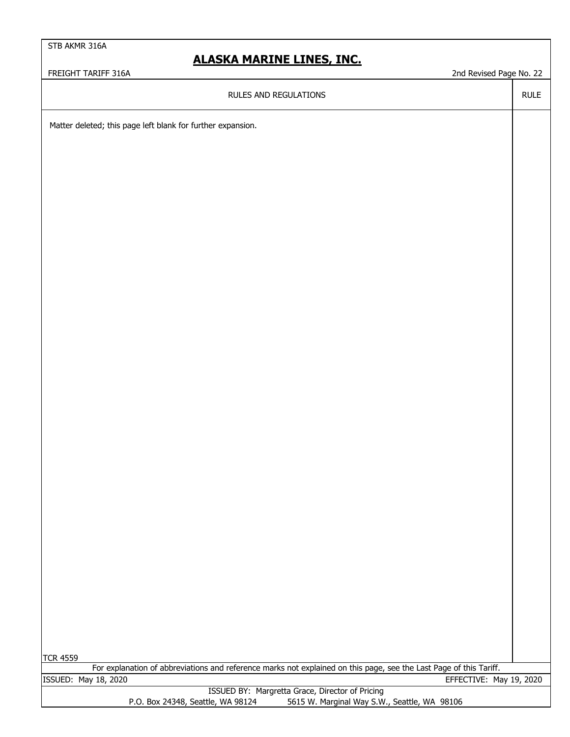| RULES AND REGULATIONS | RULE |
|---|---|
| Matter deleted; this page left blank for further expansion. | |

TCR 4559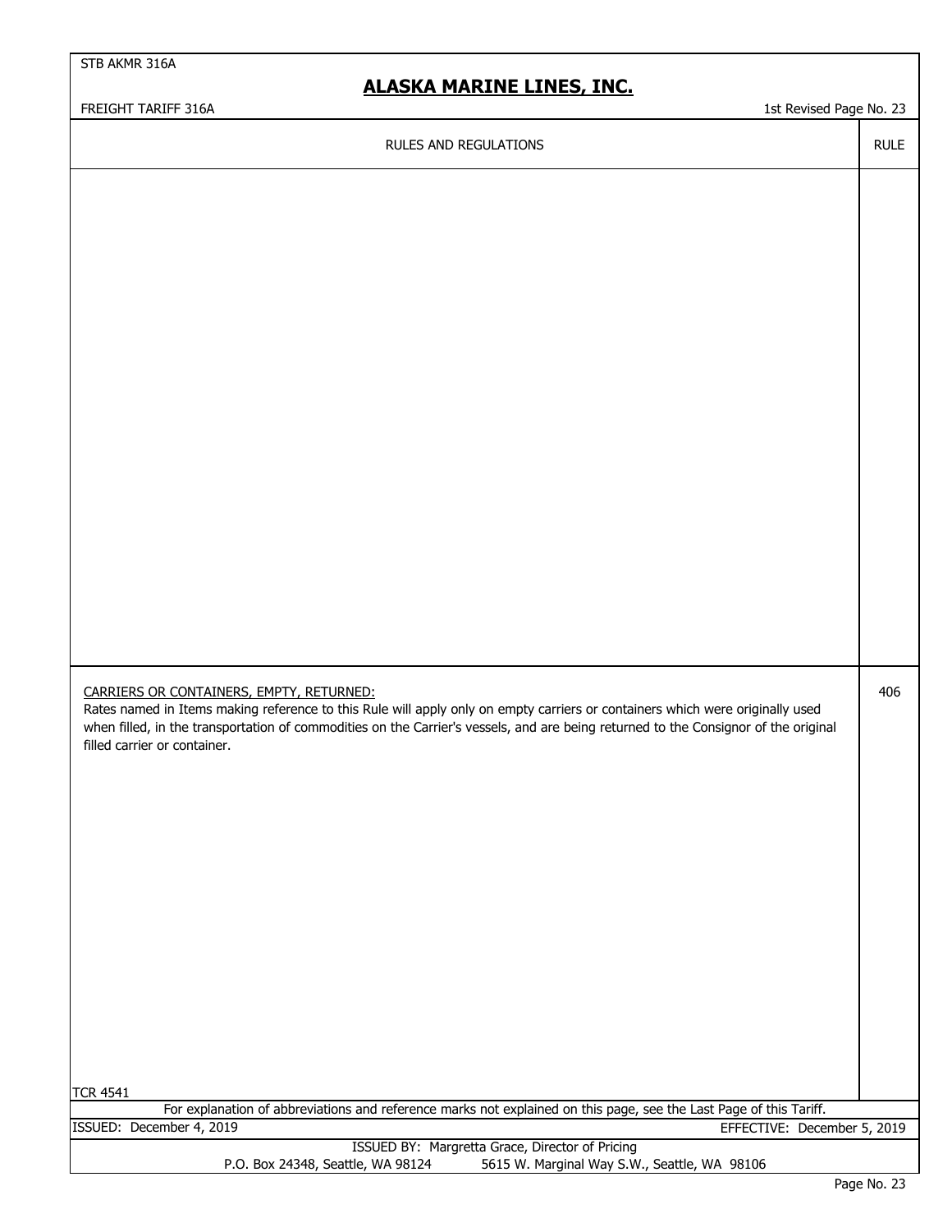RULES AND REGULATIONS — RULE

CARRIERS OR CONTAINERS, EMPTY, RETURNED: — 406

Rates named in Items making reference to this Rule will apply only on empty carriers or containers which were originally used when filled, in the transportation of commodities on the Carrier's vessels, and are being returned to the Consignor of the original filled carrier or container.

TCR 4541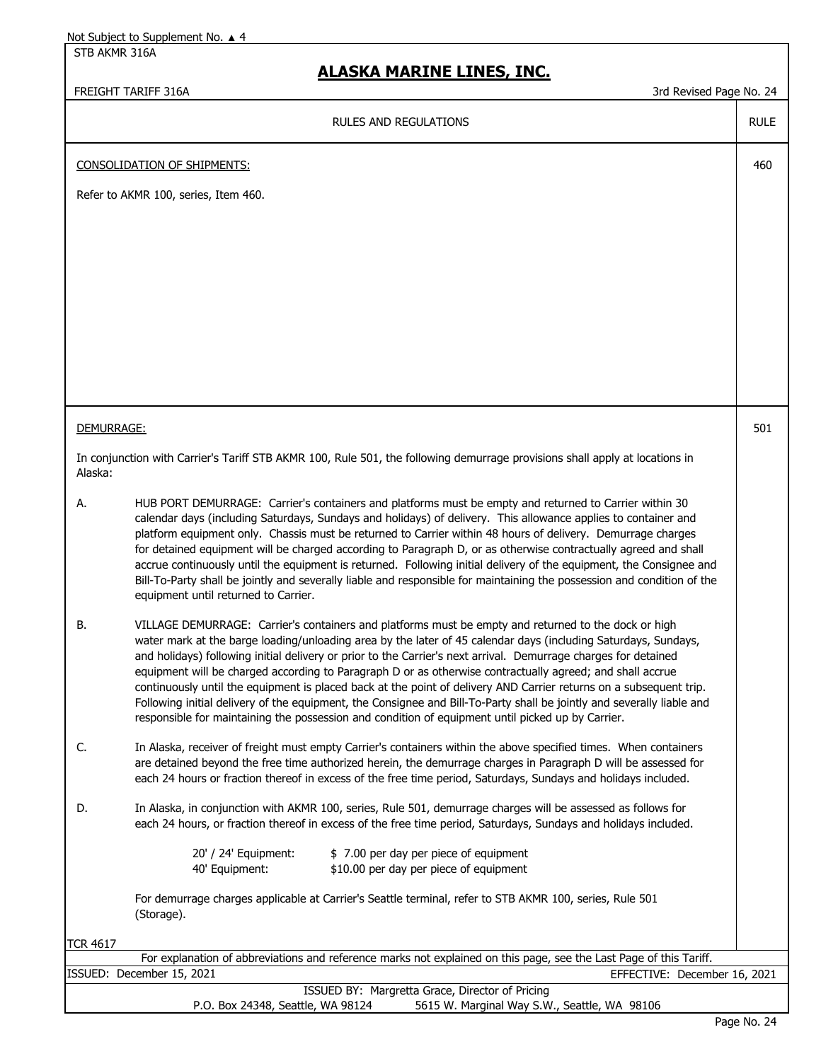RULES AND REGULATIONS — RULE

## CONSOLIDATION OF SHIPMENTS: (Rule 460)

Refer to AKMR 100, series, Item 460.

## DEMURRAGE: (Rule 501)

In conjunction with Carrier's Tariff STB AKMR 100, Rule 501, the following demurrage provisions shall apply at locations in Alaska:

A. HUB PORT DEMURRAGE: Carrier's containers and platforms must be empty and returned to Carrier within 30 calendar days (including Saturdays, Sundays and holidays) of delivery. This allowance applies to container and platform equipment only. Chassis must be returned to Carrier within 48 hours of delivery. Demurrage charges for detained equipment will be charged according to Paragraph D, or as otherwise contractually agreed and shall accrue continuously until the equipment is returned. Following initial delivery of the equipment, the Consignee and Bill-To-Party shall be jointly and severally liable and responsible for maintaining the possession and condition of the equipment until returned to Carrier.

B. VILLAGE DEMURRAGE: Carrier's containers and platforms must be empty and returned to the dock or high water mark at the barge loading/unloading area by the later of 45 calendar days (including Saturdays, Sundays, and holidays) following initial delivery or prior to the Carrier's next arrival. Demurrage charges for detained equipment will be charged according to Paragraph D or as otherwise contractually agreed; and shall accrue continuously until the equipment is placed back at the point of delivery AND Carrier returns on a subsequent trip. Following initial delivery of the equipment, the Consignee and Bill-To-Party shall be jointly and severally liable and responsible for maintaining the possession and condition of equipment until picked up by Carrier.

C. In Alaska, receiver of freight must empty Carrier's containers within the above specified times. When containers are detained beyond the free time authorized herein, the demurrage charges in Paragraph D will be assessed for each 24 hours or fraction thereof in excess of the free time period, Saturdays, Sundays and holidays included.

D. In Alaska, in conjunction with AKMR 100, series, Rule 501, demurrage charges will be assessed as follows for each 24 hours, or fraction thereof in excess of the free time period, Saturdays, Sundays and holidays included.

| Equipment | Charge |
|---|---|
| 20' / 24' Equipment: | $ 7.00 per day per piece of equipment |
| 40' Equipment: | $10.00 per day per piece of equipment |

For demurrage charges applicable at Carrier's Seattle terminal, refer to STB AKMR 100, series, Rule 501 (Storage).

TCR 4617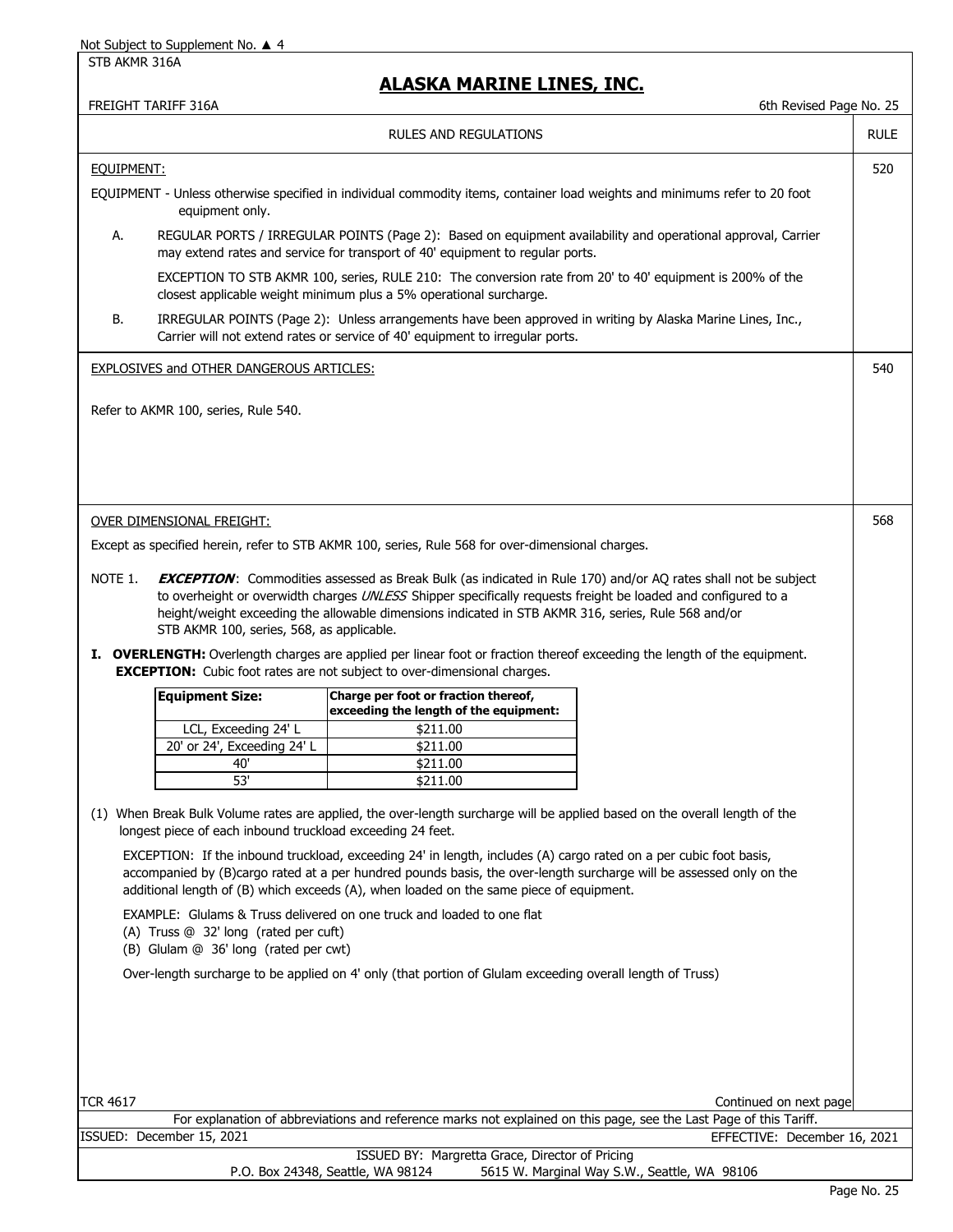Not Subject to Supplement No. ▲ 4

STB AKMR 316A

# ALASKA MARINE LINES, INC.

FREIGHT TARIFF 316A — 6th Revised Page No. 25

## RULES AND REGULATIONS

### EQUIPMENT: (RULE 520)

EQUIPMENT - Unless otherwise specified in individual commodity items, container load weights and minimums refer to 20 foot equipment only.

A. REGULAR PORTS / IRREGULAR POINTS (Page 2): Based on equipment availability and operational approval, Carrier may extend rates and service for transport of 40' equipment to regular ports.

EXCEPTION TO STB AKMR 100, series, RULE 210: The conversion rate from 20' to 40' equipment is 200% of the closest applicable weight minimum plus a 5% operational surcharge.

B. IRREGULAR POINTS (Page 2): Unless arrangements have been approved in writing by Alaska Marine Lines, Inc., Carrier will not extend rates or service of 40' equipment to irregular ports.

### EXPLOSIVES and OTHER DANGEROUS ARTICLES: (RULE 540)

Refer to AKMR 100, series, Rule 540.

### OVER DIMENSIONAL FREIGHT: (RULE 568)

Except as specified herein, refer to STB AKMR 100, series, Rule 568 for over-dimensional charges.

NOTE 1. ***EXCEPTION***: Commodities assessed as Break Bulk (as indicated in Rule 170) and/or AQ rates shall not be subject to overheight or overwidth charges *UNLESS* Shipper specifically requests freight be loaded and configured to a height/weight exceeding the allowable dimensions indicated in STB AKMR 316, series, Rule 568 and/or STB AKMR 100, series, 568, as applicable.

**I. OVERLENGTH:** Overlength charges are applied per linear foot or fraction thereof exceeding the length of the equipment.
**EXCEPTION:** Cubic foot rates are not subject to over-dimensional charges.

| Equipment Size: | Charge per foot or fraction thereof, exceeding the length of the equipment: |
|---|---|
| LCL, Exceeding 24' L | $211.00 |
| 20' or 24', Exceeding 24' L | $211.00 |
| 40' | $211.00 |
| 53' | $211.00 |

(1) When Break Bulk Volume rates are applied, the over-length surcharge will be applied based on the overall length of the longest piece of each inbound truckload exceeding 24 feet.

EXCEPTION: If the inbound truckload, exceeding 24' in length, includes (A) cargo rated on a per cubic foot basis, accompanied by (B)cargo rated at a per hundred pounds basis, the over-length surcharge will be assessed only on the additional length of (B) which exceeds (A), when loaded on the same piece of equipment.

EXAMPLE: Glulams & Truss delivered on one truck and loaded to one flat
(A) Truss @ 32' long (rated per cuft)
(B) Glulam @ 36' long (rated per cwt)

Over-length surcharge to be applied on 4' only (that portion of Glulam exceeding overall length of Truss)

TCR 4617

Continued on next page

For explanation of abbreviations and reference marks not explained on this page, see the Last Page of this Tariff.

ISSUED: December 15, 2021 — EFFECTIVE: December 16, 2021

ISSUED BY: Margretta Grace, Director of Pricing
P.O. Box 24348, Seattle, WA 98124 — 5615 W. Marginal Way S.W., Seattle, WA 98106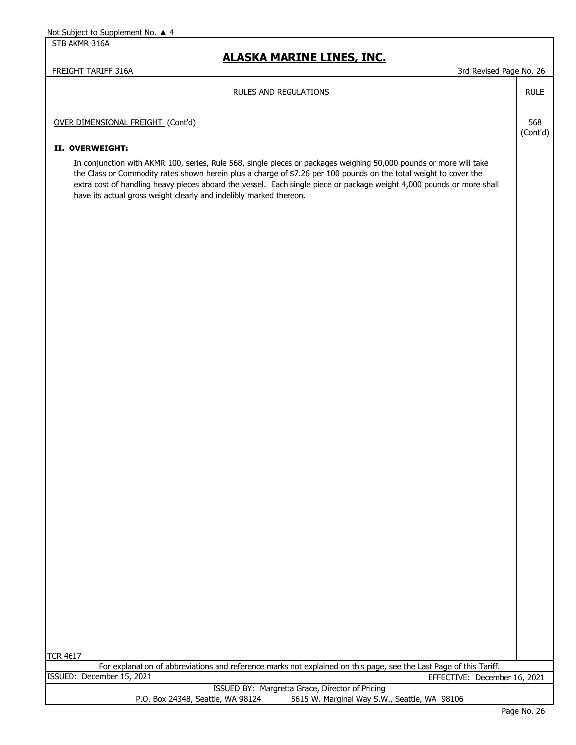RULES AND REGULATIONS | RULE

OVER DIMENSIONAL FREIGHT (Cont'd) — 568 (Cont'd)

**II. OVERWEIGHT:**

In conjunction with AKMR 100, series, Rule 568, single pieces or packages weighing 50,000 pounds or more will take the Class or Commodity rates shown herein plus a charge of $7.26 per 100 pounds on the total weight to cover the extra cost of handling heavy pieces aboard the vessel. Each single piece or package weight 4,000 pounds or more shall have its actual gross weight clearly and indelibly marked thereon.

TCR 4617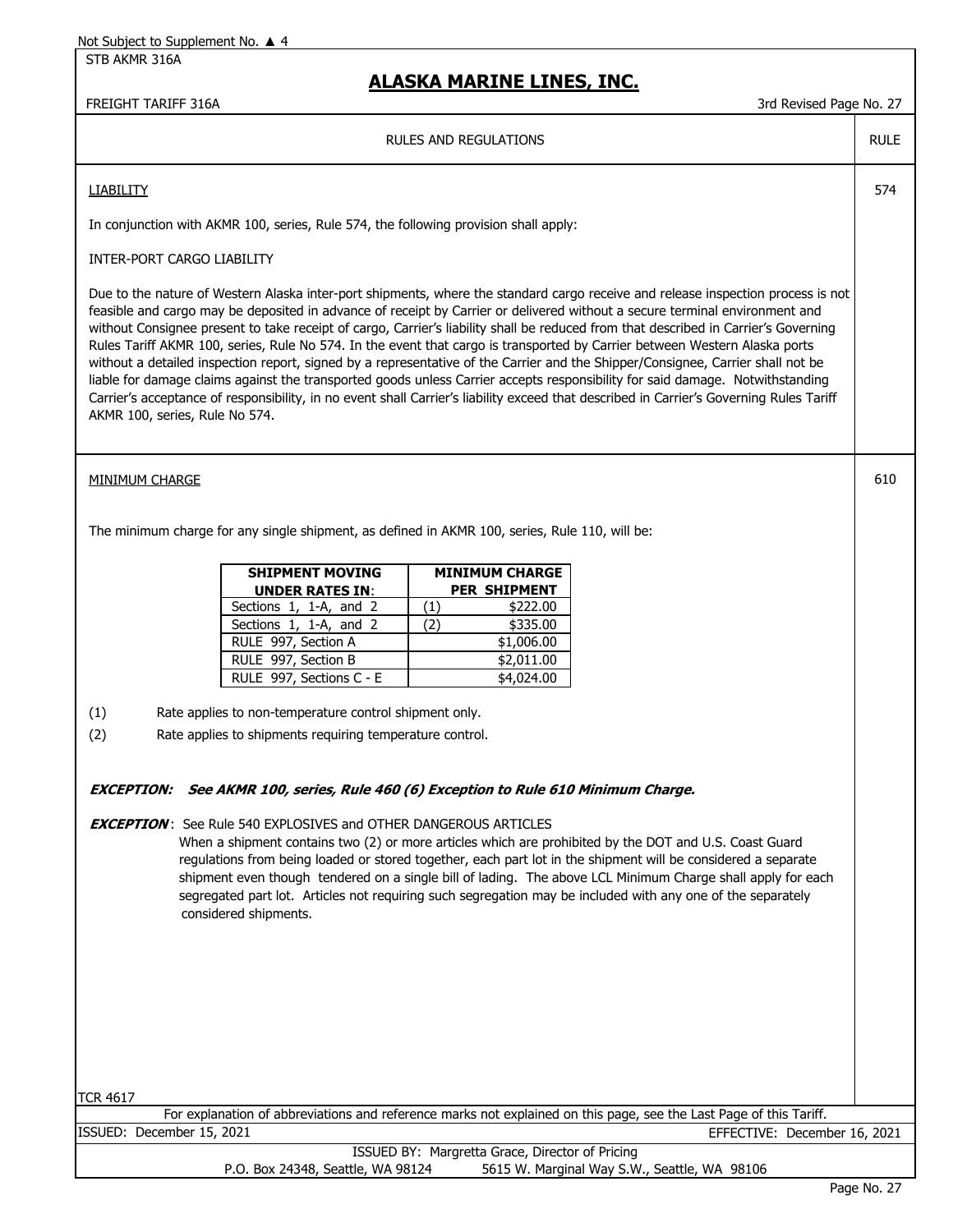Not Subject to Supplement No. ▲ 4

STB AKMR 316A

# ALASKA MARINE LINES, INC.

FREIGHT TARIFF 316A

3rd Revised Page No. 27

RULES AND REGULATIONS — RULE

## LIABILITY — RULE 574

In conjunction with AKMR 100, series, Rule 574, the following provision shall apply:

INTER-PORT CARGO LIABILITY

Due to the nature of Western Alaska inter-port shipments, where the standard cargo receive and release inspection process is not feasible and cargo may be deposited in advance of receipt by Carrier or delivered without a secure terminal environment and without Consignee present to take receipt of cargo, Carrier's liability shall be reduced from that described in Carrier's Governing Rules Tariff AKMR 100, series, Rule No 574. In the event that cargo is transported by Carrier between Western Alaska ports without a detailed inspection report, signed by a representative of the Carrier and the Shipper/Consignee, Carrier shall not be liable for damage claims against the transported goods unless Carrier accepts responsibility for said damage. Notwithstanding Carrier's acceptance of responsibility, in no event shall Carrier's liability exceed that described in Carrier's Governing Rules Tariff AKMR 100, series, Rule No 574.

## MINIMUM CHARGE — RULE 610

The minimum charge for any single shipment, as defined in AKMR 100, series, Rule 110, will be:

| SHIPMENT MOVING UNDER RATES IN: | MINIMUM CHARGE PER SHIPMENT |
|---|---|
| Sections 1, 1-A, and 2 | (1) $222.00 |
| Sections 1, 1-A, and 2 | (2) $335.00 |
| RULE 997, Section A | $1,006.00 |
| RULE 997, Section B | $2,011.00 |
| RULE 997, Sections C - E | $4,024.00 |

(1) Rate applies to non-temperature control shipment only.

(2) Rate applies to shipments requiring temperature control.

***EXCEPTION: See AKMR 100, series, Rule 460 (6) Exception to Rule 610 Minimum Charge.***

***EXCEPTION***: See Rule 540 EXPLOSIVES and OTHER DANGEROUS ARTICLES
When a shipment contains two (2) or more articles which are prohibited by the DOT and U.S. Coast Guard regulations from being loaded or stored together, each part lot in the shipment will be considered a separate shipment even though tendered on a single bill of lading. The above LCL Minimum Charge shall apply for each segregated part lot. Articles not requiring such segregation may be included with any one of the separately considered shipments.

TCR 4617

For explanation of abbreviations and reference marks not explained on this page, see the Last Page of this Tariff.

ISSUED: December 15, 2021 — EFFECTIVE: December 16, 2021

ISSUED BY: Margretta Grace, Director of Pricing

P.O. Box 24348, Seattle, WA 98124 — 5615 W. Marginal Way S.W., Seattle, WA 98106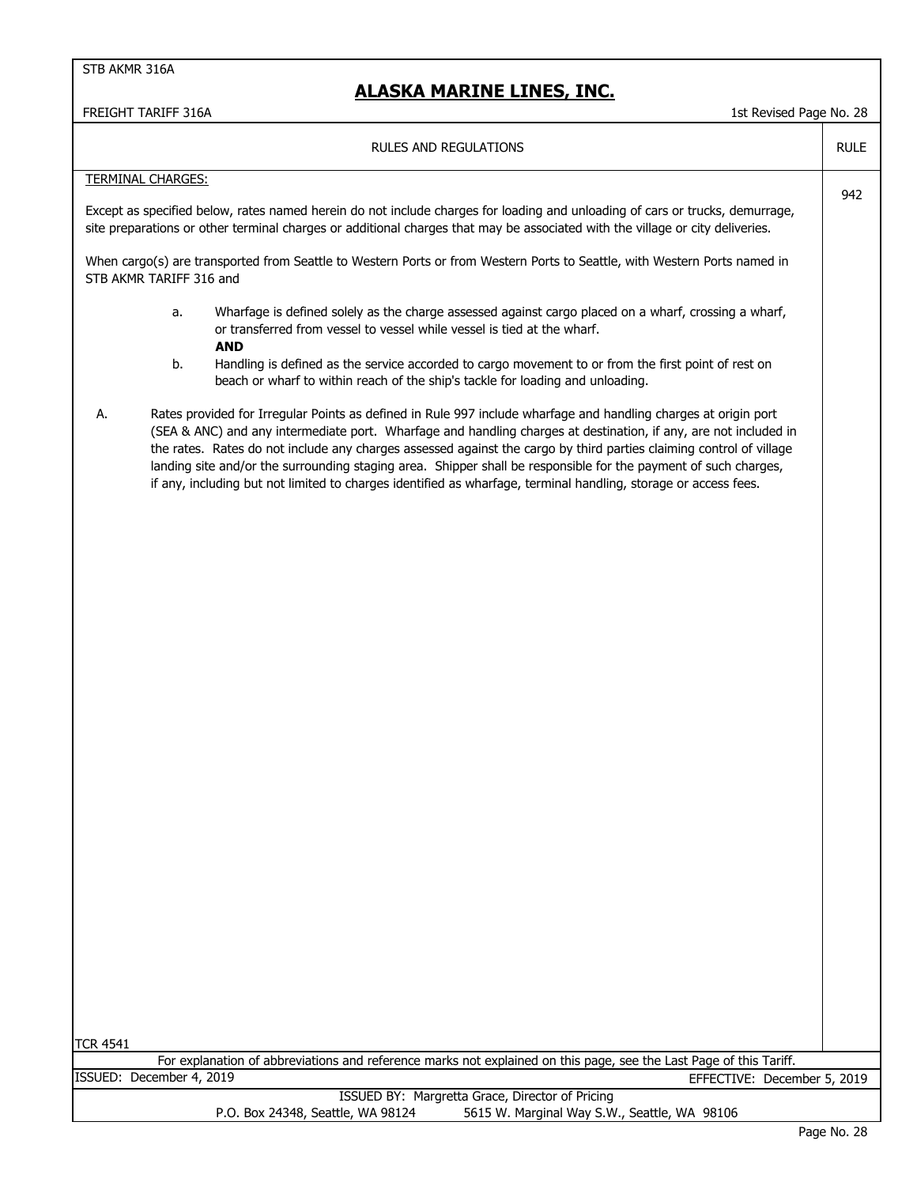RULES AND REGULATIONS — RULE 942

TERMINAL CHARGES:

Except as specified below, rates named herein do not include charges for loading and unloading of cars or trucks, demurrage, site preparations or other terminal charges or additional charges that may be associated with the village or city deliveries.

When cargo(s) are transported from Seattle to Western Ports or from Western Ports to Seattle, with Western Ports named in STB AKMR TARIFF 316 and

a. Wharfage is defined solely as the charge assessed against cargo placed on a wharf, crossing a wharf, or transferred from vessel to vessel while vessel is tied at the wharf.

**AND**

b. Handling is defined as the service accorded to cargo movement to or from the first point of rest on beach or wharf to within reach of the ship's tackle for loading and unloading.

A. Rates provided for Irregular Points as defined in Rule 997 include wharfage and handling charges at origin port (SEA & ANC) and any intermediate port. Wharfage and handling charges at destination, if any, are not included in the rates. Rates do not include any charges assessed against the cargo by third parties claiming control of village landing site and/or the surrounding staging area. Shipper shall be responsible for the payment of such charges, if any, including but not limited to charges identified as wharfage, terminal handling, storage or access fees.

TCR 4541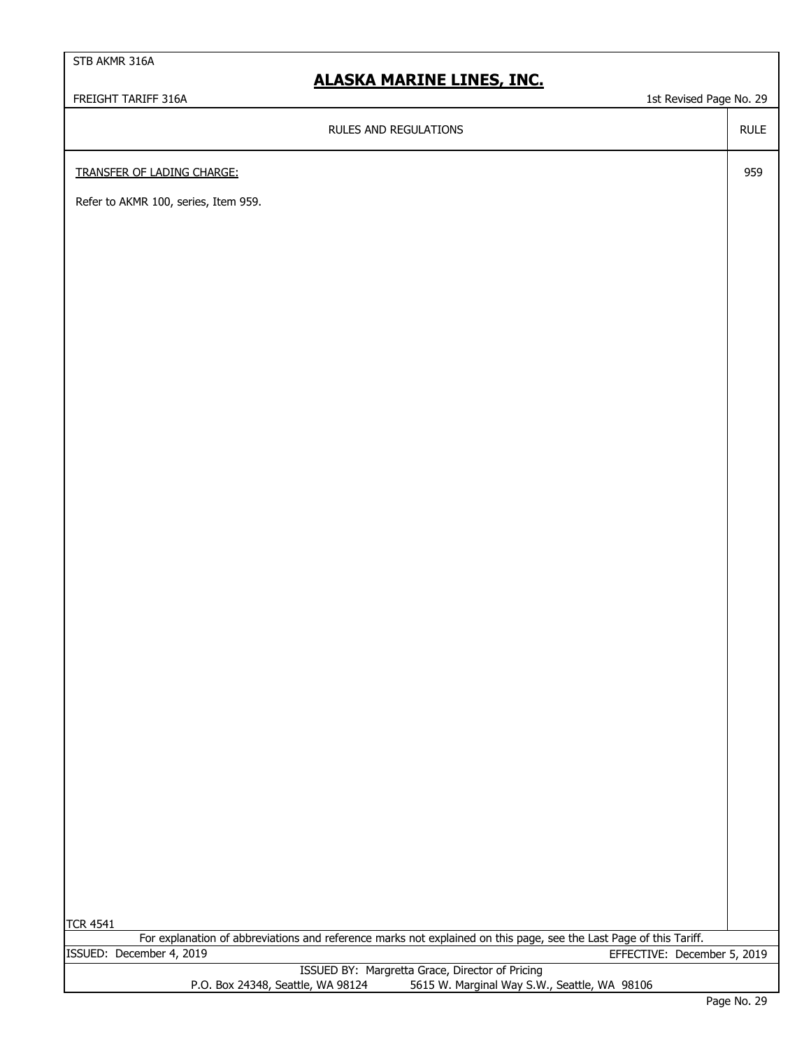## RULES AND REGULATIONS

| RULES AND REGULATIONS | RULE |
|---|---|
| TRANSFER OF LADING CHARGE: | 959 |
| Refer to AKMR 100, series, Item 959. | |

TCR 4541

For explanation of abbreviations and reference marks not explained on this page, see the Last Page of this Tariff.

ISSUED: December 4, 2019 EFFECTIVE: December 5, 2019

ISSUED BY: Margretta Grace, Director of Pricing
P.O. Box 24348, Seattle, WA 98124 5615 W. Marginal Way S.W., Seattle, WA 98106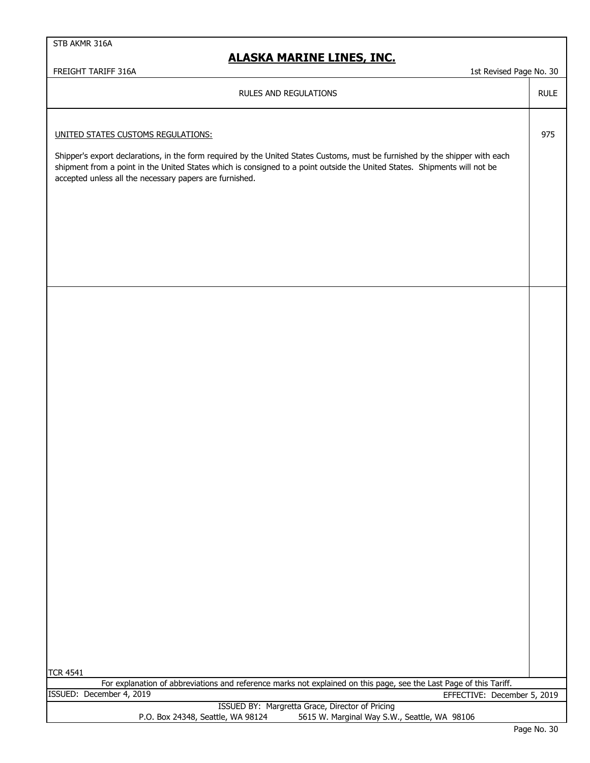## RULES AND REGULATIONS

| | RULE |
|---|---|
| UNITED STATES CUSTOMS REGULATIONS: | 975 |

Shipper's export declarations, in the form required by the United States Customs, must be furnished by the shipper with each shipment from a point in the United States which is consigned to a point outside the United States. Shipments will not be accepted unless all the necessary papers are furnished.

TCR 4541

For explanation of abbreviations and reference marks not explained on this page, see the Last Page of this Tariff.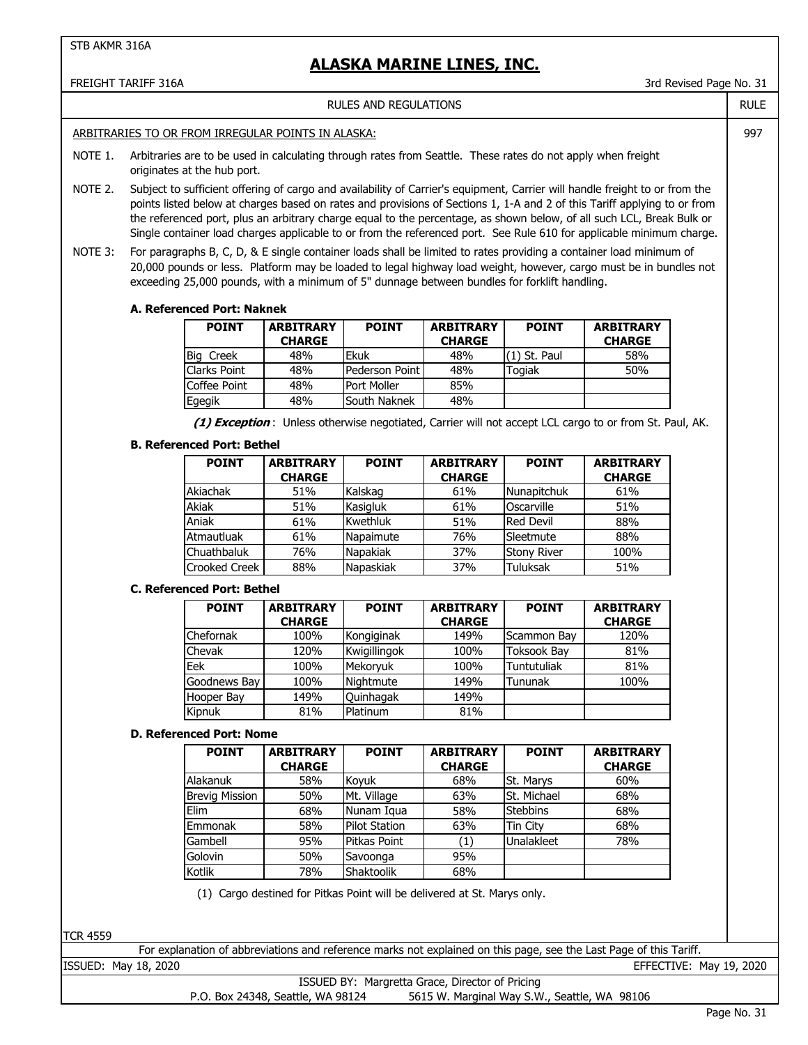STB AKMR 316A

# ALASKA MARINE LINES, INC.

FREIGHT TARIFF 316A — 3rd Revised Page No. 31

RULES AND REGULATIONS — RULE 997

ARBITRARIES TO OR FROM IRREGULAR POINTS IN ALASKA:

NOTE 1. Arbitraries are to be used in calculating through rates from Seattle. These rates do not apply when freight originates at the hub port.

NOTE 2. Subject to sufficient offering of cargo and availability of Carrier's equipment, Carrier will handle freight to or from the points listed below at charges based on rates and provisions of Sections 1, 1-A and 2 of this Tariff applying to or from the referenced port, plus an arbitrary charge equal to the percentage, as shown below, of all such LCL, Break Bulk or Single container load charges applicable to or from the referenced port. See Rule 610 for applicable minimum charge.

NOTE 3: For paragraphs B, C, D, & E single container loads shall be limited to rates providing a container load minimum of 20,000 pounds or less. Platform may be loaded to legal highway load weight, however, cargo must be in bundles not exceeding 25,000 pounds, with a minimum of 5" dunnage between bundles for forklift handling.

**A. Referenced Port: Naknek**

| POINT | ARBITRARY CHARGE | POINT | ARBITRARY CHARGE | POINT | ARBITRARY CHARGE |
|---|---|---|---|---|---|
| Big Creek | 48% | Ekuk | 48% | (1) St. Paul | 58% |
| Clarks Point | 48% | Pederson Point | 48% | Togiak | 50% |
| Coffee Point | 48% | Port Moller | 85% | | |
| Egegik | 48% | South Naknek | 48% | | |

***(1) Exception***: Unless otherwise negotiated, Carrier will not accept LCL cargo to or from St. Paul, AK.

**B. Referenced Port: Bethel**

| POINT | ARBITRARY CHARGE | POINT | ARBITRARY CHARGE | POINT | ARBITRARY CHARGE |
|---|---|---|---|---|---|
| Akiachak | 51% | Kalskag | 61% | Nunapitchuk | 61% |
| Akiak | 51% | Kasigluk | 61% | Oscarville | 51% |
| Aniak | 61% | Kwethluk | 51% | Red Devil | 88% |
| Atmautluak | 61% | Napaimute | 76% | Sleetmute | 88% |
| Chuathbaluk | 76% | Napakiak | 37% | Stony River | 100% |
| Crooked Creek | 88% | Napaskiak | 37% | Tuluksak | 51% |

**C. Referenced Port: Bethel**

| POINT | ARBITRARY CHARGE | POINT | ARBITRARY CHARGE | POINT | ARBITRARY CHARGE |
|---|---|---|---|---|---|
| Chefornak | 100% | Kongiginak | 149% | Scammon Bay | 120% |
| Chevak | 120% | Kwigillingok | 100% | Toksook Bay | 81% |
| Eek | 100% | Mekoryuk | 100% | Tuntutuliak | 81% |
| Goodnews Bay | 100% | Nightmute | 149% | Tununak | 100% |
| Hooper Bay | 149% | Quinhagak | 149% | | |
| Kipnuk | 81% | Platinum | 81% | | |

**D. Referenced Port: Nome**

| POINT | ARBITRARY CHARGE | POINT | ARBITRARY CHARGE | POINT | ARBITRARY CHARGE |
|---|---|---|---|---|---|
| Alakanuk | 58% | Koyuk | 68% | St. Marys | 60% |
| Brevig Mission | 50% | Mt. Village | 63% | St. Michael | 68% |
| Elim | 68% | Nunam Iqua | 58% | Stebbins | 68% |
| Emmonak | 58% | Pilot Station | 63% | Tin City | 68% |
| Gambell | 95% | Pitkas Point | (1) | Unalakleet | 78% |
| Golovin | 50% | Savoonga | 95% | | |
| Kotlik | 78% | Shaktoolik | 68% | | |

(1) Cargo destined for Pitkas Point will be delivered at St. Marys only.

TCR 4559

For explanation of abbreviations and reference marks not explained on this page, see the Last Page of this Tariff.

ISSUED: May 18, 2020 — EFFECTIVE: May 19, 2020

ISSUED BY: Margretta Grace, Director of Pricing

P.O. Box 24348, Seattle, WA 98124 — 5615 W. Marginal Way S.W., Seattle, WA 98106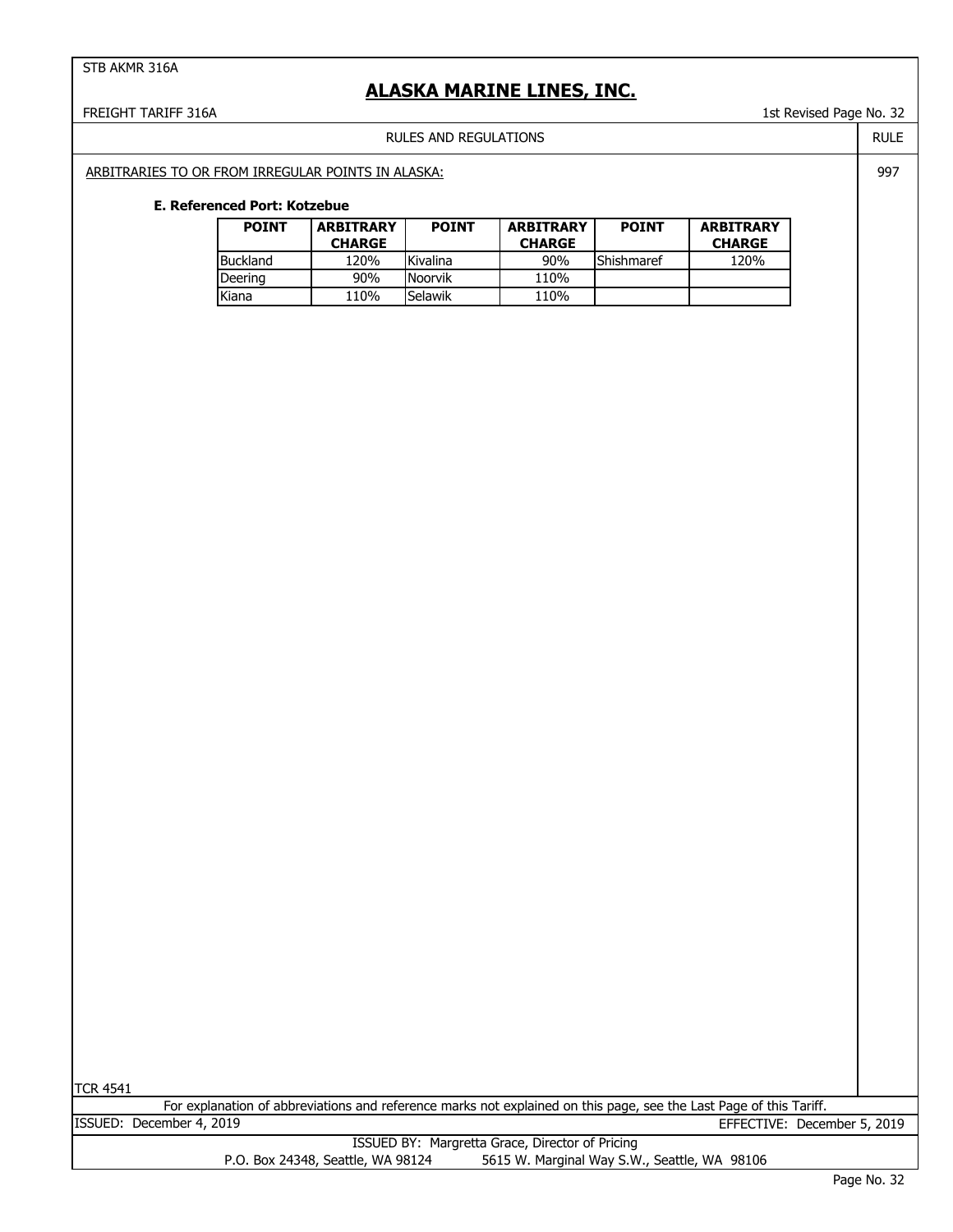RULES AND REGULATIONS

RULE 997

ARBITRARIES TO OR FROM IRREGULAR POINTS IN ALASKA:

**E. Referenced Port: Kotzebue**

| POINT | ARBITRARY CHARGE | POINT | ARBITRARY CHARGE | POINT | ARBITRARY CHARGE |
|---|---|---|---|---|---|
| Buckland | 120% | Kivalina | 90% | Shishmaref | 120% |
| Deering | 90% | Noorvik | 110% | | |
| Kiana | 110% | Selawik | 110% | | |

TCR 4541

For explanation of abbreviations and reference marks not explained on this page, see the Last Page of this Tariff.

ISSUED: December 4, 2019

EFFECTIVE: December 5, 2019

ISSUED BY: Margretta Grace, Director of Pricing

P.O. Box 24348, Seattle, WA 98124 5615 W. Marginal Way S.W., Seattle, WA 98106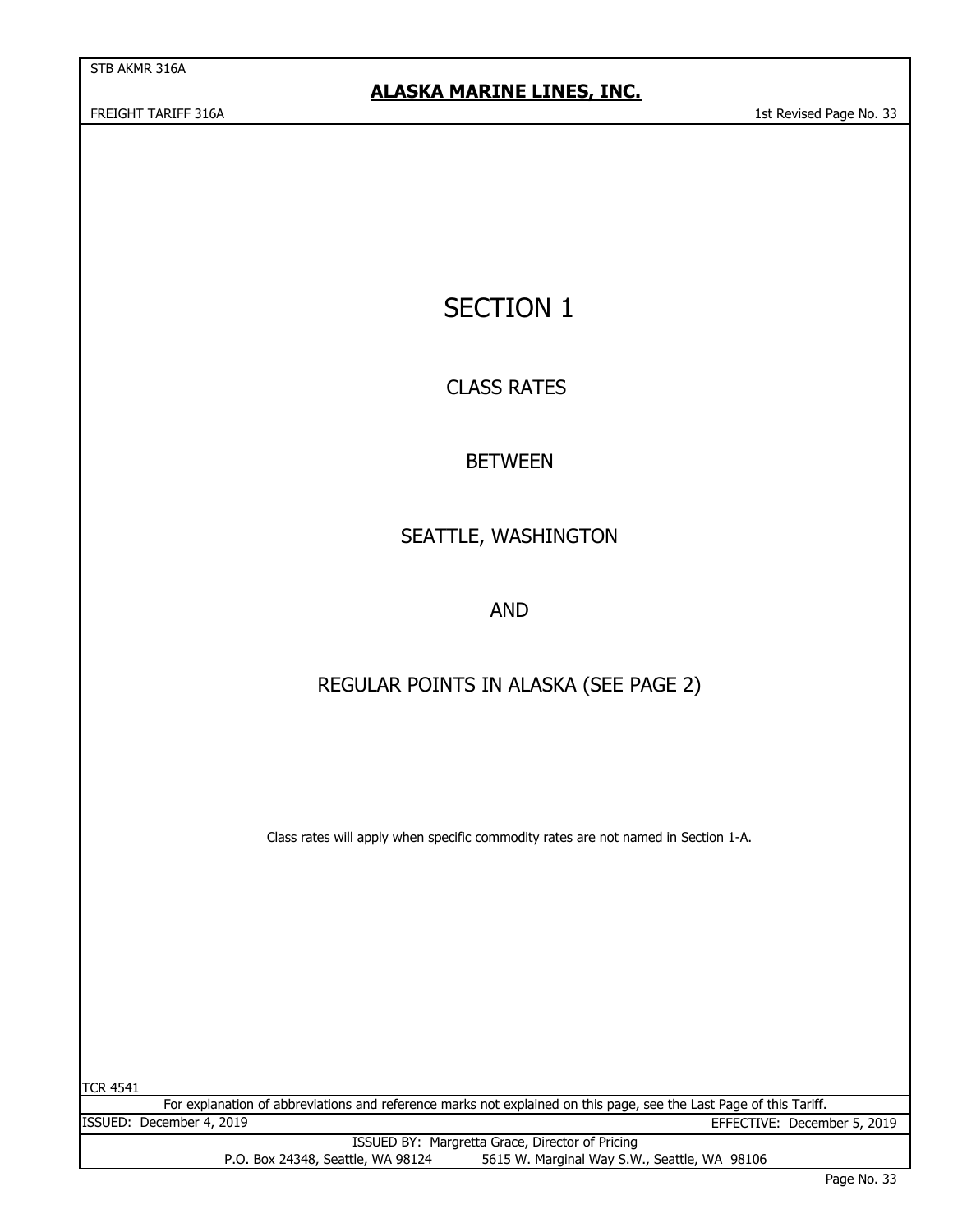# SECTION 1

## CLASS RATES

## BETWEEN

## SEATTLE, WASHINGTON

## AND

## REGULAR POINTS IN ALASKA (SEE PAGE 2)

Class rates will apply when specific commodity rates are not named in Section 1-A.

TCR 4541

For explanation of abbreviations and reference marks not explained on this page, see the Last Page of this Tariff.

ISSUED: December 4, 2019

EFFECTIVE: December 5, 2019

ISSUED BY: Margretta Grace, Director of Pricing

P.O. Box 24348, Seattle, WA 98124 5615 W. Marginal Way S.W., Seattle, WA 98106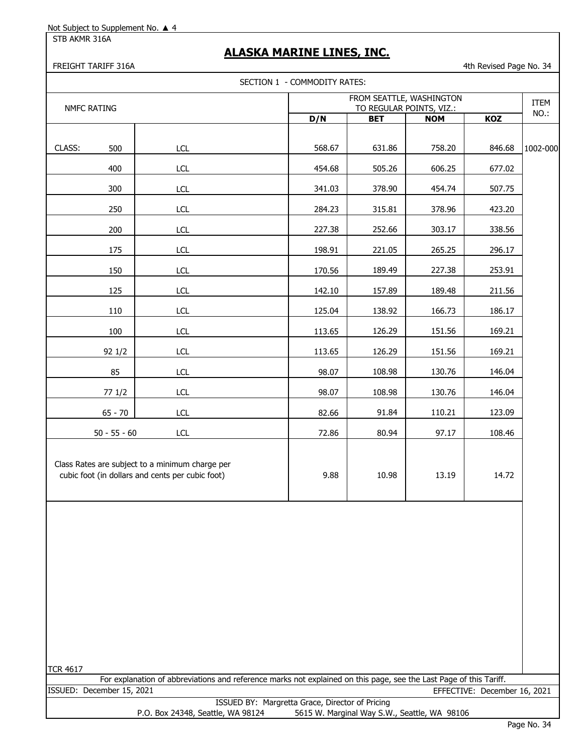Not Subject to Supplement No. ▲ 4

STB AKMR 316A

# ALASKA MARINE LINES, INC.

FREIGHT TARIFF 316A

4th Revised Page No. 34

## SECTION 1 - COMMODITY RATES:

| NMFC RATING | | | FROM SEATTLE, WASHINGTON TO REGULAR POINTS, VIZ.: | | | | ITEM NO.: |
|---|---|---|---|---|---|---|---|
| | | | **D/N** | **BET** | **NOM** | **KOZ** | |
| CLASS: | 500 | LCL | 568.67 | 631.86 | 758.20 | 846.68 | 1002-000 |
| | 400 | LCL | 454.68 | 505.26 | 606.25 | 677.02 | |
| | 300 | LCL | 341.03 | 378.90 | 454.74 | 507.75 | |
| | 250 | LCL | 284.23 | 315.81 | 378.96 | 423.20 | |
| | 200 | LCL | 227.38 | 252.66 | 303.17 | 338.56 | |
| | 175 | LCL | 198.91 | 221.05 | 265.25 | 296.17 | |
| | 150 | LCL | 170.56 | 189.49 | 227.38 | 253.91 | |
| | 125 | LCL | 142.10 | 157.89 | 189.48 | 211.56 | |
| | 110 | LCL | 125.04 | 138.92 | 166.73 | 186.17 | |
| | 100 | LCL | 113.65 | 126.29 | 151.56 | 169.21 | |
| | 92 1/2 | LCL | 113.65 | 126.29 | 151.56 | 169.21 | |
| | 85 | LCL | 98.07 | 108.98 | 130.76 | 146.04 | |
| | 77 1/2 | LCL | 98.07 | 108.98 | 130.76 | 146.04 | |
| | 65 - 70 | LCL | 82.66 | 91.84 | 110.21 | 123.09 | |
| | 50 - 55 - 60 | LCL | 72.86 | 80.94 | 97.17 | 108.46 | |
| Class Rates are subject to a minimum charge per cubic foot (in dollars and cents per cubic foot) | | | 9.88 | 10.98 | 13.19 | 14.72 | |

TCR 4617

For explanation of abbreviations and reference marks not explained on this page, see the Last Page of this Tariff.

ISSUED: December 15, 2021

EFFECTIVE: December 16, 2021

ISSUED BY: Margretta Grace, Director of Pricing

P.O. Box 24348, Seattle, WA 98124 5615 W. Marginal Way S.W., Seattle, WA 98106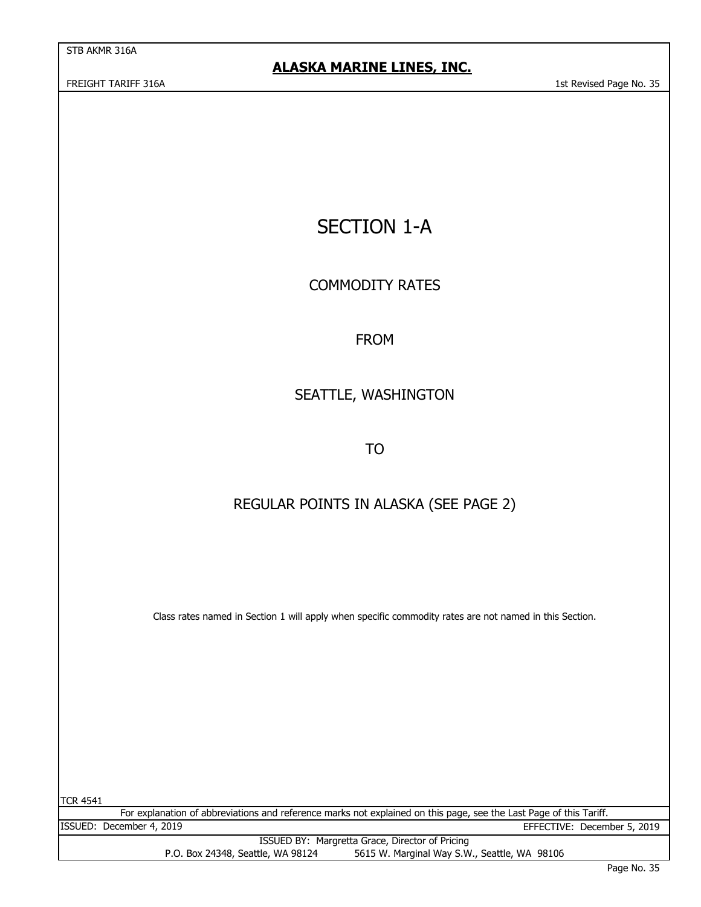# SECTION 1-A

## COMMODITY RATES

## FROM

## SEATTLE, WASHINGTON

## TO

## REGULAR POINTS IN ALASKA (SEE PAGE 2)

Class rates named in Section 1 will apply when specific commodity rates are not named in this Section.

TCR 4541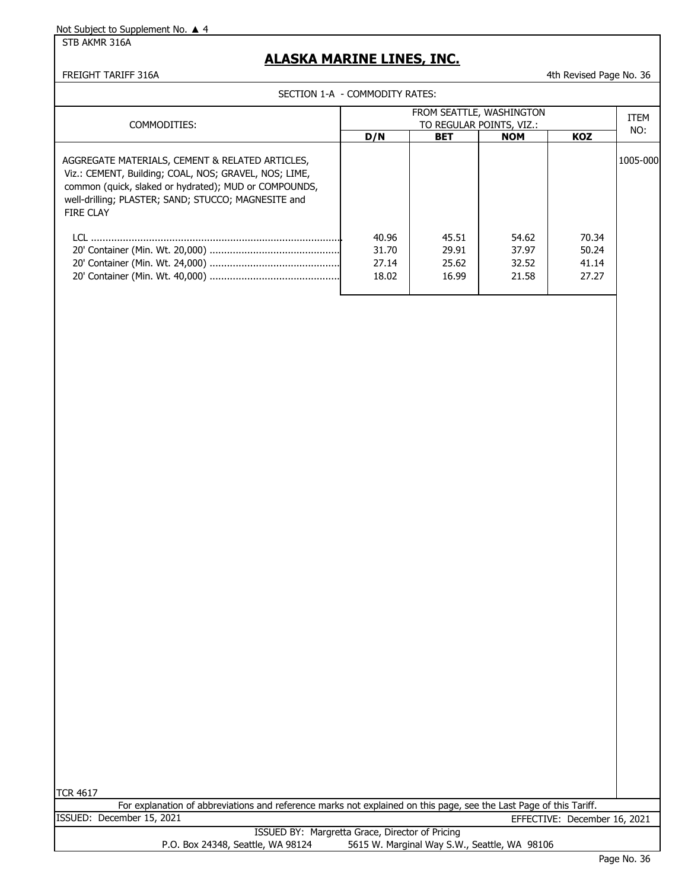Not Subject to Supplement No. ▲ 4

STB AKMR 316A

## ALASKA MARINE LINES, INC.

FREIGHT TARIFF 316A

4th Revised Page No. 36

SECTION 1-A - COMMODITY RATES:

| COMMODITIES: | FROM SEATTLE, WASHINGTON TO REGULAR POINTS, VIZ.: | | | | ITEM NO: |
|---|---|---|---|---|---|
| | **D/N** | **BET** | **NOM** | **KOZ** | |
| AGGREGATE MATERIALS, CEMENT & RELATED ARTICLES, Viz.: CEMENT, Building; COAL, NOS; GRAVEL, NOS; LIME, common (quick, slaked or hydrated); MUD or COMPOUNDS, well-drilling; PLASTER; SAND; STUCCO; MAGNESITE and FIRE CLAY | | | | | 1005-000 |
| LCL | 40.96 | 45.51 | 54.62 | 70.34 | |
| 20' Container (Min. Wt. 20,000) | 31.70 | 29.91 | 37.97 | 50.24 | |
| 20' Container (Min. Wt. 24,000) | 27.14 | 25.62 | 32.52 | 41.14 | |
| 20' Container (Min. Wt. 40,000) | 18.02 | 16.99 | 21.58 | 27.27 | |

TCR 4617

For explanation of abbreviations and reference marks not explained on this page, see the Last Page of this Tariff.

ISSUED: December 15, 2021

EFFECTIVE: December 16, 2021

ISSUED BY: Margretta Grace, Director of Pricing

P.O. Box 24348, Seattle, WA 98124 5615 W. Marginal Way S.W., Seattle, WA 98106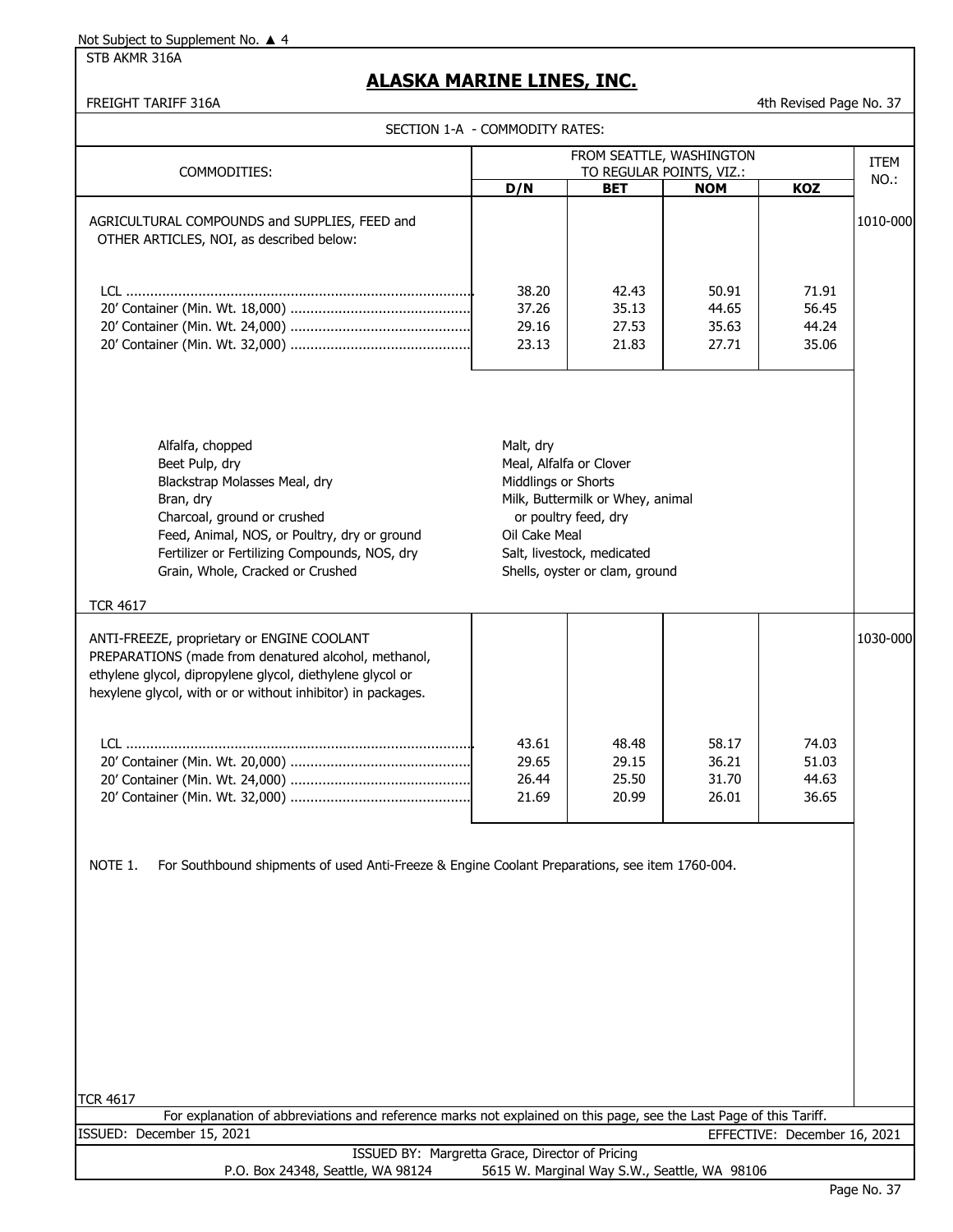Not Subject to Supplement No. ▲ 4

STB AKMR 316A

# ALASKA MARINE LINES, INC.

FREIGHT TARIFF 316A — 4th Revised Page No. 37

## SECTION 1-A - COMMODITY RATES:

| COMMODITIES: | FROM SEATTLE, WASHINGTON TO REGULAR POINTS, VIZ.: | | | | ITEM NO.: |
|---|---|---|---|---|---|
| | D/N | BET | NOM | KOZ | |
| AGRICULTURAL COMPOUNDS and SUPPLIES, FEED and OTHER ARTICLES, NOI, as described below: | | | | | 1010-000 |
| LCL | 38.20 | 42.43 | 50.91 | 71.91 | |
| 20' Container (Min. Wt. 18,000) | 37.26 | 35.13 | 44.65 | 56.45 | |
| 20' Container (Min. Wt. 24,000) | 29.16 | 27.53 | 35.63 | 44.24 | |
| 20' Container (Min. Wt. 32,000) | 23.13 | 21.83 | 27.71 | 35.06 | |

- Alfalfa, chopped
- Beet Pulp, dry
- Blackstrap Molasses Meal, dry
- Bran, dry
- Charcoal, ground or crushed
- Feed, Animal, NOS, or Poultry, dry or ground
- Fertilizer or Fertilizing Compounds, NOS, dry
- Grain, Whole, Cracked or Crushed
- Malt, dry
- Meal, Alfalfa or Clover
- Middlings or Shorts
- Milk, Buttermilk or Whey, animal or poultry feed, dry
- Oil Cake Meal
- Salt, livestock, medicated
- Shells, oyster or clam, ground

TCR 4617

| COMMODITIES: | D/N | BET | NOM | KOZ | ITEM NO.: |
|---|---|---|---|---|---|
| ANTI-FREEZE, proprietary or ENGINE COOLANT PREPARATIONS (made from denatured alcohol, methanol, ethylene glycol, dipropylene glycol, diethylene glycol or hexylene glycol, with or or without inhibitor) in packages. | | | | | 1030-000 |
| LCL | 43.61 | 48.48 | 58.17 | 74.03 | |
| 20' Container (Min. Wt. 20,000) | 29.65 | 29.15 | 36.21 | 51.03 | |
| 20' Container (Min. Wt. 24,000) | 26.44 | 25.50 | 31.70 | 44.63 | |
| 20' Container (Min. Wt. 32,000) | 21.69 | 20.99 | 26.01 | 36.65 | |

NOTE 1. For Southbound shipments of used Anti-Freeze & Engine Coolant Preparations, see item 1760-004.

TCR 4617

For explanation of abbreviations and reference marks not explained on this page, see the Last Page of this Tariff.

ISSUED: December 15, 2021 — EFFECTIVE: December 16, 2021

ISSUED BY: Margretta Grace, Director of Pricing

P.O. Box 24348, Seattle, WA 98124 — 5615 W. Marginal Way S.W., Seattle, WA 98106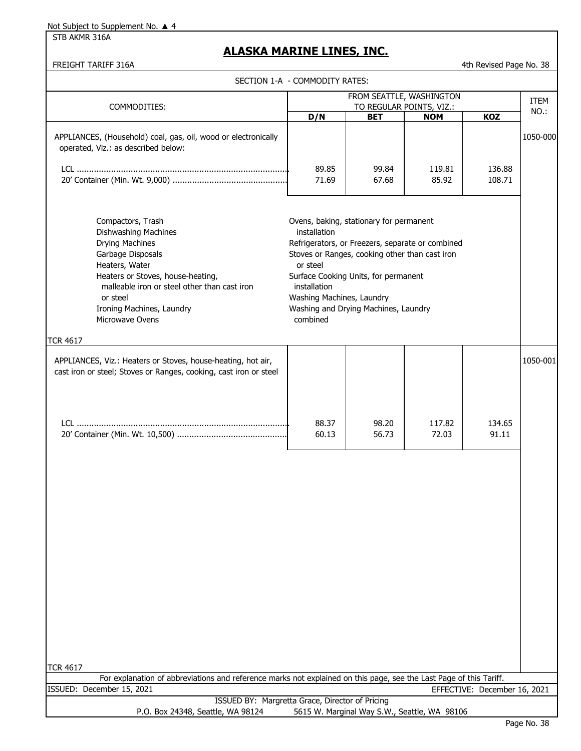Not Subject to Supplement No. ▲ 4

STB AKMR 316A

# ALASKA MARINE LINES, INC.

FREIGHT TARIFF 316A

4th Revised Page No. 38

SECTION 1-A - COMMODITY RATES:

| COMMODITIES: | FROM SEATTLE, WASHINGTON TO REGULAR POINTS, VIZ.: | | | | ITEM NO.: |
|---|---|---|---|---|---|
| | D/N | BET | NOM | KOZ | |
| APPLIANCES, (Household) coal, gas, oil, wood or electronically operated, Viz.: as described below: | | | | | 1050-000 |
| LCL | 89.85 | 99.84 | 119.81 | 136.88 | |
| 20' Container (Min. Wt. 9,000) | 71.69 | 67.68 | 85.92 | 108.71 | |

Compactors, Trash
Dishwashing Machines
Drying Machines
Garbage Disposals
Heaters, Water
Heaters or Stoves, house-heating, malleable iron or steel other than cast iron or steel
Ironing Machines, Laundry
Microwave Ovens
Ovens, baking, stationary for permanent installation
Refrigerators, or Freezers, separate or combined
Stoves or Ranges, cooking other than cast iron or steel
Surface Cooking Units, for permanent installation
Washing Machines, Laundry
Washing and Drying Machines, Laundry combined

TCR 4617

| COMMODITIES: | D/N | BET | NOM | KOZ | ITEM NO.: |
|---|---|---|---|---|---|
| APPLIANCES, Viz.: Heaters or Stoves, house-heating, hot air, cast iron or steel; Stoves or Ranges, cooking, cast iron or steel | | | | | 1050-001 |
| LCL | 88.37 | 98.20 | 117.82 | 134.65 | |
| 20' Container (Min. Wt. 10,500) | 60.13 | 56.73 | 72.03 | 91.11 | |

TCR 4617

For explanation of abbreviations and reference marks not explained on this page, see the Last Page of this Tariff.

ISSUED: December 15, 2021

EFFECTIVE: December 16, 2021

ISSUED BY: Margretta Grace, Director of Pricing

P.O. Box 24348, Seattle, WA 98124 5615 W. Marginal Way S.W., Seattle, WA 98106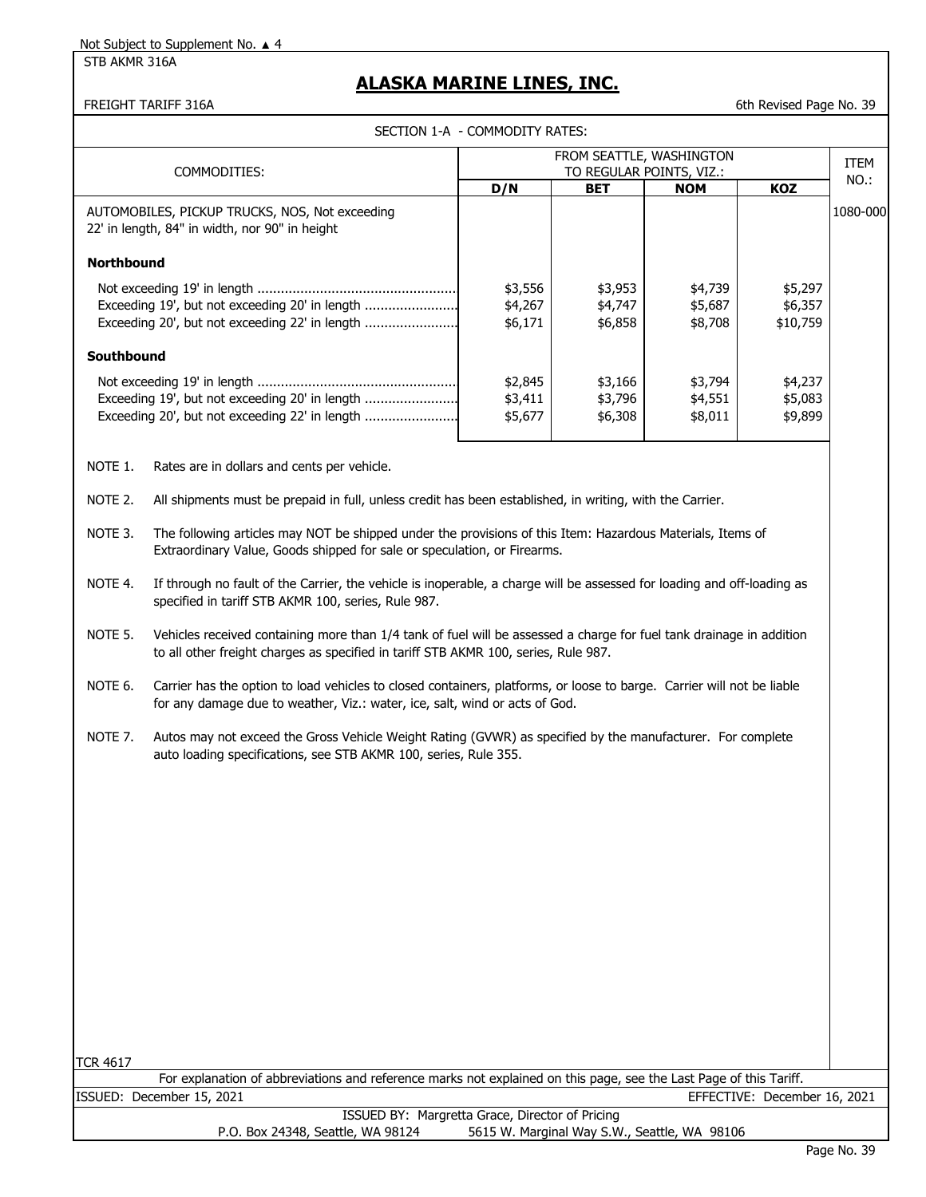Not Subject to Supplement No. ▲ 4

STB AKMR 316A

# ALASKA MARINE LINES, INC.

FREIGHT TARIFF 316A

6th Revised Page No. 39

SECTION 1-A - COMMODITY RATES:

| COMMODITIES: | FROM SEATTLE, WASHINGTON TO REGULAR POINTS, VIZ.: | | | | ITEM NO.: |
|---|---|---|---|---|---|
| | D/N | BET | NOM | KOZ | |
| AUTOMOBILES, PICKUP TRUCKS, NOS, Not exceeding 22' in length, 84" in width, nor 90" in height | | | | | 1080-000 |
| **Northbound** | | | | | |
| Not exceeding 19' in length | $3,556 | $3,953 | $4,739 | $5,297 | |
| Exceeding 19', but not exceeding 20' in length | $4,267 | $4,747 | $5,687 | $6,357 | |
| Exceeding 20', but not exceeding 22' in length | $6,171 | $6,858 | $8,708 | $10,759 | |
| **Southbound** | | | | | |
| Not exceeding 19' in length | $2,845 | $3,166 | $3,794 | $4,237 | |
| Exceeding 19', but not exceeding 20' in length | $3,411 | $3,796 | $4,551 | $5,083 | |
| Exceeding 20', but not exceeding 22' in length | $5,677 | $6,308 | $8,011 | $9,899 | |

NOTE 1. Rates are in dollars and cents per vehicle.

NOTE 2. All shipments must be prepaid in full, unless credit has been established, in writing, with the Carrier.

NOTE 3. The following articles may NOT be shipped under the provisions of this Item: Hazardous Materials, Items of Extraordinary Value, Goods shipped for sale or speculation, or Firearms.

NOTE 4. If through no fault of the Carrier, the vehicle is inoperable, a charge will be assessed for loading and off-loading as specified in tariff STB AKMR 100, series, Rule 987.

NOTE 5. Vehicles received containing more than 1/4 tank of fuel will be assessed a charge for fuel tank drainage in addition to all other freight charges as specified in tariff STB AKMR 100, series, Rule 987.

NOTE 6. Carrier has the option to load vehicles to closed containers, platforms, or loose to barge. Carrier will not be liable for any damage due to weather, Viz.: water, ice, salt, wind or acts of God.

NOTE 7. Autos may not exceed the Gross Vehicle Weight Rating (GVWR) as specified by the manufacturer. For complete auto loading specifications, see STB AKMR 100, series, Rule 355.

TCR 4617

For explanation of abbreviations and reference marks not explained on this page, see the Last Page of this Tariff.

ISSUED: December 15, 2021

EFFECTIVE: December 16, 2021

ISSUED BY: Margretta Grace, Director of Pricing

P.O. Box 24348, Seattle, WA 98124     5615 W. Marginal Way S.W., Seattle, WA 98106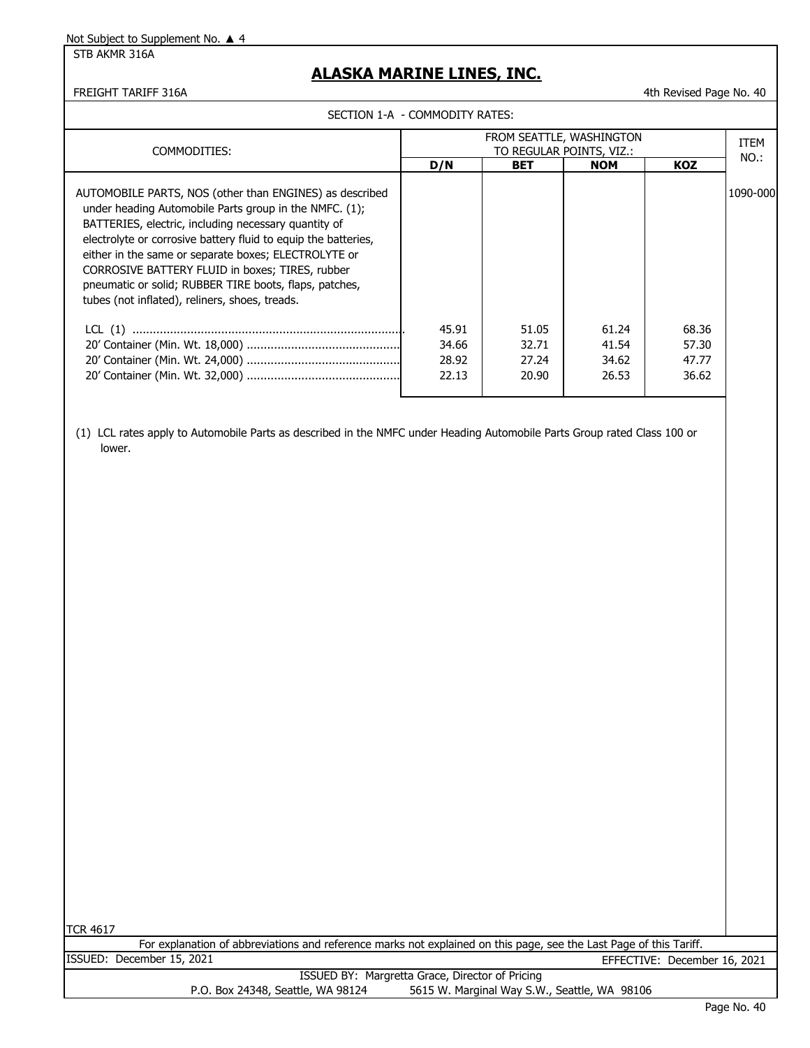Not Subject to Supplement No. ▲ 4

STB AKMR 316A

# ALASKA MARINE LINES, INC.

FREIGHT TARIFF 316A

4th Revised Page No. 40

SECTION 1-A - COMMODITY RATES:

| COMMODITIES: | FROM SEATTLE, WASHINGTON TO REGULAR POINTS, VIZ.: | | | | ITEM NO.: |
|---|---|---|---|---|---|
| | D/N | BET | NOM | KOZ | |
| AUTOMOBILE PARTS, NOS (other than ENGINES) as described under heading Automobile Parts group in the NMFC. (1); BATTERIES, electric, including necessary quantity of electrolyte or corrosive battery fluid to equip the batteries, either in the same or separate boxes; ELECTROLYTE or CORROSIVE BATTERY FLUID in boxes; TIRES, rubber pneumatic or solid; RUBBER TIRE boots, flaps, patches, tubes (not inflated), reliners, shoes, treads. | | | | | 1090-000 |
| LCL (1) | 45.91 | 51.05 | 61.24 | 68.36 | |
| 20' Container (Min. Wt. 18,000) | 34.66 | 32.71 | 41.54 | 57.30 | |
| 20' Container (Min. Wt. 24,000) | 28.92 | 27.24 | 34.62 | 47.77 | |
| 20' Container (Min. Wt. 32,000) | 22.13 | 20.90 | 26.53 | 36.62 | |

(1) LCL rates apply to Automobile Parts as described in the NMFC under Heading Automobile Parts Group rated Class 100 or lower.

TCR 4617

For explanation of abbreviations and reference marks not explained on this page, see the Last Page of this Tariff.

ISSUED: December 15, 2021

EFFECTIVE: December 16, 2021

ISSUED BY: Margretta Grace, Director of Pricing

P.O. Box 24348, Seattle, WA 98124 5615 W. Marginal Way S.W., Seattle, WA 98106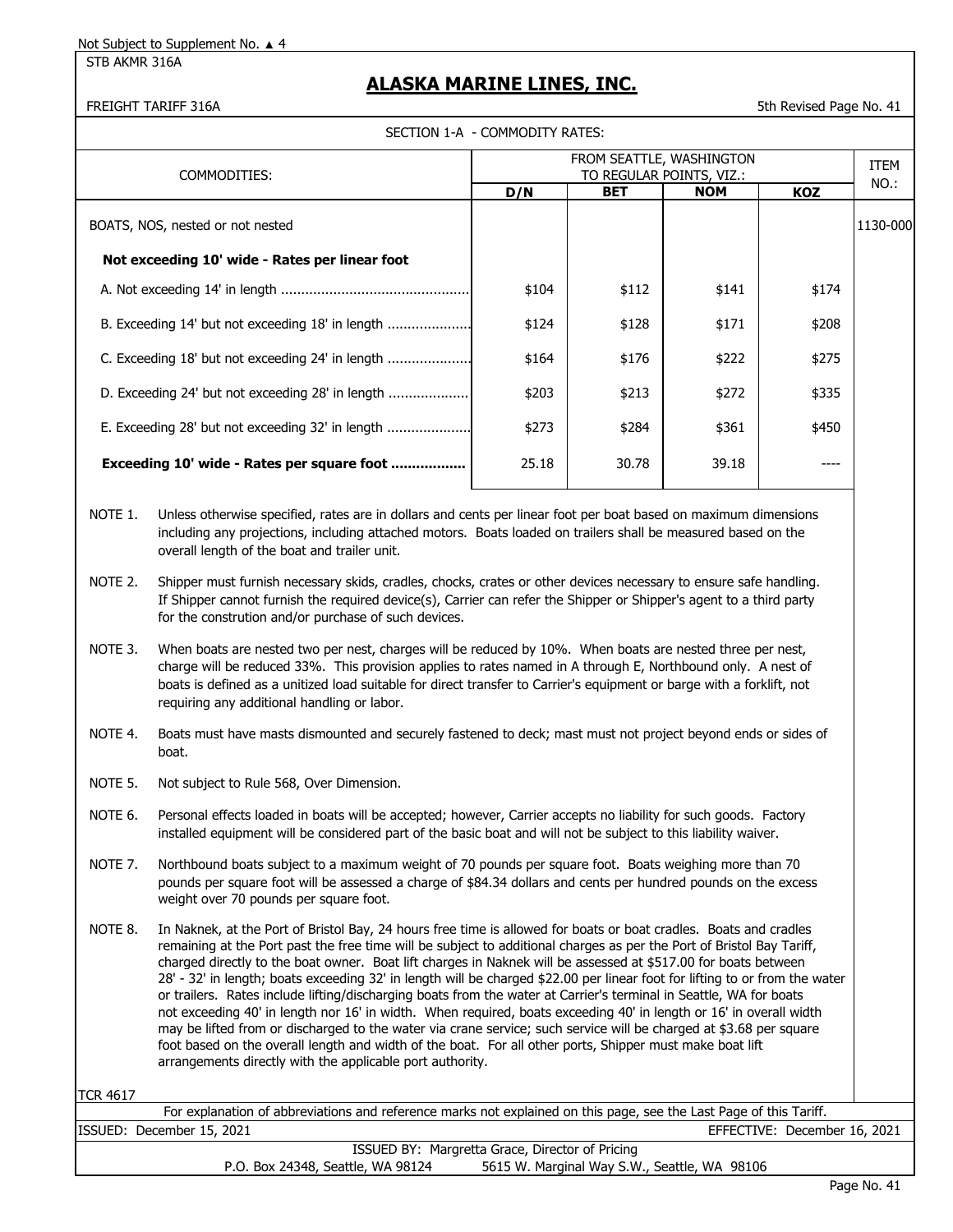Not Subject to Supplement No. ▲ 4

STB AKMR 316A

# ALASKA MARINE LINES, INC.

FREIGHT TARIFF 316A

5th Revised Page No. 41

SECTION 1-A - COMMODITY RATES:

| COMMODITIES: | FROM SEATTLE, WASHINGTON TO REGULAR POINTS, VIZ.: | | | | ITEM NO.: |
|---|---|---|---|---|---|
| | D/N | BET | NOM | KOZ | |
| BOATS, NOS, nested or not nested | | | | | 1130-000 |
| **Not exceeding 10' wide - Rates per linear foot** | | | | | |
| A. Not exceeding 14' in length ............................................... | $104 | $112 | $141 | $174 | |
| B. Exceeding 14' but not exceeding 18' in length .................... | $124 | $128 | $171 | $208 | |
| C. Exceeding 18' but not exceeding 24' in length .................... | $164 | $176 | $222 | $275 | |
| D. Exceeding 24' but not exceeding 28' in length .................... | $203 | $213 | $272 | $335 | |
| E. Exceeding 28' but not exceeding 32' in length .................... | $273 | $284 | $361 | $450 | |
| **Exceeding 10' wide - Rates per square foot .................** | 25.18 | 30.78 | 39.18 | ---- | |

NOTE 1. Unless otherwise specified, rates are in dollars and cents per linear foot per boat based on maximum dimensions including any projections, including attached motors. Boats loaded on trailers shall be measured based on the overall length of the boat and trailer unit.

NOTE 2. Shipper must furnish necessary skids, cradles, chocks, crates or other devices necessary to ensure safe handling. If Shipper cannot furnish the required device(s), Carrier can refer the Shipper or Shipper's agent to a third party for the constrution and/or purchase of such devices.

NOTE 3. When boats are nested two per nest, charges will be reduced by 10%. When boats are nested three per nest, charge will be reduced 33%. This provision applies to rates named in A through E, Northbound only. A nest of boats is defined as a unitized load suitable for direct transfer to Carrier's equipment or barge with a forklift, not requiring any additional handling or labor.

NOTE 4. Boats must have masts dismounted and securely fastened to deck; mast must not project beyond ends or sides of boat.

NOTE 5. Not subject to Rule 568, Over Dimension.

NOTE 6. Personal effects loaded in boats will be accepted; however, Carrier accepts no liability for such goods. Factory installed equipment will be considered part of the basic boat and will not be subject to this liability waiver.

NOTE 7. Northbound boats subject to a maximum weight of 70 pounds per square foot. Boats weighing more than 70 pounds per square foot will be assessed a charge of $84.34 dollars and cents per hundred pounds on the excess weight over 70 pounds per square foot.

NOTE 8. In Naknek, at the Port of Bristol Bay, 24 hours free time is allowed for boats or boat cradles. Boats and cradles remaining at the Port past the free time will be subject to additional charges as per the Port of Bristol Bay Tariff, charged directly to the boat owner. Boat lift charges in Naknek will be assessed at $517.00 for boats between 28' - 32' in length; boats exceeding 32' in length will be charged $22.00 per linear foot for lifting to or from the water or trailers. Rates include lifting/discharging boats from the water at Carrier's terminal in Seattle, WA for boats not exceeding 40' in length nor 16' in width. When required, boats exceeding 40' in length or 16' in overall width may be lifted from or discharged to the water via crane service; such service will be charged at $3.68 per square foot based on the overall length and width of the boat. For all other ports, Shipper must make boat lift arrangements directly with the applicable port authority.

TCR 4617

For explanation of abbreviations and reference marks not explained on this page, see the Last Page of this Tariff.

ISSUED: December 15, 2021 EFFECTIVE: December 16, 2021

ISSUED BY: Margretta Grace, Director of Pricing

P.O. Box 24348, Seattle, WA 98124 5615 W. Marginal Way S.W., Seattle, WA 98106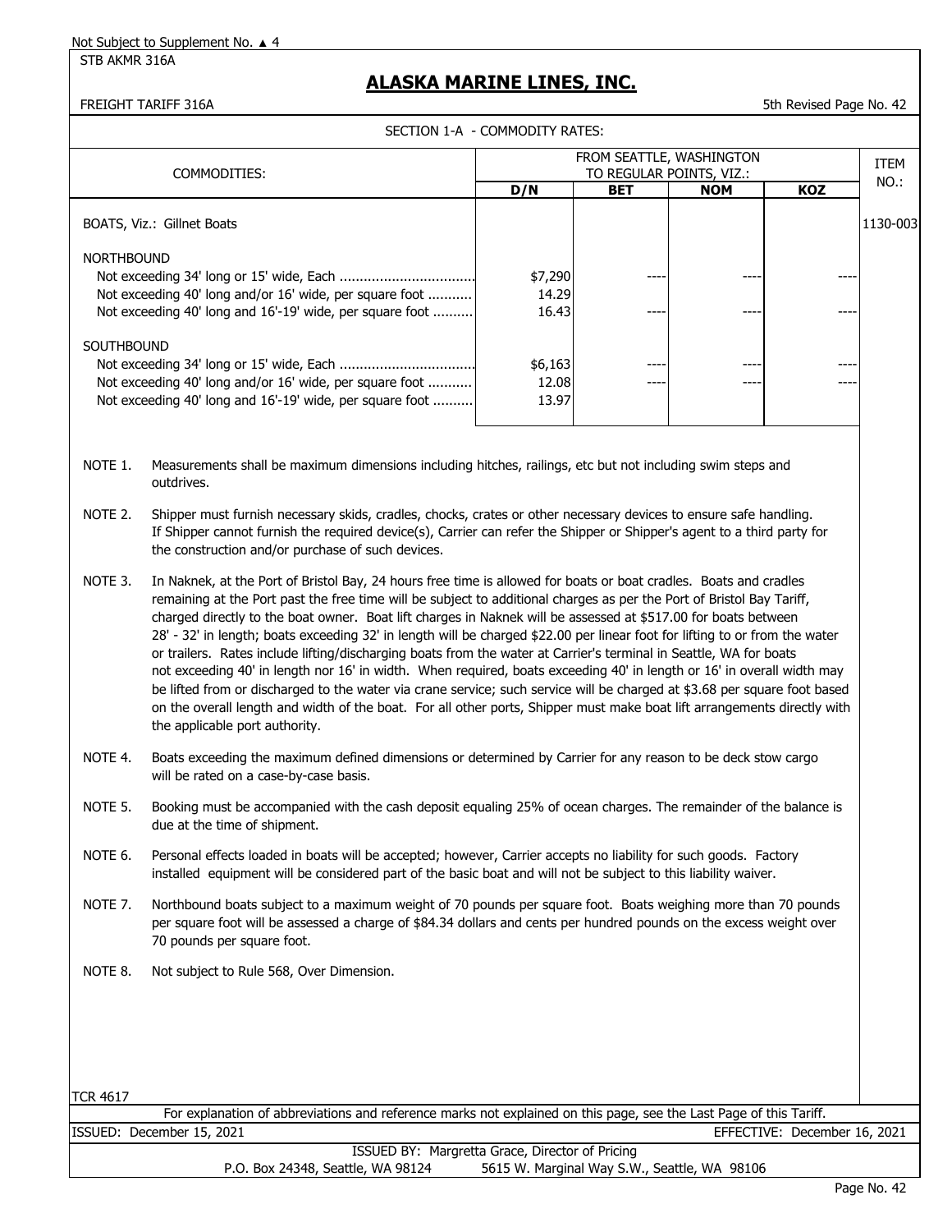Not Subject to Supplement No. ▲ 4

STB AKMR 316A

# ALASKA MARINE LINES, INC.

FREIGHT TARIFF 316A

5th Revised Page No. 42

SECTION 1-A - COMMODITY RATES:

| COMMODITIES: | FROM SEATTLE, WASHINGTON TO REGULAR POINTS, VIZ.: | | | | ITEM NO.: |
|---|---|---|---|---|---|
| | D/N | BET | NOM | KOZ | |
| BOATS, Viz.: Gillnet Boats | | | | | 1130-003 |
| NORTHBOUND | | | | | |
| Not exceeding 34' long or 15' wide, Each ................................. | $7,290 | ---- | ---- | ---- | |
| Not exceeding 40' long and/or 16' wide, per square foot ........... | 14.29 | | | | |
| Not exceeding 40' long and 16'-19' wide, per square foot .......... | 16.43 | ---- | ---- | ---- | |
| SOUTHBOUND | | | | | |
| Not exceeding 34' long or 15' wide, Each ................................. | $6,163 | ---- | ---- | ---- | |
| Not exceeding 40' long and/or 16' wide, per square foot ........... | 12.08 | ---- | ---- | ---- | |
| Not exceeding 40' long and 16'-19' wide, per square foot .......... | 13.97 | | | | |

NOTE 1. Measurements shall be maximum dimensions including hitches, railings, etc but not including swim steps and outdrives.

NOTE 2. Shipper must furnish necessary skids, cradles, chocks, crates or other necessary devices to ensure safe handling. If Shipper cannot furnish the required device(s), Carrier can refer the Shipper or Shipper's agent to a third party for the construction and/or purchase of such devices.

NOTE 3. In Naknek, at the Port of Bristol Bay, 24 hours free time is allowed for boats or boat cradles. Boats and cradles remaining at the Port past the free time will be subject to additional charges as per the Port of Bristol Bay Tariff, charged directly to the boat owner. Boat lift charges in Naknek will be assessed at $517.00 for boats between 28' - 32' in length; boats exceeding 32' in length will be charged $22.00 per linear foot for lifting to or from the water or trailers. Rates include lifting/discharging boats from the water at Carrier's terminal in Seattle, WA for boats not exceeding 40' in length nor 16' in width. When required, boats exceeding 40' in length or 16' in overall width may be lifted from or discharged to the water via crane service; such service will be charged at $3.68 per square foot based on the overall length and width of the boat. For all other ports, Shipper must make boat lift arrangements directly with the applicable port authority.

NOTE 4. Boats exceeding the maximum defined dimensions or determined by Carrier for any reason to be deck stow cargo will be rated on a case-by-case basis.

NOTE 5. Booking must be accompanied with the cash deposit equaling 25% of ocean charges. The remainder of the balance is due at the time of shipment.

NOTE 6. Personal effects loaded in boats will be accepted; however, Carrier accepts no liability for such goods. Factory installed equipment will be considered part of the basic boat and will not be subject to this liability waiver.

NOTE 7. Northbound boats subject to a maximum weight of 70 pounds per square foot. Boats weighing more than 70 pounds per square foot will be assessed a charge of $84.34 dollars and cents per hundred pounds on the excess weight over 70 pounds per square foot.

NOTE 8. Not subject to Rule 568, Over Dimension.

TCR 4617

For explanation of abbreviations and reference marks not explained on this page, see the Last Page of this Tariff.

ISSUED: December 15, 2021 EFFECTIVE: December 16, 2021

ISSUED BY: Margretta Grace, Director of Pricing

P.O. Box 24348, Seattle, WA 98124 5615 W. Marginal Way S.W., Seattle, WA 98106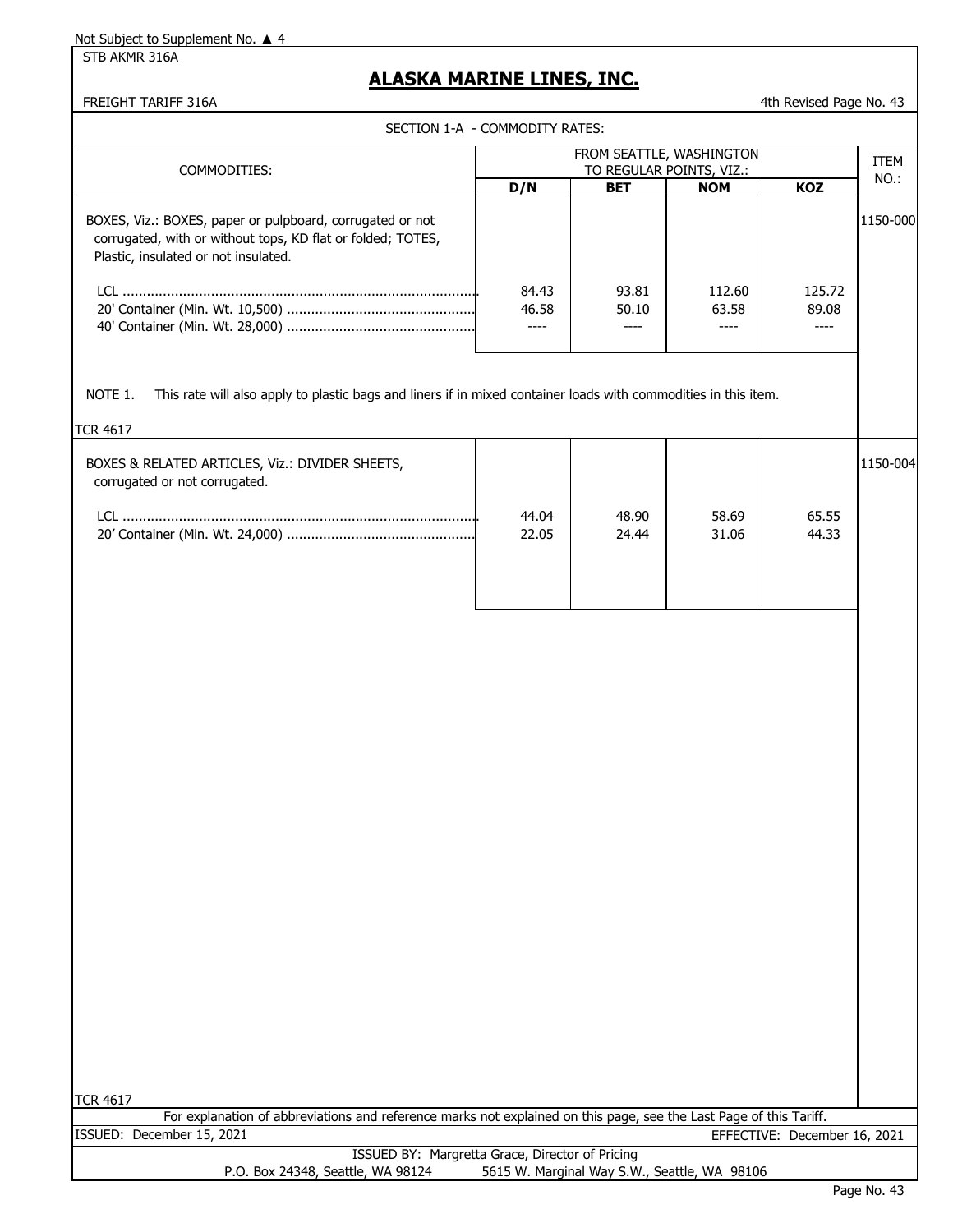Not Subject to Supplement No. ▲ 4

STB AKMR 316A

## ALASKA MARINE LINES, INC.

FREIGHT TARIFF 316A

4th Revised Page No. 43

### SECTION 1-A - COMMODITY RATES:

| COMMODITIES: | FROM SEATTLE, WASHINGTON TO REGULAR POINTS, VIZ.: | | | | ITEM NO.: |
|---|---|---|---|---|---|
| | D/N | BET | NOM | KOZ | |
| BOXES, Viz.: BOXES, paper or pulpboard, corrugated or not corrugated, with or without tops, KD flat or folded; TOTES, Plastic, insulated or not insulated. | | | | | 1150-000 |
| LCL | 84.43 | 93.81 | 112.60 | 125.72 | |
| 20' Container (Min. Wt. 10,500) | 46.58 | 50.10 | 63.58 | 89.08 | |
| 40' Container (Min. Wt. 28,000) | ---- | ---- | ---- | ---- | |

NOTE 1. This rate will also apply to plastic bags and liners if in mixed container loads with commodities in this item.

TCR 4617

| COMMODITIES: | D/N | BET | NOM | KOZ | ITEM NO.: |
|---|---|---|---|---|---|
| BOXES & RELATED ARTICLES, Viz.: DIVIDER SHEETS, corrugated or not corrugated. | | | | | 1150-004 |
| LCL | 44.04 | 48.90 | 58.69 | 65.55 | |
| 20' Container (Min. Wt. 24,000) | 22.05 | 24.44 | 31.06 | 44.33 | |

TCR 4617

For explanation of abbreviations and reference marks not explained on this page, see the Last Page of this Tariff.

ISSUED: December 15, 2021

EFFECTIVE: December 16, 2021

ISSUED BY: Margretta Grace, Director of Pricing

P.O. Box 24348, Seattle, WA 98124 5615 W. Marginal Way S.W., Seattle, WA 98106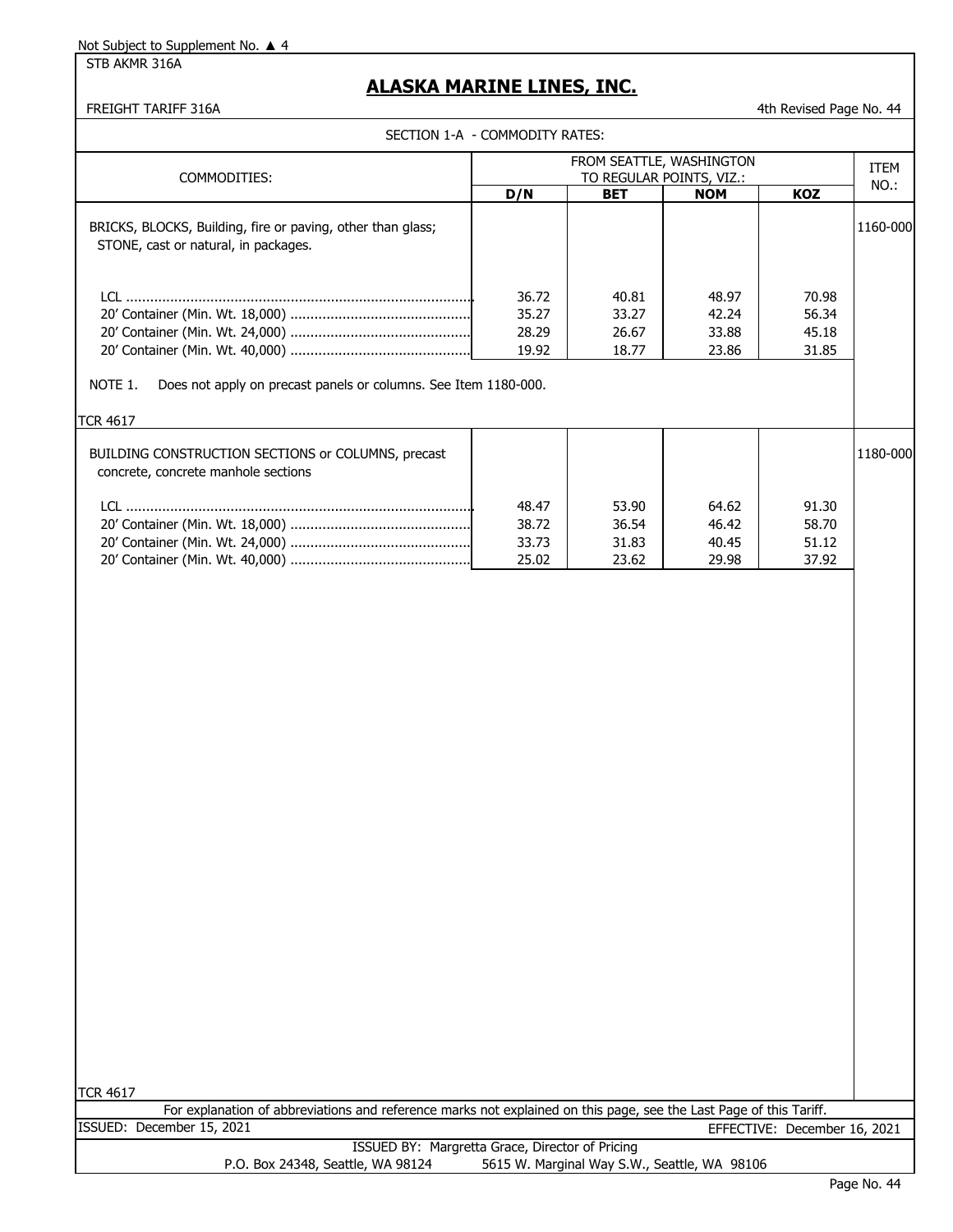Not Subject to Supplement No. ▲ 4

STB AKMR 316A

# ALASKA MARINE LINES, INC.

FREIGHT TARIFF 316A

4th Revised Page No. 44

SECTION 1-A - COMMODITY RATES:

| COMMODITIES: | FROM SEATTLE, WASHINGTON TO REGULAR POINTS, VIZ.: | | | | ITEM NO.: |
|---|---|---|---|---|---|
| | D/N | BET | NOM | KOZ | |
| BRICKS, BLOCKS, Building, fire or paving, other than glass; STONE, cast or natural, in packages. | | | | | 1160-000 |
| LCL | 36.72 | 40.81 | 48.97 | 70.98 | |
| 20' Container (Min. Wt. 18,000) | 35.27 | 33.27 | 42.24 | 56.34 | |
| 20' Container (Min. Wt. 24,000) | 28.29 | 26.67 | 33.88 | 45.18 | |
| 20' Container (Min. Wt. 40,000) | 19.92 | 18.77 | 23.86 | 31.85 | |

NOTE 1. Does not apply on precast panels or columns. See Item 1180-000.

TCR 4617

| COMMODITIES: | D/N | BET | NOM | KOZ | ITEM NO.: |
|---|---|---|---|---|---|
| BUILDING CONSTRUCTION SECTIONS or COLUMNS, precast concrete, concrete manhole sections | | | | | 1180-000 |
| LCL | 48.47 | 53.90 | 64.62 | 91.30 | |
| 20' Container (Min. Wt. 18,000) | 38.72 | 36.54 | 46.42 | 58.70 | |
| 20' Container (Min. Wt. 24,000) | 33.73 | 31.83 | 40.45 | 51.12 | |
| 20' Container (Min. Wt. 40,000) | 25.02 | 23.62 | 29.98 | 37.92 | |

TCR 4617

For explanation of abbreviations and reference marks not explained on this page, see the Last Page of this Tariff.

ISSUED: December 15, 2021

EFFECTIVE: December 16, 2021

ISSUED BY: Margretta Grace, Director of Pricing

P.O. Box 24348, Seattle, WA 98124 5615 W. Marginal Way S.W., Seattle, WA 98106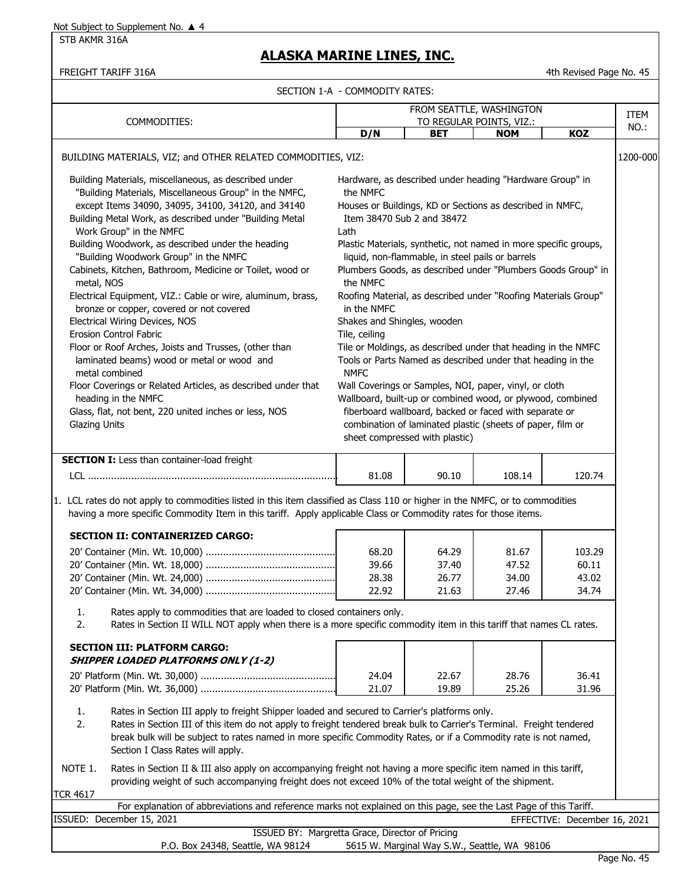Not Subject to Supplement No. ▲ 4

STB AKMR 316A

# ALASKA MARINE LINES, INC.

FREIGHT TARIFF 316A

4th Revised Page No. 45

## SECTION 1-A - COMMODITY RATES:

| COMMODITIES: | FROM SEATTLE, WASHINGTON TO REGULAR POINTS, VIZ.: | | | | ITEM NO.: |
|---|---|---|---|---|---|
| | D/N | BET | NOM | KOZ | |

BUILDING MATERIALS, VIZ; and OTHER RELATED COMMODITIES, VIZ: **1200-000**

- Building Materials, miscellaneous, as described under "Building Materials, Miscellaneous Group" in the NMFC, except Items 34090, 34095, 34100, 34120, and 34140
- Building Metal Work, as described under "Building Metal Work Group" in the NMFC
- Building Woodwork, as described under the heading "Building Woodwork Group" in the NMFC
- Cabinets, Kitchen, Bathroom, Medicine or Toilet, wood or metal, NOS
- Electrical Equipment, VIZ.: Cable or wire, aluminum, brass, bronze or copper, covered or not covered
- Electrical Wiring Devices, NOS
- Erosion Control Fabric
- Floor or Roof Arches, Joists and Trusses, (other than laminated beams) wood or metal or wood and metal combined
- Floor Coverings or Related Articles, as described under that heading in the NMFC
- Glass, flat, not bent, 220 united inches or less, NOS
- Glazing Units
- Hardware, as described under heading "Hardware Group" in the NMFC
- Houses or Buildings, KD or Sections as described in NMFC, Item 38470 Sub 2 and 38472
- Lath
- Plastic Materials, synthetic, not named in more specific groups, liquid, non-flammable, in steel pails or barrels
- Plumbers Goods, as described under "Plumbers Goods Group" in the NMFC
- Roofing Material, as described under "Roofing Materials Group" in the NMFC
- Shakes and Shingles, wooden
- Tile, ceiling
- Tile or Moldings, as described under that heading in the NMFC
- Tools or Parts Named as described under that heading in the NMFC
- Wall Coverings or Samples, NOI, paper, vinyl, or cloth
- Wallboard, built-up or combined wood, or plywood, combined fiberboard wallboard, backed or faced with separate or combination of laminated plastic (sheets of paper, film or sheet compressed with plastic)

**SECTION I:** Less than container-load freight

| | D/N | BET | NOM | KOZ |
|---|---|---|---|---|
| LCL | 81.08 | 90.10 | 108.14 | 120.74 |

1. LCL rates do not apply to commodities listed in this item classified as Class 110 or higher in the NMFC, or to commodities having a more specific Commodity Item in this tariff. Apply applicable Class or Commodity rates for those items.

**SECTION II: CONTAINERIZED CARGO:**

| | D/N | BET | NOM | KOZ |
|---|---|---|---|---|
| 20' Container (Min. Wt. 10,000) | 68.20 | 64.29 | 81.67 | 103.29 |
| 20' Container (Min. Wt. 18,000) | 39.66 | 37.40 | 47.52 | 60.11 |
| 20' Container (Min. Wt. 24,000) | 28.38 | 26.77 | 34.00 | 43.02 |
| 20' Container (Min. Wt. 34,000) | 22.92 | 21.63 | 27.46 | 34.74 |

1. Rates apply to commodities that are loaded to closed containers only.
2. Rates in Section II WILL NOT apply when there is a more specific commodity item in this tariff that names CL rates.

**SECTION III: PLATFORM CARGO:**
***SHIPPER LOADED PLATFORMS ONLY (1-2)***

| | D/N | BET | NOM | KOZ |
|---|---|---|---|---|
| 20' Platform (Min. Wt. 30,000) | 24.04 | 22.67 | 28.76 | 36.41 |
| 20' Platform (Min. Wt. 36,000) | 21.07 | 19.89 | 25.26 | 31.96 |

1. Rates in Section III apply to freight Shipper loaded and secured to Carrier's platforms only.
2. Rates in Section III of this item do not apply to freight tendered break bulk to Carrier's Terminal. Freight tendered break bulk will be subject to rates named in more specific Commodity Rates, or if a Commodity rate is not named, Section I Class Rates will apply.

NOTE 1. Rates in Section II & III also apply on accompanying freight not having a more specific item named in this tariff, providing weight of such accompanying freight does not exceed 10% of the total weight of the shipment.

TCR 4617

For explanation of abbreviations and reference marks not explained on this page, see the Last Page of this Tariff.

ISSUED: December 15, 2021 EFFECTIVE: December 16, 2021

ISSUED BY: Margretta Grace, Director of Pricing
P.O. Box 24348, Seattle, WA 98124 5615 W. Marginal Way S.W., Seattle, WA 98106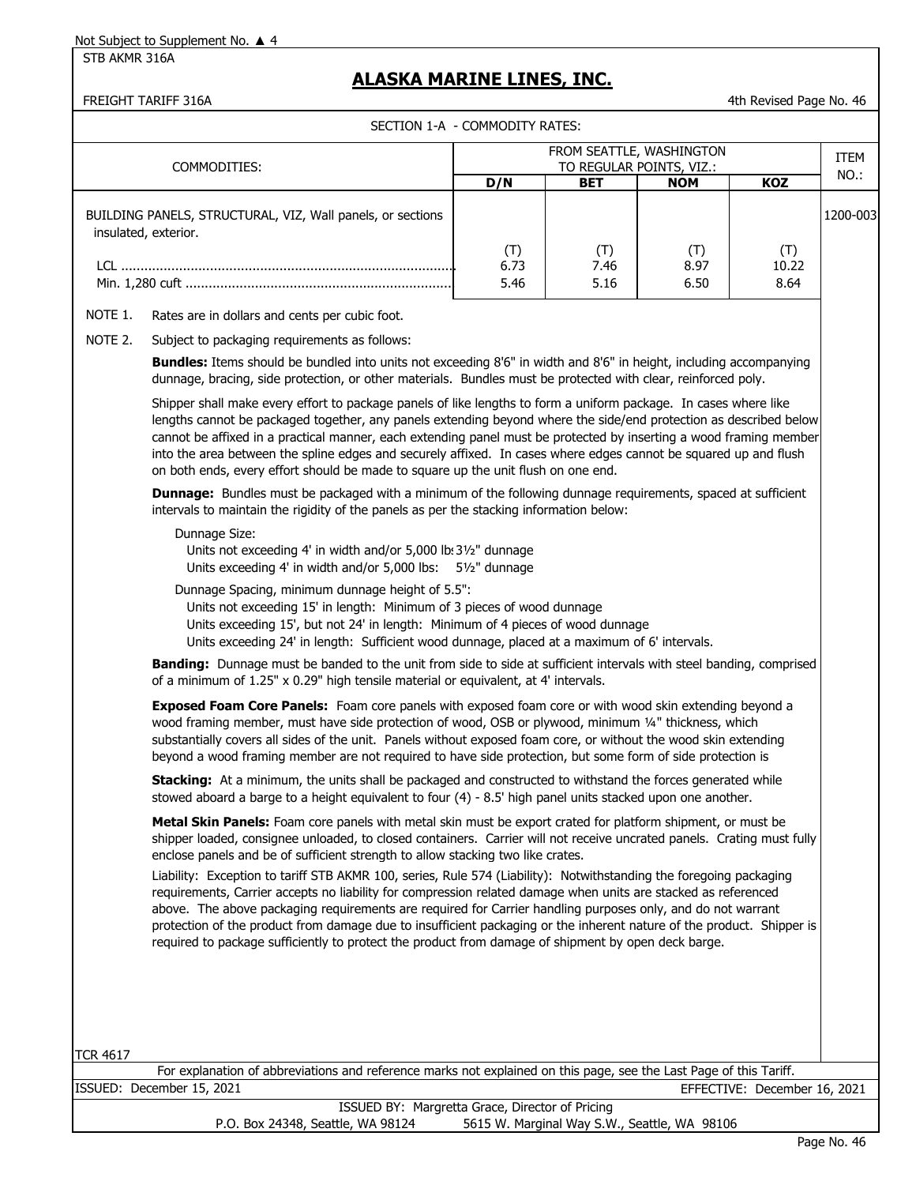Not Subject to Supplement No. ▲ 4

STB AKMR 316A

# ALASKA MARINE LINES, INC.

FREIGHT TARIFF 316A

4th Revised Page No. 46

SECTION 1-A - COMMODITY RATES:

| COMMODITIES: | FROM SEATTLE, WASHINGTON TO REGULAR POINTS, VIZ.: | | | | ITEM NO.: |
|---|---|---|---|---|---|
| | D/N | BET | NOM | KOZ | |
| BUILDING PANELS, STRUCTURAL, VIZ, Wall panels, or sections insulated, exterior. | | | | | 1200-003 |
| | (T) | (T) | (T) | (T) | |
| LCL | 6.73 | 7.46 | 8.97 | 10.22 | |
| Min. 1,280 cuft | 5.46 | 5.16 | 6.50 | 8.64 | |

NOTE 1. Rates are in dollars and cents per cubic foot.

NOTE 2. Subject to packaging requirements as follows:

**Bundles:** Items should be bundled into units not exceeding 8'6" in width and 8'6" in height, including accompanying dunnage, bracing, side protection, or other materials. Bundles must be protected with clear, reinforced poly.

Shipper shall make every effort to package panels of like lengths to form a uniform package. In cases where like lengths cannot be packaged together, any panels extending beyond where the side/end protection as described below cannot be affixed in a practical manner, each extending panel must be protected by inserting a wood framing member into the area between the spline edges and securely affixed. In cases where edges cannot be squared up and flush on both ends, every effort should be made to square up the unit flush on one end.

**Dunnage:** Bundles must be packaged with a minimum of the following dunnage requirements, spaced at sufficient intervals to maintain the rigidity of the panels as per the stacking information below:

Dunnage Size:
- Units not exceeding 4' in width and/or 5,000 lbs: 3½" dunnage
- Units exceeding 4' in width and/or 5,000 lbs: 5½" dunnage

Dunnage Spacing, minimum dunnage height of 5.5":
- Units not exceeding 15' in length: Minimum of 3 pieces of wood dunnage
- Units exceeding 15', but not 24' in length: Minimum of 4 pieces of wood dunnage
- Units exceeding 24' in length: Sufficient wood dunnage, placed at a maximum of 6' intervals.

**Banding:** Dunnage must be banded to the unit from side to side at sufficient intervals with steel banding, comprised of a minimum of 1.25" x 0.29" high tensile material or equivalent, at 4' intervals.

**Exposed Foam Core Panels:** Foam core panels with exposed foam core or with wood skin extending beyond a wood framing member, must have side protection of wood, OSB or plywood, minimum ¼" thickness, which substantially covers all sides of the unit. Panels without exposed foam core, or without the wood skin extending beyond a wood framing member are not required to have side protection, but some form of side protection is

**Stacking:** At a minimum, the units shall be packaged and constructed to withstand the forces generated while stowed aboard a barge to a height equivalent to four (4) - 8.5' high panel units stacked upon one another.

**Metal Skin Panels:** Foam core panels with metal skin must be export crated for platform shipment, or must be shipper loaded, consignee unloaded, to closed containers. Carrier will not receive uncrated panels. Crating must fully enclose panels and be of sufficient strength to allow stacking two like crates.

Liability: Exception to tariff STB AKMR 100, series, Rule 574 (Liability): Notwithstanding the foregoing packaging requirements, Carrier accepts no liability for compression related damage when units are stacked as referenced above. The above packaging requirements are required for Carrier handling purposes only, and do not warrant protection of the product from damage due to insufficient packaging or the inherent nature of the product. Shipper is required to package sufficiently to protect the product from damage of shipment by open deck barge.

TCR 4617

For explanation of abbreviations and reference marks not explained on this page, see the Last Page of this Tariff.

ISSUED: December 15, 2021 EFFECTIVE: December 16, 2021

ISSUED BY: Margretta Grace, Director of Pricing

P.O. Box 24348, Seattle, WA 98124 5615 W. Marginal Way S.W., Seattle, WA 98106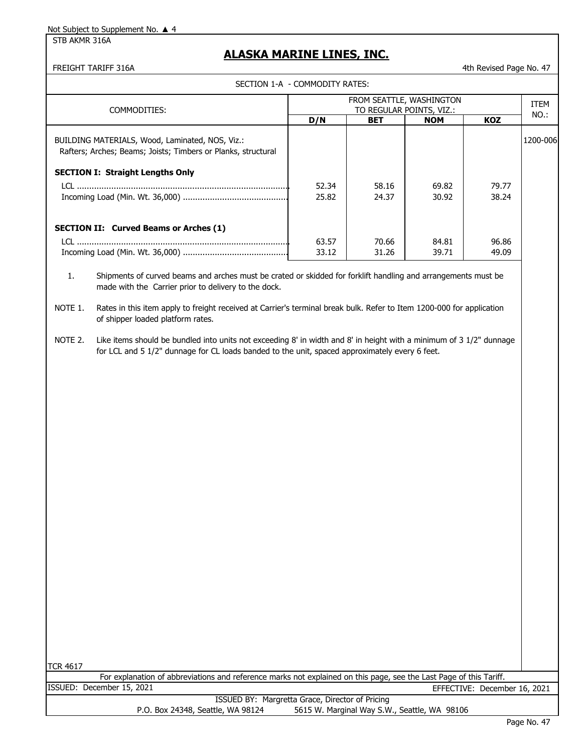Not Subject to Supplement No. ▲ 4

STB AKMR 316A

# ALASKA MARINE LINES, INC.

FREIGHT TARIFF 316A

4th Revised Page No. 47

SECTION 1-A - COMMODITY RATES:

| COMMODITIES: | FROM SEATTLE, WASHINGTON TO REGULAR POINTS, VIZ.: | | | | ITEM NO.: |
|---|---|---|---|---|---|
| | **D/N** | **BET** | **NOM** | **KOZ** | |
| BUILDING MATERIALS, Wood, Laminated, NOS, Viz.: Rafters; Arches; Beams; Joists; Timbers or Planks, structural | | | | | 1200-006 |
| **SECTION I: Straight Lengths Only** | | | | | |
| LCL | 52.34 | 58.16 | 69.82 | 79.77 | |
| Incoming Load (Min. Wt. 36,000) | 25.82 | 24.37 | 30.92 | 38.24 | |
| **SECTION II: Curved Beams or Arches (1)** | | | | | |
| LCL | 63.57 | 70.66 | 84.81 | 96.86 | |
| Incoming Load (Min. Wt. 36,000) | 33.12 | 31.26 | 39.71 | 49.09 | |

1. Shipments of curved beams and arches must be crated or skidded for forklift handling and arrangements must be made with the Carrier prior to delivery to the dock.

NOTE 1. Rates in this item apply to freight received at Carrier's terminal break bulk. Refer to Item 1200-000 for application of shipper loaded platform rates.

NOTE 2. Like items should be bundled into units not exceeding 8' in width and 8' in height with a minimum of 3 1/2" dunnage for LCL and 5 1/2" dunnage for CL loads banded to the unit, spaced approximately every 6 feet.

TCR 4617

For explanation of abbreviations and reference marks not explained on this page, see the Last Page of this Tariff.

ISSUED: December 15, 2021 EFFECTIVE: December 16, 2021

ISSUED BY: Margretta Grace, Director of Pricing

P.O. Box 24348, Seattle, WA 98124 5615 W. Marginal Way S.W., Seattle, WA 98106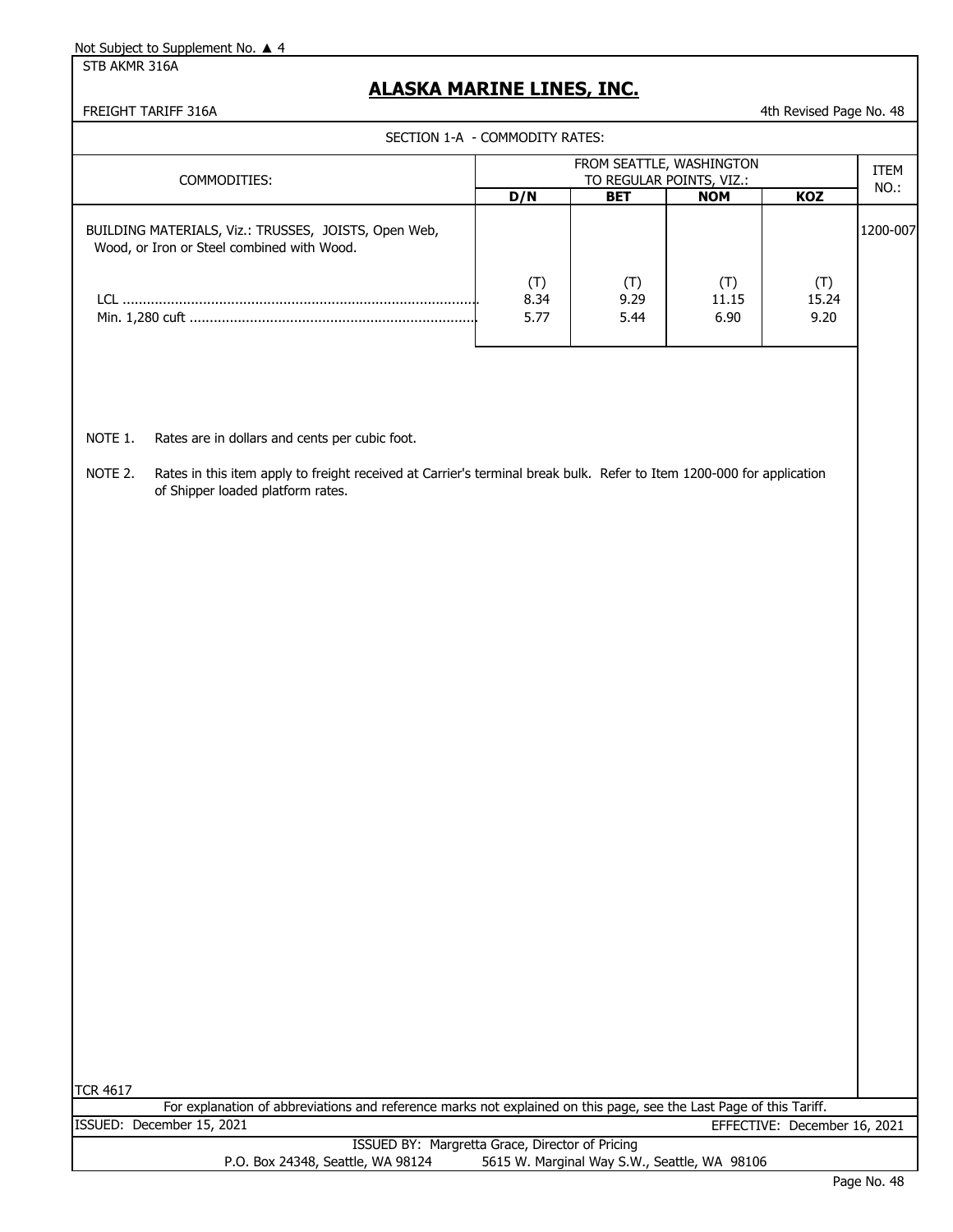Not Subject to Supplement No. ▲ 4

STB AKMR 316A

# ALASKA MARINE LINES, INC.

FREIGHT TARIFF 316A

4th Revised Page No. 48

SECTION 1-A - COMMODITY RATES:

| COMMODITIES: | FROM SEATTLE, WASHINGTON TO REGULAR POINTS, VIZ.: | | | | ITEM NO.: |
|---|---|---|---|---|---|
| | **D/N** | **BET** | **NOM** | **KOZ** | |
| BUILDING MATERIALS, Viz.: TRUSSES, JOISTS, Open Web, Wood, or Iron or Steel combined with Wood. | | | | | 1200-007 |
| | (T) | (T) | (T) | (T) | |
| LCL | 8.34 | 9.29 | 11.15 | 15.24 | |
| Min. 1,280 cuft | 5.77 | 5.44 | 6.90 | 9.20 | |

NOTE 1. Rates are in dollars and cents per cubic foot.

NOTE 2. Rates in this item apply to freight received at Carrier's terminal break bulk. Refer to Item 1200-000 for application of Shipper loaded platform rates.

TCR 4617

For explanation of abbreviations and reference marks not explained on this page, see the Last Page of this Tariff.

ISSUED: December 15, 2021

EFFECTIVE: December 16, 2021

ISSUED BY: Margretta Grace, Director of Pricing

P.O. Box 24348, Seattle, WA 98124 5615 W. Marginal Way S.W., Seattle, WA 98106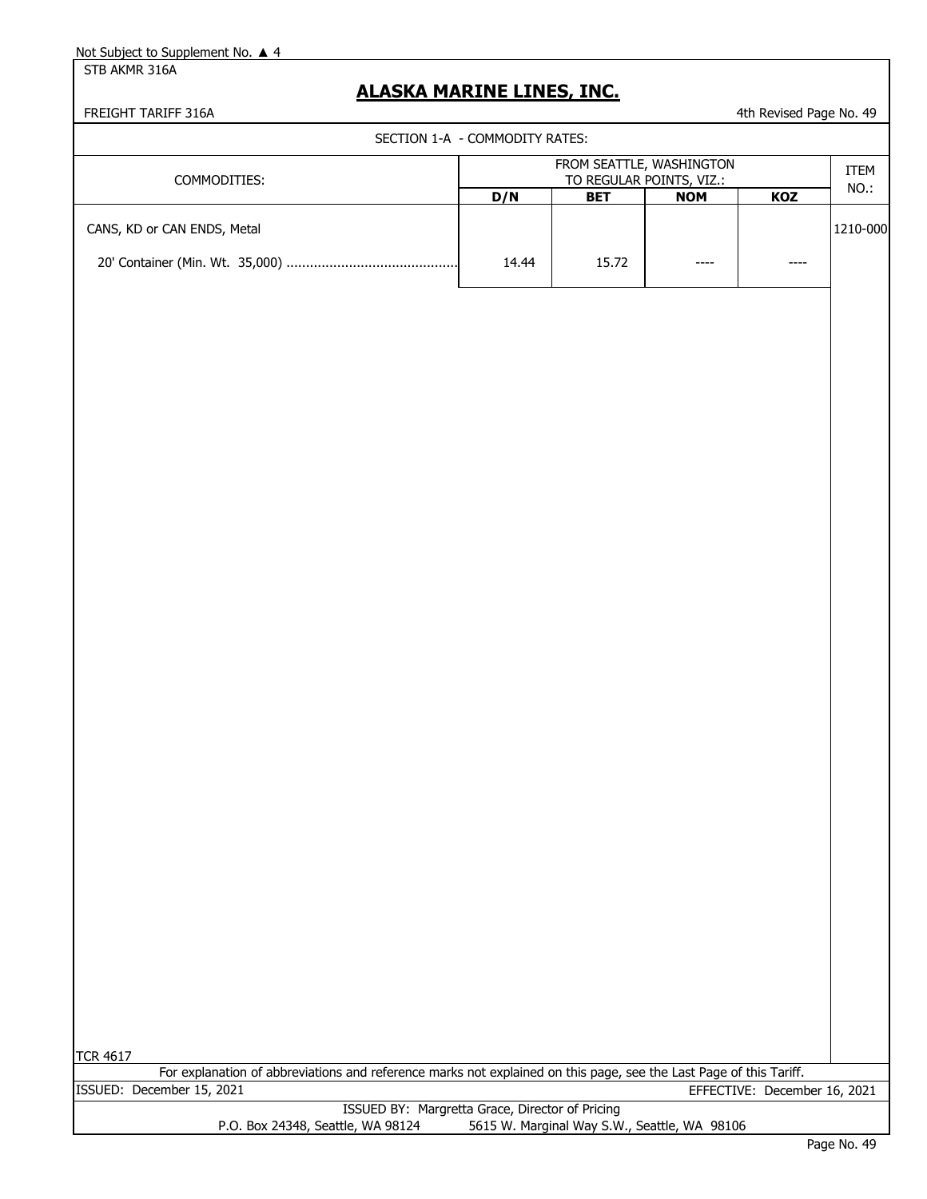Not Subject to Supplement No. ▲ 4

STB AKMR 316A

# ALASKA MARINE LINES, INC.

FREIGHT TARIFF 316A — 4th Revised Page No. 49

## SECTION 1-A - COMMODITY RATES:

| COMMODITIES: | FROM SEATTLE, WASHINGTON TO REGULAR POINTS, VIZ.: | | | | ITEM NO.: |
|---|---|---|---|---|---|
| | D/N | BET | NOM | KOZ | |
| CANS, KD or CAN ENDS, Metal | | | | | 1210-000 |
| 20' Container (Min. Wt. 35,000) ............................................ | 14.44 | 15.72 | ---- | ---- | |

TCR 4617

For explanation of abbreviations and reference marks not explained on this page, see the Last Page of this Tariff.

ISSUED: December 15, 2021 — EFFECTIVE: December 16, 2021

ISSUED BY: Margretta Grace, Director of Pricing

P.O. Box 24348, Seattle, WA 98124 — 5615 W. Marginal Way S.W., Seattle, WA 98106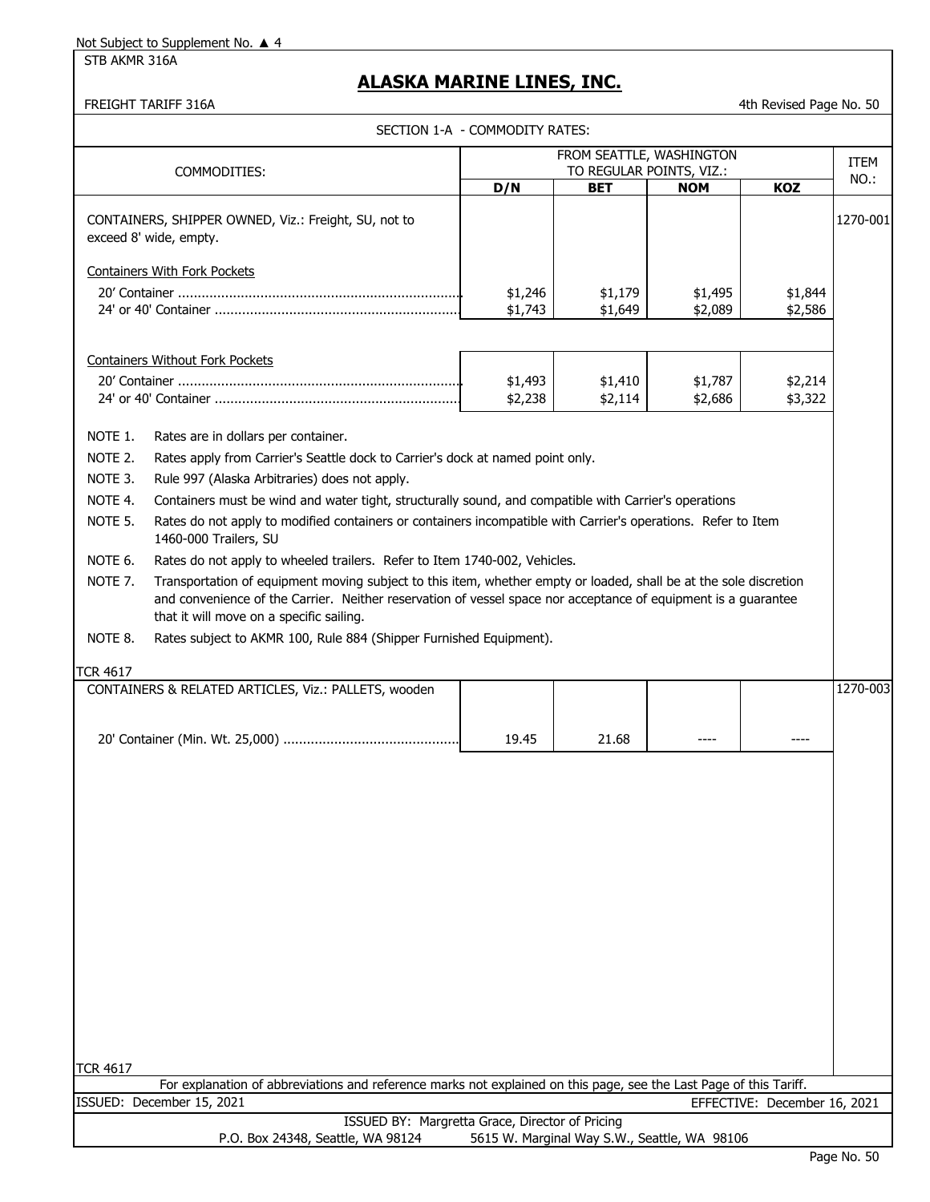Not Subject to Supplement No. ▲ 4

STB AKMR 316A

# ALASKA MARINE LINES, INC.

FREIGHT TARIFF 316A

4th Revised Page No. 50

SECTION 1-A - COMMODITY RATES:

| COMMODITIES: | FROM SEATTLE, WASHINGTON TO REGULAR POINTS, VIZ.: | | | | ITEM NO.: |
|---|---|---|---|---|---|
| | D/N | BET | NOM | KOZ | |
| CONTAINERS, SHIPPER OWNED, Viz.: Freight, SU, not to exceed 8' wide, empty. | | | | | 1270-001 |
| Containers With Fork Pockets | | | | | |
| 20' Container | $1,246 | $1,179 | $1,495 | $1,844 | |
| 24' or 40' Container | $1,743 | $1,649 | $2,089 | $2,586 | |
| Containers Without Fork Pockets | | | | | |
| 20' Container | $1,493 | $1,410 | $1,787 | $2,214 | |
| 24' or 40' Container | $2,238 | $2,114 | $2,686 | $3,322 | |

NOTE 1. Rates are in dollars per container.

NOTE 2. Rates apply from Carrier's Seattle dock to Carrier's dock at named point only.

NOTE 3. Rule 997 (Alaska Arbitraries) does not apply.

NOTE 4. Containers must be wind and water tight, structurally sound, and compatible with Carrier's operations

NOTE 5. Rates do not apply to modified containers or containers incompatible with Carrier's operations. Refer to Item 1460-000 Trailers, SU

NOTE 6. Rates do not apply to wheeled trailers. Refer to Item 1740-002, Vehicles.

NOTE 7. Transportation of equipment moving subject to this item, whether empty or loaded, shall be at the sole discretion and convenience of the Carrier. Neither reservation of vessel space nor acceptance of equipment is a guarantee that it will move on a specific sailing.

NOTE 8. Rates subject to AKMR 100, Rule 884 (Shipper Furnished Equipment).

TCR 4617

| COMMODITIES: | D/N | BET | NOM | KOZ | ITEM NO.: |
|---|---|---|---|---|---|
| CONTAINERS & RELATED ARTICLES, Viz.: PALLETS, wooden | | | | | 1270-003 |
| 20' Container (Min. Wt. 25,000) | 19.45 | 21.68 | ---- | ---- | |

TCR 4617

For explanation of abbreviations and reference marks not explained on this page, see the Last Page of this Tariff.

ISSUED: December 15, 2021

EFFECTIVE: December 16, 2021

ISSUED BY: Margretta Grace, Director of Pricing

P.O. Box 24348, Seattle, WA 98124 5615 W. Marginal Way S.W., Seattle, WA 98106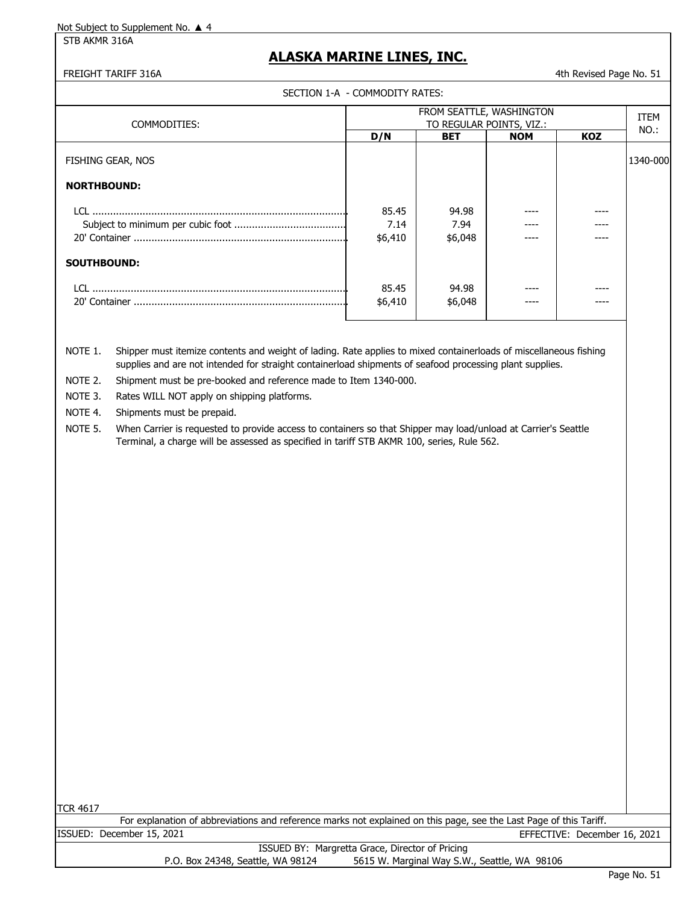Not Subject to Supplement No. ▲ 4

STB AKMR 316A

# ALASKA MARINE LINES, INC.

FREIGHT TARIFF 316A

4th Revised Page No. 51

SECTION 1-A - COMMODITY RATES:

| COMMODITIES: | FROM SEATTLE, WASHINGTON TO REGULAR POINTS, VIZ.: | | | | ITEM NO.: |
|---|---|---|---|---|---|
| | D/N | BET | NOM | KOZ | |
| FISHING GEAR, NOS | | | | | 1340-000 |
| **NORTHBOUND:** | | | | | |
| LCL | 85.45 | 94.98 | ---- | ---- | |
| Subject to minimum per cubic foot | 7.14 | 7.94 | ---- | ---- | |
| 20' Container | $6,410 | $6,048 | ---- | ---- | |
| **SOUTHBOUND:** | | | | | |
| LCL | 85.45 | 94.98 | ---- | ---- | |
| 20' Container | $6,410 | $6,048 | ---- | ---- | |

NOTE 1. Shipper must itemize contents and weight of lading. Rate applies to mixed containerloads of miscellaneous fishing supplies and are not intended for straight containerload shipments of seafood processing plant supplies.

NOTE 2. Shipment must be pre-booked and reference made to Item 1340-000.

NOTE 3. Rates WILL NOT apply on shipping platforms.

NOTE 4. Shipments must be prepaid.

NOTE 5. When Carrier is requested to provide access to containers so that Shipper may load/unload at Carrier's Seattle Terminal, a charge will be assessed as specified in tariff STB AKMR 100, series, Rule 562.

TCR 4617

For explanation of abbreviations and reference marks not explained on this page, see the Last Page of this Tariff.

ISSUED: December 15, 2021

EFFECTIVE: December 16, 2021

ISSUED BY: Margretta Grace, Director of Pricing

P.O. Box 24348, Seattle, WA 98124 5615 W. Marginal Way S.W., Seattle, WA 98106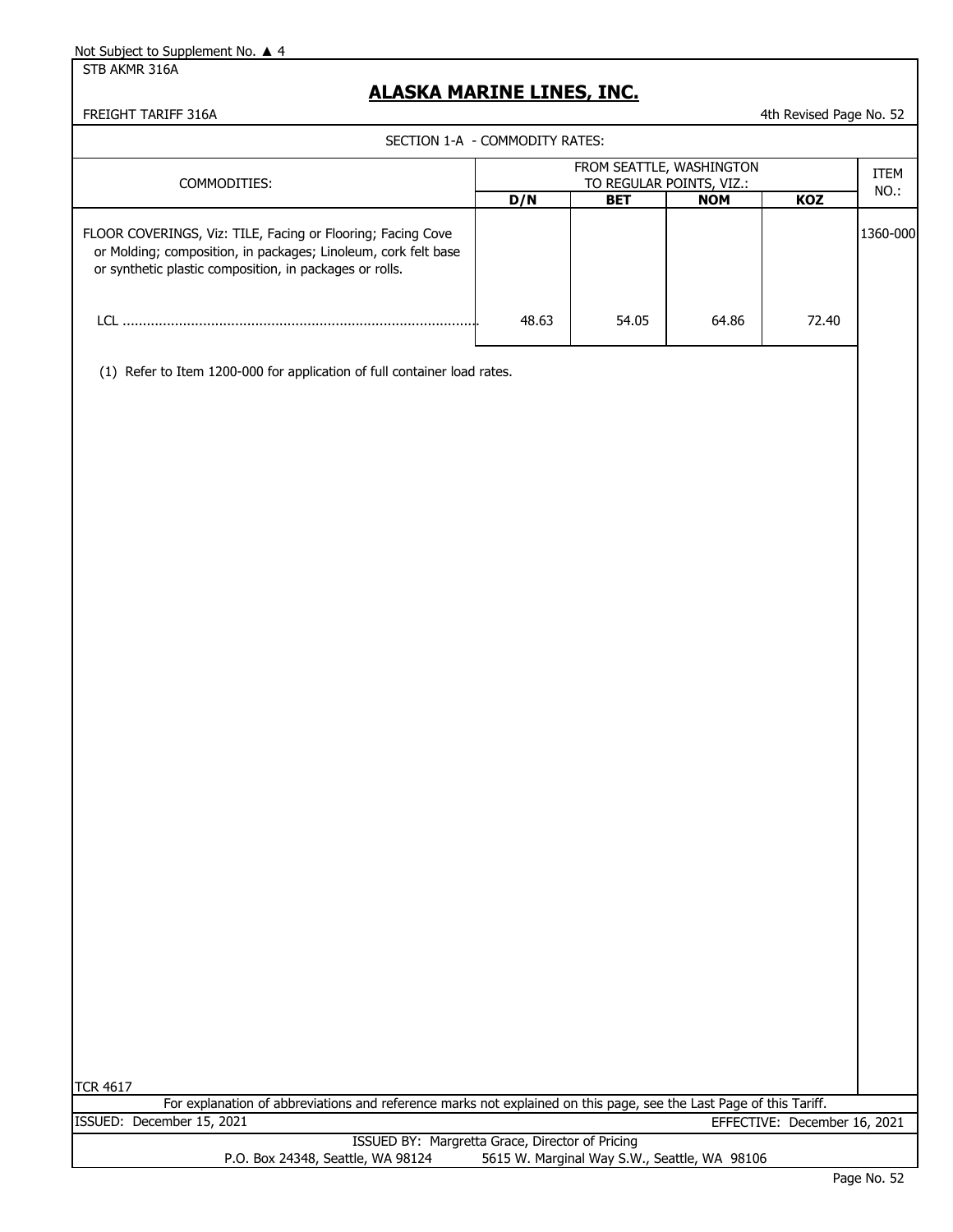Not Subject to Supplement No. ▲ 4

STB AKMR 316A

# ALASKA MARINE LINES, INC.

FREIGHT TARIFF 316A

4th Revised Page No. 52

SECTION 1-A - COMMODITY RATES:

| COMMODITIES: | FROM SEATTLE, WASHINGTON TO REGULAR POINTS, VIZ.: | | | | ITEM NO.: |
|---|---|---|---|---|---|
| | **D/N** | **BET** | **NOM** | **KOZ** | |
| FLOOR COVERINGS, Viz: TILE, Facing or Flooring; Facing Cove or Molding; composition, in packages; Linoleum, cork felt base or synthetic plastic composition, in packages or rolls. | | | | | 1360-000 |
| LCL ........................................................................................ | 48.63 | 54.05 | 64.86 | 72.40 | |

(1) Refer to Item 1200-000 for application of full container load rates.

TCR 4617

For explanation of abbreviations and reference marks not explained on this page, see the Last Page of this Tariff.

ISSUED: December 15, 2021

EFFECTIVE: December 16, 2021

ISSUED BY: Margretta Grace, Director of Pricing

P.O. Box 24348, Seattle, WA 98124 5615 W. Marginal Way S.W., Seattle, WA 98106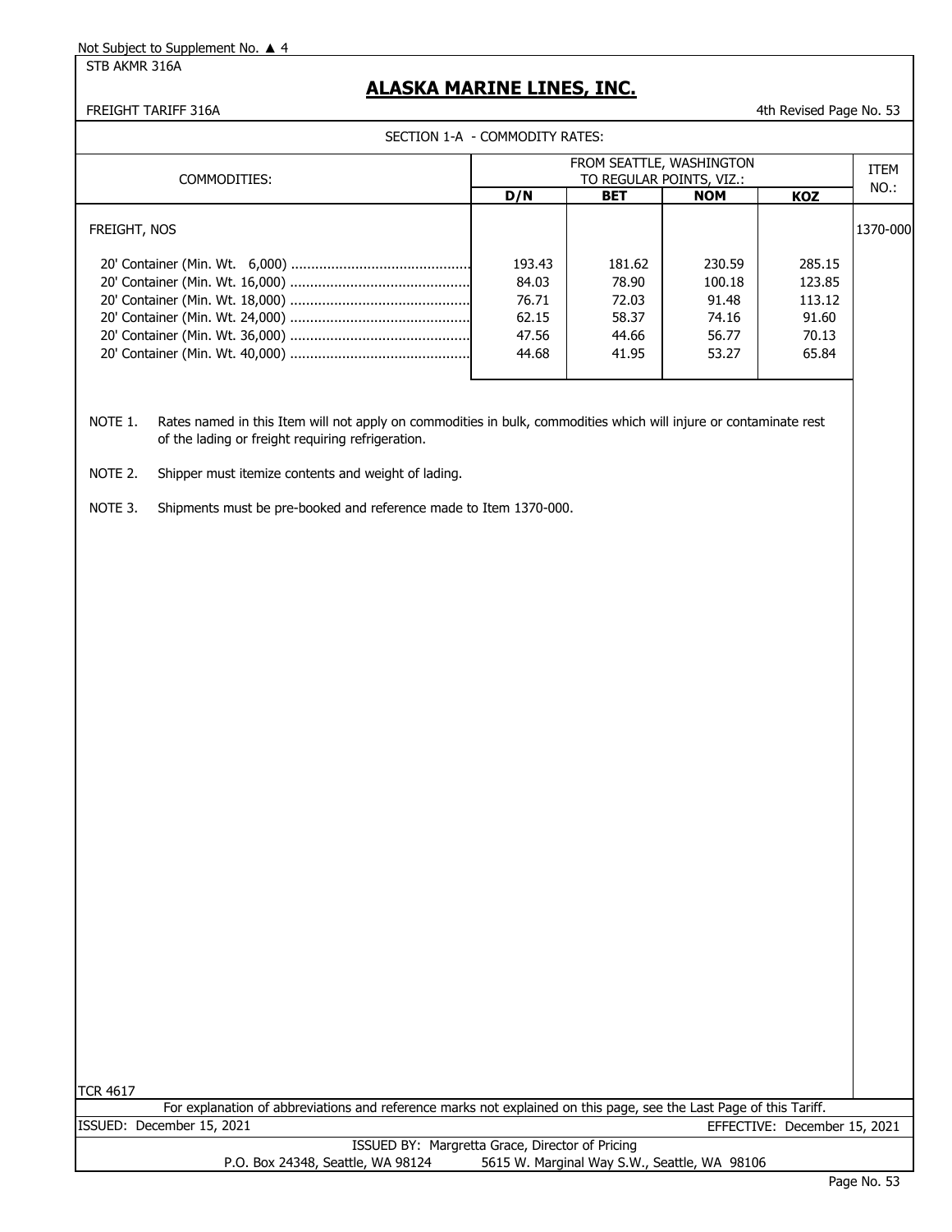Not Subject to Supplement No. ▲ 4

STB AKMR 316A

# ALASKA MARINE LINES, INC.

FREIGHT TARIFF 316A

4th Revised Page No. 53

SECTION 1-A - COMMODITY RATES:

| COMMODITIES: | FROM SEATTLE, WASHINGTON TO REGULAR POINTS, VIZ.: | | | | ITEM NO.: |
|---|---|---|---|---|---|
| | D/N | BET | NOM | KOZ | |
| FREIGHT, NOS | | | | | 1370-000 |
| 20' Container (Min. Wt. 6,000) | 193.43 | 181.62 | 230.59 | 285.15 | |
| 20' Container (Min. Wt. 16,000) | 84.03 | 78.90 | 100.18 | 123.85 | |
| 20' Container (Min. Wt. 18,000) | 76.71 | 72.03 | 91.48 | 113.12 | |
| 20' Container (Min. Wt. 24,000) | 62.15 | 58.37 | 74.16 | 91.60 | |
| 20' Container (Min. Wt. 36,000) | 47.56 | 44.66 | 56.77 | 70.13 | |
| 20' Container (Min. Wt. 40,000) | 44.68 | 41.95 | 53.27 | 65.84 | |

NOTE 1. Rates named in this Item will not apply on commodities in bulk, commodities which will injure or contaminate rest of the lading or freight requiring refrigeration.

NOTE 2. Shipper must itemize contents and weight of lading.

NOTE 3. Shipments must be pre-booked and reference made to Item 1370-000.

TCR 4617

For explanation of abbreviations and reference marks not explained on this page, see the Last Page of this Tariff.

ISSUED: December 15, 2021 EFFECTIVE: December 15, 2021

ISSUED BY: Margretta Grace, Director of Pricing

P.O. Box 24348, Seattle, WA 98124 5615 W. Marginal Way S.W., Seattle, WA 98106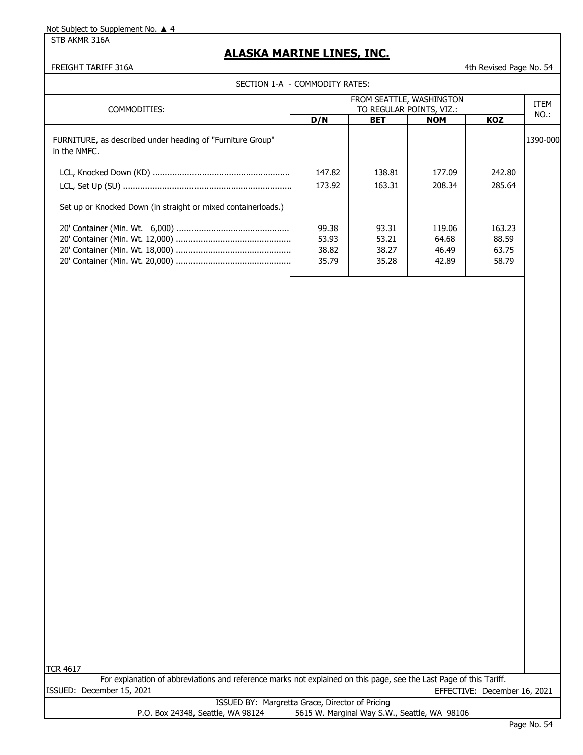Not Subject to Supplement No. ▲ 4

STB AKMR 316A

# ALASKA MARINE LINES, INC.

FREIGHT TARIFF 316A

4th Revised Page No. 54

SECTION 1-A - COMMODITY RATES:

| COMMODITIES: | FROM SEATTLE, WASHINGTON TO REGULAR POINTS, VIZ.: | | | | ITEM NO.: |
|---|---|---|---|---|---|
| | D/N | BET | NOM | KOZ | |
| FURNITURE, as described under heading of "Furniture Group" in the NMFC. | | | | | 1390-000 |
| LCL, Knocked Down (KD) | 147.82 | 138.81 | 177.09 | 242.80 | |
| LCL, Set Up (SU) | 173.92 | 163.31 | 208.34 | 285.64 | |
| Set up or Knocked Down (in straight or mixed containerloads.) | | | | | |
| 20' Container (Min. Wt. 6,000) | 99.38 | 93.31 | 119.06 | 163.23 | |
| 20' Container (Min. Wt. 12,000) | 53.93 | 53.21 | 64.68 | 88.59 | |
| 20' Container (Min. Wt. 18,000) | 38.82 | 38.27 | 46.49 | 63.75 | |
| 20' Container (Min. Wt. 20,000) | 35.79 | 35.28 | 42.89 | 58.79 | |

TCR 4617

For explanation of abbreviations and reference marks not explained on this page, see the Last Page of this Tariff.

ISSUED: December 15, 2021

EFFECTIVE: December 16, 2021

ISSUED BY: Margretta Grace, Director of Pricing

P.O. Box 24348, Seattle, WA 98124 — 5615 W. Marginal Way S.W., Seattle, WA 98106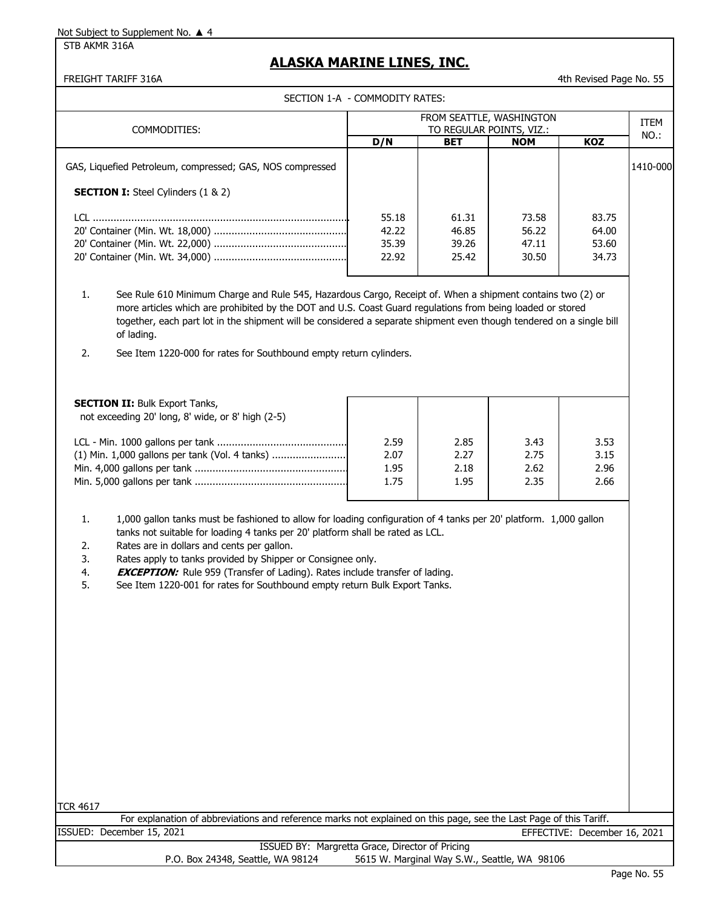Not Subject to Supplement No. ▲ 4

STB AKMR 316A

# ALASKA MARINE LINES, INC.

FREIGHT TARIFF 316A

4th Revised Page No. 55

SECTION 1-A - COMMODITY RATES:

| COMMODITIES: | FROM SEATTLE, WASHINGTON TO REGULAR POINTS, VIZ.: | | | | ITEM NO.: |
|---|---|---|---|---|---|
| | D/N | BET | NOM | KOZ | |
| GAS, Liquefied Petroleum, compressed; GAS, NOS compressed | | | | | 1410-000 |
| **SECTION I:** Steel Cylinders (1 & 2) | | | | | |
| LCL | 55.18 | 61.31 | 73.58 | 83.75 | |
| 20' Container (Min. Wt. 18,000) | 42.22 | 46.85 | 56.22 | 64.00 | |
| 20' Container (Min. Wt. 22,000) | 35.39 | 39.26 | 47.11 | 53.60 | |
| 20' Container (Min. Wt. 34,000) | 22.92 | 25.42 | 30.50 | 34.73 | |

1. See Rule 610 Minimum Charge and Rule 545, Hazardous Cargo, Receipt of. When a shipment contains two (2) or more articles which are prohibited by the DOT and U.S. Coast Guard regulations from being loaded or stored together, each part lot in the shipment will be considered a separate shipment even though tendered on a single bill of lading.
2. See Item 1220-000 for rates for Southbound empty return cylinders.

| COMMODITIES: | D/N | BET | NOM | KOZ |
|---|---|---|---|---|
| **SECTION II:** Bulk Export Tanks, not exceeding 20' long, 8' wide, or 8' high (2-5) | | | | |
| LCL - Min. 1000 gallons per tank | 2.59 | 2.85 | 3.43 | 3.53 |
| (1) Min. 1,000 gallons per tank (Vol. 4 tanks) | 2.07 | 2.27 | 2.75 | 3.15 |
| Min. 4,000 gallons per tank | 1.95 | 2.18 | 2.62 | 2.96 |
| Min. 5,000 gallons per tank | 1.75 | 1.95 | 2.35 | 2.66 |

1. 1,000 gallon tanks must be fashioned to allow for loading configuration of 4 tanks per 20' platform. 1,000 gallon tanks not suitable for loading 4 tanks per 20' platform shall be rated as LCL.
2. Rates are in dollars and cents per gallon.
3. Rates apply to tanks provided by Shipper or Consignee only.
4. ***EXCEPTION:*** Rule 959 (Transfer of Lading). Rates include transfer of lading.
5. See Item 1220-001 for rates for Southbound empty return Bulk Export Tanks.

TCR 4617

For explanation of abbreviations and reference marks not explained on this page, see the Last Page of this Tariff.

ISSUED: December 15, 2021

EFFECTIVE: December 16, 2021

ISSUED BY: Margretta Grace, Director of Pricing

P.O. Box 24348, Seattle, WA 98124 — 5615 W. Marginal Way S.W., Seattle, WA 98106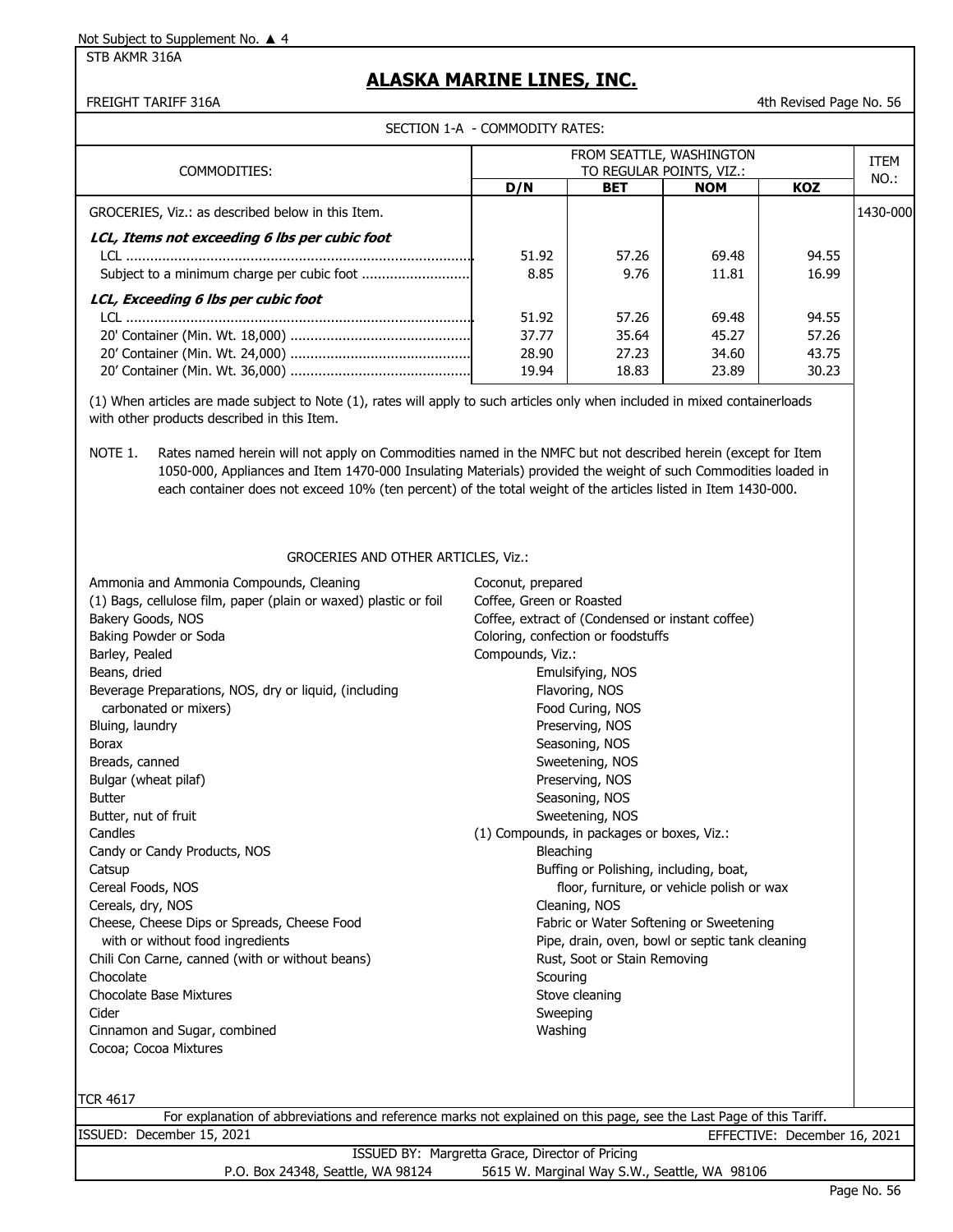Not Subject to Supplement No. ▲ 4

STB AKMR 316A

# ALASKA MARINE LINES, INC.

FREIGHT TARIFF 316A

4th Revised Page No. 56

SECTION 1-A - COMMODITY RATES:

| COMMODITIES: | FROM SEATTLE, WASHINGTON TO REGULAR POINTS, VIZ.: | | | | ITEM NO.: |
|---|---|---|---|---|---|
| | D/N | BET | NOM | KOZ | |
| GROCERIES, Viz.: as described below in this Item. | | | | | 1430-000 |
| ***LCL, Items not exceeding 6 lbs per cubic foot*** | | | | | |
| LCL | 51.92 | 57.26 | 69.48 | 94.55 | |
| Subject to a minimum charge per cubic foot | 8.85 | 9.76 | 11.81 | 16.99 | |
| ***LCL, Exceeding 6 lbs per cubic foot*** | | | | | |
| LCL | 51.92 | 57.26 | 69.48 | 94.55 | |
| 20' Container (Min. Wt. 18,000) | 37.77 | 35.64 | 45.27 | 57.26 | |
| 20' Container (Min. Wt. 24,000) | 28.90 | 27.23 | 34.60 | 43.75 | |
| 20' Container (Min. Wt. 36,000) | 19.94 | 18.83 | 23.89 | 30.23 | |

(1) When articles are made subject to Note (1), rates will apply to such articles only when included in mixed containerloads with other products described in this Item.

NOTE 1. Rates named herein will not apply on Commodities named in the NMFC but not described herein (except for Item 1050-000, Appliances and Item 1470-000 Insulating Materials) provided the weight of such Commodities loaded in each container does not exceed 10% (ten percent) of the total weight of the articles listed in Item 1430-000.

GROCERIES AND OTHER ARTICLES, Viz.:

Ammonia and Ammonia Compounds, Cleaning
(1) Bags, cellulose film, paper (plain or waxed) plastic or foil
Bakery Goods, NOS
Baking Powder or Soda
Barley, Pealed
Beans, dried
Beverage Preparations, NOS, dry or liquid, (including carbonated or mixers)
Bluing, laundry
Borax
Breads, canned
Bulgar (wheat pilaf)
Butter
Butter, nut of fruit
Candles
Candy or Candy Products, NOS
Catsup
Cereal Foods, NOS
Cereals, dry, NOS
Cheese, Cheese Dips or Spreads, Cheese Food with or without food ingredients
Chili Con Carne, canned (with or without beans)
Chocolate
Chocolate Base Mixtures
Cider
Cinnamon and Sugar, combined
Cocoa; Cocoa Mixtures
Coconut, prepared
Coffee, Green or Roasted
Coffee, extract of (Condensed or instant coffee)
Coloring, confection or foodstuffs
Compounds, Viz.:
- Emulsifying, NOS
- Flavoring, NOS
- Food Curing, NOS
- Preserving, NOS
- Seasoning, NOS
- Sweetening, NOS
- Preserving, NOS
- Seasoning, NOS
- Sweetening, NOS

(1) Compounds, in packages or boxes, Viz.:
- Bleaching
- Buffing or Polishing, including, boat, floor, furniture, or vehicle polish or wax
- Cleaning, NOS
- Fabric or Water Softening or Sweetening
- Pipe, drain, oven, bowl or septic tank cleaning
- Rust, Soot or Stain Removing
- Scouring
- Stove cleaning
- Sweeping
- Washing

TCR 4617

For explanation of abbreviations and reference marks not explained on this page, see the Last Page of this Tariff.

ISSUED: December 15, 2021 EFFECTIVE: December 16, 2021

ISSUED BY: Margretta Grace, Director of Pricing

P.O. Box 24348, Seattle, WA 98124 5615 W. Marginal Way S.W., Seattle, WA 98106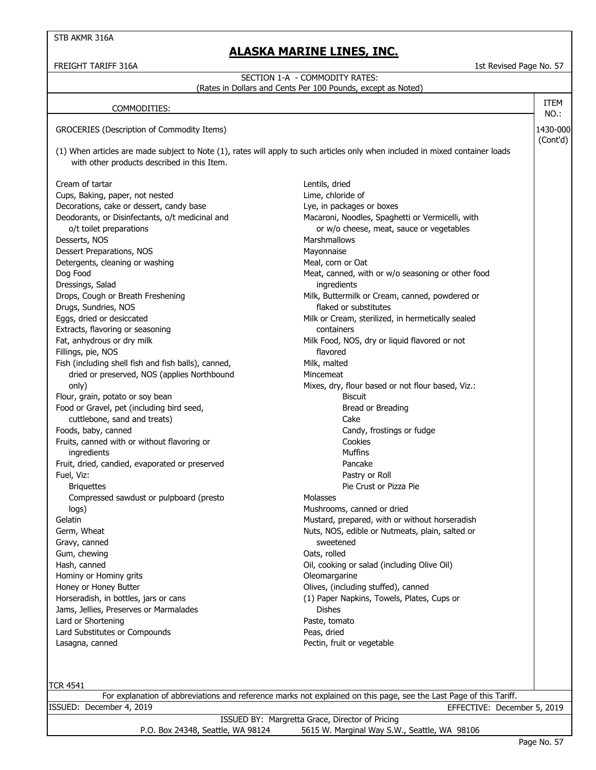STB AKMR 316A

# ALASKA MARINE LINES, INC.

FREIGHT TARIFF 316A

1st Revised Page No. 57

SECTION 1-A - COMMODITY RATES:
(Rates in Dollars and Cents Per 100 Pounds, except as Noted)

| COMMODITIES: | ITEM NO.: |
|---|---|
| GROCERIES (Description of Commodity Items) | 1430-000 (Cont'd) |

(1) When articles are made subject to Note (1), rates will apply to such articles only when included in mixed container loads with other products described in this Item.

Cream of tartar
Cups, Baking, paper, not nested
Decorations, cake or dessert, candy base
Deodorants, or Disinfectants, o/t medicinal and o/t toilet preparations
Desserts, NOS
Dessert Preparations, NOS
Detergents, cleaning or washing
Dog Food
Dressings, Salad
Drops, Cough or Breath Freshening
Drugs, Sundries, NOS
Eggs, dried or desiccated
Extracts, flavoring or seasoning
Fat, anhydrous or dry milk
Fillings, pie, NOS
Fish (including shell fish and fish balls), canned, dried or preserved, NOS (applies Northbound only)
Flour, grain, potato or soy bean
Food or Gravel, pet (including bird seed, cuttlebone, sand and treats)
Foods, baby, canned
Fruits, canned with or without flavoring or ingredients
Fruit, dried, candied, evaporated or preserved
Fuel, Viz:
- Briquettes
- Compressed sawdust or pulpboard (presto logs)

Gelatin
Germ, Wheat
Gravy, canned
Gum, chewing
Hash, canned
Hominy or Hominy grits
Honey or Honey Butter
Horseradish, in bottles, jars or cans
Jams, Jellies, Preserves or Marmalades
Lard or Shortening
Lard Substitutes or Compounds
Lasagna, canned
Lentils, dried
Lime, chloride of
Lye, in packages or boxes
Macaroni, Noodles, Spaghetti or Vermicelli, with or w/o cheese, meat, sauce or vegetables
Marshmallows
Mayonnaise
Meal, corn or Oat
Meat, canned, with or w/o seasoning or other food ingredients
Milk, Buttermilk or Cream, canned, powdered or flaked or substitutes
Milk or Cream, sterilized, in hermetically sealed containers
Milk Food, NOS, dry or liquid flavored or not flavored
Milk, malted
Mincemeat
Mixes, dry, flour based or not flour based, Viz.:
- Biscuit
- Bread or Breading
- Cake
- Candy, frostings or fudge
- Cookies
- Muffins
- Pancake
- Pastry or Roll
- Pie Crust or Pizza Pie

Molasses
Mushrooms, canned or dried
Mustard, prepared, with or without horseradish
Nuts, NOS, edible or Nutmeats, plain, salted or sweetened
Oats, rolled
Oil, cooking or salad (including Olive Oil)
Oleomargarine
Olives, (including stuffed), canned
(1) Paper Napkins, Towels, Plates, Cups or Dishes
Paste, tomato
Peas, dried
Pectin, fruit or vegetable

TCR 4541

For explanation of abbreviations and reference marks not explained on this page, see the Last Page of this Tariff.

ISSUED: December 4, 2019 — EFFECTIVE: December 5, 2019

ISSUED BY: Margretta Grace, Director of Pricing
P.O. Box 24348, Seattle, WA 98124 — 5615 W. Marginal Way S.W., Seattle, WA 98106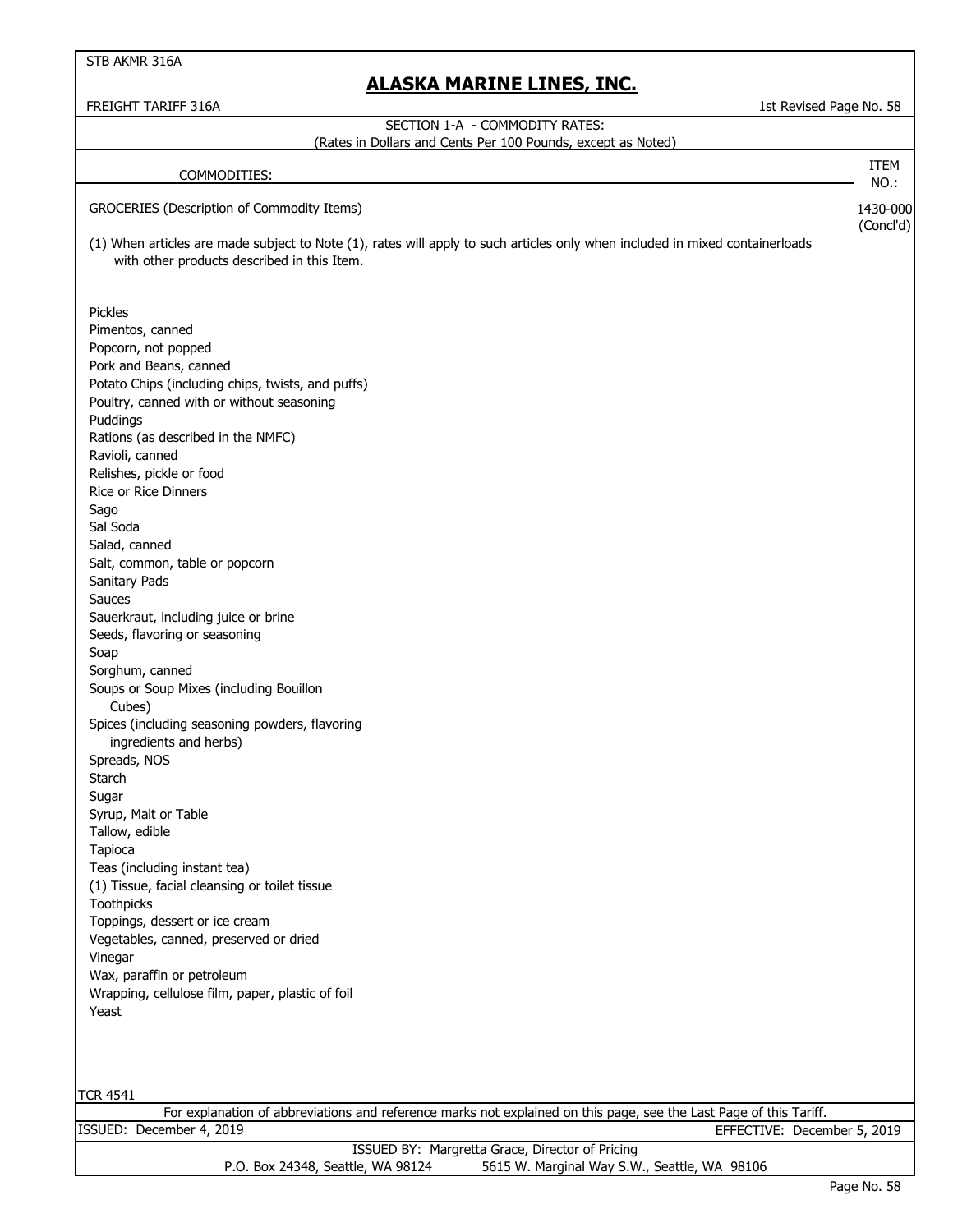STB AKMR 316A

# ALASKA MARINE LINES, INC.

FREIGHT TARIFF 316A

1st Revised Page No. 58

SECTION 1-A - COMMODITY RATES:
(Rates in Dollars and Cents Per 100 Pounds, except as Noted)

| COMMODITIES: | ITEM NO.: |
|---|---|
| GROCERIES (Description of Commodity Items) | 1430-000 (Concl'd) |

(1) When articles are made subject to Note (1), rates will apply to such articles only when included in mixed containerloads with other products described in this Item.

Pickles
Pimentos, canned
Popcorn, not popped
Pork and Beans, canned
Potato Chips (including chips, twists, and puffs)
Poultry, canned with or without seasoning
Puddings
Rations (as described in the NMFC)
Ravioli, canned
Relishes, pickle or food
Rice or Rice Dinners
Sago
Sal Soda
Salad, canned
Salt, common, table or popcorn
Sanitary Pads
Sauces
Sauerkraut, including juice or brine
Seeds, flavoring or seasoning
Soap
Sorghum, canned
Soups or Soup Mixes (including Bouillon Cubes)
Spices (including seasoning powders, flavoring ingredients and herbs)
Spreads, NOS
Starch
Sugar
Syrup, Malt or Table
Tallow, edible
Tapioca
Teas (including instant tea)
(1) Tissue, facial cleansing or toilet tissue
Toothpicks
Toppings, dessert or ice cream
Vegetables, canned, preserved or dried
Vinegar
Wax, paraffin or petroleum
Wrapping, cellulose film, paper, plastic of foil
Yeast

TCR 4541

For explanation of abbreviations and reference marks not explained on this page, see the Last Page of this Tariff.

ISSUED: December 4, 2019 EFFECTIVE: December 5, 2019

ISSUED BY: Margretta Grace, Director of Pricing
P.O. Box 24348, Seattle, WA 98124 5615 W. Marginal Way S.W., Seattle, WA 98106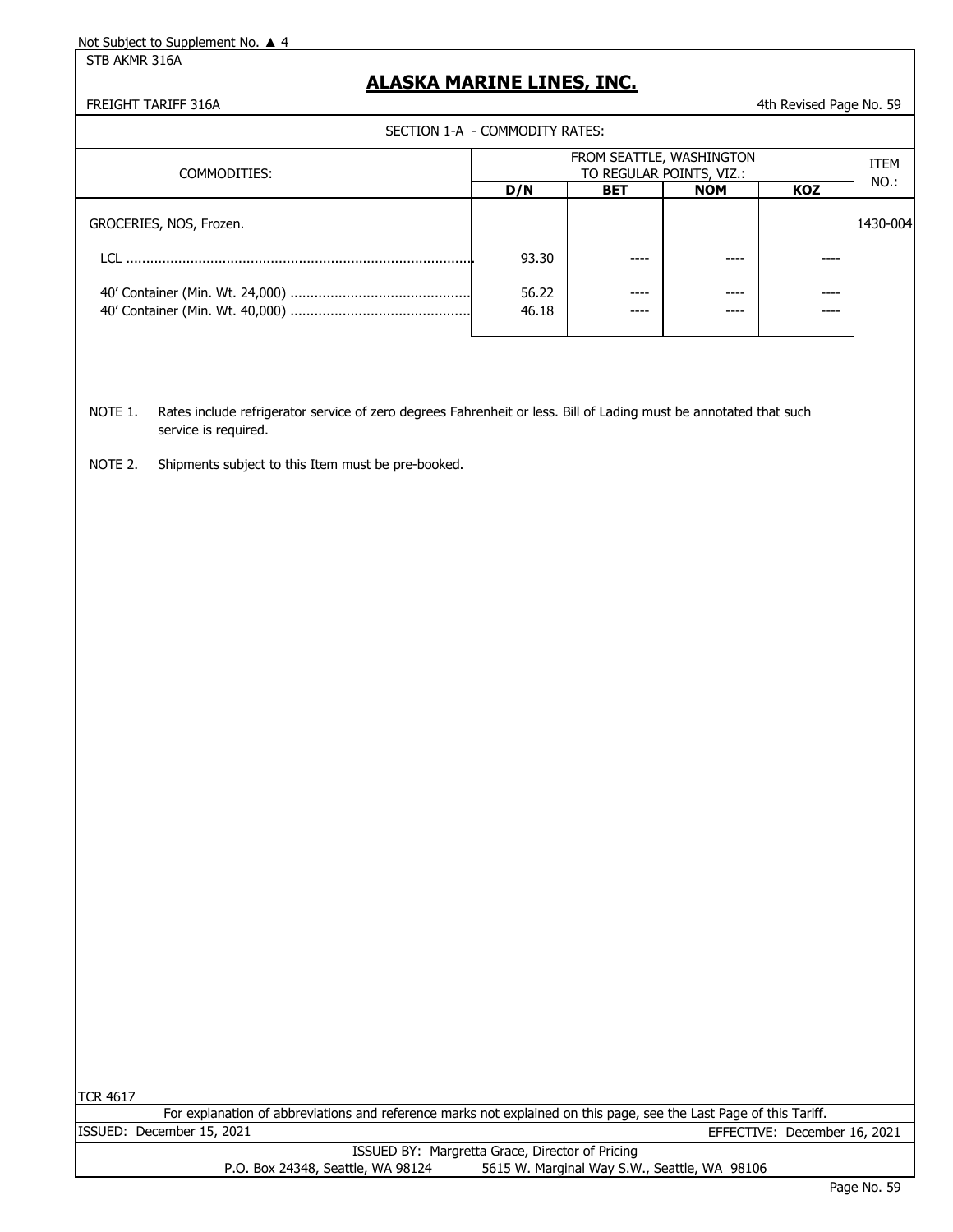Not Subject to Supplement No. ▲ 4

STB AKMR 316A

# ALASKA MARINE LINES, INC.

FREIGHT TARIFF 316A

4th Revised Page No. 59

SECTION 1-A - COMMODITY RATES:

| COMMODITIES: | FROM SEATTLE, WASHINGTON TO REGULAR POINTS, VIZ.: | | | | ITEM NO.: |
|---|---|---|---|---|---|
| | D/N | BET | NOM | KOZ | |
| GROCERIES, NOS, Frozen. | | | | | 1430-004 |
| LCL ............ | 93.30 | ---- | ---- | ---- | |
| 40' Container (Min. Wt. 24,000) ............ | 56.22 | ---- | ---- | ---- | |
| 40' Container (Min. Wt. 40,000) ............ | 46.18 | ---- | ---- | ---- | |

NOTE 1. Rates include refrigerator service of zero degrees Fahrenheit or less. Bill of Lading must be annotated that such service is required.

NOTE 2. Shipments subject to this Item must be pre-booked.

TCR 4617

For explanation of abbreviations and reference marks not explained on this page, see the Last Page of this Tariff.

ISSUED: December 15, 2021

EFFECTIVE: December 16, 2021

ISSUED BY: Margretta Grace, Director of Pricing

P.O. Box 24348, Seattle, WA 98124 5615 W. Marginal Way S.W., Seattle, WA 98106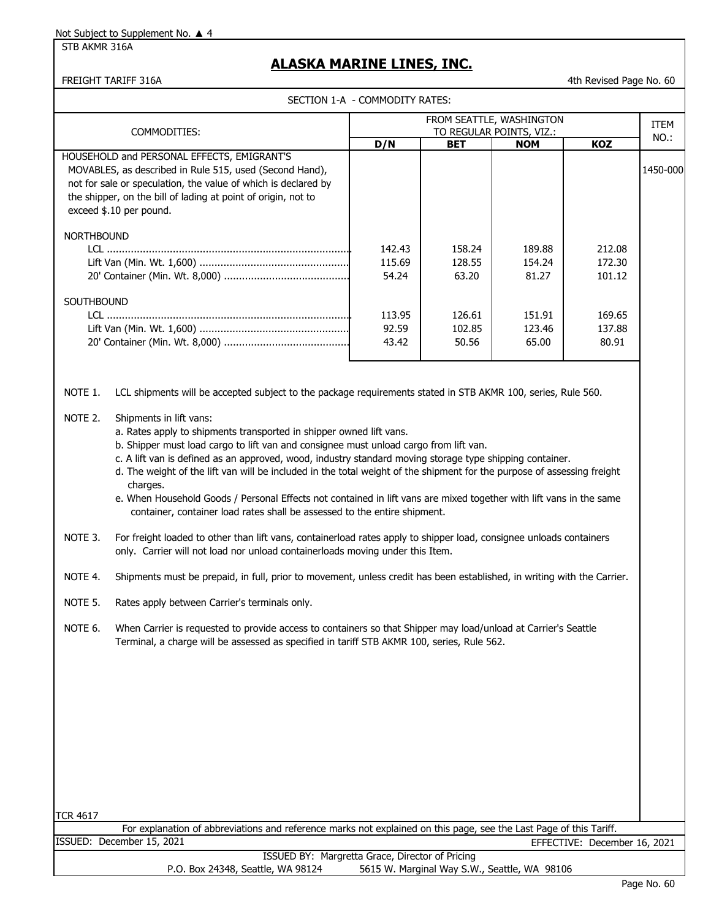Not Subject to Supplement No. ▲ 4

STB AKMR 316A

# ALASKA MARINE LINES, INC.

FREIGHT TARIFF 316A

4th Revised Page No. 60

## SECTION 1-A - COMMODITY RATES:

| COMMODITIES: | FROM SEATTLE, WASHINGTON TO REGULAR POINTS, VIZ.: | | | | ITEM NO.: |
|---|---|---|---|---|---|
| | D/N | BET | NOM | KOZ | |
| HOUSEHOLD and PERSONAL EFFECTS, EMIGRANT'S MOVABLES, as described in Rule 515, used (Second Hand), not for sale or speculation, the value of which is declared by the shipper, on the bill of lading at point of origin, not to exceed $.10 per pound. | | | | | 1450-000 |
| NORTHBOUND | | | | | |
| LCL | 142.43 | 158.24 | 189.88 | 212.08 | |
| Lift Van (Min. Wt. 1,600) | 115.69 | 128.55 | 154.24 | 172.30 | |
| 20' Container (Min. Wt. 8,000) | 54.24 | 63.20 | 81.27 | 101.12 | |
| SOUTHBOUND | | | | | |
| LCL | 113.95 | 126.61 | 151.91 | 169.65 | |
| Lift Van (Min. Wt. 1,600) | 92.59 | 102.85 | 123.46 | 137.88 | |
| 20' Container (Min. Wt. 8,000) | 43.42 | 50.56 | 65.00 | 80.91 | |

NOTE 1. LCL shipments will be accepted subject to the package requirements stated in STB AKMR 100, series, Rule 560.

NOTE 2. Shipments in lift vans:
- a. Rates apply to shipments transported in shipper owned lift vans.
- b. Shipper must load cargo to lift van and consignee must unload cargo from lift van.
- c. A lift van is defined as an approved, wood, industry standard moving storage type shipping container.
- d. The weight of the lift van will be included in the total weight of the shipment for the purpose of assessing freight charges.
- e. When Household Goods / Personal Effects not contained in lift vans are mixed together with lift vans in the same container, container load rates shall be assessed to the entire shipment.

NOTE 3. For freight loaded to other than lift vans, containerload rates apply to shipper load, consignee unloads containers only. Carrier will not load nor unload containerloads moving under this Item.

NOTE 4. Shipments must be prepaid, in full, prior to movement, unless credit has been established, in writing with the Carrier.

NOTE 5. Rates apply between Carrier's terminals only.

NOTE 6. When Carrier is requested to provide access to containers so that Shipper may load/unload at Carrier's Seattle Terminal, a charge will be assessed as specified in tariff STB AKMR 100, series, Rule 562.

TCR 4617

For explanation of abbreviations and reference marks not explained on this page, see the Last Page of this Tariff.

ISSUED: December 15, 2021 EFFECTIVE: December 16, 2021

ISSUED BY: Margretta Grace, Director of Pricing

P.O. Box 24348, Seattle, WA 98124 5615 W. Marginal Way S.W., Seattle, WA 98106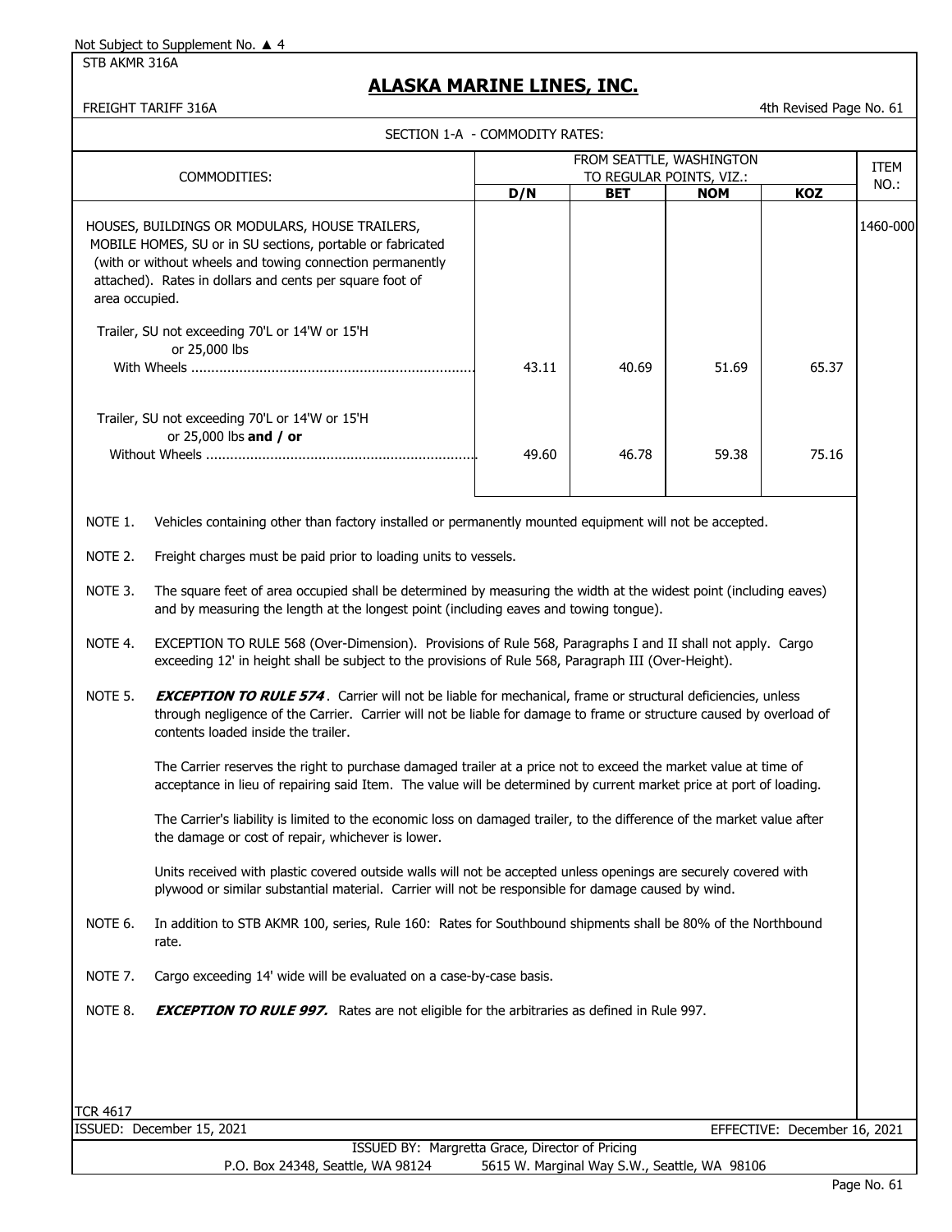Not Subject to Supplement No. ▲ 4

STB AKMR 316A

# ALASKA MARINE LINES, INC.

FREIGHT TARIFF 316A — 4th Revised Page No. 61

## SECTION 1-A - COMMODITY RATES:

| COMMODITIES: | FROM SEATTLE, WASHINGTON TO REGULAR POINTS, VIZ.: | | | | ITEM NO.: |
|---|---|---|---|---|---|
| | **D/N** | **BET** | **NOM** | **KOZ** | |
| HOUSES, BUILDINGS OR MODULARS, HOUSE TRAILERS, MOBILE HOMES, SU or in SU sections, portable or fabricated (with or without wheels and towing connection permanently attached). Rates in dollars and cents per square foot of area occupied. | | | | | 1460-000 |
| Trailer, SU not exceeding 70'L or 14'W or 15'H or 25,000 lbs With Wheels | 43.11 | 40.69 | 51.69 | 65.37 | |
| Trailer, SU not exceeding 70'L or 14'W or 15'H or 25,000 lbs **and / or** Without Wheels | 49.60 | 46.78 | 59.38 | 75.16 | |

NOTE 1. Vehicles containing other than factory installed or permanently mounted equipment will not be accepted.

NOTE 2. Freight charges must be paid prior to loading units to vessels.

NOTE 3. The square feet of area occupied shall be determined by measuring the width at the widest point (including eaves) and by measuring the length at the longest point (including eaves and towing tongue).

NOTE 4. EXCEPTION TO RULE 568 (Over-Dimension). Provisions of Rule 568, Paragraphs I and II shall not apply. Cargo exceeding 12' in height shall be subject to the provisions of Rule 568, Paragraph III (Over-Height).

NOTE 5. ***EXCEPTION TO RULE 574***. Carrier will not be liable for mechanical, frame or structural deficiencies, unless through negligence of the Carrier. Carrier will not be liable for damage to frame or structure caused by overload of contents loaded inside the trailer.

The Carrier reserves the right to purchase damaged trailer at a price not to exceed the market value at time of acceptance in lieu of repairing said Item. The value will be determined by current market price at port of loading.

The Carrier's liability is limited to the economic loss on damaged trailer, to the difference of the market value after the damage or cost of repair, whichever is lower.

Units received with plastic covered outside walls will not be accepted unless openings are securely covered with plywood or similar substantial material. Carrier will not be responsible for damage caused by wind.

NOTE 6. In addition to STB AKMR 100, series, Rule 160: Rates for Southbound shipments shall be 80% of the Northbound rate.

NOTE 7. Cargo exceeding 14' wide will be evaluated on a case-by-case basis.

NOTE 8. ***EXCEPTION TO RULE 997.*** Rates are not eligible for the arbitraries as defined in Rule 997.

TCR 4617

ISSUED: December 15, 2021 — EFFECTIVE: December 16, 2021

ISSUED BY: Margretta Grace, Director of Pricing

P.O. Box 24348, Seattle, WA 98124 — 5615 W. Marginal Way S.W., Seattle, WA 98106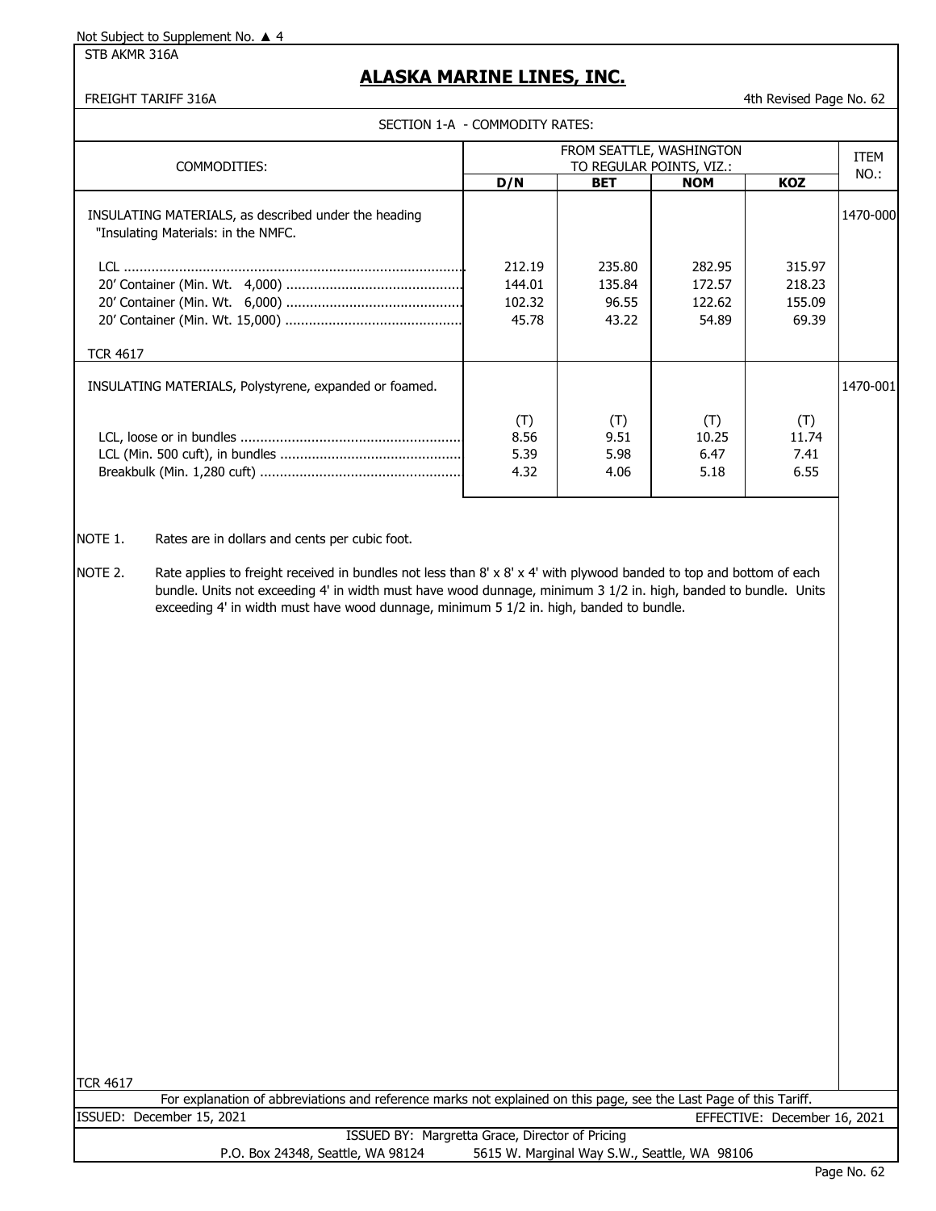Not Subject to Supplement No. ▲ 4

STB AKMR 316A

# ALASKA MARINE LINES, INC.

FREIGHT TARIFF 316A

4th Revised Page No. 62

SECTION 1-A - COMMODITY RATES:

| COMMODITIES: | FROM SEATTLE, WASHINGTON TO REGULAR POINTS, VIZ.: | | | | ITEM NO.: |
|---|---|---|---|---|---|
| | D/N | BET | NOM | KOZ | |
| INSULATING MATERIALS, as described under the heading "Insulating Materials: in the NMFC. | | | | | 1470-000 |
| LCL | 212.19 | 235.80 | 282.95 | 315.97 | |
| 20' Container (Min. Wt. 4,000) | 144.01 | 135.84 | 172.57 | 218.23 | |
| 20' Container (Min. Wt. 6,000) | 102.32 | 96.55 | 122.62 | 155.09 | |
| 20' Container (Min. Wt. 15,000) | 45.78 | 43.22 | 54.89 | 69.39 | |
| TCR 4617 | | | | | |
| INSULATING MATERIALS, Polystyrene, expanded or foamed. | | | | | 1470-001 |
| | (T) | (T) | (T) | (T) | |
| LCL, loose or in bundles | 8.56 | 9.51 | 10.25 | 11.74 | |
| LCL (Min. 500 cuft), in bundles | 5.39 | 5.98 | 6.47 | 7.41 | |
| Breakbulk (Min. 1,280 cuft) | 4.32 | 4.06 | 5.18 | 6.55 | |

NOTE 1. Rates are in dollars and cents per cubic foot.

NOTE 2. Rate applies to freight received in bundles not less than 8' x 8' x 4' with plywood banded to top and bottom of each bundle. Units not exceeding 4' in width must have wood dunnage, minimum 3 1/2 in. high, banded to bundle. Units exceeding 4' in width must have wood dunnage, minimum 5 1/2 in. high, banded to bundle.

TCR 4617

For explanation of abbreviations and reference marks not explained on this page, see the Last Page of this Tariff.

ISSUED: December 15, 2021

EFFECTIVE: December 16, 2021

ISSUED BY: Margretta Grace, Director of Pricing

P.O. Box 24348, Seattle, WA 98124 5615 W. Marginal Way S.W., Seattle, WA 98106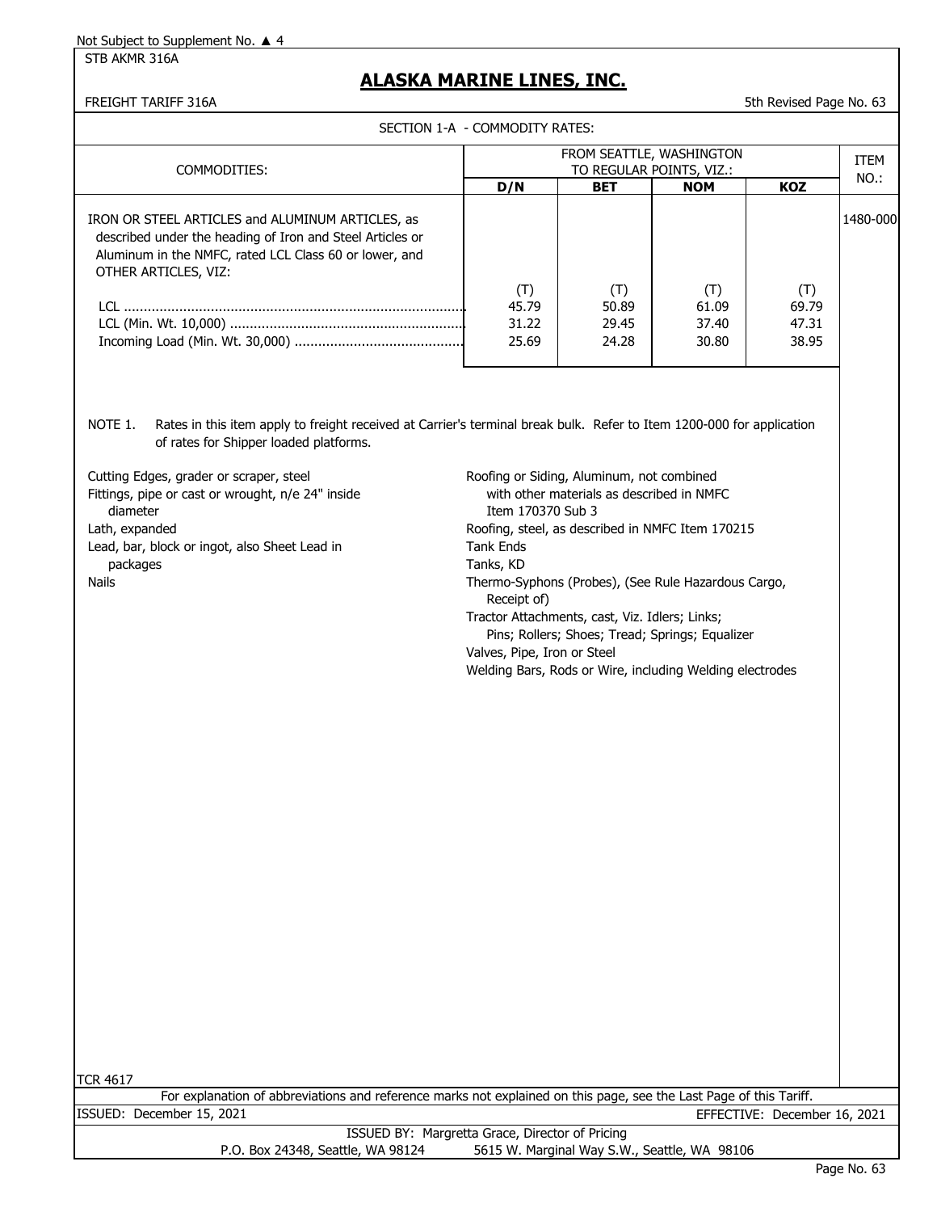Not Subject to Supplement No. ▲ 4

STB AKMR 316A

# ALASKA MARINE LINES, INC.

FREIGHT TARIFF 316A

5th Revised Page No. 63

SECTION 1-A - COMMODITY RATES:

| COMMODITIES: | FROM SEATTLE, WASHINGTON TO REGULAR POINTS, VIZ.: | | | | ITEM NO.: |
|---|---|---|---|---|---|
| | **D/N** | **BET** | **NOM** | **KOZ** | |
| IRON OR STEEL ARTICLES and ALUMINUM ARTICLES, as described under the heading of Iron and Steel Articles or Aluminum in the NMFC, rated LCL Class 60 or lower, and OTHER ARTICLES, VIZ: | | | | | 1480-000 |
| | (T) | (T) | (T) | (T) | |
| LCL | 45.79 | 50.89 | 61.09 | 69.79 | |
| LCL (Min. Wt. 10,000) | 31.22 | 29.45 | 37.40 | 47.31 | |
| Incoming Load (Min. Wt. 30,000) | 25.69 | 24.28 | 30.80 | 38.95 | |

NOTE 1. Rates in this item apply to freight received at Carrier's terminal break bulk. Refer to Item 1200-000 for application of rates for Shipper loaded platforms.

Cutting Edges, grader or scraper, steel
Fittings, pipe or cast or wrought, n/e 24" inside diameter
Lath, expanded
Lead, bar, block or ingot, also Sheet Lead in packages
Nails
Roofing or Siding, Aluminum, not combined with other materials as described in NMFC Item 170370 Sub 3
Roofing, steel, as described in NMFC Item 170215
Tank Ends
Tanks, KD
Thermo-Syphons (Probes), (See Rule Hazardous Cargo, Receipt of)
Tractor Attachments, cast, Viz. Idlers; Links; Pins; Rollers; Shoes; Tread; Springs; Equalizer
Valves, Pipe, Iron or Steel
Welding Bars, Rods or Wire, including Welding electrodes

TCR 4617

For explanation of abbreviations and reference marks not explained on this page, see the Last Page of this Tariff.

ISSUED: December 15, 2021 EFFECTIVE: December 16, 2021

ISSUED BY: Margretta Grace, Director of Pricing

P.O. Box 24348, Seattle, WA 98124 5615 W. Marginal Way S.W., Seattle, WA 98106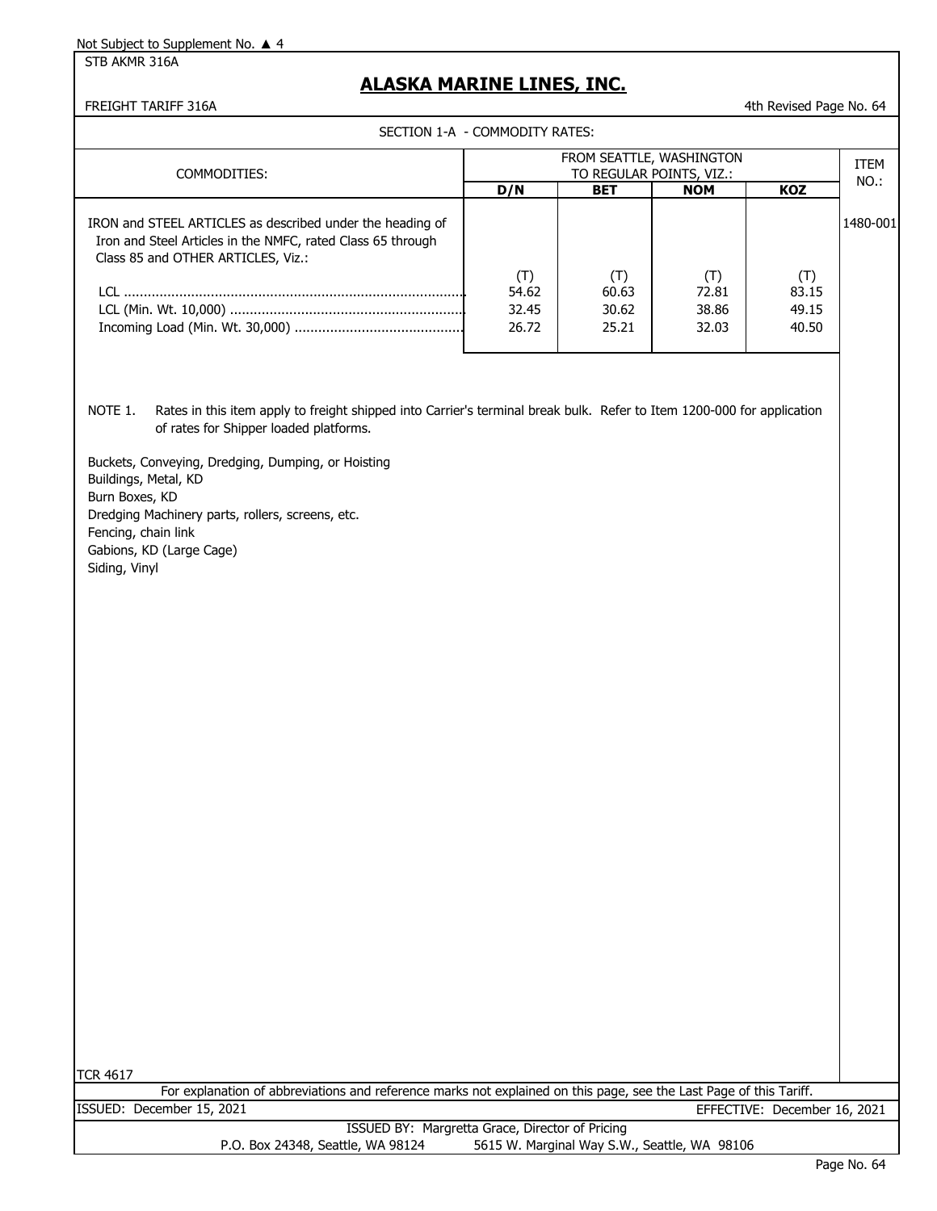Not Subject to Supplement No. ▲ 4

STB AKMR 316A

# ALASKA MARINE LINES, INC.

FREIGHT TARIFF 316A

4th Revised Page No. 64

SECTION 1-A - COMMODITY RATES:

| COMMODITIES: | FROM SEATTLE, WASHINGTON TO REGULAR POINTS, VIZ.: | | | | ITEM NO.: |
|---|---|---|---|---|---|
| | **D/N** | **BET** | **NOM** | **KOZ** | |
| IRON and STEEL ARTICLES as described under the heading of Iron and Steel Articles in the NMFC, rated Class 65 through Class 85 and OTHER ARTICLES, Viz.: | | | | | 1480-001 |
| | (T) | (T) | (T) | (T) | |
| LCL | 54.62 | 60.63 | 72.81 | 83.15 | |
| LCL (Min. Wt. 10,000) | 32.45 | 30.62 | 38.86 | 49.15 | |
| Incoming Load (Min. Wt. 30,000) | 26.72 | 25.21 | 32.03 | 40.50 | |

NOTE 1. Rates in this item apply to freight shipped into Carrier's terminal break bulk. Refer to Item 1200-000 for application of rates for Shipper loaded platforms.

Buckets, Conveying, Dredging, Dumping, or Hoisting
Buildings, Metal, KD
Burn Boxes, KD
Dredging Machinery parts, rollers, screens, etc.
Fencing, chain link
Gabions, KD (Large Cage)
Siding, Vinyl

TCR 4617

For explanation of abbreviations and reference marks not explained on this page, see the Last Page of this Tariff.

ISSUED: December 15, 2021

EFFECTIVE: December 16, 2021

ISSUED BY: Margretta Grace, Director of Pricing

P.O. Box 24348, Seattle, WA 98124 5615 W. Marginal Way S.W., Seattle, WA 98106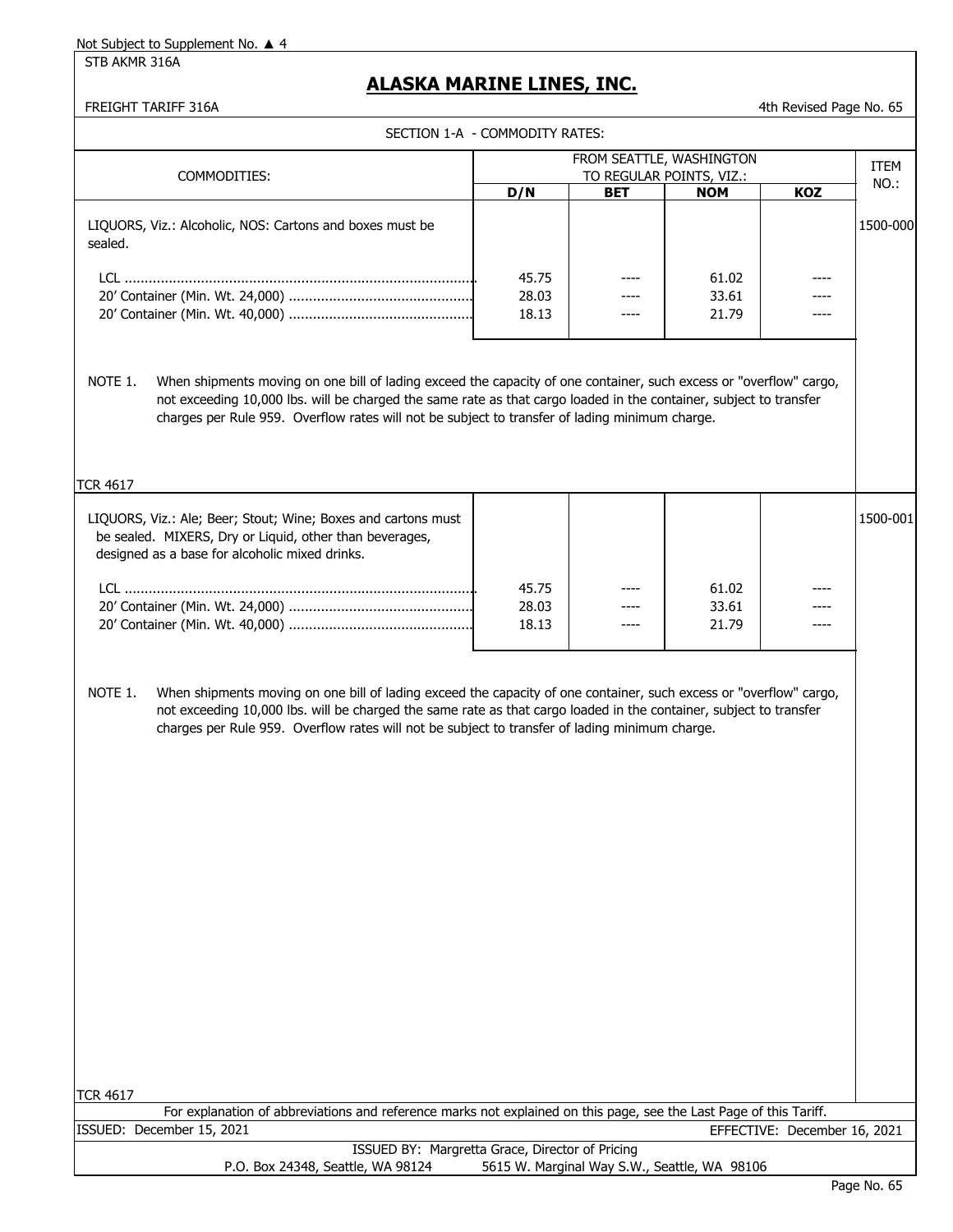Not Subject to Supplement No. ▲ 4

STB AKMR 316A

# ALASKA MARINE LINES, INC.

FREIGHT TARIFF 316A

4th Revised Page No. 65

SECTION 1-A - COMMODITY RATES:

| COMMODITIES: | FROM SEATTLE, WASHINGTON TO REGULAR POINTS, VIZ.: | | | | ITEM NO.: |
|---|---|---|---|---|---|
| | D/N | BET | NOM | KOZ | |
| LIQUORS, Viz.: Alcoholic, NOS: Cartons and boxes must be sealed. | | | | | 1500-000 |
| LCL | 45.75 | ---- | 61.02 | ---- | |
| 20' Container (Min. Wt. 24,000) | 28.03 | ---- | 33.61 | ---- | |
| 20' Container (Min. Wt. 40,000) | 18.13 | ---- | 21.79 | ---- | |

NOTE 1. When shipments moving on one bill of lading exceed the capacity of one container, such excess or "overflow" cargo, not exceeding 10,000 lbs. will be charged the same rate as that cargo loaded in the container, subject to transfer charges per Rule 959. Overflow rates will not be subject to transfer of lading minimum charge.

TCR 4617

| COMMODITIES: | D/N | BET | NOM | KOZ | ITEM NO.: |
|---|---|---|---|---|---|
| LIQUORS, Viz.: Ale; Beer; Stout; Wine; Boxes and cartons must be sealed. MIXERS, Dry or Liquid, other than beverages, designed as a base for alcoholic mixed drinks. | | | | | 1500-001 |
| LCL | 45.75 | ---- | 61.02 | ---- | |
| 20' Container (Min. Wt. 24,000) | 28.03 | ---- | 33.61 | ---- | |
| 20' Container (Min. Wt. 40,000) | 18.13 | ---- | 21.79 | ---- | |

NOTE 1. When shipments moving on one bill of lading exceed the capacity of one container, such excess or "overflow" cargo, not exceeding 10,000 lbs. will be charged the same rate as that cargo loaded in the container, subject to transfer charges per Rule 959. Overflow rates will not be subject to transfer of lading minimum charge.

TCR 4617

For explanation of abbreviations and reference marks not explained on this page, see the Last Page of this Tariff.

ISSUED: December 15, 2021

EFFECTIVE: December 16, 2021

ISSUED BY: Margretta Grace, Director of Pricing

P.O. Box 24348, Seattle, WA 98124 5615 W. Marginal Way S.W., Seattle, WA 98106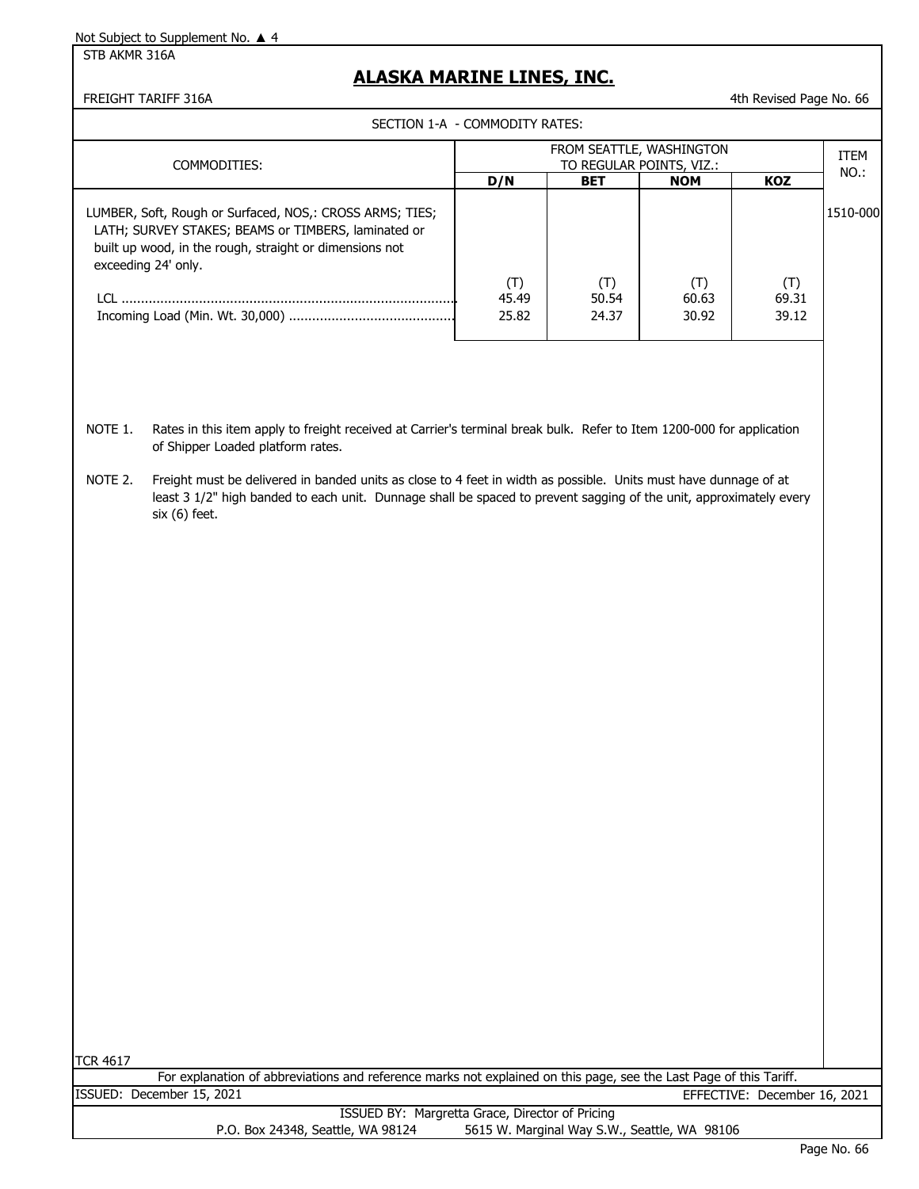Not Subject to Supplement No. ▲ 4

STB AKMR 316A

# ALASKA MARINE LINES, INC.

FREIGHT TARIFF 316A

4th Revised Page No. 66

SECTION 1-A - COMMODITY RATES:

| COMMODITIES: | FROM SEATTLE, WASHINGTON TO REGULAR POINTS, VIZ.: | | | | ITEM NO.: |
|---|---|---|---|---|---|
| | **D/N** | **BET** | **NOM** | **KOZ** | |
| LUMBER, Soft, Rough or Surfaced, NOS,: CROSS ARMS; TIES; LATH; SURVEY STAKES; BEAMS or TIMBERS, laminated or built up wood, in the rough, straight or dimensions not exceeding 24' only. | | | | | 1510-000 |
| | (T) | (T) | (T) | (T) | |
| LCL | 45.49 | 50.54 | 60.63 | 69.31 | |
| Incoming Load (Min. Wt. 30,000) | 25.82 | 24.37 | 30.92 | 39.12 | |

NOTE 1. Rates in this item apply to freight received at Carrier's terminal break bulk. Refer to Item 1200-000 for application of Shipper Loaded platform rates.

NOTE 2. Freight must be delivered in banded units as close to 4 feet in width as possible. Units must have dunnage of at least 3 1/2" high banded to each unit. Dunnage shall be spaced to prevent sagging of the unit, approximately every six (6) feet.

TCR 4617

For explanation of abbreviations and reference marks not explained on this page, see the Last Page of this Tariff.

ISSUED: December 15, 2021 EFFECTIVE: December 16, 2021

ISSUED BY: Margretta Grace, Director of Pricing

P.O. Box 24348, Seattle, WA 98124 5615 W. Marginal Way S.W., Seattle, WA 98106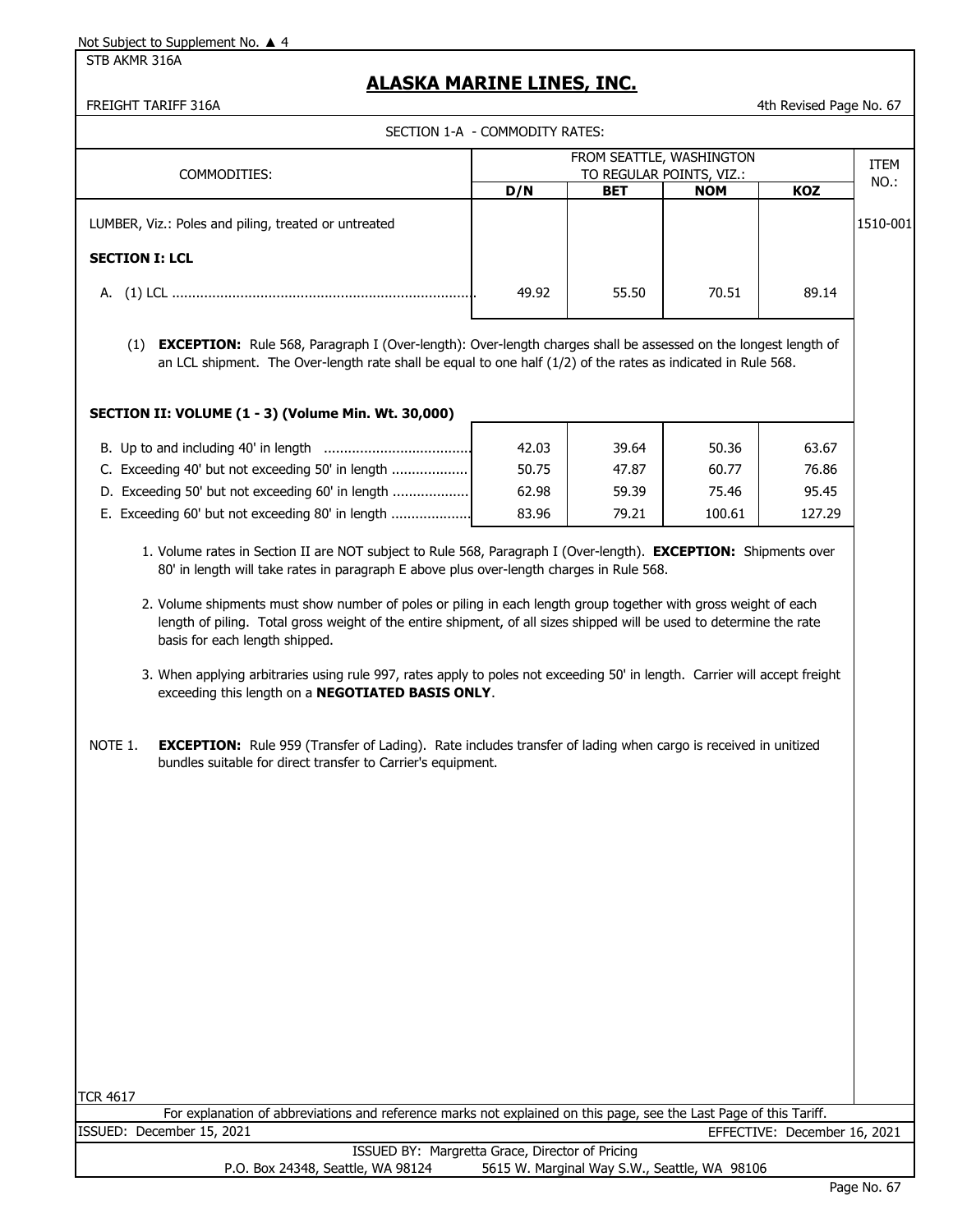Not Subject to Supplement No. ▲ 4

STB AKMR 316A

# ALASKA MARINE LINES, INC.

FREIGHT TARIFF 316A

4th Revised Page No. 67

SECTION 1-A - COMMODITY RATES:

| COMMODITIES: | FROM SEATTLE, WASHINGTON TO REGULAR POINTS, VIZ.: | | | | ITEM NO.: |
|---|---|---|---|---|---|
| | D/N | BET | NOM | KOZ | |
| LUMBER, Viz.: Poles and piling, treated or untreated | | | | | 1510-001 |
| **SECTION I: LCL** | | | | | |
| A. (1) LCL | 49.92 | 55.50 | 70.51 | 89.14 | |

(1) **EXCEPTION:** Rule 568, Paragraph I (Over-length): Over-length charges shall be assessed on the longest length of an LCL shipment. The Over-length rate shall be equal to one half (1/2) of the rates as indicated in Rule 568.

**SECTION II: VOLUME (1 - 3) (Volume Min. Wt. 30,000)**

| | D/N | BET | NOM | KOZ |
|---|---|---|---|---|
| B. Up to and including 40' in length | 42.03 | 39.64 | 50.36 | 63.67 |
| C. Exceeding 40' but not exceeding 50' in length | 50.75 | 47.87 | 60.77 | 76.86 |
| D. Exceeding 50' but not exceeding 60' in length | 62.98 | 59.39 | 75.46 | 95.45 |
| E. Exceeding 60' but not exceeding 80' in length | 83.96 | 79.21 | 100.61 | 127.29 |

1. Volume rates in Section II are NOT subject to Rule 568, Paragraph I (Over-length). **EXCEPTION:** Shipments over 80' in length will take rates in paragraph E above plus over-length charges in Rule 568.

2. Volume shipments must show number of poles or piling in each length group together with gross weight of each length of piling. Total gross weight of the entire shipment, of all sizes shipped will be used to determine the rate basis for each length shipped.

3. When applying arbitraries using rule 997, rates apply to poles not exceeding 50' in length. Carrier will accept freight exceeding this length on a **NEGOTIATED BASIS ONLY**.

NOTE 1. **EXCEPTION:** Rule 959 (Transfer of Lading). Rate includes transfer of lading when cargo is received in unitized bundles suitable for direct transfer to Carrier's equipment.

TCR 4617

For explanation of abbreviations and reference marks not explained on this page, see the Last Page of this Tariff.

ISSUED: December 15, 2021 EFFECTIVE: December 16, 2021

ISSUED BY: Margretta Grace, Director of Pricing

P.O. Box 24348, Seattle, WA 98124 5615 W. Marginal Way S.W., Seattle, WA 98106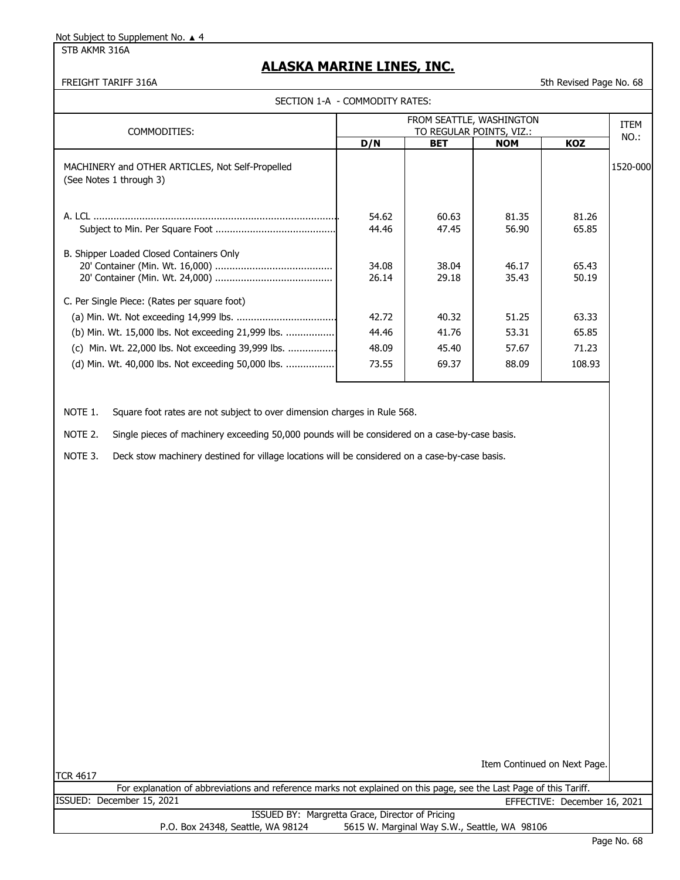Not Subject to Supplement No. ▲ 4

STB AKMR 316A

# ALASKA MARINE LINES, INC.

FREIGHT TARIFF 316A

5th Revised Page No. 68

SECTION 1-A - COMMODITY RATES:

| COMMODITIES: | FROM SEATTLE, WASHINGTON TO REGULAR POINTS, VIZ.: | | | | ITEM NO.: |
|---|---|---|---|---|---|
| | D/N | BET | NOM | KOZ | |
| MACHINERY and OTHER ARTICLES, Not Self-Propelled (See Notes 1 through 3) | | | | | 1520-000 |
| A. LCL | 54.62 | 60.63 | 81.35 | 81.26 | |
| Subject to Min. Per Square Foot | 44.46 | 47.45 | 56.90 | 65.85 | |
| B. Shipper Loaded Closed Containers Only | | | | | |
| 20' Container (Min. Wt. 16,000) | 34.08 | 38.04 | 46.17 | 65.43 | |
| 20' Container (Min. Wt. 24,000) | 26.14 | 29.18 | 35.43 | 50.19 | |
| C. Per Single Piece: (Rates per square foot) | | | | | |
| (a) Min. Wt. Not exceeding 14,999 lbs. | 42.72 | 40.32 | 51.25 | 63.33 | |
| (b) Min. Wt. 15,000 lbs. Not exceeding 21,999 lbs. | 44.46 | 41.76 | 53.31 | 65.85 | |
| (c) Min. Wt. 22,000 lbs. Not exceeding 39,999 lbs. | 48.09 | 45.40 | 57.67 | 71.23 | |
| (d) Min. Wt. 40,000 lbs. Not exceeding 50,000 lbs. | 73.55 | 69.37 | 88.09 | 108.93 | |

NOTE 1. Square foot rates are not subject to over dimension charges in Rule 568.

NOTE 2. Single pieces of machinery exceeding 50,000 pounds will be considered on a case-by-case basis.

NOTE 3. Deck stow machinery destined for village locations will be considered on a case-by-case basis.

Item Continued on Next Page.

TCR 4617

For explanation of abbreviations and reference marks not explained on this page, see the Last Page of this Tariff.

ISSUED: December 15, 2021

EFFECTIVE: December 16, 2021

ISSUED BY: Margretta Grace, Director of Pricing

P.O. Box 24348, Seattle, WA 98124 5615 W. Marginal Way S.W., Seattle, WA 98106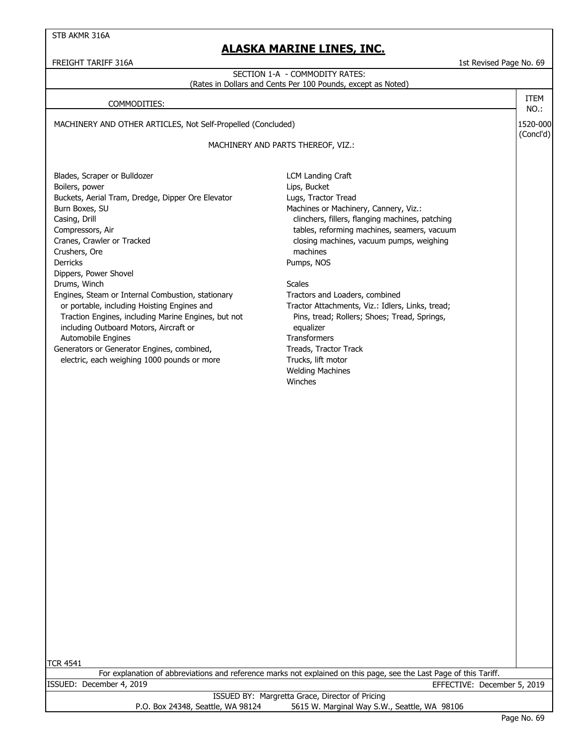## ALASKA MARINE LINES, INC.

FREIGHT TARIFF 316A — 1st Revised Page No. 69

SECTION 1-A - COMMODITY RATES:
(Rates in Dollars and Cents Per 100 Pounds, except as Noted)

| COMMODITIES: | ITEM NO.: |
|---|---|
| MACHINERY AND OTHER ARTICLES, Not Self-Propelled (Concluded) | 1520-000 (Concl'd) |

MACHINERY AND PARTS THEREOF, VIZ.:

- Blades, Scraper or Bulldozer
- Boilers, power
- Buckets, Aerial Tram, Dredge, Dipper Ore Elevator
- Burn Boxes, SU
- Casing, Drill
- Compressors, Air
- Cranes, Crawler or Tracked
- Crushers, Ore
- Derricks
- Dippers, Power Shovel
- Drums, Winch
- Engines, Steam or Internal Combustion, stationary or portable, including Hoisting Engines and Traction Engines, including Marine Engines, but not including Outboard Motors, Aircraft or Automobile Engines
- Generators or Generator Engines, combined, electric, each weighing 1000 pounds or more
- LCM Landing Craft
- Lips, Bucket
- Lugs, Tractor Tread
- Machines or Machinery, Cannery, Viz.: clinchers, fillers, flanging machines, patching tables, reforming machines, seamers, vacuum closing machines, vacuum pumps, weighing machines
- Pumps, NOS
- Scales
- Tractors and Loaders, combined
- Tractor Attachments, Viz.: Idlers, Links, tread; Pins, tread; Rollers; Shoes; Tread, Springs, equalizer
- Transformers
- Treads, Tractor Track
- Trucks, lift motor
- Welding Machines
- Winches

TCR 4541

For explanation of abbreviations and reference marks not explained on this page, see the Last Page of this Tariff.

ISSUED: December 4, 2019 — EFFECTIVE: December 5, 2019

ISSUED BY: Margretta Grace, Director of Pricing
P.O. Box 24348, Seattle, WA 98124 — 5615 W. Marginal Way S.W., Seattle, WA 98106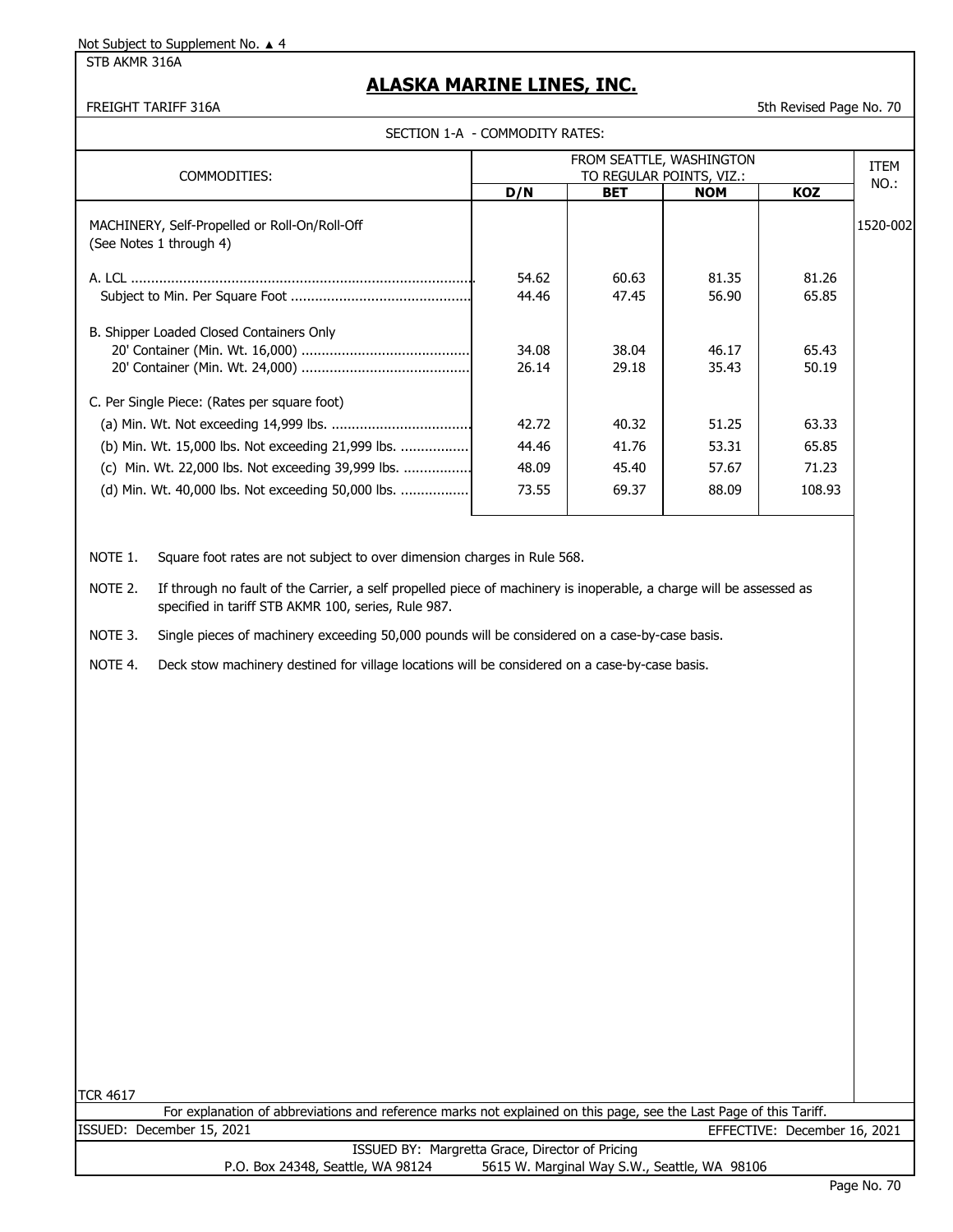Not Subject to Supplement No. ▲ 4

STB AKMR 316A

# ALASKA MARINE LINES, INC.

FREIGHT TARIFF 316A

5th Revised Page No. 70

SECTION 1-A - COMMODITY RATES:

| COMMODITIES: | FROM SEATTLE, WASHINGTON TO REGULAR POINTS, VIZ.: | | | | ITEM NO.: |
|---|---|---|---|---|---|
| | D/N | BET | NOM | KOZ | |
| MACHINERY, Self-Propelled or Roll-On/Roll-Off (See Notes 1 through 4) | | | | | 1520-002 |
| A. LCL | 54.62 | 60.63 | 81.35 | 81.26 | |
| Subject to Min. Per Square Foot | 44.46 | 47.45 | 56.90 | 65.85 | |
| B. Shipper Loaded Closed Containers Only | | | | | |
| 20' Container (Min. Wt. 16,000) | 34.08 | 38.04 | 46.17 | 65.43 | |
| 20' Container (Min. Wt. 24,000) | 26.14 | 29.18 | 35.43 | 50.19 | |
| C. Per Single Piece: (Rates per square foot) | | | | | |
| (a) Min. Wt. Not exceeding 14,999 lbs. | 42.72 | 40.32 | 51.25 | 63.33 | |
| (b) Min. Wt. 15,000 lbs. Not exceeding 21,999 lbs. | 44.46 | 41.76 | 53.31 | 65.85 | |
| (c) Min. Wt. 22,000 lbs. Not exceeding 39,999 lbs. | 48.09 | 45.40 | 57.67 | 71.23 | |
| (d) Min. Wt. 40,000 lbs. Not exceeding 50,000 lbs. | 73.55 | 69.37 | 88.09 | 108.93 | |

NOTE 1. Square foot rates are not subject to over dimension charges in Rule 568.

NOTE 2. If through no fault of the Carrier, a self propelled piece of machinery is inoperable, a charge will be assessed as specified in tariff STB AKMR 100, series, Rule 987.

NOTE 3. Single pieces of machinery exceeding 50,000 pounds will be considered on a case-by-case basis.

NOTE 4. Deck stow machinery destined for village locations will be considered on a case-by-case basis.

TCR 4617

For explanation of abbreviations and reference marks not explained on this page, see the Last Page of this Tariff.

ISSUED: December 15, 2021

EFFECTIVE: December 16, 2021

ISSUED BY: Margretta Grace, Director of Pricing

P.O. Box 24348, Seattle, WA 98124 5615 W. Marginal Way S.W., Seattle, WA 98106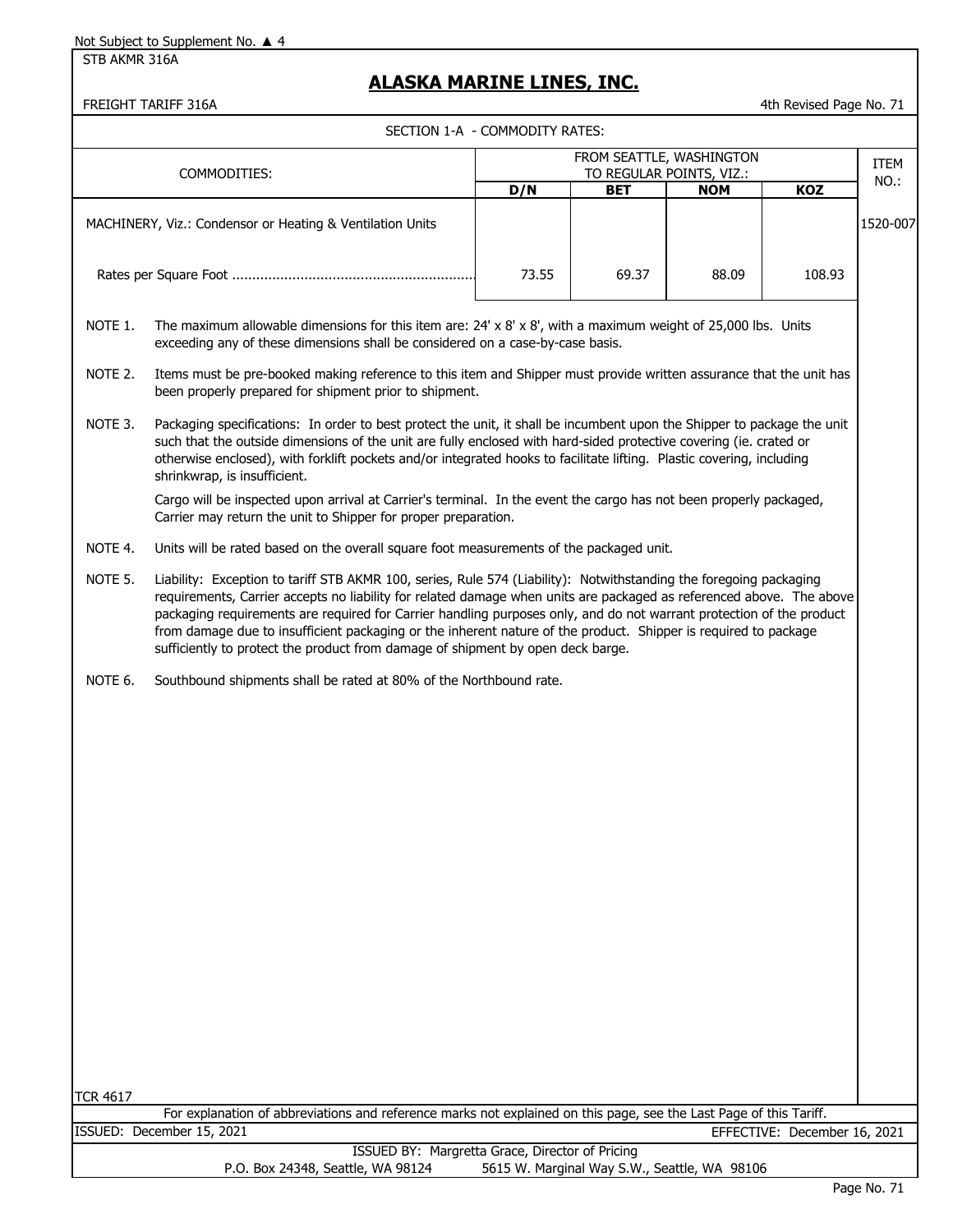Not Subject to Supplement No. ▲ 4

STB AKMR 316A

# ALASKA MARINE LINES, INC.

FREIGHT TARIFF 316A

4th Revised Page No. 71

SECTION 1-A - COMMODITY RATES:

| COMMODITIES: | FROM SEATTLE, WASHINGTON TO REGULAR POINTS, VIZ.: | | | | ITEM NO.: |
|---|---|---|---|---|---|
| | D/N | BET | NOM | KOZ | |
| MACHINERY, Viz.: Condensor or Heating & Ventilation Units | | | | | 1520-007 |
| Rates per Square Foot ........................................................... | 73.55 | 69.37 | 88.09 | 108.93 | |

NOTE 1. The maximum allowable dimensions for this item are: 24' x 8' x 8', with a maximum weight of 25,000 lbs. Units exceeding any of these dimensions shall be considered on a case-by-case basis.

NOTE 2. Items must be pre-booked making reference to this item and Shipper must provide written assurance that the unit has been properly prepared for shipment prior to shipment.

NOTE 3. Packaging specifications: In order to best protect the unit, it shall be incumbent upon the Shipper to package the unit such that the outside dimensions of the unit are fully enclosed with hard-sided protective covering (ie. crated or otherwise enclosed), with forklift pockets and/or integrated hooks to facilitate lifting. Plastic covering, including shrinkwrap, is insufficient.

Cargo will be inspected upon arrival at Carrier's terminal. In the event the cargo has not been properly packaged, Carrier may return the unit to Shipper for proper preparation.

NOTE 4. Units will be rated based on the overall square foot measurements of the packaged unit.

NOTE 5. Liability: Exception to tariff STB AKMR 100, series, Rule 574 (Liability): Notwithstanding the foregoing packaging requirements, Carrier accepts no liability for related damage when units are packaged as referenced above. The above packaging requirements are required for Carrier handling purposes only, and do not warrant protection of the product from damage due to insufficient packaging or the inherent nature of the product. Shipper is required to package sufficiently to protect the product from damage of shipment by open deck barge.

NOTE 6. Southbound shipments shall be rated at 80% of the Northbound rate.

TCR 4617

For explanation of abbreviations and reference marks not explained on this page, see the Last Page of this Tariff.

ISSUED: December 15, 2021 EFFECTIVE: December 16, 2021

ISSUED BY: Margretta Grace, Director of Pricing

P.O. Box 24348, Seattle, WA 98124 5615 W. Marginal Way S.W., Seattle, WA 98106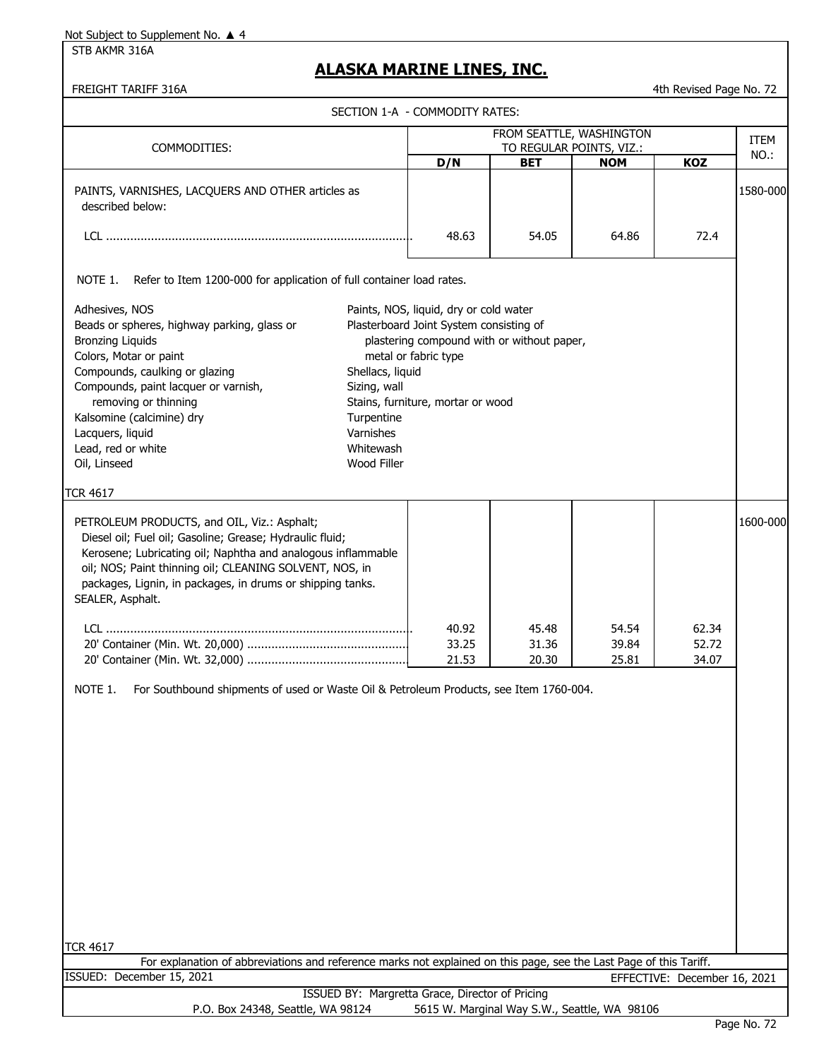Not Subject to Supplement No. ▲ 4

STB AKMR 316A

# ALASKA MARINE LINES, INC.

FREIGHT TARIFF 316A

4th Revised Page No. 72

SECTION 1-A - COMMODITY RATES:

| COMMODITIES: | FROM SEATTLE, WASHINGTON TO REGULAR POINTS, VIZ.: | | | | ITEM NO.: |
|---|---|---|---|---|---|
| | D/N | BET | NOM | KOZ | |
| PAINTS, VARNISHES, LACQUERS AND OTHER articles as described below: | | | | | 1580-000 |
| LCL ........................................................................................ | 48.63 | 54.05 | 64.86 | 72.4 | |

NOTE 1. Refer to Item 1200-000 for application of full container load rates.

- Adhesives, NOS
- Beads or spheres, highway parking, glass or
- Bronzing Liquids
- Colors, Motar or paint
- Compounds, caulking or glazing
- Compounds, paint lacquer or varnish, removing or thinning
- Kalsomine (calcimine) dry
- Lacquers, liquid
- Lead, red or white
- Oil, Linseed
- Paints, NOS, liquid, dry or cold water
- Plasterboard Joint System consisting of plastering compound with or without paper, metal or fabric type
- Shellacs, liquid
- Sizing, wall
- Stains, furniture, mortar or wood
- Turpentine
- Varnishes
- Whitewash
- Wood Filler

TCR 4617

| COMMODITIES: | D/N | BET | NOM | KOZ | ITEM NO.: |
|---|---|---|---|---|---|
| PETROLEUM PRODUCTS, and OIL, Viz.: Asphalt; Diesel oil; Fuel oil; Gasoline; Grease; Hydraulic fluid; Kerosene; Lubricating oil; Naphtha and analogous inflammable oil; NOS; Paint thinning oil; CLEANING SOLVENT, NOS, in packages, Lignin, in packages, in drums or shipping tanks. SEALER, Asphalt. | | | | | 1600-000 |
| LCL ........................................................................................ | 40.92 | 45.48 | 54.54 | 62.34 | |
| 20' Container (Min. Wt. 20,000) .............................................. | 33.25 | 31.36 | 39.84 | 52.72 | |
| 20' Container (Min. Wt. 32,000) .............................................. | 21.53 | 20.30 | 25.81 | 34.07 | |

NOTE 1. For Southbound shipments of used or Waste Oil & Petroleum Products, see Item 1760-004.

TCR 4617

For explanation of abbreviations and reference marks not explained on this page, see the Last Page of this Tariff.

ISSUED: December 15, 2021

EFFECTIVE: December 16, 2021

ISSUED BY: Margretta Grace, Director of Pricing

P.O. Box 24348, Seattle, WA 98124 5615 W. Marginal Way S.W., Seattle, WA 98106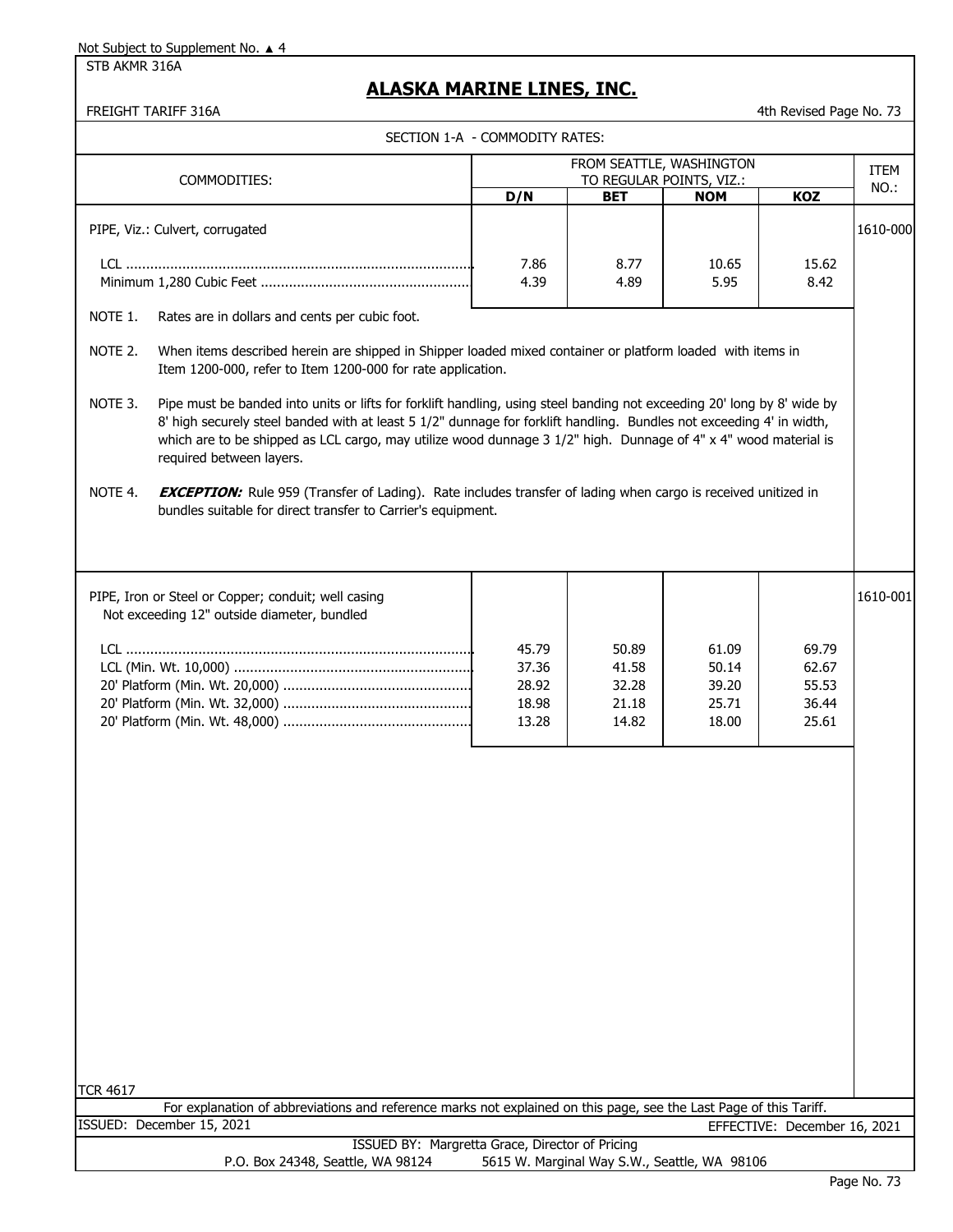Not Subject to Supplement No. ▲ 4

STB AKMR 316A

## ALASKA MARINE LINES, INC.

FREIGHT TARIFF 316A

4th Revised Page No. 73

SECTION 1-A - COMMODITY RATES:

| COMMODITIES: | FROM SEATTLE, WASHINGTON TO REGULAR POINTS, VIZ.: | | | | ITEM NO.: |
|---|---|---|---|---|---|
| | D/N | BET | NOM | KOZ | |
| PIPE, Viz.: Culvert, corrugated | | | | | 1610-000 |
| LCL | 7.86 | 8.77 | 10.65 | 15.62 | |
| Minimum 1,280 Cubic Feet | 4.39 | 4.89 | 5.95 | 8.42 | |

NOTE 1. Rates are in dollars and cents per cubic foot.

NOTE 2. When items described herein are shipped in Shipper loaded mixed container or platform loaded with items in Item 1200-000, refer to Item 1200-000 for rate application.

NOTE 3. Pipe must be banded into units or lifts for forklift handling, using steel banding not exceeding 20' long by 8' wide by 8' high securely steel banded with at least 5 1/2" dunnage for forklift handling. Bundles not exceeding 4' in width, which are to be shipped as LCL cargo, may utilize wood dunnage 3 1/2" high. Dunnage of 4" x 4" wood material is required between layers.

NOTE 4. ***EXCEPTION:*** Rule 959 (Transfer of Lading). Rate includes transfer of lading when cargo is received unitized in bundles suitable for direct transfer to Carrier's equipment.

| COMMODITIES: | D/N | BET | NOM | KOZ | ITEM NO.: |
|---|---|---|---|---|---|
| PIPE, Iron or Steel or Copper; conduit; well casing Not exceeding 12" outside diameter, bundled | | | | | 1610-001 |
| LCL | 45.79 | 50.89 | 61.09 | 69.79 | |
| LCL (Min. Wt. 10,000) | 37.36 | 41.58 | 50.14 | 62.67 | |
| 20' Platform (Min. Wt. 20,000) | 28.92 | 32.28 | 39.20 | 55.53 | |
| 20' Platform (Min. Wt. 32,000) | 18.98 | 21.18 | 25.71 | 36.44 | |
| 20' Platform (Min. Wt. 48,000) | 13.28 | 14.82 | 18.00 | 25.61 | |

TCR 4617

For explanation of abbreviations and reference marks not explained on this page, see the Last Page of this Tariff.

ISSUED: December 15, 2021

EFFECTIVE: December 16, 2021

ISSUED BY: Margretta Grace, Director of Pricing

P.O. Box 24348, Seattle, WA 98124 5615 W. Marginal Way S.W., Seattle, WA 98106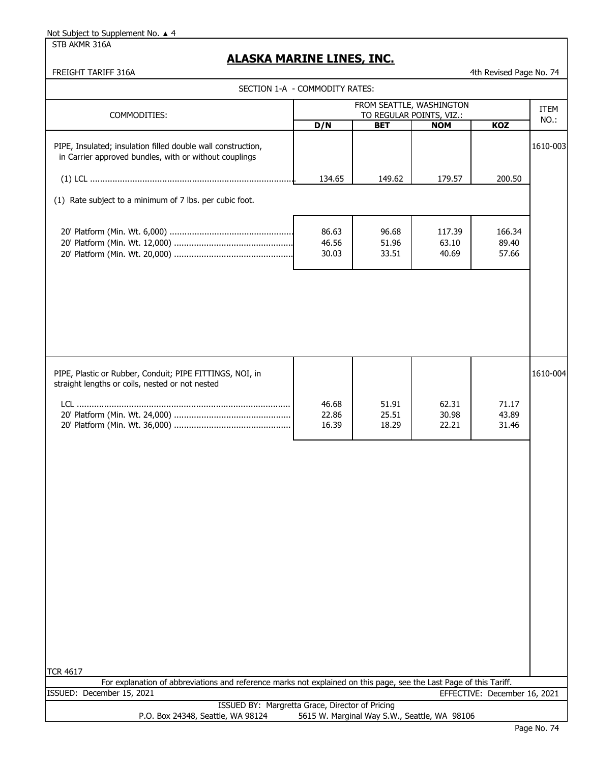Not Subject to Supplement No. ▲ 4

STB AKMR 316A

# ALASKA MARINE LINES, INC.

FREIGHT TARIFF 316A

4th Revised Page No. 74

SECTION 1-A - COMMODITY RATES:

| COMMODITIES: | FROM SEATTLE, WASHINGTON TO REGULAR POINTS, VIZ.: | | | | ITEM NO.: |
|---|---|---|---|---|---|
| | D/N | BET | NOM | KOZ | |
| PIPE, Insulated; insulation filled double wall construction, in Carrier approved bundles, with or without couplings | | | | | 1610-003 |
| (1) LCL | 134.65 | 149.62 | 179.57 | 200.50 | |
| (1) Rate subject to a minimum of 7 lbs. per cubic foot. | | | | | |
| 20' Platform (Min. Wt. 6,000) | 86.63 | 96.68 | 117.39 | 166.34 | |
| 20' Platform (Min. Wt. 12,000) | 46.56 | 51.96 | 63.10 | 89.40 | |
| 20' Platform (Min. Wt. 20,000) | 30.03 | 33.51 | 40.69 | 57.66 | |
| PIPE, Plastic or Rubber, Conduit; PIPE FITTINGS, NOI, in straight lengths or coils, nested or not nested | | | | | 1610-004 |
| LCL | 46.68 | 51.91 | 62.31 | 71.17 | |
| 20' Platform (Min. Wt. 24,000) | 22.86 | 25.51 | 30.98 | 43.89 | |
| 20' Platform (Min. Wt. 36,000) | 16.39 | 18.29 | 22.21 | 31.46 | |

TCR 4617

For explanation of abbreviations and reference marks not explained on this page, see the Last Page of this Tariff.

ISSUED: December 15, 2021

EFFECTIVE: December 16, 2021

ISSUED BY: Margretta Grace, Director of Pricing

P.O. Box 24348, Seattle, WA 98124 5615 W. Marginal Way S.W., Seattle, WA 98106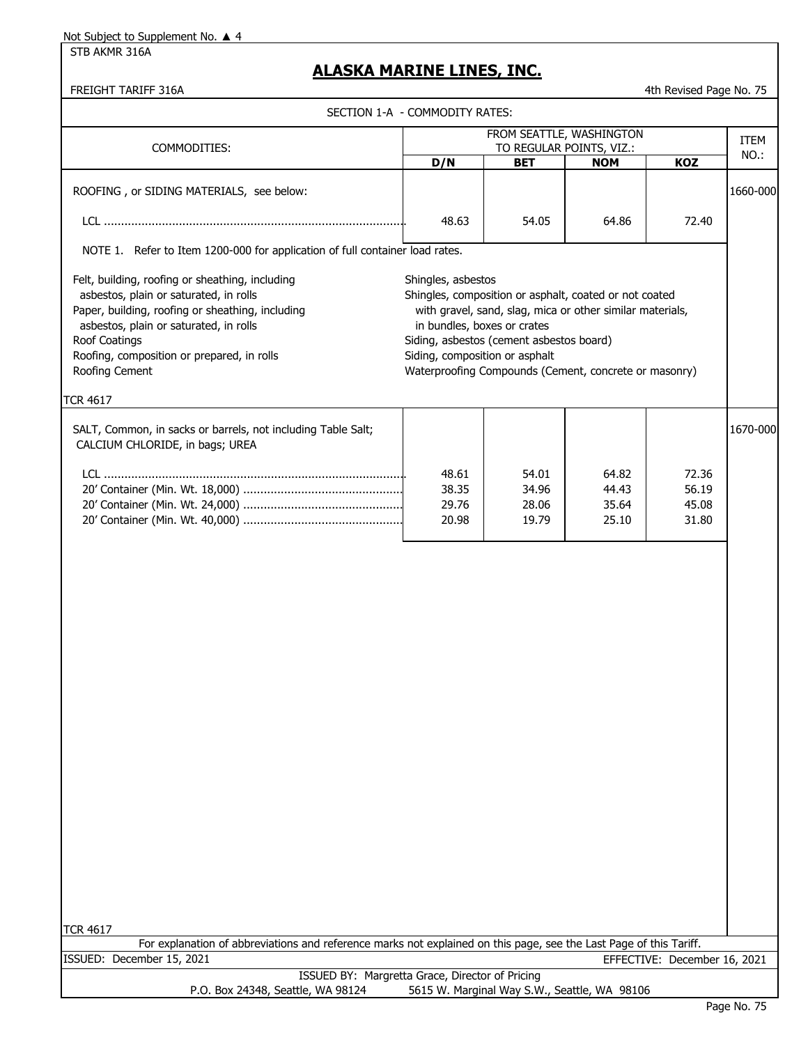Not Subject to Supplement No. ▲ 4

STB AKMR 316A

# ALASKA MARINE LINES, INC.

FREIGHT TARIFF 316A

4th Revised Page No. 75

## SECTION 1-A - COMMODITY RATES:

| COMMODITIES: | FROM SEATTLE, WASHINGTON TO REGULAR POINTS, VIZ.: | | | | ITEM NO.: |
|---|---|---|---|---|---|
| | D/N | BET | NOM | KOZ | |
| ROOFING , or SIDING MATERIALS, see below: | | | | | 1660-000 |
| LCL | 48.63 | 54.05 | 64.86 | 72.40 | |

NOTE 1. Refer to Item 1200-000 for application of full container load rates.

- Felt, building, roofing or sheathing, including asbestos, plain or saturated, in rolls
- Paper, building, roofing or sheathing, including asbestos, plain or saturated, in rolls
- Roof Coatings
- Roofing, composition or prepared, in rolls
- Roofing Cement
- Shingles, asbestos
- Shingles, composition or asphalt, coated or not coated with gravel, sand, slag, mica or other similar materials, in bundles, boxes or crates
- Siding, asbestos (cement asbestos board)
- Siding, composition or asphalt
- Waterproofing Compounds (Cement, concrete or masonry)

TCR 4617

| COMMODITIES: | D/N | BET | NOM | KOZ | ITEM NO.: |
|---|---|---|---|---|---|
| SALT, Common, in sacks or barrels, not including Table Salt; CALCIUM CHLORIDE, in bags; UREA | | | | | 1670-000 |
| LCL | 48.61 | 54.01 | 64.82 | 72.36 | |
| 20' Container (Min. Wt. 18,000) | 38.35 | 34.96 | 44.43 | 56.19 | |
| 20' Container (Min. Wt. 24,000) | 29.76 | 28.06 | 35.64 | 45.08 | |
| 20' Container (Min. Wt. 40,000) | 20.98 | 19.79 | 25.10 | 31.80 | |

TCR 4617

For explanation of abbreviations and reference marks not explained on this page, see the Last Page of this Tariff.

ISSUED: December 15, 2021

EFFECTIVE: December 16, 2021

ISSUED BY: Margretta Grace, Director of Pricing

P.O. Box 24348, Seattle, WA 98124    5615 W. Marginal Way S.W., Seattle, WA 98106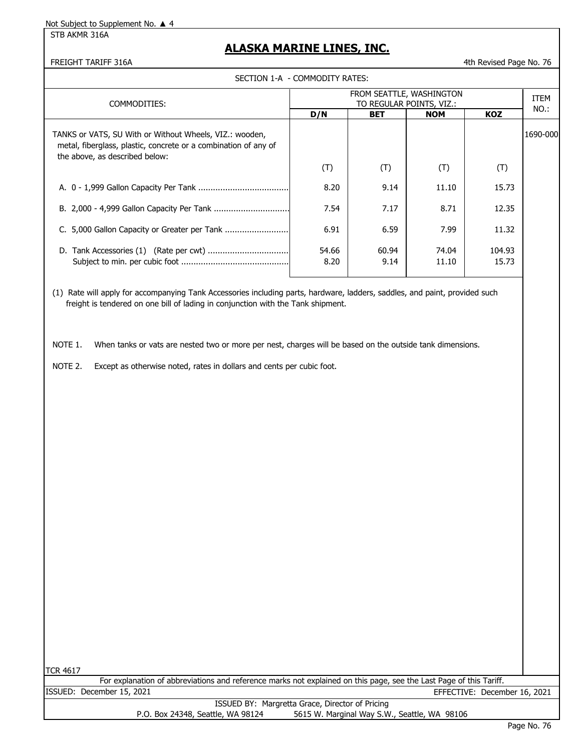Not Subject to Supplement No. ▲ 4

STB AKMR 316A

# ALASKA MARINE LINES, INC.

FREIGHT TARIFF 316A

4th Revised Page No. 76

SECTION 1-A - COMMODITY RATES:

| COMMODITIES: | FROM SEATTLE, WASHINGTON TO REGULAR POINTS, VIZ.: | | | | ITEM NO.: |
|---|---|---|---|---|---|
| | D/N | BET | NOM | KOZ | |
| TANKS or VATS, SU With or Without Wheels, VIZ.: wooden, metal, fiberglass, plastic, concrete or a combination of any of the above, as described below: | | | | | 1690-000 |
| | (T) | (T) | (T) | (T) | |
| A. 0 - 1,999 Gallon Capacity Per Tank | 8.20 | 9.14 | 11.10 | 15.73 | |
| B. 2,000 - 4,999 Gallon Capacity Per Tank | 7.54 | 7.17 | 8.71 | 12.35 | |
| C. 5,000 Gallon Capacity or Greater per Tank | 6.91 | 6.59 | 7.99 | 11.32 | |
| D. Tank Accessories (1) (Rate per cwt) | 54.66 | 60.94 | 74.04 | 104.93 | |
| Subject to min. per cubic foot | 8.20 | 9.14 | 11.10 | 15.73 | |

(1) Rate will apply for accompanying Tank Accessories including parts, hardware, ladders, saddles, and paint, provided such freight is tendered on one bill of lading in conjunction with the Tank shipment.

NOTE 1. When tanks or vats are nested two or more per nest, charges will be based on the outside tank dimensions.

NOTE 2. Except as otherwise noted, rates in dollars and cents per cubic foot.

TCR 4617

For explanation of abbreviations and reference marks not explained on this page, see the Last Page of this Tariff.

ISSUED: December 15, 2021 EFFECTIVE: December 16, 2021

ISSUED BY: Margretta Grace, Director of Pricing

P.O. Box 24348, Seattle, WA 98124 5615 W. Marginal Way S.W., Seattle, WA 98106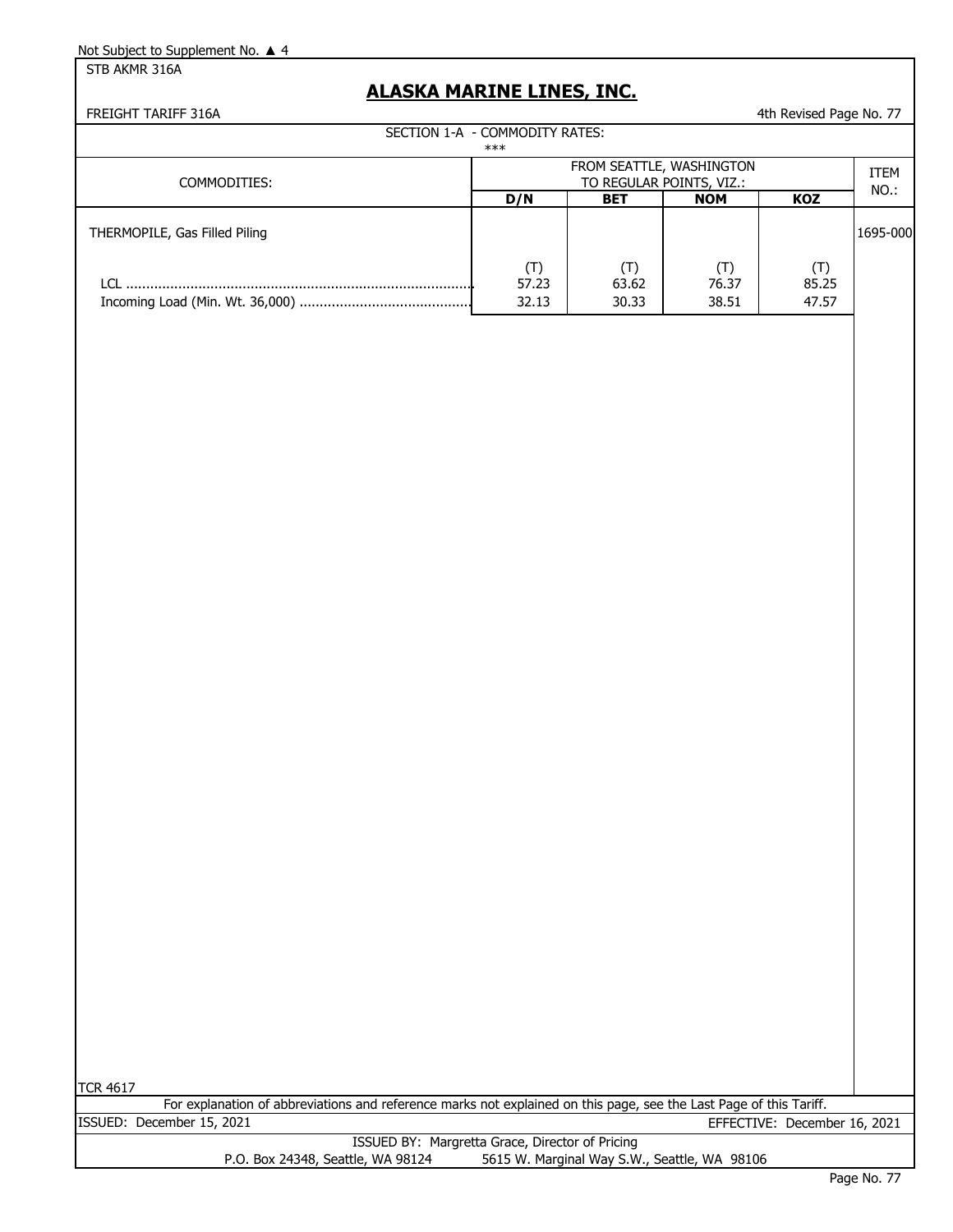Not Subject to Supplement No. ▲ 4

STB AKMR 316A

# ALASKA MARINE LINES, INC.

FREIGHT TARIFF 316A

4th Revised Page No. 77

SECTION 1-A - COMMODITY RATES:

***

| COMMODITIES: | FROM SEATTLE, WASHINGTON TO REGULAR POINTS, VIZ.: | | | | ITEM NO.: |
|---|---|---|---|---|---|
| | D/N | BET | NOM | KOZ | |
| THERMOPILE, Gas Filled Piling | | | | | 1695-000 |
| | (T) | (T) | (T) | (T) | |
| LCL | 57.23 | 63.62 | 76.37 | 85.25 | |
| Incoming Load (Min. Wt. 36,000) | 32.13 | 30.33 | 38.51 | 47.57 | |

TCR 4617

For explanation of abbreviations and reference marks not explained on this page, see the Last Page of this Tariff.

ISSUED: December 15, 2021

EFFECTIVE: December 16, 2021

ISSUED BY: Margretta Grace, Director of Pricing

P.O. Box 24348, Seattle, WA 98124 5615 W. Marginal Way S.W., Seattle, WA 98106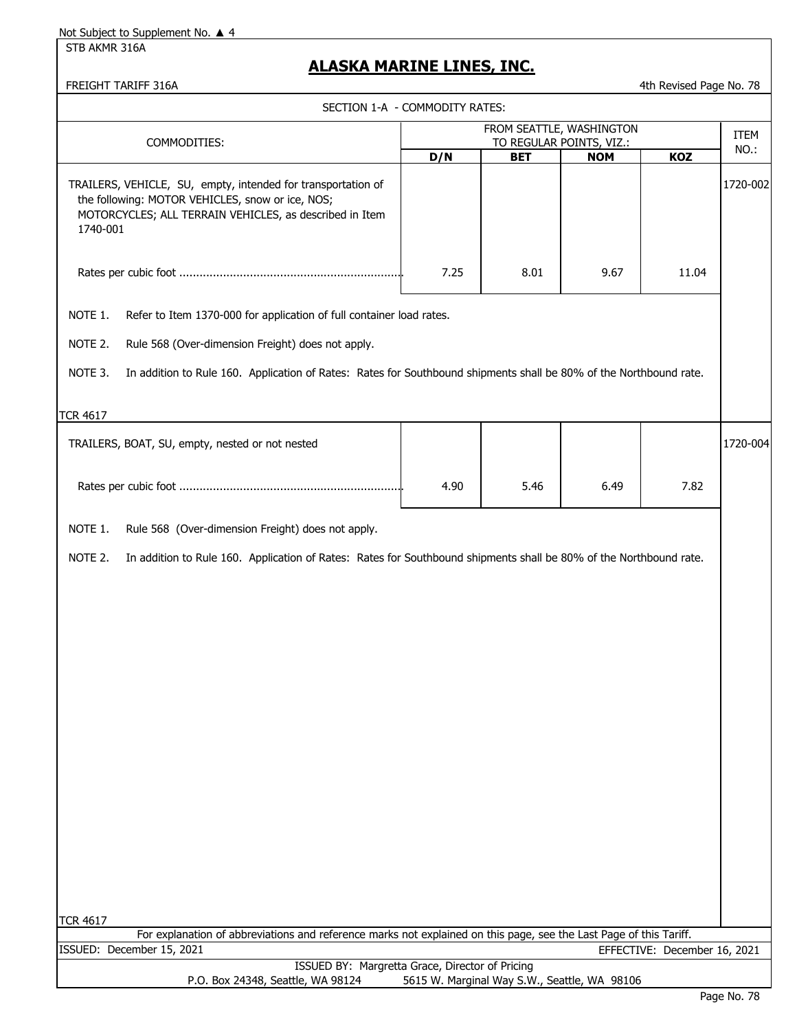Not Subject to Supplement No. ▲ 4

STB AKMR 316A

# ALASKA MARINE LINES, INC.

FREIGHT TARIFF 316A — 4th Revised Page No. 78

SECTION 1-A - COMMODITY RATES:

| COMMODITIES: | FROM SEATTLE, WASHINGTON TO REGULAR POINTS, VIZ.: | | | | ITEM NO.: |
|---|---|---|---|---|---|
| | D/N | BET | NOM | KOZ | |
| TRAILERS, VEHICLE, SU, empty, intended for transportation of the following: MOTOR VEHICLES, snow or ice, NOS; MOTORCYCLES; ALL TERRAIN VEHICLES, as described in Item 1740-001 | | | | | 1720-002 |
| Rates per cubic foot ........ | 7.25 | 8.01 | 9.67 | 11.04 | |

NOTE 1. Refer to Item 1370-000 for application of full container load rates.

NOTE 2. Rule 568 (Over-dimension Freight) does not apply.

NOTE 3. In addition to Rule 160. Application of Rates: Rates for Southbound shipments shall be 80% of the Northbound rate.

TCR 4617

| COMMODITIES: | D/N | BET | NOM | KOZ | ITEM NO.: |
|---|---|---|---|---|---|
| TRAILERS, BOAT, SU, empty, nested or not nested | | | | | 1720-004 |
| Rates per cubic foot ........ | 4.90 | 5.46 | 6.49 | 7.82 | |

NOTE 1. Rule 568 (Over-dimension Freight) does not apply.

NOTE 2. In addition to Rule 160. Application of Rates: Rates for Southbound shipments shall be 80% of the Northbound rate.

TCR 4617

For explanation of abbreviations and reference marks not explained on this page, see the Last Page of this Tariff.

ISSUED: December 15, 2021 — EFFECTIVE: December 16, 2021

ISSUED BY: Margretta Grace, Director of Pricing

P.O. Box 24348, Seattle, WA 98124 — 5615 W. Marginal Way S.W., Seattle, WA 98106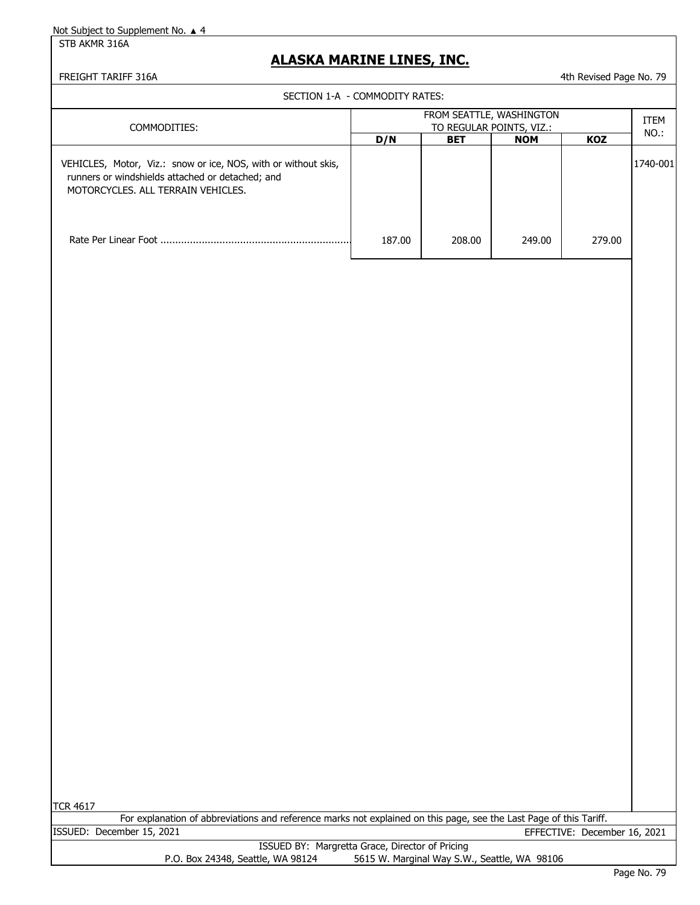Not Subject to Supplement No. ▲ 4

STB AKMR 316A

# ALASKA MARINE LINES, INC.

FREIGHT TARIFF 316A

4th Revised Page No. 79

SECTION 1-A - COMMODITY RATES:

| COMMODITIES: | FROM SEATTLE, WASHINGTON TO REGULAR POINTS, VIZ.: | | | | ITEM NO.: |
|---|---|---|---|---|---|
| | **D/N** | **BET** | **NOM** | **KOZ** | |
| VEHICLES, Motor, Viz.: snow or ice, NOS, with or without skis, runners or windshields attached or detached; and MOTORCYCLES. ALL TERRAIN VEHICLES. | | | | | 1740-001 |
| Rate Per Linear Foot ........ | 187.00 | 208.00 | 249.00 | 279.00 | |

TCR 4617

For explanation of abbreviations and reference marks not explained on this page, see the Last Page of this Tariff.

ISSUED: December 15, 2021

EFFECTIVE: December 16, 2021

ISSUED BY: Margretta Grace, Director of Pricing

P.O. Box 24348, Seattle, WA 98124 5615 W. Marginal Way S.W., Seattle, WA 98106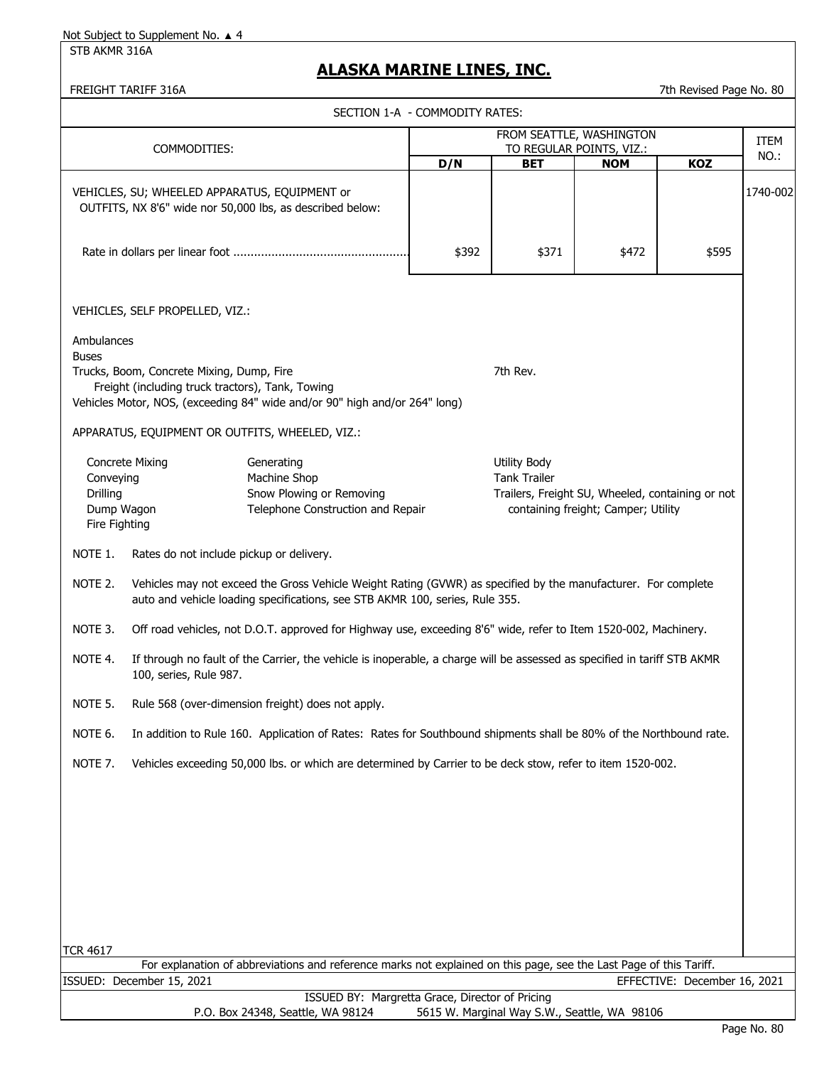Not Subject to Supplement No. ▲ 4

STB AKMR 316A

# ALASKA MARINE LINES, INC.

FREIGHT TARIFF 316A

7th Revised Page No. 80

SECTION 1-A - COMMODITY RATES:

| COMMODITIES: | FROM SEATTLE, WASHINGTON TO REGULAR POINTS, VIZ.: | | | | ITEM NO.: |
|---|---|---|---|---|---|
| | D/N | BET | NOM | KOZ | |
| VEHICLES, SU; WHEELED APPARATUS, EQUIPMENT or OUTFITS, NX 8'6" wide nor 50,000 lbs, as described below: | | | | | 1740-002 |
| Rate in dollars per linear foot ................................................... | $392 | $371 | $472 | $595 | |

VEHICLES, SELF PROPELLED, VIZ.:

Ambulances
Buses
Trucks, Boom, Concrete Mixing, Dump, Fire
Freight (including truck tractors), Tank, Towing
Vehicles Motor, NOS, (exceeding 84" wide and/or 90" high and/or 264" long)

7th Rev.

APPARATUS, EQUIPMENT OR OUTFITS, WHEELED, VIZ.:

- Concrete Mixing
- Conveying
- Drilling
- Dump Wagon
- Fire Fighting
- Generating
- Machine Shop
- Snow Plowing or Removing
- Telephone Construction and Repair
- Utility Body
- Tank Trailer
- Trailers, Freight SU, Wheeled, containing or not containing freight; Camper; Utility

NOTE 1. Rates do not include pickup or delivery.

NOTE 2. Vehicles may not exceed the Gross Vehicle Weight Rating (GVWR) as specified by the manufacturer. For complete auto and vehicle loading specifications, see STB AKMR 100, series, Rule 355.

NOTE 3. Off road vehicles, not D.O.T. approved for Highway use, exceeding 8'6" wide, refer to Item 1520-002, Machinery.

NOTE 4. If through no fault of the Carrier, the vehicle is inoperable, a charge will be assessed as specified in tariff STB AKMR 100, series, Rule 987.

NOTE 5. Rule 568 (over-dimension freight) does not apply.

NOTE 6. In addition to Rule 160. Application of Rates: Rates for Southbound shipments shall be 80% of the Northbound rate.

NOTE 7. Vehicles exceeding 50,000 lbs. or which are determined by Carrier to be deck stow, refer to item 1520-002.

TCR 4617

For explanation of abbreviations and reference marks not explained on this page, see the Last Page of this Tariff.

ISSUED: December 15, 2021

EFFECTIVE: December 16, 2021

ISSUED BY: Margretta Grace, Director of Pricing

P.O. Box 24348, Seattle, WA 98124 5615 W. Marginal Way S.W., Seattle, WA 98106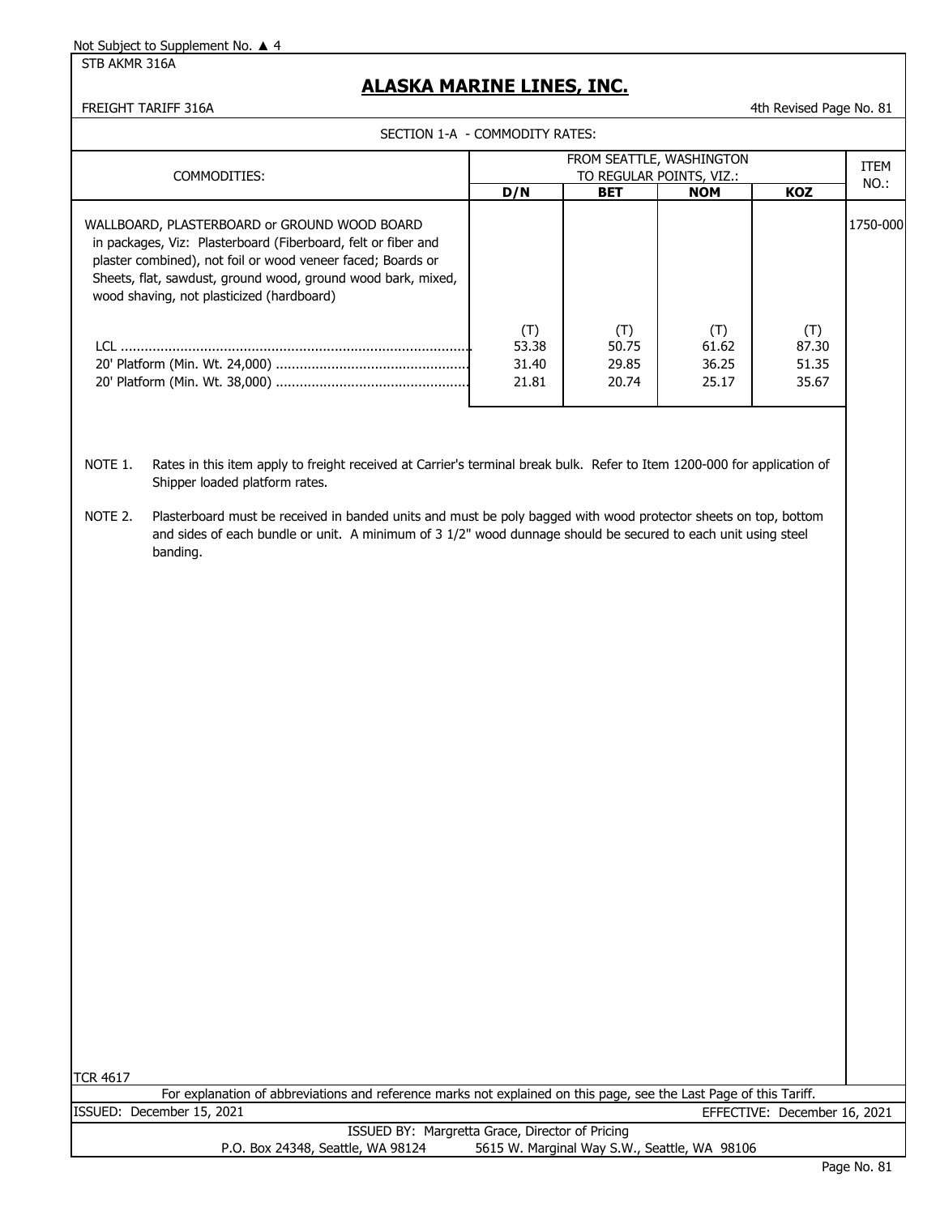Not Subject to Supplement No. ▲ 4

STB AKMR 316A

# ALASKA MARINE LINES, INC.

FREIGHT TARIFF 316A

4th Revised Page No. 81

## SECTION 1-A - COMMODITY RATES:

| COMMODITIES: | FROM SEATTLE, WASHINGTON TO REGULAR POINTS, VIZ.: | | | | ITEM NO.: |
|---|---|---|---|---|---|
| | **D/N** | **BET** | **NOM** | **KOZ** | |
| WALLBOARD, PLASTERBOARD or GROUND WOOD BOARD in packages, Viz: Plasterboard (Fiberboard, felt or fiber and plaster combined), not foil or wood veneer faced; Boards or Sheets, flat, sawdust, ground wood, ground wood bark, mixed, wood shaving, not plasticized (hardboard) | | | | | 1750-000 |
| | (T) | (T) | (T) | (T) | |
| LCL | 53.38 | 50.75 | 61.62 | 87.30 | |
| 20' Platform (Min. Wt. 24,000) | 31.40 | 29.85 | 36.25 | 51.35 | |
| 20' Platform (Min. Wt. 38,000) | 21.81 | 20.74 | 25.17 | 35.67 | |

NOTE 1. Rates in this item apply to freight received at Carrier's terminal break bulk. Refer to Item 1200-000 for application of Shipper loaded platform rates.

NOTE 2. Plasterboard must be received in banded units and must be poly bagged with wood protector sheets on top, bottom and sides of each bundle or unit. A minimum of 3 1/2" wood dunnage should be secured to each unit using steel banding.

TCR 4617

For explanation of abbreviations and reference marks not explained on this page, see the Last Page of this Tariff.

ISSUED: December 15, 2021 EFFECTIVE: December 16, 2021

ISSUED BY: Margretta Grace, Director of Pricing

P.O. Box 24348, Seattle, WA 98124 5615 W. Marginal Way S.W., Seattle, WA 98106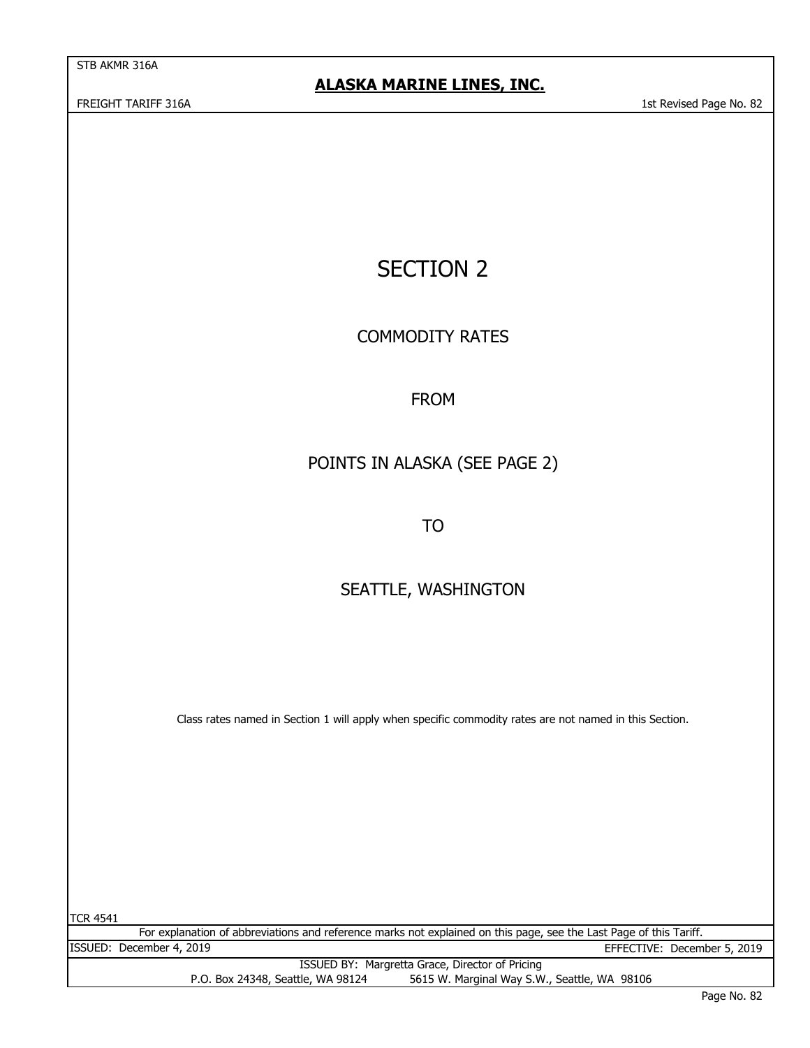# SECTION 2

## COMMODITY RATES

## FROM

## POINTS IN ALASKA (SEE PAGE 2)

## TO

## SEATTLE, WASHINGTON

Class rates named in Section 1 will apply when specific commodity rates are not named in this Section.

TCR 4541

For explanation of abbreviations and reference marks not explained on this page, see the Last Page of this Tariff.

ISSUED: December 4, 2019

EFFECTIVE: December 5, 2019

ISSUED BY: Margretta Grace, Director of Pricing

P.O. Box 24348, Seattle, WA 98124 5615 W. Marginal Way S.W., Seattle, WA 98106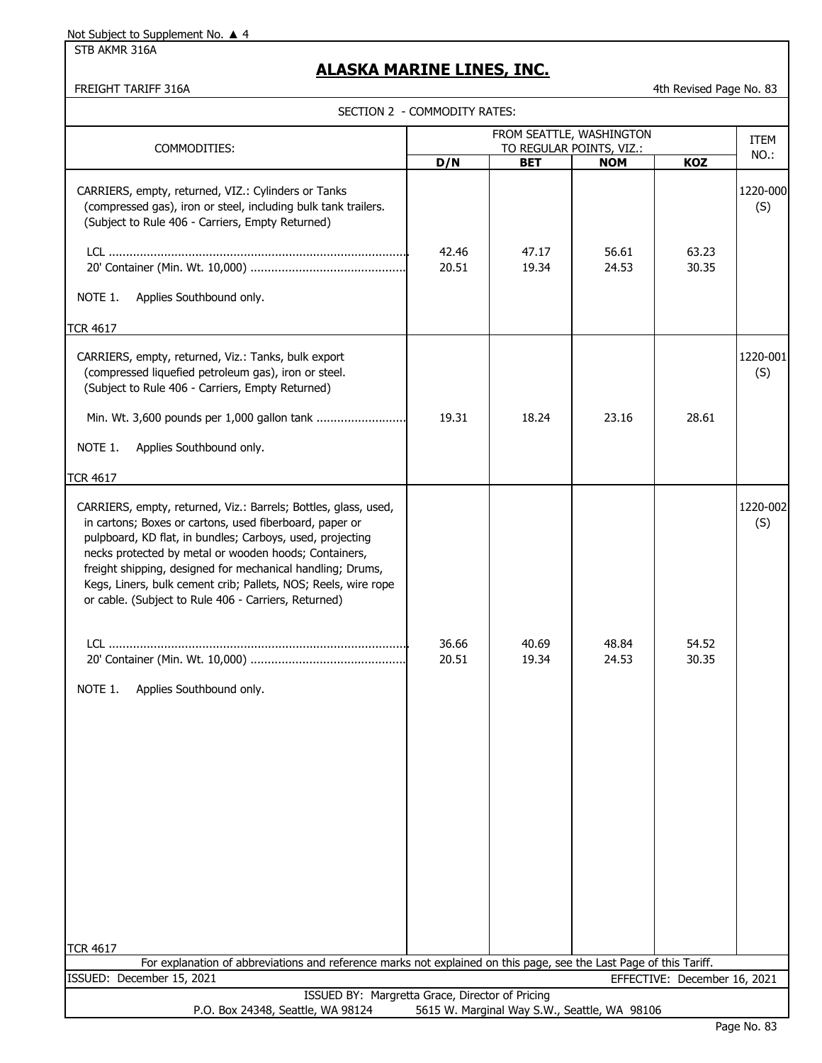Not Subject to Supplement No. ▲ 4

STB AKMR 316A

# ALASKA MARINE LINES, INC.

FREIGHT TARIFF 316A

4th Revised Page No. 83

SECTION 2 - COMMODITY RATES:

| COMMODITIES: | FROM SEATTLE, WASHINGTON TO REGULAR POINTS, VIZ.: | | | | ITEM NO.: |
|---|---|---|---|---|---|
| | D/N | BET | NOM | KOZ | |
| CARRIERS, empty, returned, VIZ.: Cylinders or Tanks (compressed gas), iron or steel, including bulk tank trailers. (Subject to Rule 406 - Carriers, Empty Returned) | | | | | 1220-000 (S) |
| LCL ..... | 42.46 | 47.17 | 56.61 | 63.23 | |
| 20' Container (Min. Wt. 10,000) ..... | 20.51 | 19.34 | 24.53 | 30.35 | |
| NOTE 1. Applies Southbound only. | | | | | |
| TCR 4617 | | | | | |
| CARRIERS, empty, returned, Viz.: Tanks, bulk export (compressed liquefied petroleum gas), iron or steel. (Subject to Rule 406 - Carriers, Empty Returned) | | | | | 1220-001 (S) |
| Min. Wt. 3,600 pounds per 1,000 gallon tank ..... | 19.31 | 18.24 | 23.16 | 28.61 | |
| NOTE 1. Applies Southbound only. | | | | | |
| TCR 4617 | | | | | |
| CARRIERS, empty, returned, Viz.: Barrels; Bottles, glass, used, in cartons; Boxes or cartons, used fiberboard, paper or pulpboard, KD flat, in bundles; Carboys, used, projecting necks protected by metal or wooden hoods; Containers, freight shipping, designed for mechanical handling; Drums, Kegs, Liners, bulk cement crib; Pallets, NOS; Reels, wire rope or cable. (Subject to Rule 406 - Carriers, Returned) | | | | | 1220-002 (S) |
| LCL ..... | 36.66 | 40.69 | 48.84 | 54.52 | |
| 20' Container (Min. Wt. 10,000) ..... | 20.51 | 19.34 | 24.53 | 30.35 | |
| NOTE 1. Applies Southbound only. | | | | | |
| TCR 4617 | | | | | |

For explanation of abbreviations and reference marks not explained on this page, see the Last Page of this Tariff.

ISSUED: December 15, 2021

EFFECTIVE: December 16, 2021

ISSUED BY: Margretta Grace, Director of Pricing

P.O. Box 24348, Seattle, WA 98124 5615 W. Marginal Way S.W., Seattle, WA 98106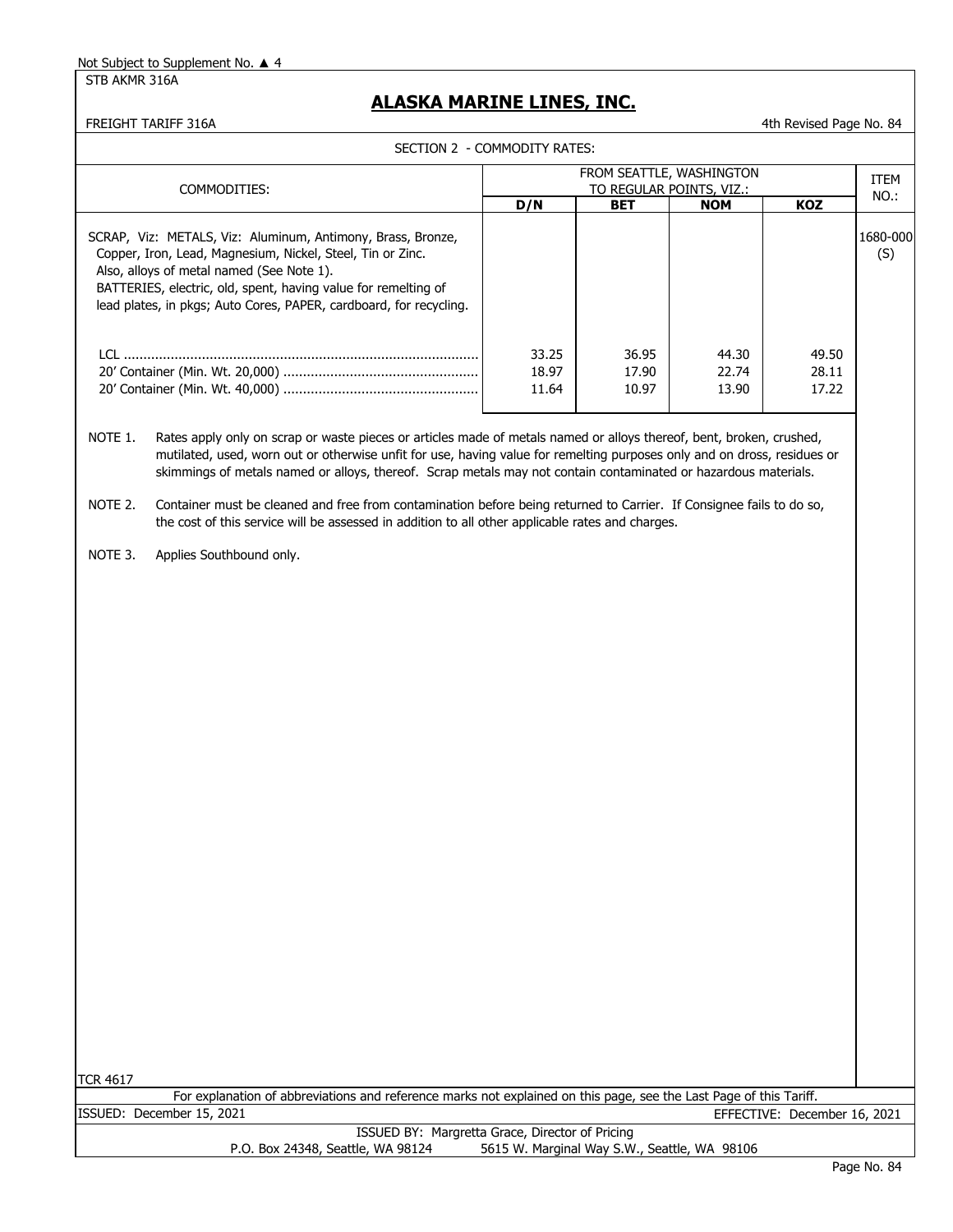Not Subject to Supplement No. ▲ 4

STB AKMR 316A

# ALASKA MARINE LINES, INC.

FREIGHT TARIFF 316A

4th Revised Page No. 84

## SECTION 2 - COMMODITY RATES:

| COMMODITIES: | FROM SEATTLE, WASHINGTON TO REGULAR POINTS, VIZ.: | | | | ITEM NO.: |
|---|---|---|---|---|---|
| | D/N | BET | NOM | KOZ | |
| SCRAP, Viz: METALS, Viz: Aluminum, Antimony, Brass, Bronze, Copper, Iron, Lead, Magnesium, Nickel, Steel, Tin or Zinc. Also, alloys of metal named (See Note 1). BATTERIES, electric, old, spent, having value for remelting of lead plates, in pkgs; Auto Cores, PAPER, cardboard, for recycling. | | | | | 1680-000 (S) |
| LCL | 33.25 | 36.95 | 44.30 | 49.50 | |
| 20' Container (Min. Wt. 20,000) | 18.97 | 17.90 | 22.74 | 28.11 | |
| 20' Container (Min. Wt. 40,000) | 11.64 | 10.97 | 13.90 | 17.22 | |

NOTE 1. Rates apply only on scrap or waste pieces or articles made of metals named or alloys thereof, bent, broken, crushed, mutilated, used, worn out or otherwise unfit for use, having value for remelting purposes only and on dross, residues or skimmings of metals named or alloys, thereof. Scrap metals may not contain contaminated or hazardous materials.

NOTE 2. Container must be cleaned and free from contamination before being returned to Carrier. If Consignee fails to do so, the cost of this service will be assessed in addition to all other applicable rates and charges.

NOTE 3. Applies Southbound only.

TCR 4617

For explanation of abbreviations and reference marks not explained on this page, see the Last Page of this Tariff.

ISSUED: December 15, 2021 EFFECTIVE: December 16, 2021

ISSUED BY: Margretta Grace, Director of Pricing

P.O. Box 24348, Seattle, WA 98124 5615 W. Marginal Way S.W., Seattle, WA 98106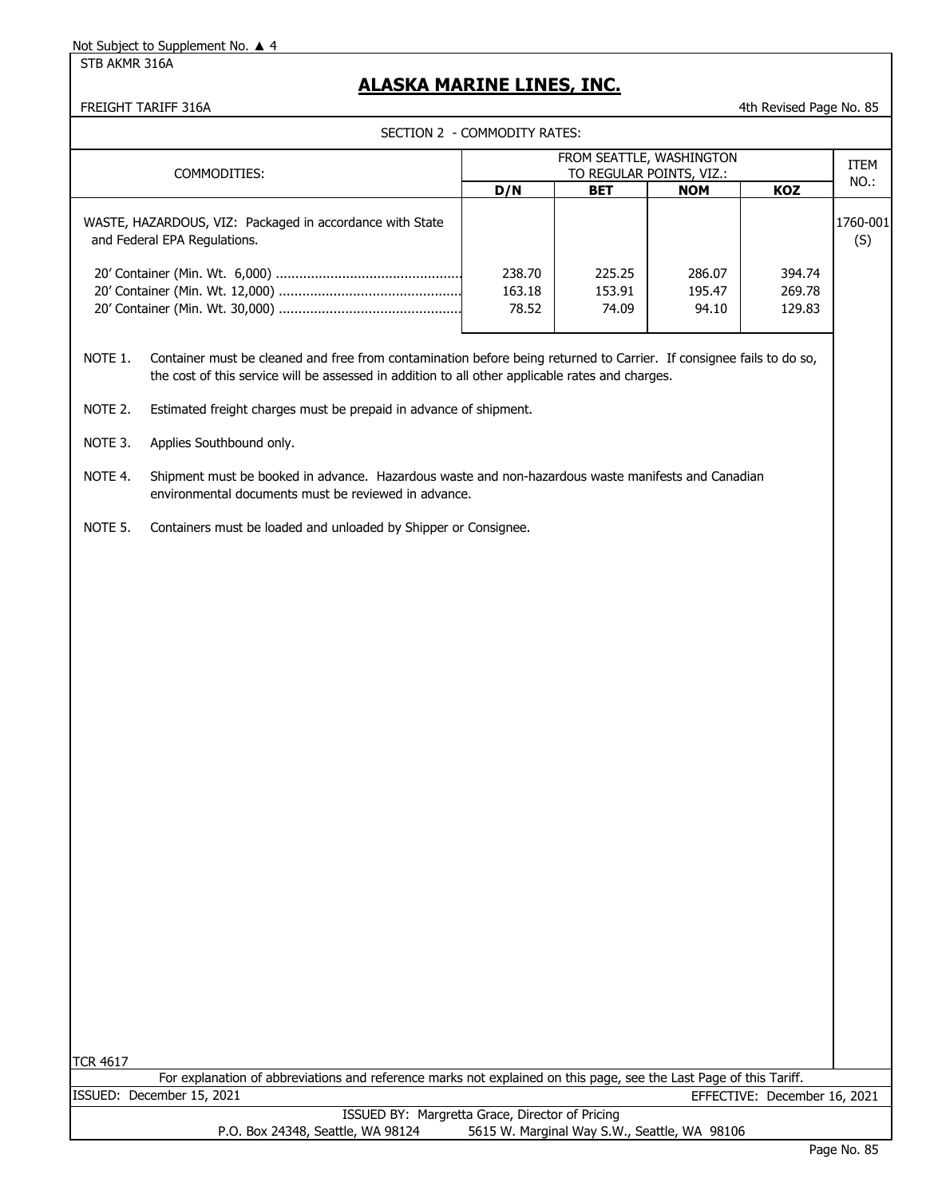Not Subject to Supplement No. ▲ 4

STB AKMR 316A

# ALASKA MARINE LINES, INC.

FREIGHT TARIFF 316A — 4th Revised Page No. 85

## SECTION 2 - COMMODITY RATES:

| COMMODITIES: | FROM SEATTLE, WASHINGTON TO REGULAR POINTS, VIZ.: | | | | ITEM NO.: |
|---|---|---|---|---|---|
| | D/N | BET | NOM | KOZ | |
| WASTE, HAZARDOUS, VIZ: Packaged in accordance with State and Federal EPA Regulations. | | | | | 1760-001 (S) |
| 20' Container (Min. Wt. 6,000) | 238.70 | 225.25 | 286.07 | 394.74 | |
| 20' Container (Min. Wt. 12,000) | 163.18 | 153.91 | 195.47 | 269.78 | |
| 20' Container (Min. Wt. 30,000) | 78.52 | 74.09 | 94.10 | 129.83 | |

NOTE 1. Container must be cleaned and free from contamination before being returned to Carrier. If consignee fails to do so, the cost of this service will be assessed in addition to all other applicable rates and charges.

NOTE 2. Estimated freight charges must be prepaid in advance of shipment.

NOTE 3. Applies Southbound only.

NOTE 4. Shipment must be booked in advance. Hazardous waste and non-hazardous waste manifests and Canadian environmental documents must be reviewed in advance.

NOTE 5. Containers must be loaded and unloaded by Shipper or Consignee.

TCR 4617

For explanation of abbreviations and reference marks not explained on this page, see the Last Page of this Tariff.

ISSUED: December 15, 2021 — EFFECTIVE: December 16, 2021

ISSUED BY: Margretta Grace, Director of Pricing

P.O. Box 24348, Seattle, WA 98124 — 5615 W. Marginal Way S.W., Seattle, WA 98106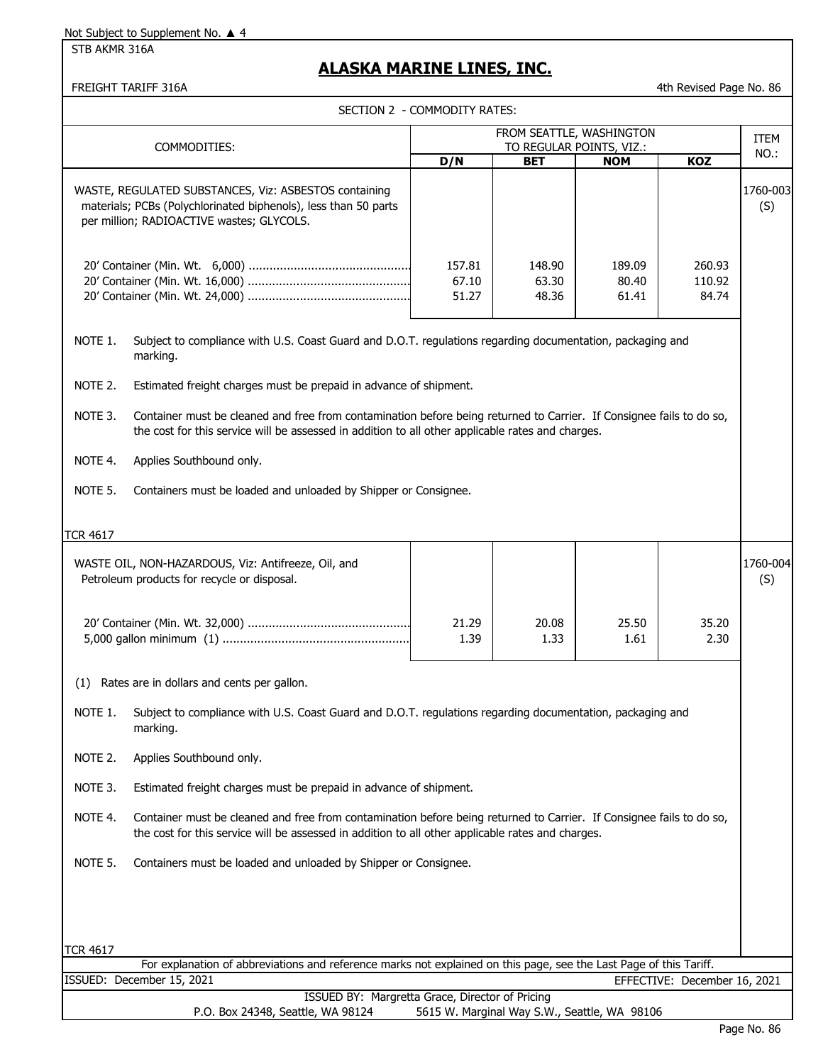Not Subject to Supplement No. ▲ 4

STB AKMR 316A

# ALASKA MARINE LINES, INC.

FREIGHT TARIFF 316A

4th Revised Page No. 86

SECTION 2 - COMMODITY RATES:

| COMMODITIES: | FROM SEATTLE, WASHINGTON TO REGULAR POINTS, VIZ.: | | | | ITEM NO.: |
|---|---|---|---|---|---|
| | D/N | BET | NOM | KOZ | |
| WASTE, REGULATED SUBSTANCES, Viz: ASBESTOS containing materials; PCBs (Polychlorinated biphenols), less than 50 parts per million; RADIOACTIVE wastes; GLYCOLS. | | | | | 1760-003 (S) |
| 20' Container (Min. Wt. 6,000) | 157.81 | 148.90 | 189.09 | 260.93 | |
| 20' Container (Min. Wt. 16,000) | 67.10 | 63.30 | 80.40 | 110.92 | |
| 20' Container (Min. Wt. 24,000) | 51.27 | 48.36 | 61.41 | 84.74 | |

NOTE 1. Subject to compliance with U.S. Coast Guard and D.O.T. regulations regarding documentation, packaging and marking.

NOTE 2. Estimated freight charges must be prepaid in advance of shipment.

NOTE 3. Container must be cleaned and free from contamination before being returned to Carrier. If Consignee fails to do so, the cost for this service will be assessed in addition to all other applicable rates and charges.

NOTE 4. Applies Southbound only.

NOTE 5. Containers must be loaded and unloaded by Shipper or Consignee.

TCR 4617

| COMMODITIES: | D/N | BET | NOM | KOZ | ITEM NO.: |
|---|---|---|---|---|---|
| WASTE OIL, NON-HAZARDOUS, Viz: Antifreeze, Oil, and Petroleum products for recycle or disposal. | | | | | 1760-004 (S) |
| 20' Container (Min. Wt. 32,000) | 21.29 | 20.08 | 25.50 | 35.20 | |
| 5,000 gallon minimum (1) | 1.39 | 1.33 | 1.61 | 2.30 | |

(1) Rates are in dollars and cents per gallon.

NOTE 1. Subject to compliance with U.S. Coast Guard and D.O.T. regulations regarding documentation, packaging and marking.

NOTE 2. Applies Southbound only.

NOTE 3. Estimated freight charges must be prepaid in advance of shipment.

NOTE 4. Container must be cleaned and free from contamination before being returned to Carrier. If Consignee fails to do so, the cost for this service will be assessed in addition to all other applicable rates and charges.

NOTE 5. Containers must be loaded and unloaded by Shipper or Consignee.

TCR 4617

For explanation of abbreviations and reference marks not explained on this page, see the Last Page of this Tariff.

ISSUED: December 15, 2021 EFFECTIVE: December 16, 2021

ISSUED BY: Margretta Grace, Director of Pricing

P.O. Box 24348, Seattle, WA 98124 5615 W. Marginal Way S.W., Seattle, WA 98106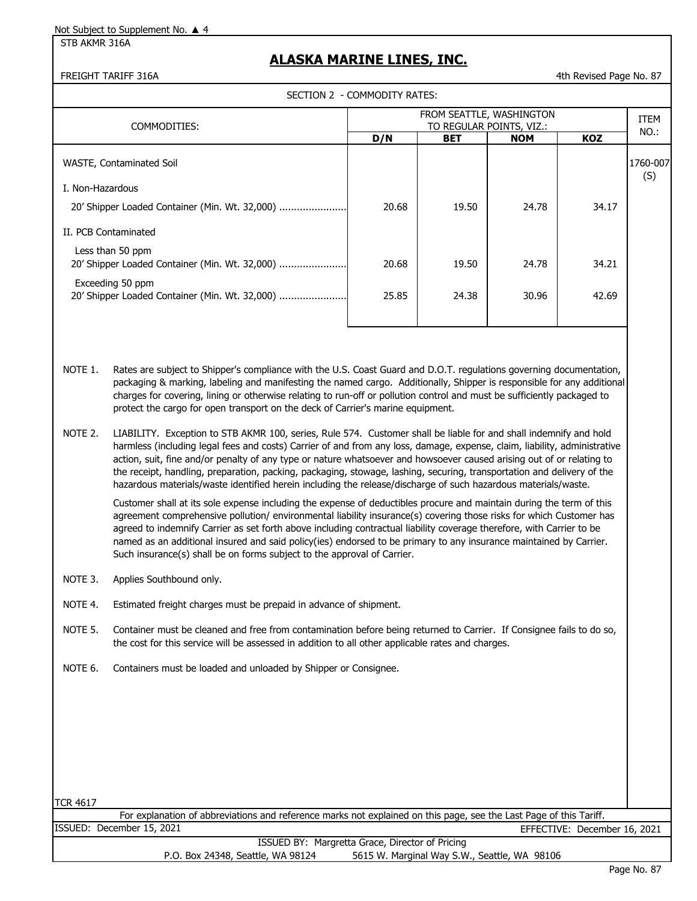Not Subject to Supplement No. ▲ 4

STB AKMR 316A

# ALASKA MARINE LINES, INC.

FREIGHT TARIFF 316A — 4th Revised Page No. 87

SECTION 2 - COMMODITY RATES:

| COMMODITIES: | FROM SEATTLE, WASHINGTON TO REGULAR POINTS, VIZ.: | | | | ITEM NO.: |
|---|---|---|---|---|---|
| | D/N | BET | NOM | KOZ | |
| WASTE, Contaminated Soil | | | | | 1760-007 (S) |
| I. Non-Hazardous | | | | | |
| 20' Shipper Loaded Container (Min. Wt. 32,000) ....................... | 20.68 | 19.50 | 24.78 | 34.17 | |
| II. PCB Contaminated | | | | | |
| Less than 50 ppm 20' Shipper Loaded Container (Min. Wt. 32,000) ....................... | 20.68 | 19.50 | 24.78 | 34.21 | |
| Exceeding 50 ppm 20' Shipper Loaded Container (Min. Wt. 32,000) ....................... | 25.85 | 24.38 | 30.96 | 42.69 | |

NOTE 1. Rates are subject to Shipper's compliance with the U.S. Coast Guard and D.O.T. regulations governing documentation, packaging & marking, labeling and manifesting the named cargo. Additionally, Shipper is responsible for any additional charges for covering, lining or otherwise relating to run-off or pollution control and must be sufficiently packaged to protect the cargo for open transport on the deck of Carrier's marine equipment.

NOTE 2. LIABILITY. Exception to STB AKMR 100, series, Rule 574. Customer shall be liable for and shall indemnify and hold harmless (including legal fees and costs) Carrier of and from any loss, damage, expense, claim, liability, administrative action, suit, fine and/or penalty of any type or nature whatsoever and howsoever caused arising out of or relating to the receipt, handling, preparation, packing, packaging, stowage, lashing, securing, transportation and delivery of the hazardous materials/waste identified herein including the release/discharge of such hazardous materials/waste.

Customer shall at its sole expense including the expense of deductibles procure and maintain during the term of this agreement comprehensive pollution/ environmental liability insurance(s) covering those risks for which Customer has agreed to indemnify Carrier as set forth above including contractual liability coverage therefore, with Carrier to be named as an additional insured and said policy(ies) endorsed to be primary to any insurance maintained by Carrier. Such insurance(s) shall be on forms subject to the approval of Carrier.

NOTE 3. Applies Southbound only.

NOTE 4. Estimated freight charges must be prepaid in advance of shipment.

NOTE 5. Container must be cleaned and free from contamination before being returned to Carrier. If Consignee fails to do so, the cost for this service will be assessed in addition to all other applicable rates and charges.

NOTE 6. Containers must be loaded and unloaded by Shipper or Consignee.

TCR 4617

For explanation of abbreviations and reference marks not explained on this page, see the Last Page of this Tariff.

ISSUED: December 15, 2021 — EFFECTIVE: December 16, 2021

ISSUED BY: Margretta Grace, Director of Pricing

P.O. Box 24348, Seattle, WA 98124 — 5615 W. Marginal Way S.W., Seattle, WA 98106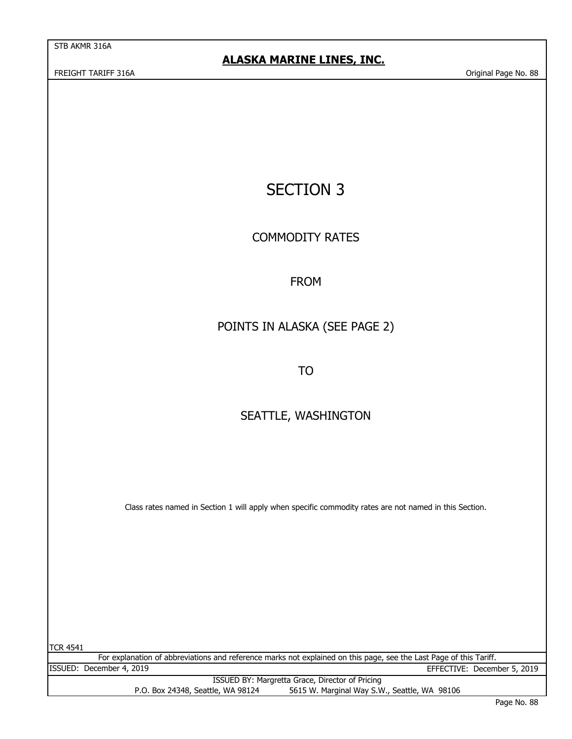# SECTION 3

## COMMODITY RATES

## FROM

## POINTS IN ALASKA (SEE PAGE 2)

## TO

## SEATTLE, WASHINGTON

Class rates named in Section 1 will apply when specific commodity rates are not named in this Section.

TCR 4541

For explanation of abbreviations and reference marks not explained on this page, see the Last Page of this Tariff.

ISSUED: December 4, 2019 EFFECTIVE: December 5, 2019

ISSUED BY: Margretta Grace, Director of Pricing

P.O. Box 24348, Seattle, WA 98124 5615 W. Marginal Way S.W., Seattle, WA 98106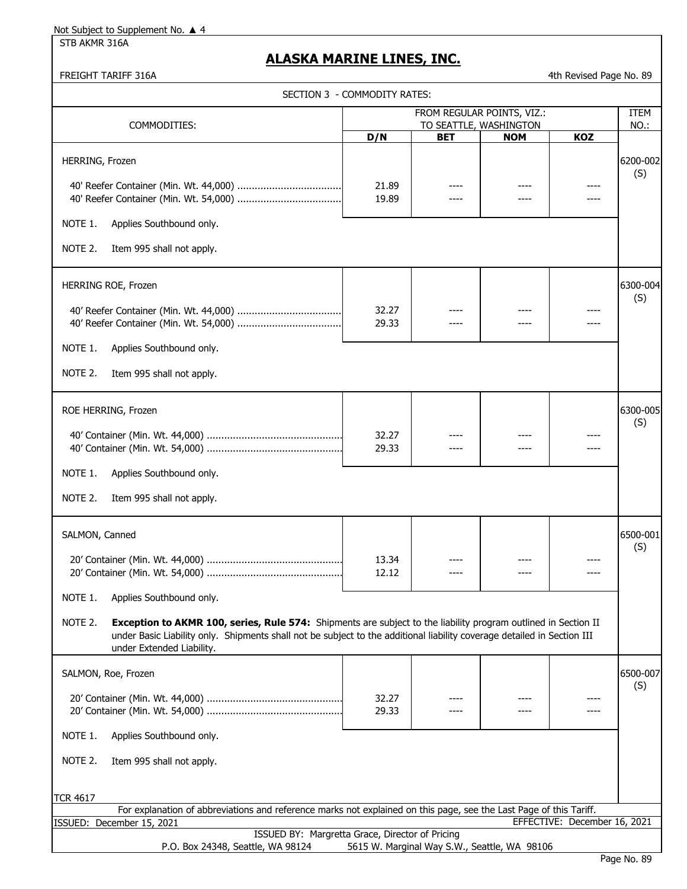Not Subject to Supplement No. ▲ 4

STB AKMR 316A

# ALASKA MARINE LINES, INC.

FREIGHT TARIFF 316A

4th Revised Page No. 89

## SECTION 3 - COMMODITY RATES:

| COMMODITIES: | FROM REGULAR POINTS, VIZ.: TO SEATTLE, WASHINGTON | | | | ITEM NO.: |
|---|---|---|---|---|---|
| | D/N | BET | NOM | KOZ | |
| HERRING, Frozen | | | | | 6200-002 (S) |
| 40' Reefer Container (Min. Wt. 44,000) | 21.89 | ---- | ---- | ---- | |
| 40' Reefer Container (Min. Wt. 54,000) | 19.89 | ---- | ---- | ---- | |
| NOTE 1. Applies Southbound only. | | | | | |
| NOTE 2. Item 995 shall not apply. | | | | | |
| HERRING ROE, Frozen | | | | | 6300-004 (S) |
| 40' Reefer Container (Min. Wt. 44,000) | 32.27 | ---- | ---- | ---- | |
| 40' Reefer Container (Min. Wt. 54,000) | 29.33 | ---- | ---- | ---- | |
| NOTE 1. Applies Southbound only. | | | | | |
| NOTE 2. Item 995 shall not apply. | | | | | |
| ROE HERRING, Frozen | | | | | 6300-005 (S) |
| 40' Container (Min. Wt. 44,000) | 32.27 | ---- | ---- | ---- | |
| 40' Container (Min. Wt. 54,000) | 29.33 | ---- | ---- | ---- | |
| NOTE 1. Applies Southbound only. | | | | | |
| NOTE 2. Item 995 shall not apply. | | | | | |
| SALMON, Canned | | | | | 6500-001 (S) |
| 20' Container (Min. Wt. 44,000) | 13.34 | ---- | ---- | ---- | |
| 20' Container (Min. Wt. 54,000) | 12.12 | ---- | ---- | ---- | |
| NOTE 1. Applies Southbound only. | | | | | |
| NOTE 2. **Exception to AKMR 100, series, Rule 574:** Shipments are subject to the liability program outlined in Section II under Basic Liability only. Shipments shall not be subject to the additional liability coverage detailed in Section III under Extended Liability. | | | | | |
| SALMON, Roe, Frozen | | | | | 6500-007 (S) |
| 20' Container (Min. Wt. 44,000) | 32.27 | ---- | ---- | ---- | |
| 20' Container (Min. Wt. 54,000) | 29.33 | ---- | ---- | ---- | |
| NOTE 1. Applies Southbound only. | | | | | |
| NOTE 2. Item 995 shall not apply. | | | | | |

TCR 4617

For explanation of abbreviations and reference marks not explained on this page, see the Last Page of this Tariff.

ISSUED: December 15, 2021

EFFECTIVE: December 16, 2021

ISSUED BY: Margretta Grace, Director of Pricing

P.O. Box 24348, Seattle, WA 98124 5615 W. Marginal Way S.W., Seattle, WA 98106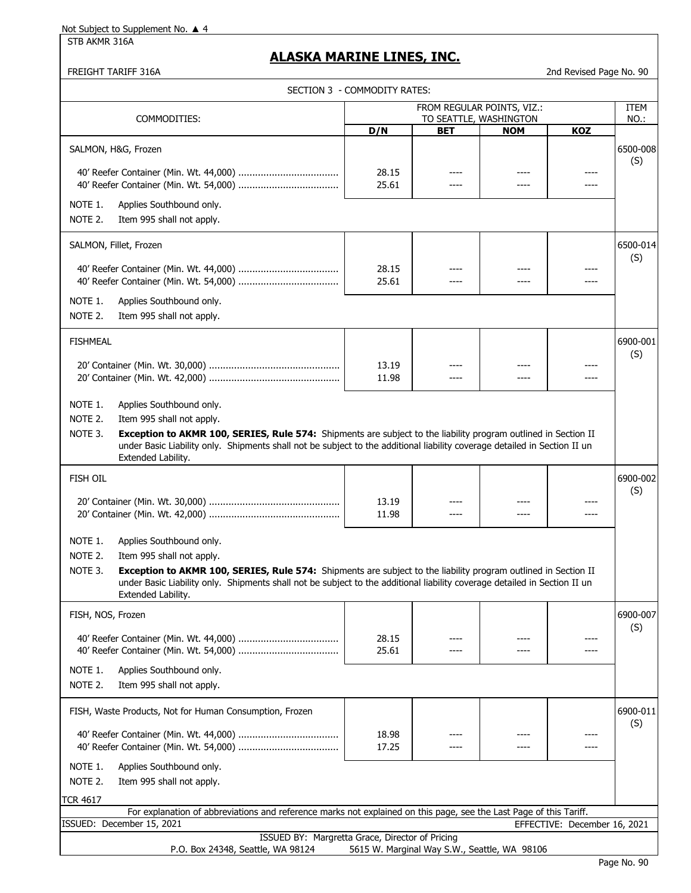Not Subject to Supplement No. ▲ 4

STB AKMR 316A

# ALASKA MARINE LINES, INC.

FREIGHT TARIFF 316A

2nd Revised Page No. 90

## SECTION 3 - COMMODITY RATES:

| COMMODITIES: | FROM REGULAR POINTS, VIZ.: TO SEATTLE, WASHINGTON | | | | ITEM NO.: |
|---|---|---|---|---|---|
| | D/N | BET | NOM | KOZ | |
| SALMON, H&G, Frozen | | | | | 6500-008 (S) |
| 40' Reefer Container (Min. Wt. 44,000) | 28.15 | ---- | ---- | ---- | |
| 40' Reefer Container (Min. Wt. 54,000) | 25.61 | ---- | ---- | ---- | |
| NOTE 1. Applies Southbound only. | | | | | |
| NOTE 2. Item 995 shall not apply. | | | | | |
| SALMON, Fillet, Frozen | | | | | 6500-014 (S) |
| 40' Reefer Container (Min. Wt. 44,000) | 28.15 | ---- | ---- | ---- | |
| 40' Reefer Container (Min. Wt. 54,000) | 25.61 | ---- | ---- | ---- | |
| NOTE 1. Applies Southbound only. | | | | | |
| NOTE 2. Item 995 shall not apply. | | | | | |
| FISHMEAL | | | | | 6900-001 (S) |
| 20' Container (Min. Wt. 30,000) | 13.19 | ---- | ---- | ---- | |
| 20' Container (Min. Wt. 42,000) | 11.98 | ---- | ---- | ---- | |
| NOTE 1. Applies Southbound only. | | | | | |
| NOTE 2. Item 995 shall not apply. | | | | | |
| NOTE 3. **Exception to AKMR 100, SERIES, Rule 574:** Shipments are subject to the liability program outlined in Section II under Basic Liability only. Shipments shall not be subject to the additional liability coverage detailed in Section II un Extended Lability. | | | | | |
| FISH OIL | | | | | 6900-002 (S) |
| 20' Container (Min. Wt. 30,000) | 13.19 | ---- | ---- | ---- | |
| 20' Container (Min. Wt. 42,000) | 11.98 | ---- | ---- | ---- | |
| NOTE 1. Applies Southbound only. | | | | | |
| NOTE 2. Item 995 shall not apply. | | | | | |
| NOTE 3. **Exception to AKMR 100, SERIES, Rule 574:** Shipments are subject to the liability program outlined in Section II under Basic Liability only. Shipments shall not be subject to the additional liability coverage detailed in Section II un Extended Lability. | | | | | |
| FISH, NOS, Frozen | | | | | 6900-007 (S) |
| 40' Reefer Container (Min. Wt. 44,000) | 28.15 | ---- | ---- | ---- | |
| 40' Reefer Container (Min. Wt. 54,000) | 25.61 | ---- | ---- | ---- | |
| NOTE 1. Applies Southbound only. | | | | | |
| NOTE 2. Item 995 shall not apply. | | | | | |
| FISH, Waste Products, Not for Human Consumption, Frozen | | | | | 6900-011 (S) |
| 40' Reefer Container (Min. Wt. 44,000) | 18.98 | ---- | ---- | ---- | |
| 40' Reefer Container (Min. Wt. 54,000) | 17.25 | ---- | ---- | ---- | |
| NOTE 1. Applies Southbound only. | | | | | |
| NOTE 2. Item 995 shall not apply. | | | | | |

TCR 4617

For explanation of abbreviations and reference marks not explained on this page, see the Last Page of this Tariff.

ISSUED: December 15, 2021

EFFECTIVE: December 16, 2021

ISSUED BY: Margretta Grace, Director of Pricing

P.O. Box 24348, Seattle, WA 98124 5615 W. Marginal Way S.W., Seattle, WA 98106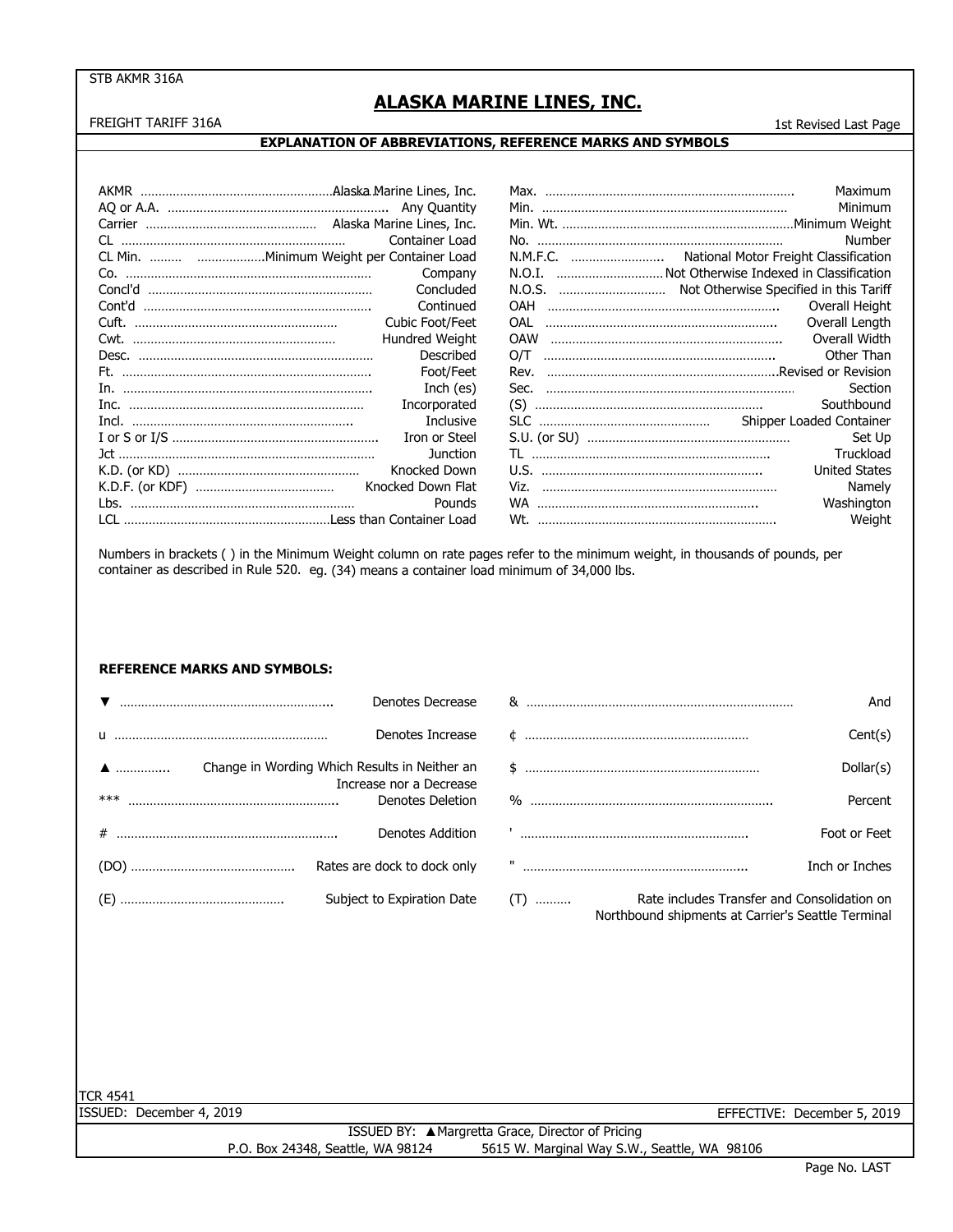STB AKMR 316A

# ALASKA MARINE LINES, INC.

FREIGHT TARIFF 316A

1st Revised Last Page

## EXPLANATION OF ABBREVIATIONS, REFERENCE MARKS AND SYMBOLS

| | | | |
|---|---|---|---|
| AKMR | Alaska Marine Lines, Inc. | Max. | Maximum |
| AQ or A.A. | Any Quantity | Min. | Minimum |
| Carrier | Alaska Marine Lines, Inc. | Min. Wt. | Minimum Weight |
| CL | Container Load | No. | Number |
| CL Min. | Minimum Weight per Container Load | N.M.F.C. | National Motor Freight Classification |
| Co. | Company | N.O.I. | Not Otherwise Indexed in Classification |
| Concl'd | Concluded | N.O.S. | Not Otherwise Specified in this Tariff |
| Cont'd | Continued | OAH | Overall Height |
| Cuft. | Cubic Foot/Feet | OAL | Overall Length |
| Cwt. | Hundred Weight | OAW | Overall Width |
| Desc. | Described | O/T | Other Than |
| Ft. | Foot/Feet | Rev. | Revised or Revision |
| In. | Inch (es) | Sec. | Section |
| Inc. | Incorporated | (S) | Southbound |
| Incl. | Inclusive | SLC | Shipper Loaded Container |
| I or S or I/S | Iron or Steel | S.U. (or SU) | Set Up |
| Jct | Junction | TL | Truckload |
| K.D. (or KD) | Knocked Down | U.S. | United States |
| K.D.F. (or KDF) | Knocked Down Flat | Viz. | Namely |
| Lbs. | Pounds | WA | Washington |
| LCL | Less than Container Load | Wt. | Weight |

Numbers in brackets ( ) in the Minimum Weight column on rate pages refer to the minimum weight, in thousands of pounds, per container as described in Rule 520. eg. (34) means a container load minimum of 34,000 lbs.

**REFERENCE MARKS AND SYMBOLS:**

| | | | |
|---|---|---|---|
| ▼ | Denotes Decrease | & | And |
| u | Denotes Increase | ¢ | Cent(s) |
| ▲ | Change in Wording Which Results in Neither an Increase nor a Decrease | $ | Dollar(s) |
| *** | Denotes Deletion | % | Percent |
| # | Denotes Addition | ' | Foot or Feet |
| (DO) | Rates are dock to dock only | " | Inch or Inches |
| (E) | Subject to Expiration Date | (T) | Rate includes Transfer and Consolidation on Northbound shipments at Carrier's Seattle Terminal |

TCR 4541

ISSUED: December 4, 2019

EFFECTIVE: December 5, 2019

ISSUED BY: ▲Margretta Grace, Director of Pricing

P.O. Box 24348, Seattle, WA 98124 5615 W. Marginal Way S.W., Seattle, WA 98106

Page No. LAST